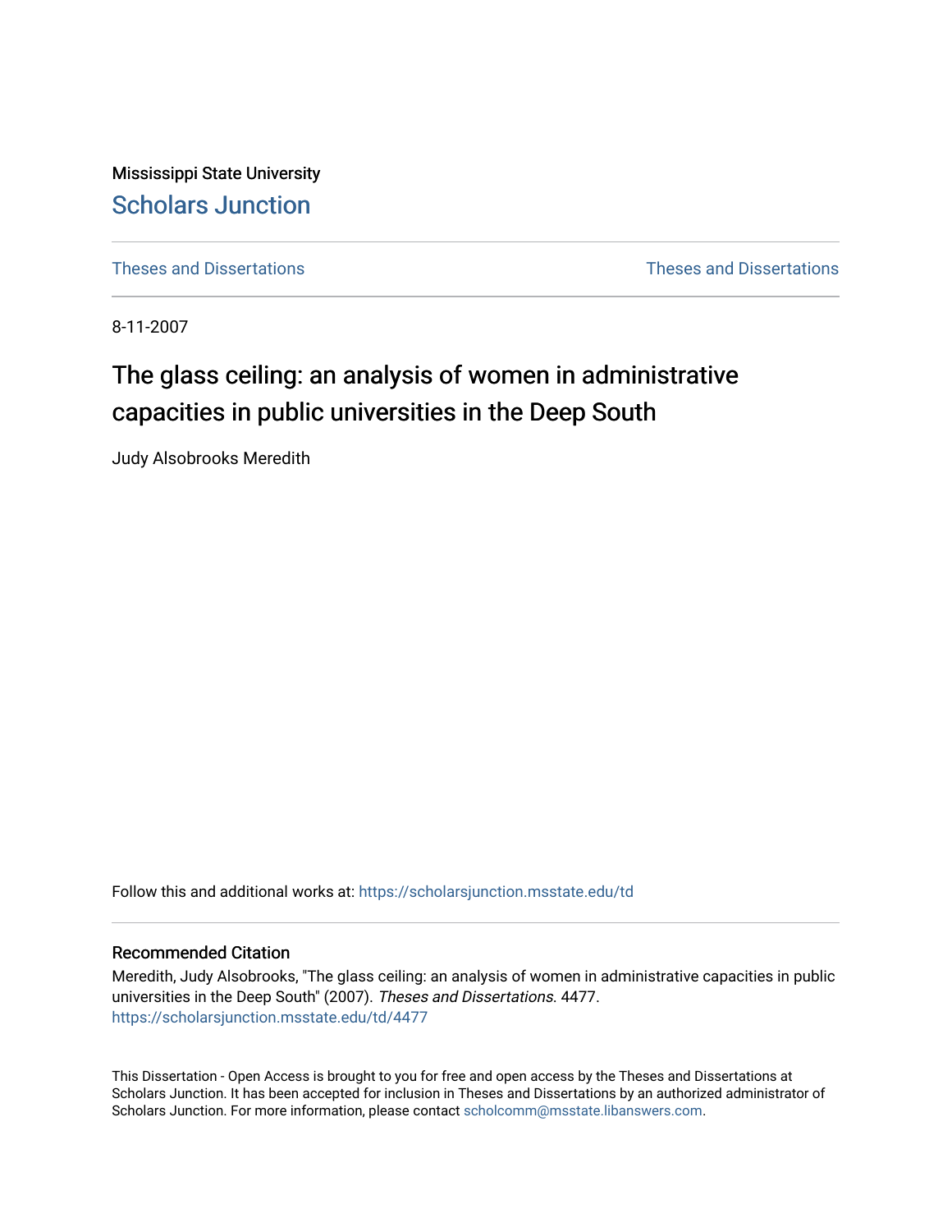Mississippi State University

# Scholars Junction

Theses and Dissertations | Theses and Dissertations

8-11-2007

## The glass ceiling: an analysis of women in administrative capacities in public universities in the Deep South

Judy Alsobrooks Meredith

Follow this and additional works at: https://scholarsjunction.msstate.edu/td

### Recommended Citation

Meredith, Judy Alsobrooks, "The glass ceiling: an analysis of women in administrative capacities in public universities in the Deep South" (2007). *Theses and Dissertations*. 4477.
https://scholarsjunction.msstate.edu/td/4477

This Dissertation - Open Access is brought to you for free and open access by the Theses and Dissertations at Scholars Junction. It has been accepted for inclusion in Theses and Dissertations by an authorized administrator of Scholars Junction. For more information, please contact scholcomm@msstate.libanswers.com.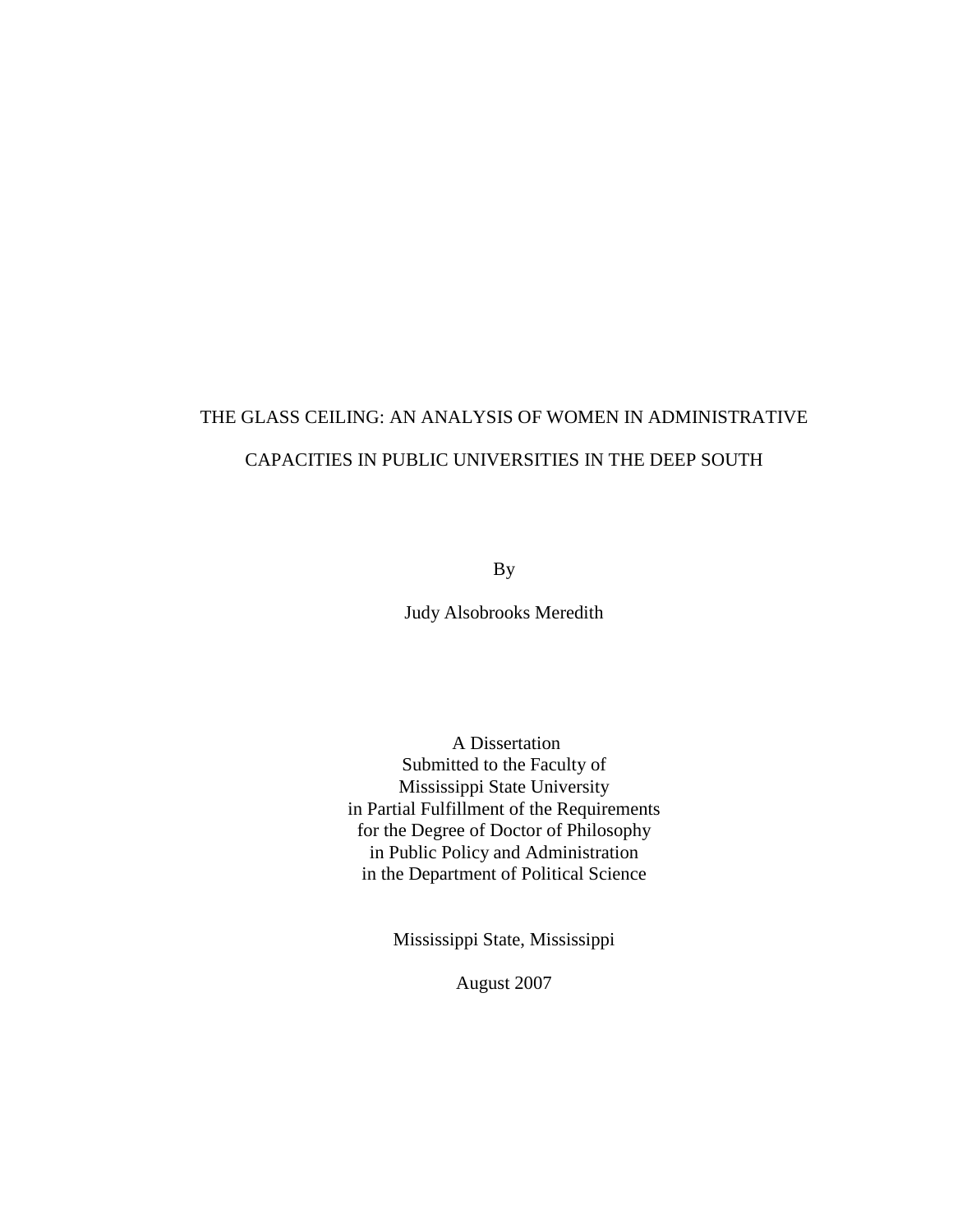# THE GLASS CEILING: AN ANALYSIS OF WOMEN IN ADMINISTRATIVE CAPACITIES IN PUBLIC UNIVERSITIES IN THE DEEP SOUTH

By

Judy Alsobrooks Meredith

A Dissertation
Submitted to the Faculty of
Mississippi State University
in Partial Fulfillment of the Requirements
for the Degree of Doctor of Philosophy
in Public Policy and Administration
in the Department of Political Science

Mississippi State, Mississippi

August 2007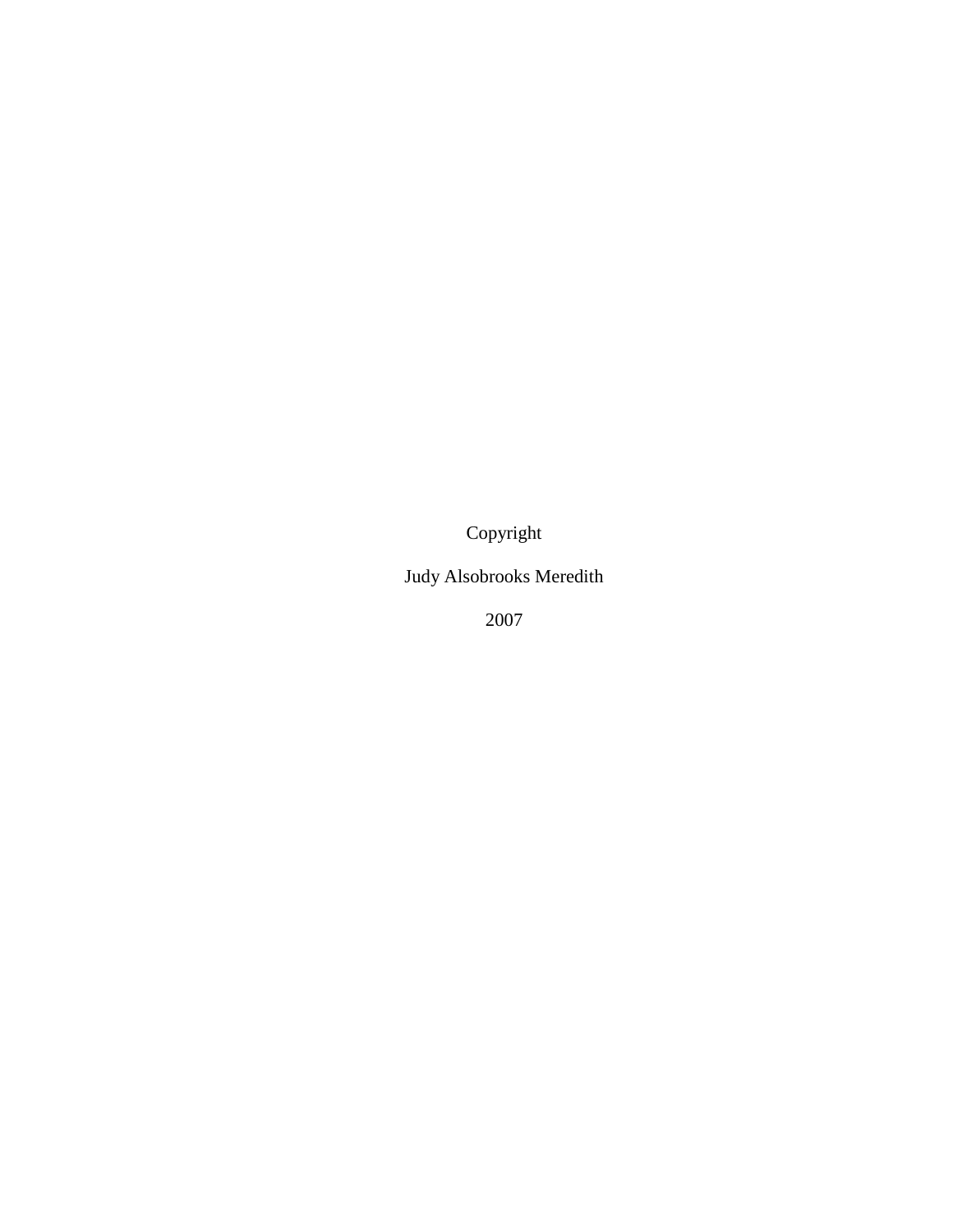Copyright

Judy Alsobrooks Meredith

2007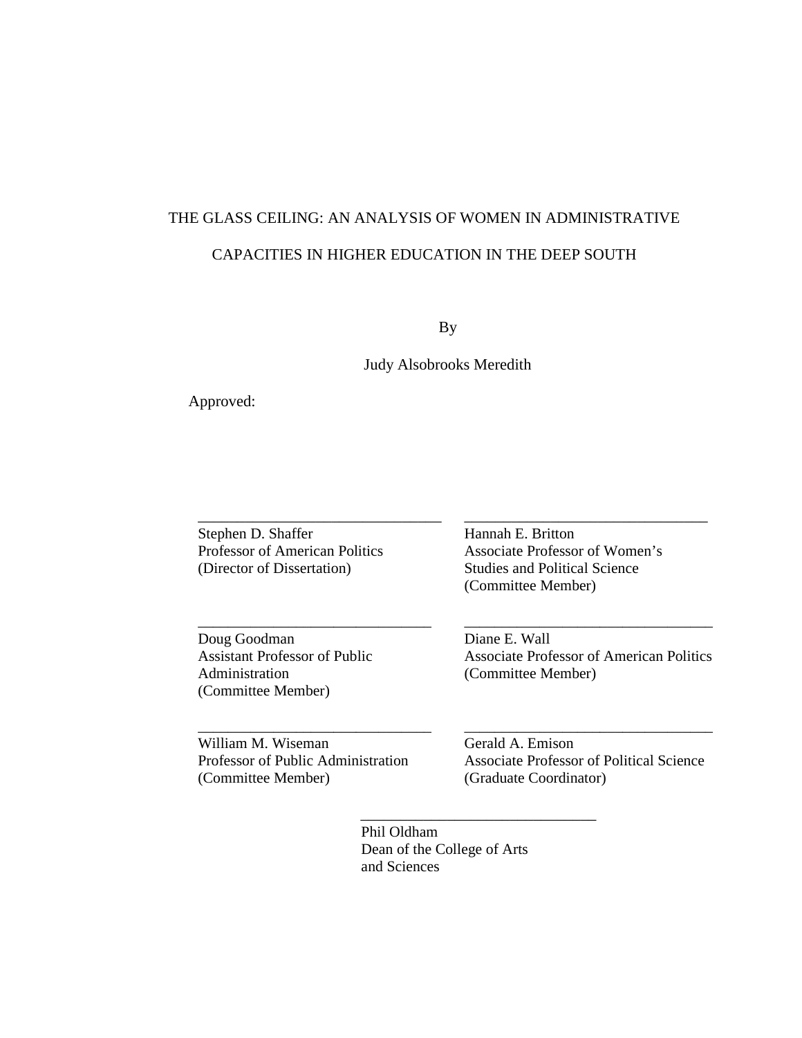THE GLASS CEILING: AN ANALYSIS OF WOMEN IN ADMINISTRATIVE

CAPACITIES IN HIGHER EDUCATION IN THE DEEP SOUTH

By

Judy Alsobrooks Meredith

Approved:

\_\_\_\_\_\_\_\_\_\_\_\_\_\_\_\_\_\_\_\_\_\_\_\_\_\_\_\_\_\_\_\_
Stephen D. Shaffer
Professor of American Politics
(Director of Dissertation)

\_\_\_\_\_\_\_\_\_\_\_\_\_\_\_\_\_\_\_\_\_\_\_\_\_\_\_\_\_\_\_\_
Hannah E. Britton
Associate Professor of Women's Studies and Political Science
(Committee Member)

\_\_\_\_\_\_\_\_\_\_\_\_\_\_\_\_\_\_\_\_\_\_\_\_\_\_\_\_\_\_\_\_
Doug Goodman
Assistant Professor of Public Administration
(Committee Member)

\_\_\_\_\_\_\_\_\_\_\_\_\_\_\_\_\_\_\_\_\_\_\_\_\_\_\_\_\_\_\_\_
Diane E. Wall
Associate Professor of American Politics
(Committee Member)

\_\_\_\_\_\_\_\_\_\_\_\_\_\_\_\_\_\_\_\_\_\_\_\_\_\_\_\_\_\_\_\_
William M. Wiseman
Professor of Public Administration
(Committee Member)

\_\_\_\_\_\_\_\_\_\_\_\_\_\_\_\_\_\_\_\_\_\_\_\_\_\_\_\_\_\_\_\_
Gerald A. Emison
Associate Professor of Political Science
(Graduate Coordinator)

\_\_\_\_\_\_\_\_\_\_\_\_\_\_\_\_\_\_\_\_\_\_\_\_\_\_\_\_\_\_\_\_
Phil Oldham
Dean of the College of Arts and Sciences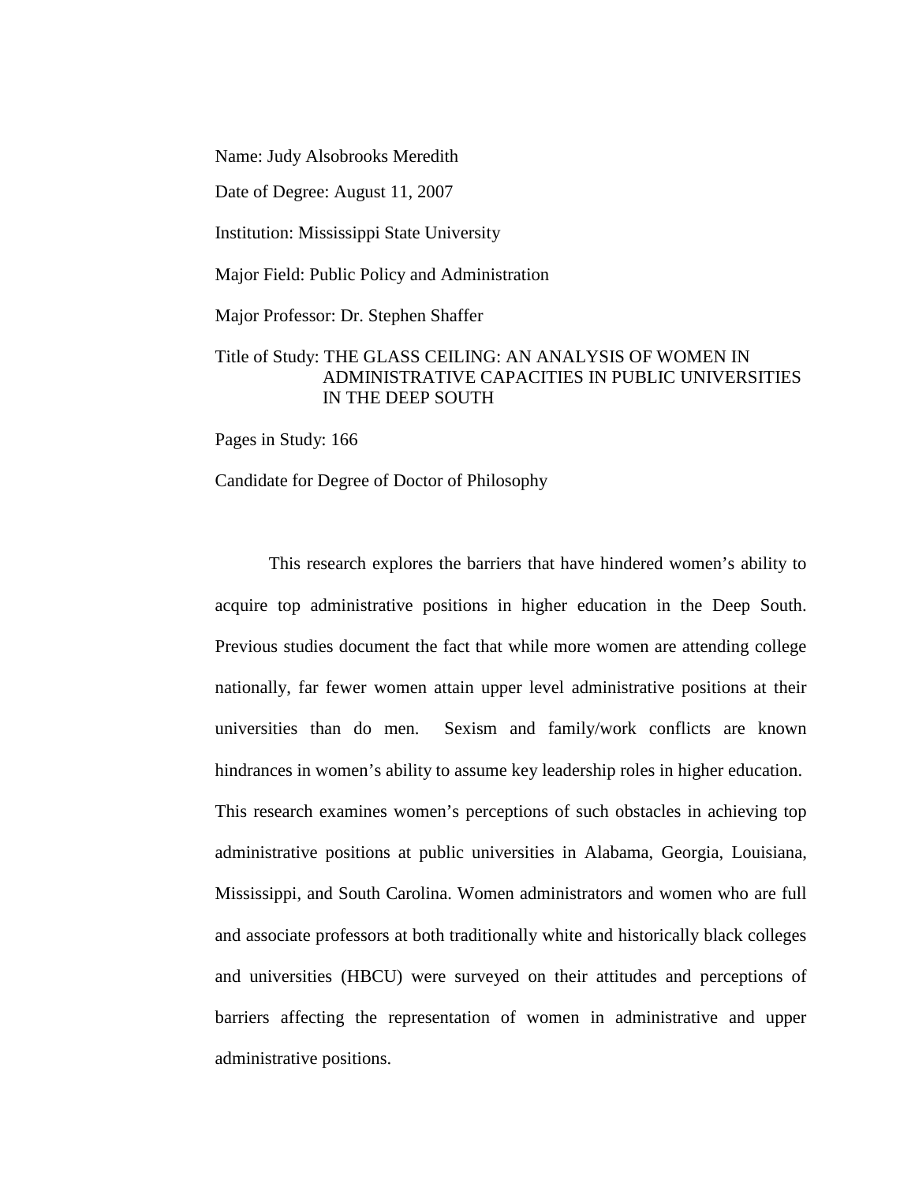Name: Judy Alsobrooks Meredith

Date of Degree: August 11, 2007

Institution: Mississippi State University

Major Field: Public Policy and Administration

Major Professor: Dr. Stephen Shaffer

Title of Study: THE GLASS CEILING: AN ANALYSIS OF WOMEN IN ADMINISTRATIVE CAPACITIES IN PUBLIC UNIVERSITIES IN THE DEEP SOUTH

Pages in Study: 166

Candidate for Degree of Doctor of Philosophy

This research explores the barriers that have hindered women's ability to acquire top administrative positions in higher education in the Deep South. Previous studies document the fact that while more women are attending college nationally, far fewer women attain upper level administrative positions at their universities than do men. Sexism and family/work conflicts are known hindrances in women's ability to assume key leadership roles in higher education. This research examines women's perceptions of such obstacles in achieving top administrative positions at public universities in Alabama, Georgia, Louisiana, Mississippi, and South Carolina. Women administrators and women who are full and associate professors at both traditionally white and historically black colleges and universities (HBCU) were surveyed on their attitudes and perceptions of barriers affecting the representation of women in administrative and upper administrative positions.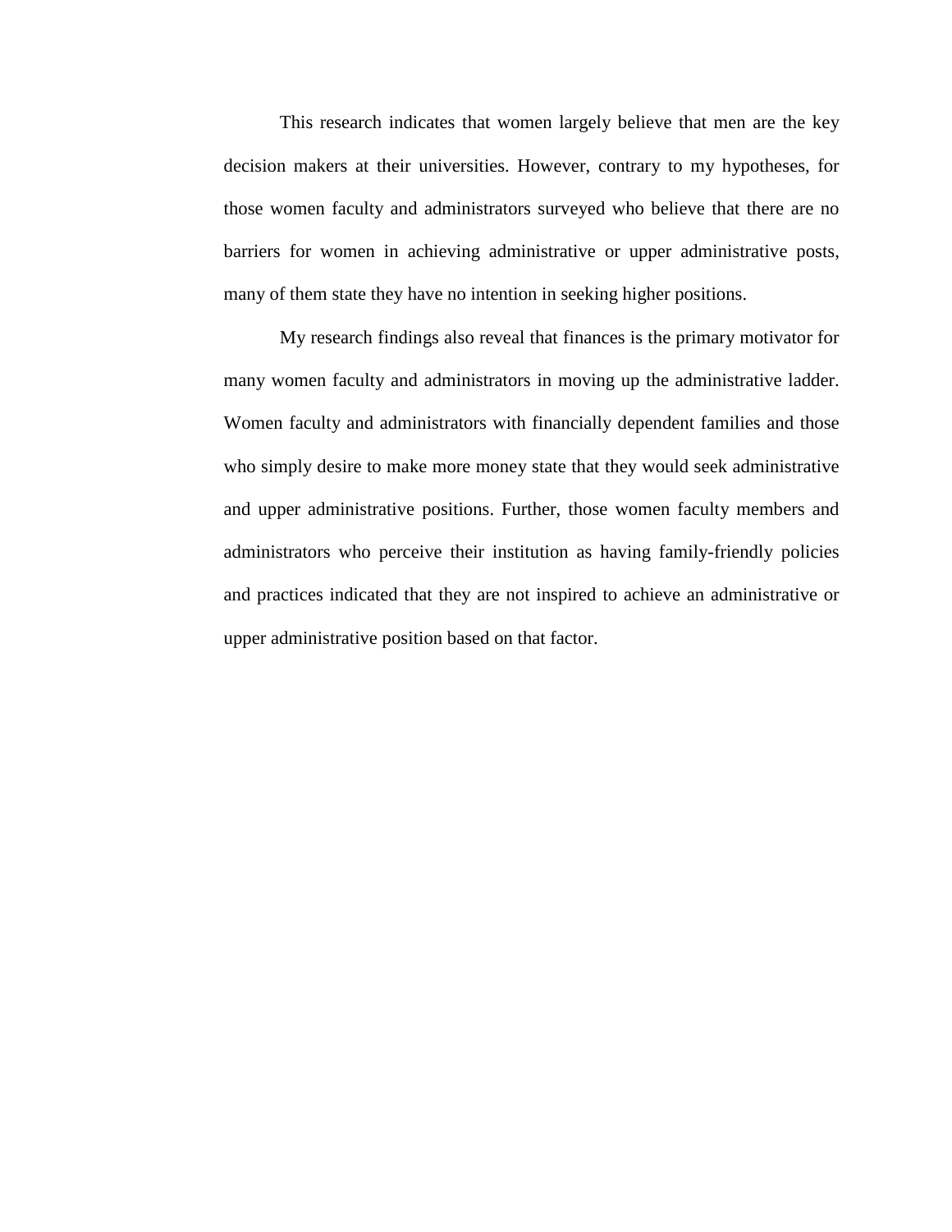This research indicates that women largely believe that men are the key decision makers at their universities. However, contrary to my hypotheses, for those women faculty and administrators surveyed who believe that there are no barriers for women in achieving administrative or upper administrative posts, many of them state they have no intention in seeking higher positions.

My research findings also reveal that finances is the primary motivator for many women faculty and administrators in moving up the administrative ladder. Women faculty and administrators with financially dependent families and those who simply desire to make more money state that they would seek administrative and upper administrative positions. Further, those women faculty members and administrators who perceive their institution as having family-friendly policies and practices indicated that they are not inspired to achieve an administrative or upper administrative position based on that factor.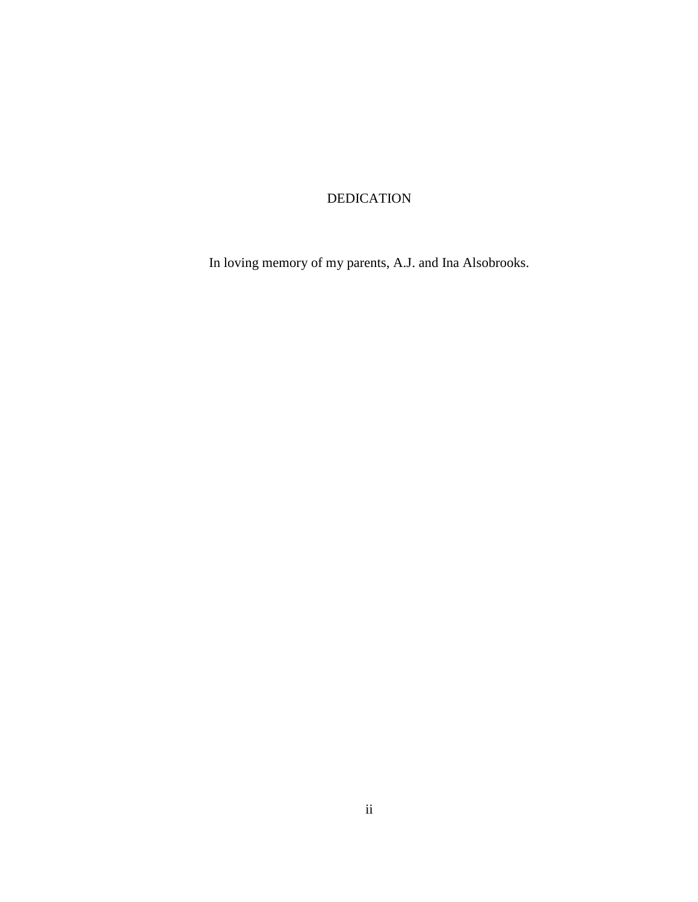# DEDICATION

In loving memory of my parents, A.J. and Ina Alsobrooks.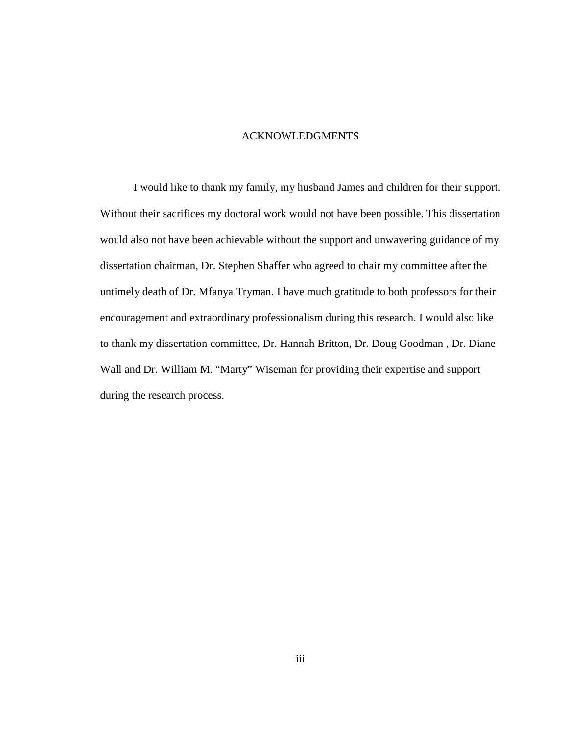# ACKNOWLEDGMENTS

I would like to thank my family, my husband James and children for their support. Without their sacrifices my doctoral work would not have been possible. This dissertation would also not have been achievable without the support and unwavering guidance of my dissertation chairman, Dr. Stephen Shaffer who agreed to chair my committee after the untimely death of Dr. Mfanya Tryman. I have much gratitude to both professors for their encouragement and extraordinary professionalism during this research. I would also like to thank my dissertation committee, Dr. Hannah Britton, Dr. Doug Goodman , Dr. Diane Wall and Dr. William M. “Marty” Wiseman for providing their expertise and support during the research process.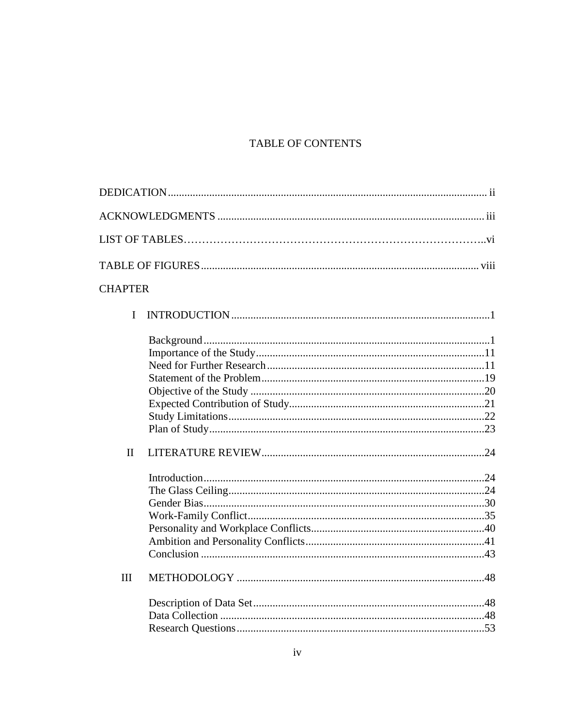# TABLE OF CONTENTS

DEDICATION .................................................................................................................. ii

ACKNOWLEDGMENTS ................................................................................................ iii

LIST OF TABLES……………………………………………………………………..vi

TABLE OF FIGURES .................................................................................................... viii

CHAPTER

I INTRODUCTION .............................................................................................1

Background .......................................................................................................1
Importance of the Study ..................................................................................11
Need for Further Research ...............................................................................11
Statement of the Problem .................................................................................19
Objective of the Study .....................................................................................20
Expected Contribution of Study .......................................................................21
Study Limitations .............................................................................................22
Plan of Study ....................................................................................................23

II LITERATURE REVIEW .................................................................................24

Introduction ......................................................................................................24
The Glass Ceiling .............................................................................................24
Gender Bias ......................................................................................................30
Work-Family Conflict .......................................................................................35
Personality and Workplace Conflicts ...............................................................40
Ambition and Personality Conflicts .................................................................41
Conclusion .......................................................................................................43

III METHODOLOGY ..........................................................................................48

Description of Data Set ....................................................................................48
Data Collection ................................................................................................48
Research Questions ..........................................................................................53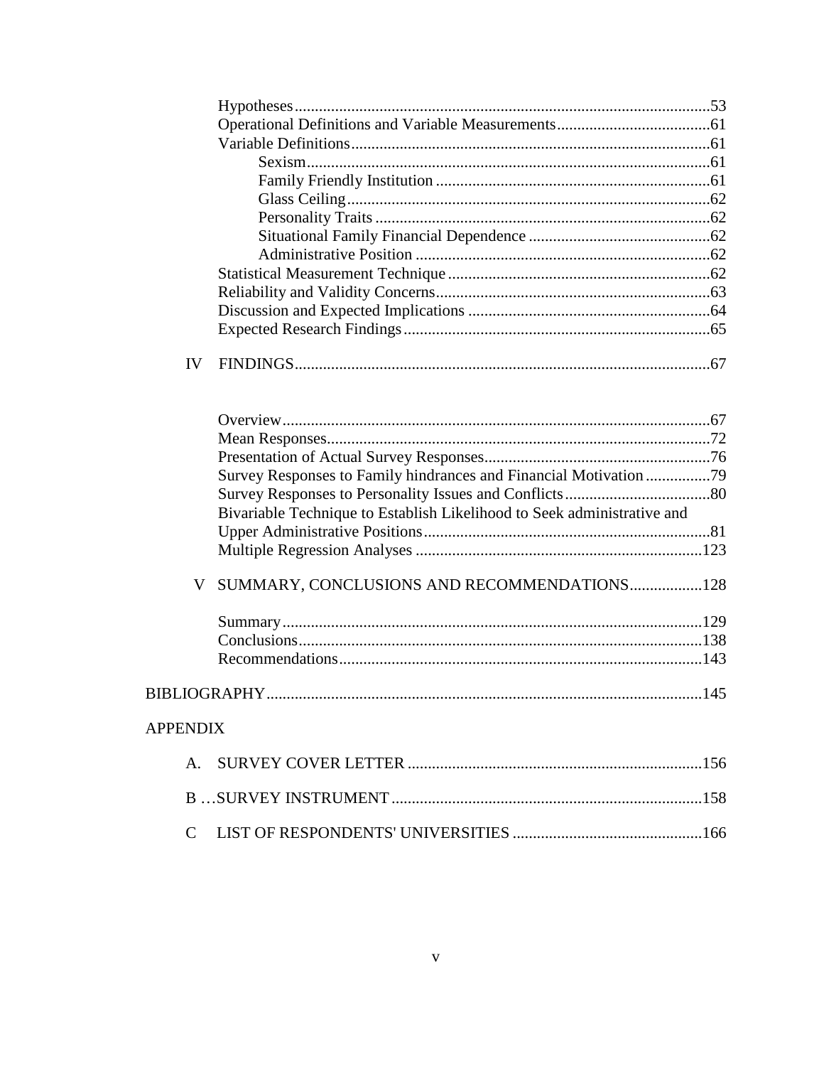Hypotheses ..... 53
Operational Definitions and Variable Measurements ..... 61
Variable Definitions ..... 61
- Sexism ..... 61
- Family Friendly Institution ..... 61
- Glass Ceiling ..... 62
- Personality Traits ..... 62
- Situational Family Financial Dependence ..... 62
- Administrative Position ..... 62

Statistical Measurement Technique ..... 62
Reliability and Validity Concerns ..... 63
Discussion and Expected Implications ..... 64
Expected Research Findings ..... 65

IV FINDINGS ..... 67

Overview ..... 67
Mean Responses ..... 72
Presentation of Actual Survey Responses ..... 76
Survey Responses to Family hindrances and Financial Motivation ..... 79
Survey Responses to Personality Issues and Conflicts ..... 80
Bivariable Technique to Establish Likelihood to Seek administrative and Upper Administrative Positions ..... 81
Multiple Regression Analyses ..... 123

V SUMMARY, CONCLUSIONS AND RECOMMENDATIONS ..... 128

Summary ..... 129
Conclusions ..... 138
Recommendations ..... 143

BIBLIOGRAPHY ..... 145

APPENDIX

A. SURVEY COVER LETTER ..... 156

B …SURVEY INSTRUMENT ..... 158

C LIST OF RESPONDENTS' UNIVERSITIES ..... 166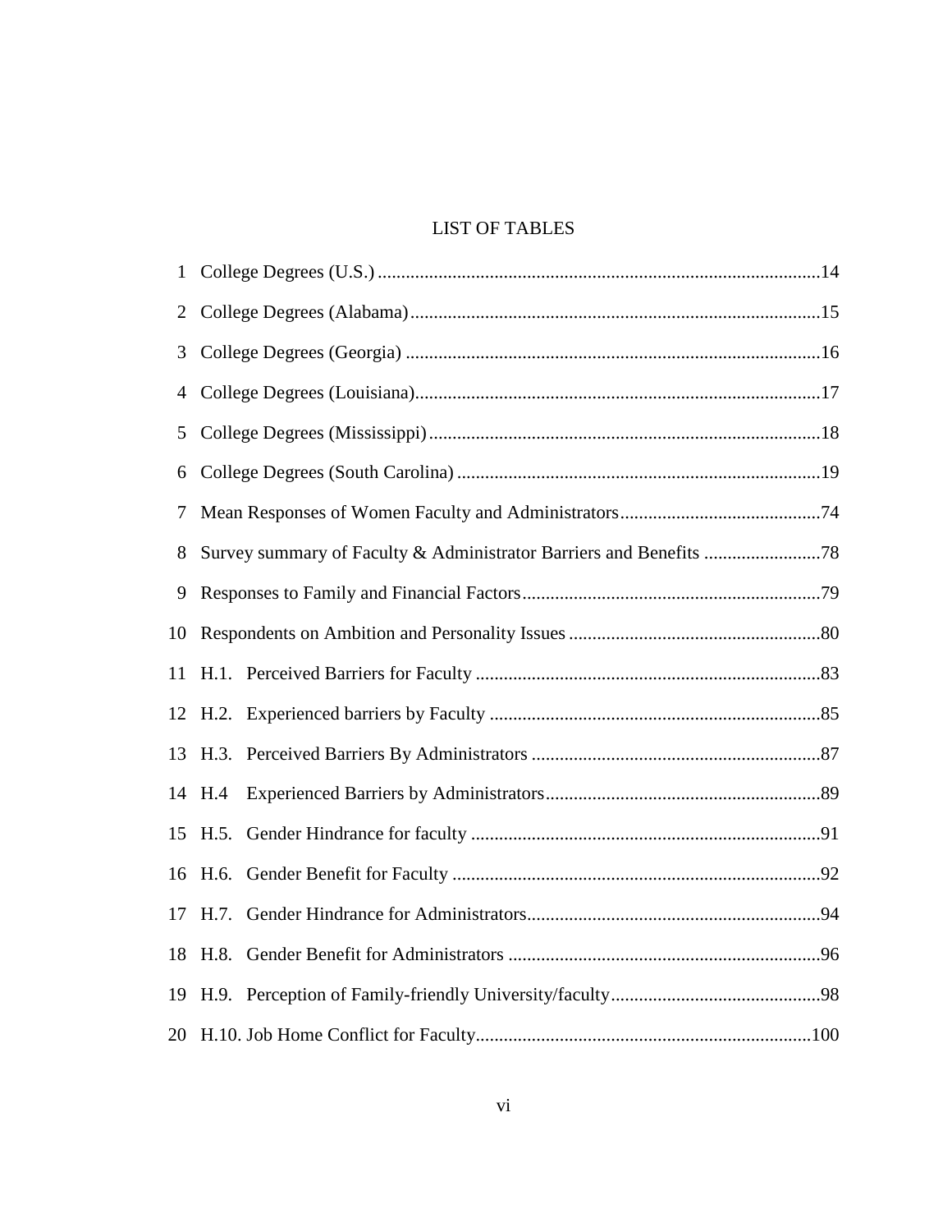# LIST OF TABLES

| | | |
|---|---|---|
| 1 | College Degrees (U.S.) | 14 |
| 2 | College Degrees (Alabama) | 15 |
| 3 | College Degrees (Georgia) | 16 |
| 4 | College Degrees (Louisiana) | 17 |
| 5 | College Degrees (Mississippi) | 18 |
| 6 | College Degrees (South Carolina) | 19 |
| 7 | Mean Responses of Women Faculty and Administrators | 74 |
| 8 | Survey summary of Faculty & Administrator Barriers and Benefits | 78 |
| 9 | Responses to Family and Financial Factors | 79 |
| 10 | Respondents on Ambition and Personality Issues | 80 |
| 11 | H.1. Perceived Barriers for Faculty | 83 |
| 12 | H.2. Experienced barriers by Faculty | 85 |
| 13 | H.3. Perceived Barriers By Administrators | 87 |
| 14 | H.4 Experienced Barriers by Administrators | 89 |
| 15 | H.5. Gender Hindrance for faculty | 91 |
| 16 | H.6. Gender Benefit for Faculty | 92 |
| 17 | H.7. Gender Hindrance for Administrators | 94 |
| 18 | H.8. Gender Benefit for Administrators | 96 |
| 19 | H.9. Perception of Family-friendly University/faculty | 98 |
| 20 | H.10. Job Home Conflict for Faculty | 100 |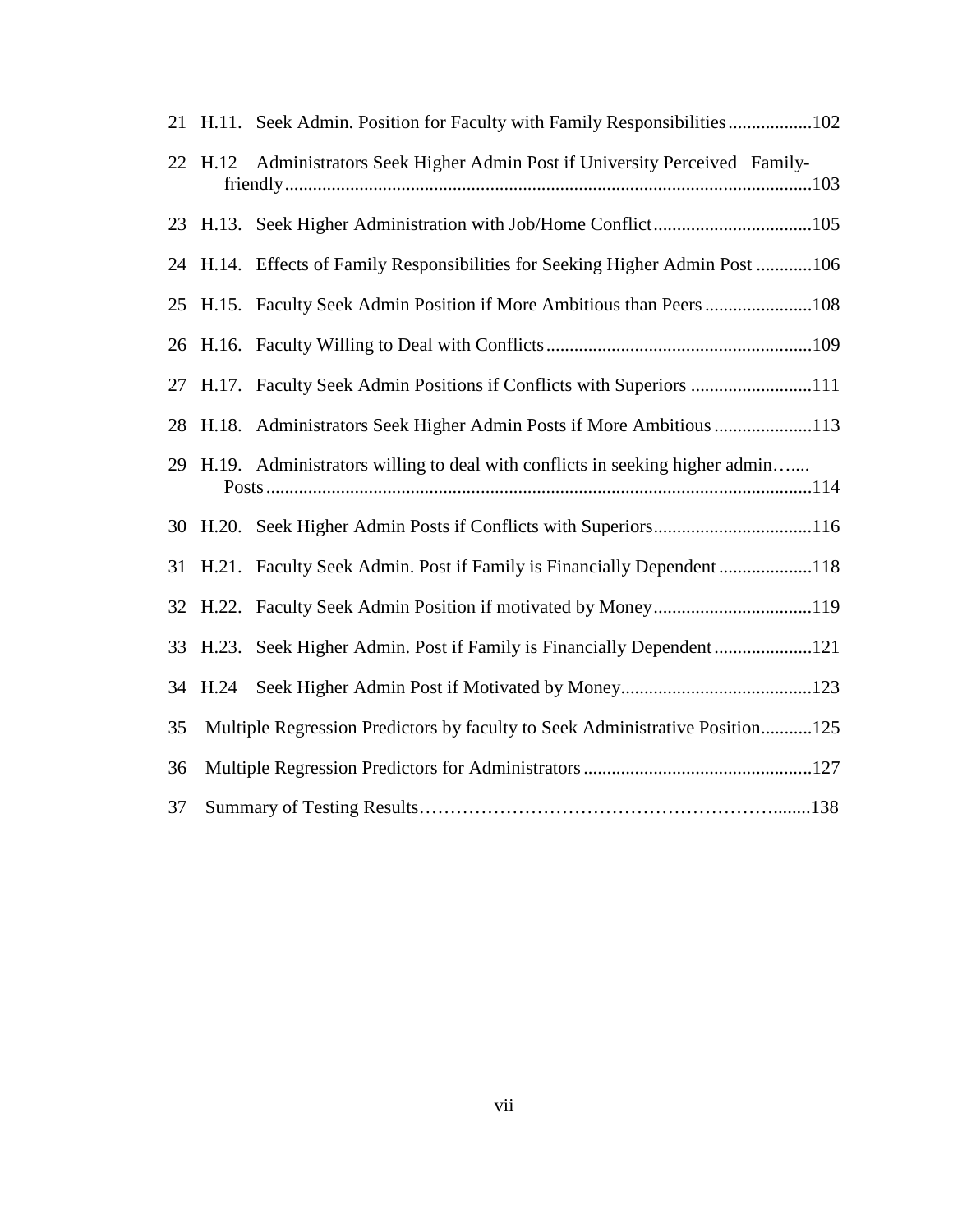21 H.11. Seek Admin. Position for Faculty with Family Responsibilities..................102

22 H.12 Administrators Seek Higher Admin Post if University Perceived Family-friendly.................................................................................................................103

23 H.13. Seek Higher Administration with Job/Home Conflict..................................105

24 H.14. Effects of Family Responsibilities for Seeking Higher Admin Post ............106

25 H.15. Faculty Seek Admin Position if More Ambitious than Peers .......................108

26 H.16. Faculty Willing to Deal with Conflicts.........................................................109

27 H.17. Faculty Seek Admin Positions if Conflicts with Superiors ..........................111

28 H.18. Administrators Seek Higher Admin Posts if More Ambitious .....................113

29 H.19. Administrators willing to deal with conflicts in seeking higher admin…..... Posts.....................................................................................................................114

30 H.20. Seek Higher Admin Posts if Conflicts with Superiors..................................116

31 H.21. Faculty Seek Admin. Post if Family is Financially Dependent ....................118

32 H.22. Faculty Seek Admin Position if motivated by Money..................................119

33 H.23. Seek Higher Admin. Post if Family is Financially Dependent.....................121

34 H.24 Seek Higher Admin Post if Motivated by Money.........................................123

35 Multiple Regression Predictors by faculty to Seek Administrative Position...........125

36 Multiple Regression Predictors for Administrators ................................................127

37 Summary of Testing Results…………………………………………………........138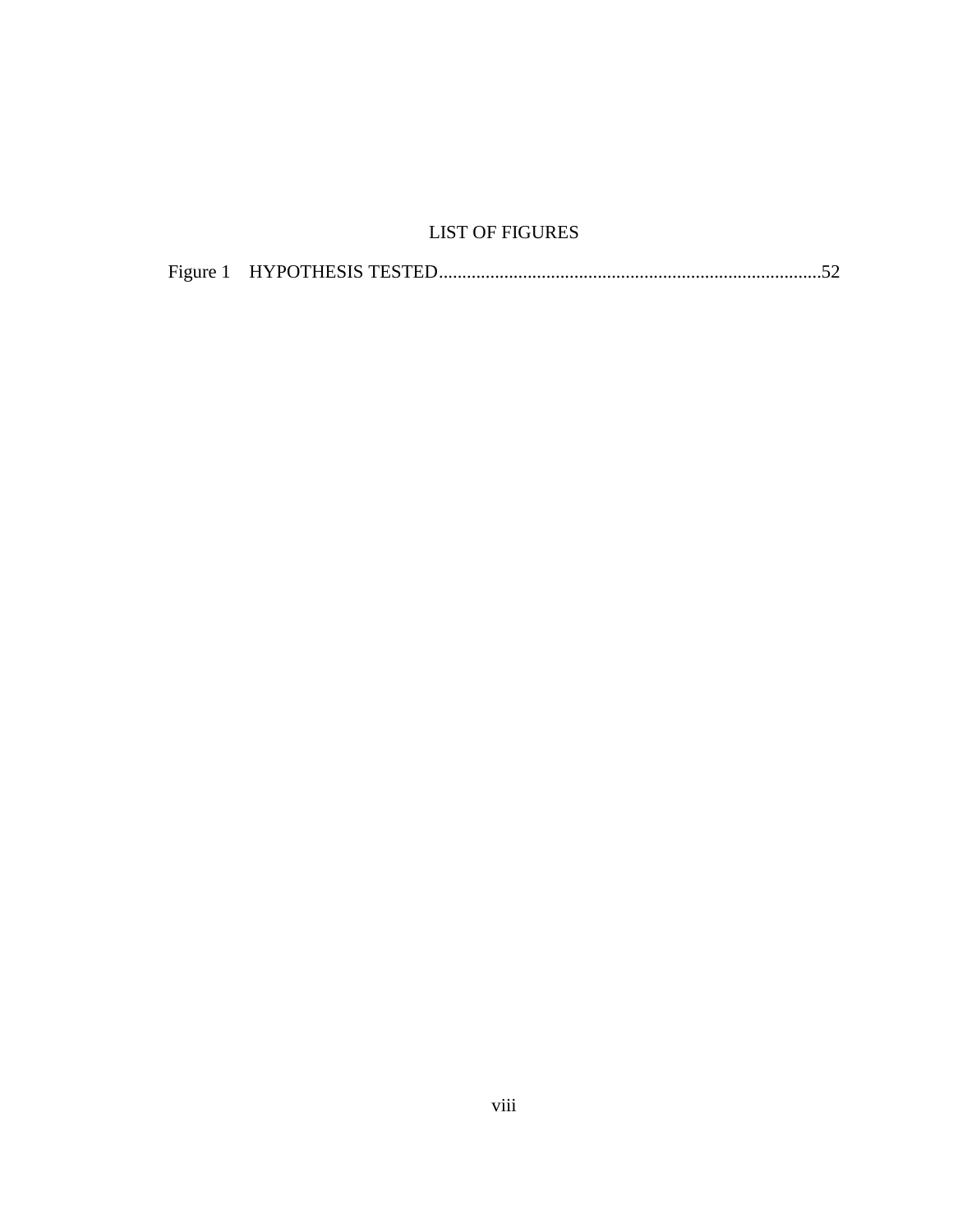# LIST OF FIGURES

Figure 1 HYPOTHESIS TESTED..................................................................................52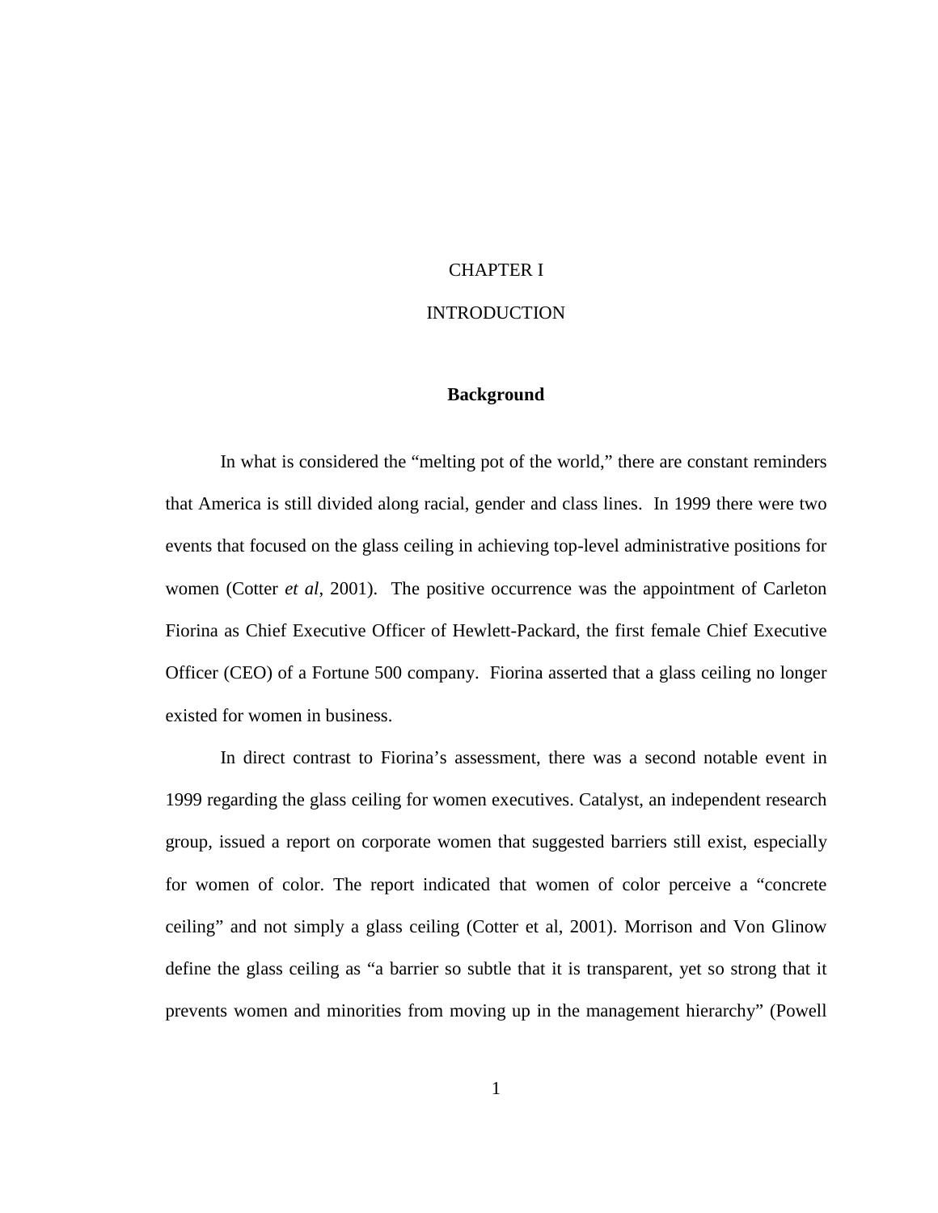# CHAPTER I

# INTRODUCTION

## Background

In what is considered the "melting pot of the world," there are constant reminders that America is still divided along racial, gender and class lines. In 1999 there were two events that focused on the glass ceiling in achieving top-level administrative positions for women (Cotter *et al*, 2001). The positive occurrence was the appointment of Carleton Fiorina as Chief Executive Officer of Hewlett-Packard, the first female Chief Executive Officer (CEO) of a Fortune 500 company. Fiorina asserted that a glass ceiling no longer existed for women in business.

In direct contrast to Fiorina's assessment, there was a second notable event in 1999 regarding the glass ceiling for women executives. Catalyst, an independent research group, issued a report on corporate women that suggested barriers still exist, especially for women of color. The report indicated that women of color perceive a "concrete ceiling" and not simply a glass ceiling (Cotter et al, 2001). Morrison and Von Glinow define the glass ceiling as "a barrier so subtle that it is transparent, yet so strong that it prevents women and minorities from moving up in the management hierarchy" (Powell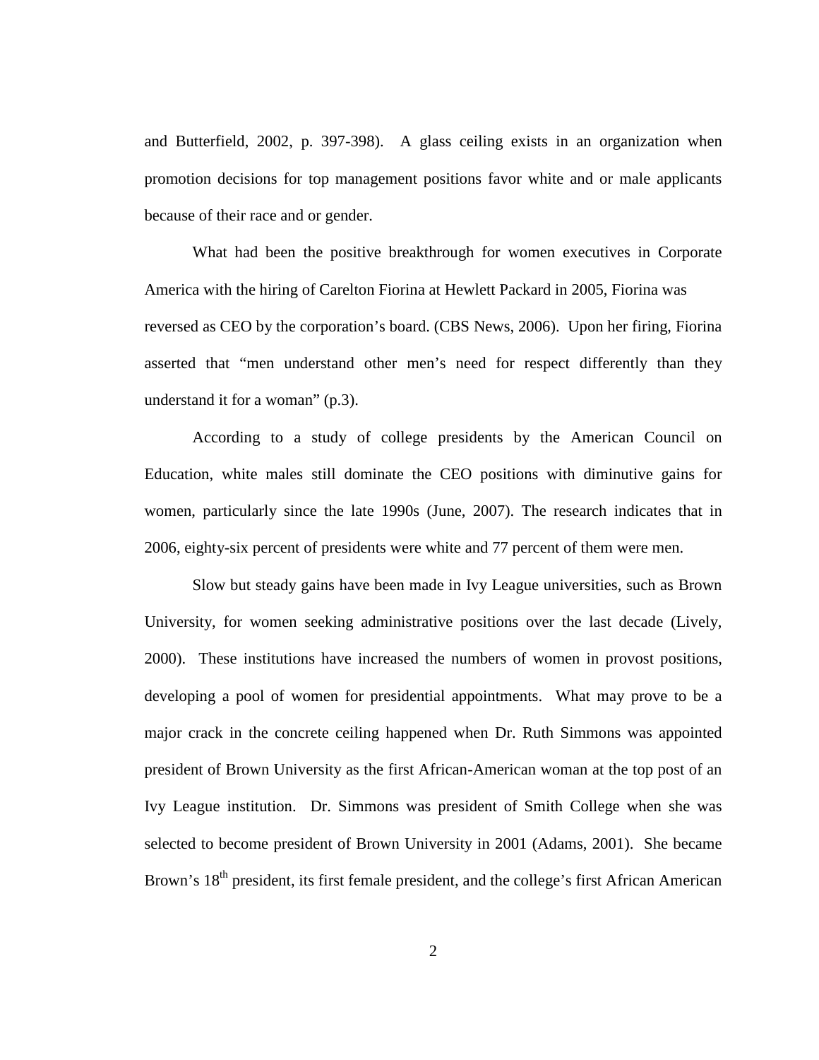and Butterfield, 2002, p. 397-398). A glass ceiling exists in an organization when promotion decisions for top management positions favor white and or male applicants because of their race and or gender.

What had been the positive breakthrough for women executives in Corporate America with the hiring of Carelton Fiorina at Hewlett Packard in 2005, Fiorina was reversed as CEO by the corporation's board. (CBS News, 2006). Upon her firing, Fiorina asserted that "men understand other men's need for respect differently than they understand it for a woman" (p.3).

According to a study of college presidents by the American Council on Education, white males still dominate the CEO positions with diminutive gains for women, particularly since the late 1990s (June, 2007). The research indicates that in 2006, eighty-six percent of presidents were white and 77 percent of them were men.

Slow but steady gains have been made in Ivy League universities, such as Brown University, for women seeking administrative positions over the last decade (Lively, 2000). These institutions have increased the numbers of women in provost positions, developing a pool of women for presidential appointments. What may prove to be a major crack in the concrete ceiling happened when Dr. Ruth Simmons was appointed president of Brown University as the first African-American woman at the top post of an Ivy League institution. Dr. Simmons was president of Smith College when she was selected to become president of Brown University in 2001 (Adams, 2001). She became Brown's 18th president, its first female president, and the college's first African American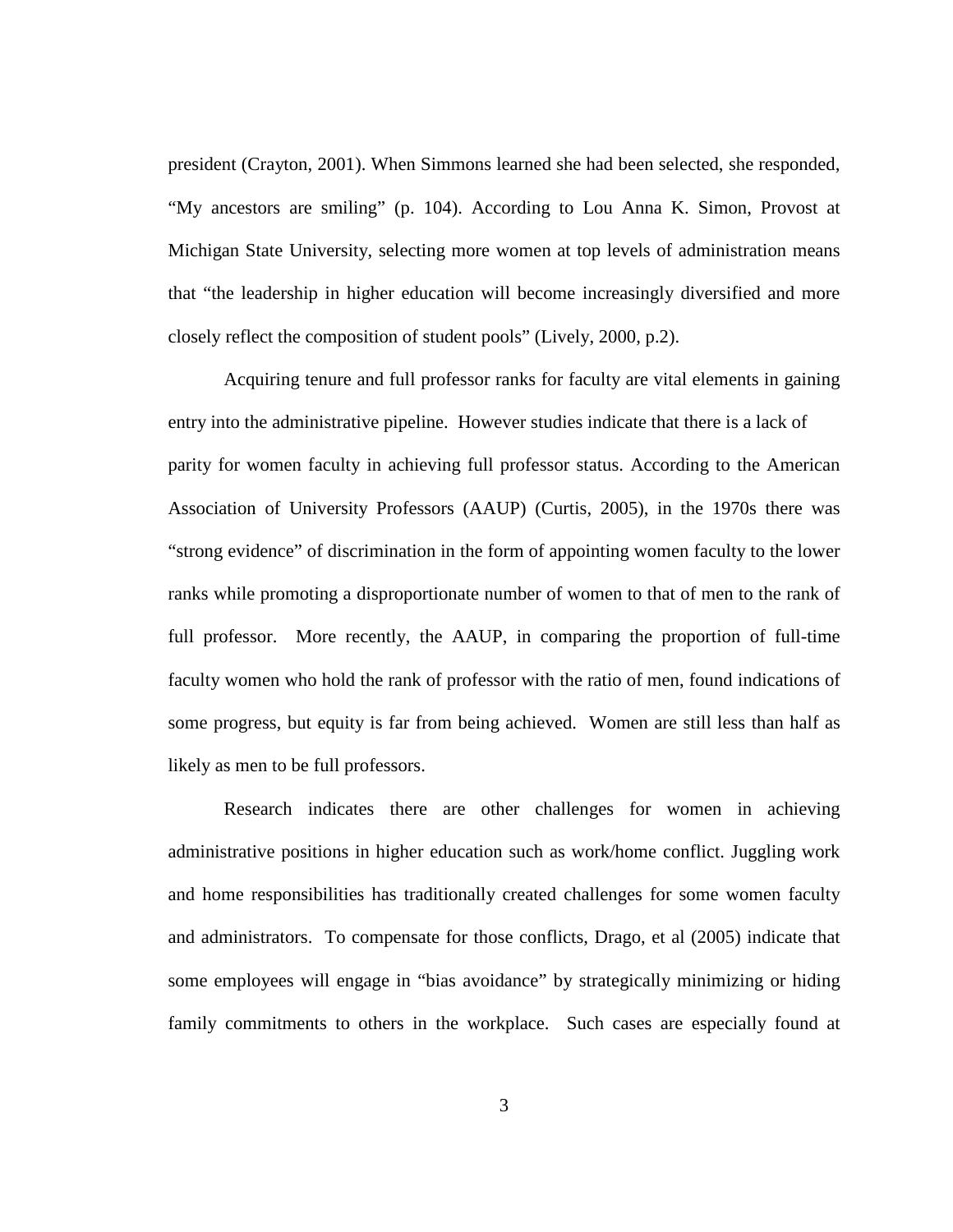president (Crayton, 2001). When Simmons learned she had been selected, she responded, "My ancestors are smiling" (p. 104). According to Lou Anna K. Simon, Provost at Michigan State University, selecting more women at top levels of administration means that "the leadership in higher education will become increasingly diversified and more closely reflect the composition of student pools" (Lively, 2000, p.2).

Acquiring tenure and full professor ranks for faculty are vital elements in gaining entry into the administrative pipeline. However studies indicate that there is a lack of parity for women faculty in achieving full professor status. According to the American Association of University Professors (AAUP) (Curtis, 2005), in the 1970s there was "strong evidence" of discrimination in the form of appointing women faculty to the lower ranks while promoting a disproportionate number of women to that of men to the rank of full professor. More recently, the AAUP, in comparing the proportion of full-time faculty women who hold the rank of professor with the ratio of men, found indications of some progress, but equity is far from being achieved. Women are still less than half as likely as men to be full professors.

Research indicates there are other challenges for women in achieving administrative positions in higher education such as work/home conflict. Juggling work and home responsibilities has traditionally created challenges for some women faculty and administrators. To compensate for those conflicts, Drago, et al (2005) indicate that some employees will engage in "bias avoidance" by strategically minimizing or hiding family commitments to others in the workplace. Such cases are especially found at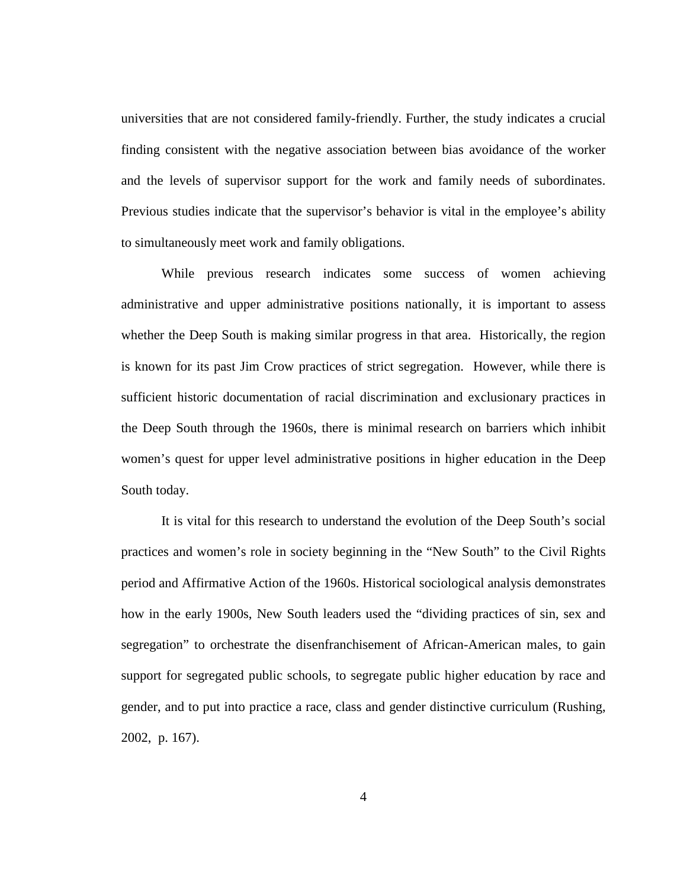universities that are not considered family-friendly. Further, the study indicates a crucial finding consistent with the negative association between bias avoidance of the worker and the levels of supervisor support for the work and family needs of subordinates. Previous studies indicate that the supervisor's behavior is vital in the employee's ability to simultaneously meet work and family obligations.

While previous research indicates some success of women achieving administrative and upper administrative positions nationally, it is important to assess whether the Deep South is making similar progress in that area. Historically, the region is known for its past Jim Crow practices of strict segregation. However, while there is sufficient historic documentation of racial discrimination and exclusionary practices in the Deep South through the 1960s, there is minimal research on barriers which inhibit women's quest for upper level administrative positions in higher education in the Deep South today.

It is vital for this research to understand the evolution of the Deep South's social practices and women's role in society beginning in the "New South" to the Civil Rights period and Affirmative Action of the 1960s. Historical sociological analysis demonstrates how in the early 1900s, New South leaders used the "dividing practices of sin, sex and segregation" to orchestrate the disenfranchisement of African-American males, to gain support for segregated public schools, to segregate public higher education by race and gender, and to put into practice a race, class and gender distinctive curriculum (Rushing, 2002, p. 167).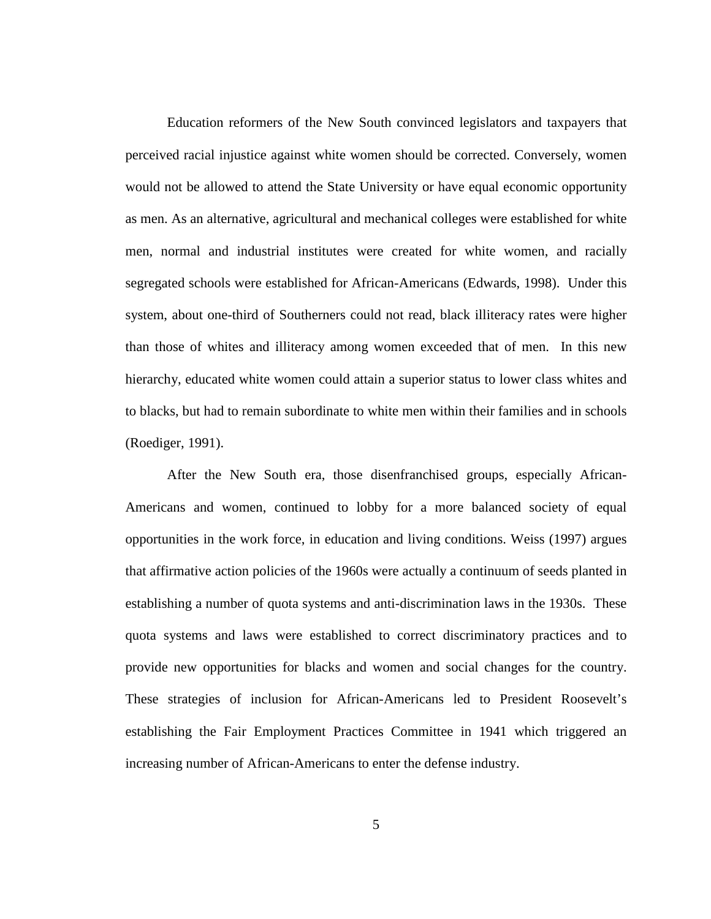Education reformers of the New South convinced legislators and taxpayers that perceived racial injustice against white women should be corrected. Conversely, women would not be allowed to attend the State University or have equal economic opportunity as men. As an alternative, agricultural and mechanical colleges were established for white men, normal and industrial institutes were created for white women, and racially segregated schools were established for African-Americans (Edwards, 1998). Under this system, about one-third of Southerners could not read, black illiteracy rates were higher than those of whites and illiteracy among women exceeded that of men. In this new hierarchy, educated white women could attain a superior status to lower class whites and to blacks, but had to remain subordinate to white men within their families and in schools (Roediger, 1991).

After the New South era, those disenfranchised groups, especially African-Americans and women, continued to lobby for a more balanced society of equal opportunities in the work force, in education and living conditions. Weiss (1997) argues that affirmative action policies of the 1960s were actually a continuum of seeds planted in establishing a number of quota systems and anti-discrimination laws in the 1930s. These quota systems and laws were established to correct discriminatory practices and to provide new opportunities for blacks and women and social changes for the country. These strategies of inclusion for African-Americans led to President Roosevelt's establishing the Fair Employment Practices Committee in 1941 which triggered an increasing number of African-Americans to enter the defense industry.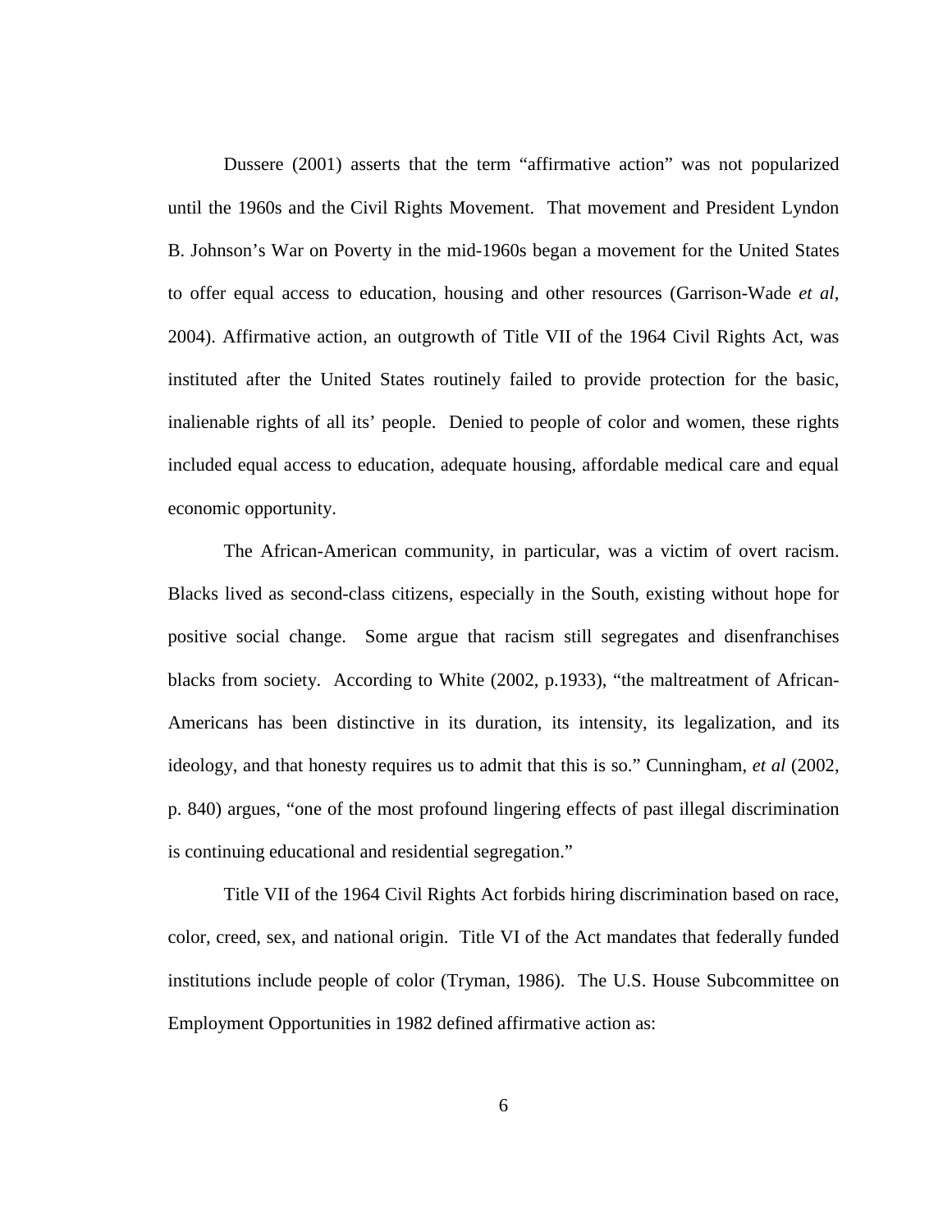Dussere (2001) asserts that the term “affirmative action” was not popularized until the 1960s and the Civil Rights Movement. That movement and President Lyndon B. Johnson’s War on Poverty in the mid-1960s began a movement for the United States to offer equal access to education, housing and other resources (Garrison-Wade *et al*, 2004). Affirmative action, an outgrowth of Title VII of the 1964 Civil Rights Act, was instituted after the United States routinely failed to provide protection for the basic, inalienable rights of all its’ people. Denied to people of color and women, these rights included equal access to education, adequate housing, affordable medical care and equal economic opportunity.

The African-American community, in particular, was a victim of overt racism. Blacks lived as second-class citizens, especially in the South, existing without hope for positive social change. Some argue that racism still segregates and disenfranchises blacks from society. According to White (2002, p.1933), “the maltreatment of African-Americans has been distinctive in its duration, its intensity, its legalization, and its ideology, and that honesty requires us to admit that this is so.” Cunningham, *et al* (2002, p. 840) argues, “one of the most profound lingering effects of past illegal discrimination is continuing educational and residential segregation.”

Title VII of the 1964 Civil Rights Act forbids hiring discrimination based on race, color, creed, sex, and national origin. Title VI of the Act mandates that federally funded institutions include people of color (Tryman, 1986). The U.S. House Subcommittee on Employment Opportunities in 1982 defined affirmative action as: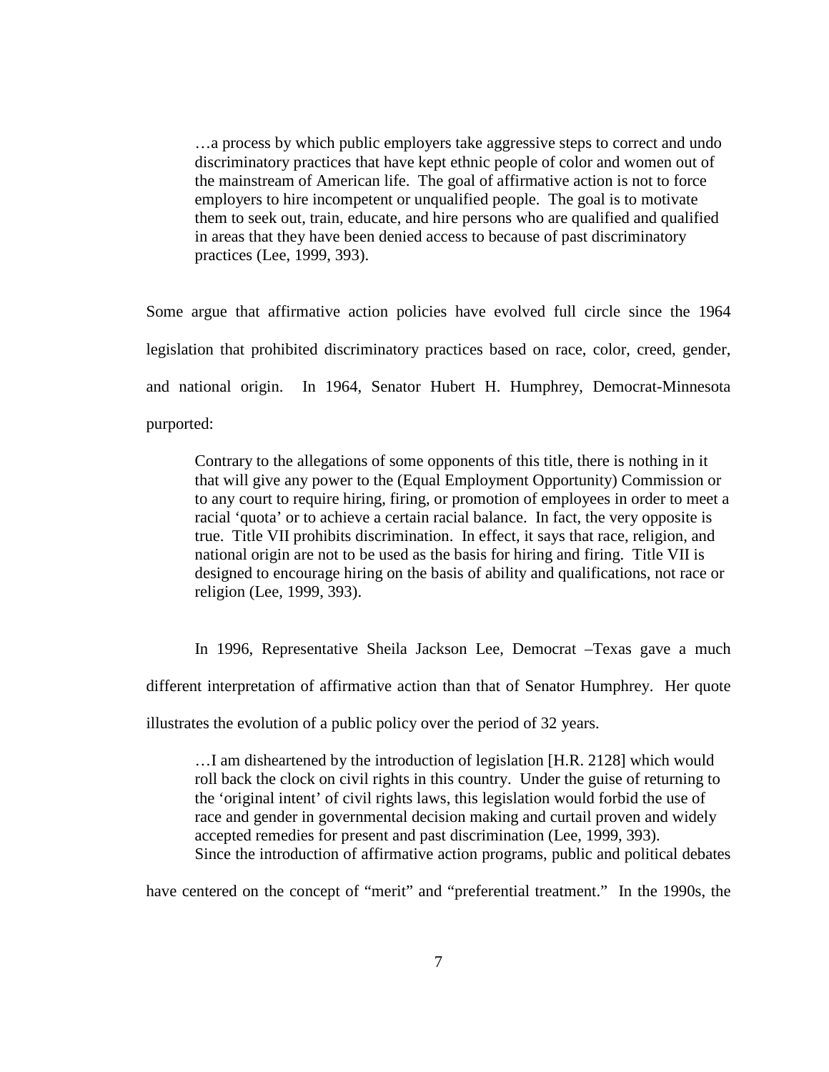> …a process by which public employers take aggressive steps to correct and undo discriminatory practices that have kept ethnic people of color and women out of the mainstream of American life. The goal of affirmative action is not to force employers to hire incompetent or unqualified people. The goal is to motivate them to seek out, train, educate, and hire persons who are qualified and qualified in areas that they have been denied access to because of past discriminatory practices (Lee, 1999, 393).

Some argue that affirmative action policies have evolved full circle since the 1964 legislation that prohibited discriminatory practices based on race, color, creed, gender, and national origin. In 1964, Senator Hubert H. Humphrey, Democrat-Minnesota purported:

> Contrary to the allegations of some opponents of this title, there is nothing in it that will give any power to the (Equal Employment Opportunity) Commission or to any court to require hiring, firing, or promotion of employees in order to meet a racial 'quota' or to achieve a certain racial balance. In fact, the very opposite is true. Title VII prohibits discrimination. In effect, it says that race, religion, and national origin are not to be used as the basis for hiring and firing. Title VII is designed to encourage hiring on the basis of ability and qualifications, not race or religion (Lee, 1999, 393).

In 1996, Representative Sheila Jackson Lee, Democrat –Texas gave a much different interpretation of affirmative action than that of Senator Humphrey. Her quote illustrates the evolution of a public policy over the period of 32 years.

> …I am disheartened by the introduction of legislation [H.R. 2128] which would roll back the clock on civil rights in this country. Under the guise of returning to the 'original intent' of civil rights laws, this legislation would forbid the use of race and gender in governmental decision making and curtail proven and widely accepted remedies for present and past discrimination (Lee, 1999, 393).

Since the introduction of affirmative action programs, public and political debates have centered on the concept of "merit" and "preferential treatment." In the 1990s, the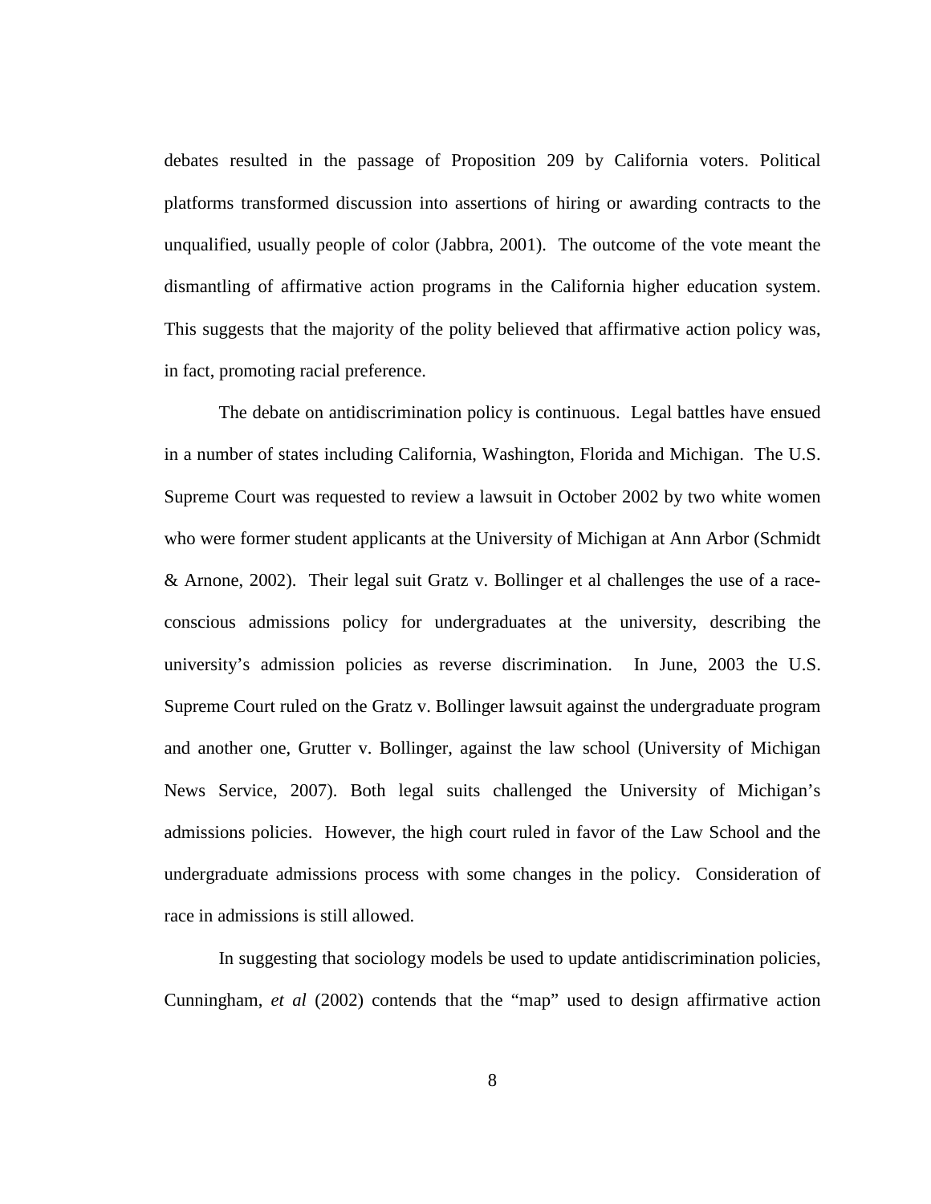debates resulted in the passage of Proposition 209 by California voters. Political platforms transformed discussion into assertions of hiring or awarding contracts to the unqualified, usually people of color (Jabbra, 2001). The outcome of the vote meant the dismantling of affirmative action programs in the California higher education system. This suggests that the majority of the polity believed that affirmative action policy was, in fact, promoting racial preference.

The debate on antidiscrimination policy is continuous. Legal battles have ensued in a number of states including California, Washington, Florida and Michigan. The U.S. Supreme Court was requested to review a lawsuit in October 2002 by two white women who were former student applicants at the University of Michigan at Ann Arbor (Schmidt & Arnone, 2002). Their legal suit Gratz v. Bollinger et al challenges the use of a race-conscious admissions policy for undergraduates at the university, describing the university's admission policies as reverse discrimination. In June, 2003 the U.S. Supreme Court ruled on the Gratz v. Bollinger lawsuit against the undergraduate program and another one, Grutter v. Bollinger, against the law school (University of Michigan News Service, 2007). Both legal suits challenged the University of Michigan's admissions policies. However, the high court ruled in favor of the Law School and the undergraduate admissions process with some changes in the policy. Consideration of race in admissions is still allowed.

In suggesting that sociology models be used to update antidiscrimination policies, Cunningham, *et al* (2002) contends that the "map" used to design affirmative action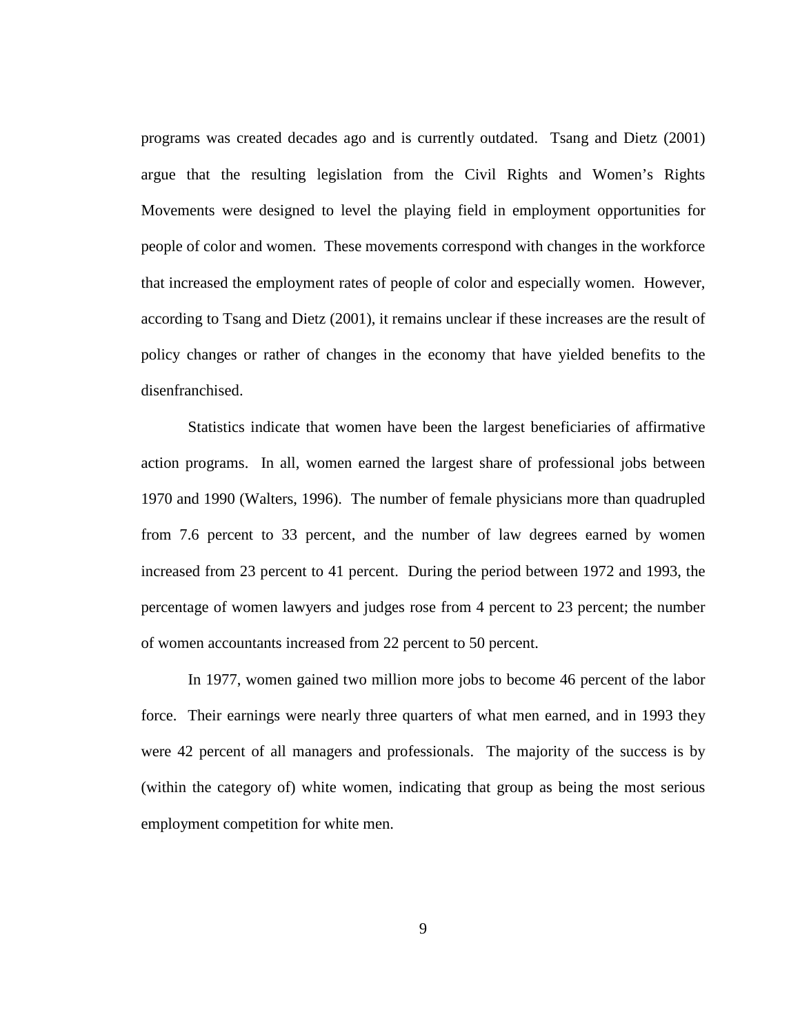programs was created decades ago and is currently outdated. Tsang and Dietz (2001) argue that the resulting legislation from the Civil Rights and Women's Rights Movements were designed to level the playing field in employment opportunities for people of color and women. These movements correspond with changes in the workforce that increased the employment rates of people of color and especially women. However, according to Tsang and Dietz (2001), it remains unclear if these increases are the result of policy changes or rather of changes in the economy that have yielded benefits to the disenfranchised.

Statistics indicate that women have been the largest beneficiaries of affirmative action programs. In all, women earned the largest share of professional jobs between 1970 and 1990 (Walters, 1996). The number of female physicians more than quadrupled from 7.6 percent to 33 percent, and the number of law degrees earned by women increased from 23 percent to 41 percent. During the period between 1972 and 1993, the percentage of women lawyers and judges rose from 4 percent to 23 percent; the number of women accountants increased from 22 percent to 50 percent.

In 1977, women gained two million more jobs to become 46 percent of the labor force. Their earnings were nearly three quarters of what men earned, and in 1993 they were 42 percent of all managers and professionals. The majority of the success is by (within the category of) white women, indicating that group as being the most serious employment competition for white men.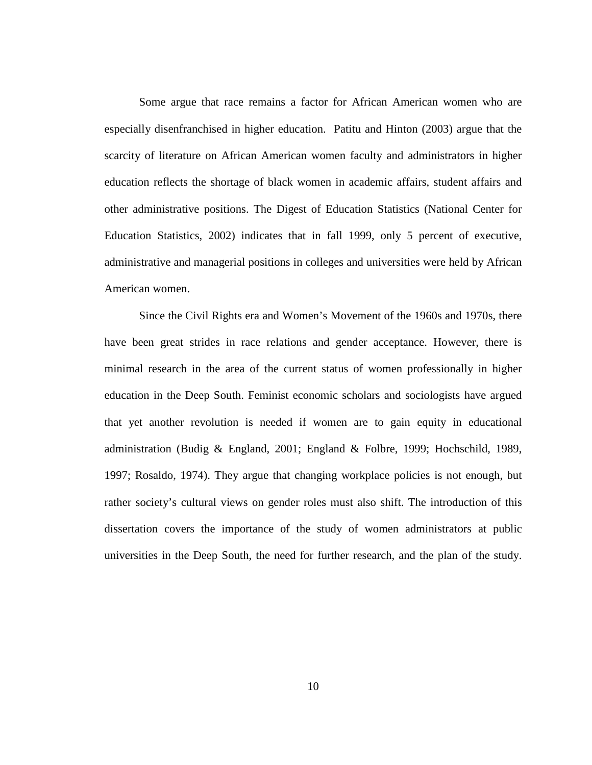Some argue that race remains a factor for African American women who are especially disenfranchised in higher education. Patitu and Hinton (2003) argue that the scarcity of literature on African American women faculty and administrators in higher education reflects the shortage of black women in academic affairs, student affairs and other administrative positions. The Digest of Education Statistics (National Center for Education Statistics, 2002) indicates that in fall 1999, only 5 percent of executive, administrative and managerial positions in colleges and universities were held by African American women.

Since the Civil Rights era and Women's Movement of the 1960s and 1970s, there have been great strides in race relations and gender acceptance. However, there is minimal research in the area of the current status of women professionally in higher education in the Deep South. Feminist economic scholars and sociologists have argued that yet another revolution is needed if women are to gain equity in educational administration (Budig & England, 2001; England & Folbre, 1999; Hochschild, 1989, 1997; Rosaldo, 1974). They argue that changing workplace policies is not enough, but rather society's cultural views on gender roles must also shift. The introduction of this dissertation covers the importance of the study of women administrators at public universities in the Deep South, the need for further research, and the plan of the study.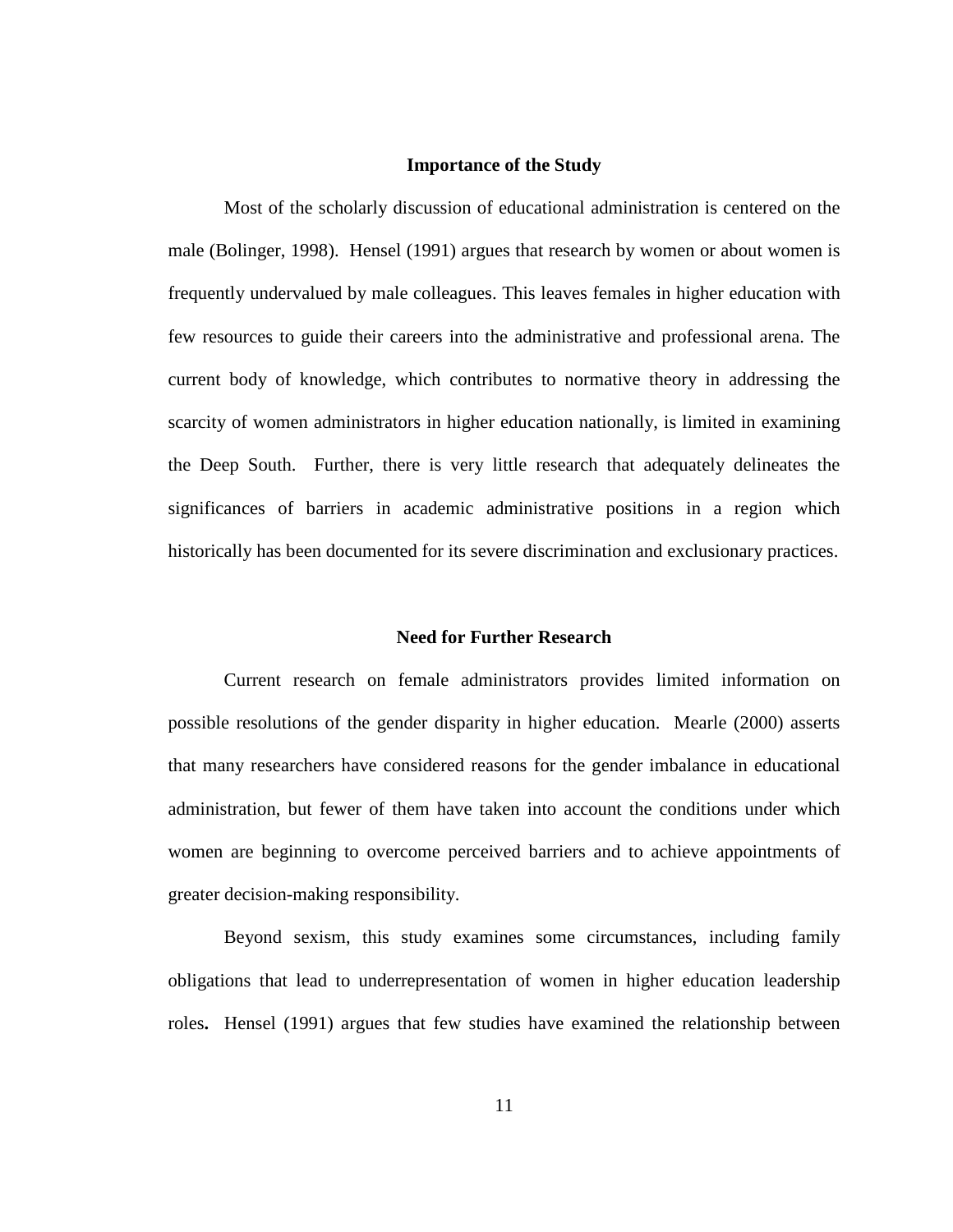## Importance of the Study

Most of the scholarly discussion of educational administration is centered on the male (Bolinger, 1998). Hensel (1991) argues that research by women or about women is frequently undervalued by male colleagues. This leaves females in higher education with few resources to guide their careers into the administrative and professional arena. The current body of knowledge, which contributes to normative theory in addressing the scarcity of women administrators in higher education nationally, is limited in examining the Deep South. Further, there is very little research that adequately delineates the significances of barriers in academic administrative positions in a region which historically has been documented for its severe discrimination and exclusionary practices.

## Need for Further Research

Current research on female administrators provides limited information on possible resolutions of the gender disparity in higher education. Mearle (2000) asserts that many researchers have considered reasons for the gender imbalance in educational administration, but fewer of them have taken into account the conditions under which women are beginning to overcome perceived barriers and to achieve appointments of greater decision-making responsibility.

Beyond sexism, this study examines some circumstances, including family obligations that lead to underrepresentation of women in higher education leadership roles**.** Hensel (1991) argues that few studies have examined the relationship between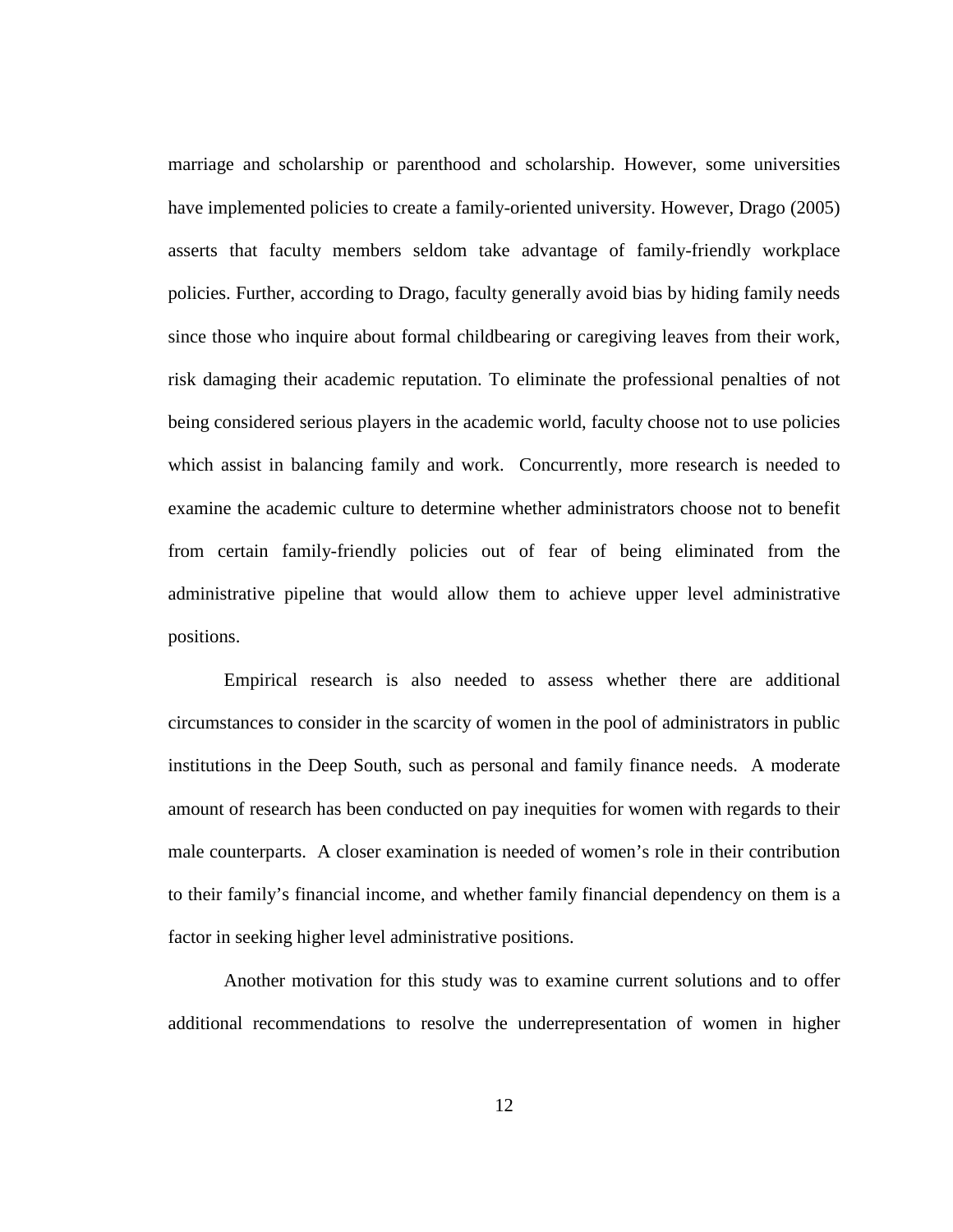marriage and scholarship or parenthood and scholarship. However, some universities have implemented policies to create a family-oriented university. However, Drago (2005) asserts that faculty members seldom take advantage of family-friendly workplace policies. Further, according to Drago, faculty generally avoid bias by hiding family needs since those who inquire about formal childbearing or caregiving leaves from their work, risk damaging their academic reputation. To eliminate the professional penalties of not being considered serious players in the academic world, faculty choose not to use policies which assist in balancing family and work. Concurrently, more research is needed to examine the academic culture to determine whether administrators choose not to benefit from certain family-friendly policies out of fear of being eliminated from the administrative pipeline that would allow them to achieve upper level administrative positions.

Empirical research is also needed to assess whether there are additional circumstances to consider in the scarcity of women in the pool of administrators in public institutions in the Deep South, such as personal and family finance needs. A moderate amount of research has been conducted on pay inequities for women with regards to their male counterparts. A closer examination is needed of women's role in their contribution to their family's financial income, and whether family financial dependency on them is a factor in seeking higher level administrative positions.

Another motivation for this study was to examine current solutions and to offer additional recommendations to resolve the underrepresentation of women in higher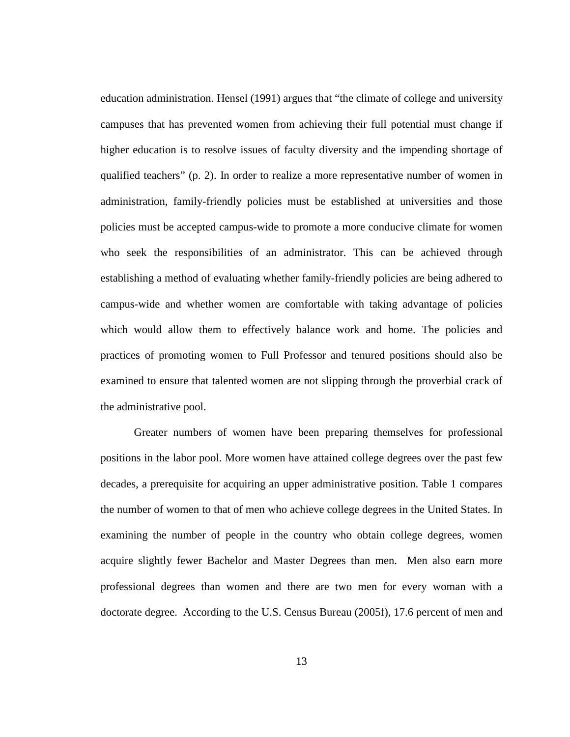education administration. Hensel (1991) argues that "the climate of college and university campuses that has prevented women from achieving their full potential must change if higher education is to resolve issues of faculty diversity and the impending shortage of qualified teachers" (p. 2). In order to realize a more representative number of women in administration, family-friendly policies must be established at universities and those policies must be accepted campus-wide to promote a more conducive climate for women who seek the responsibilities of an administrator. This can be achieved through establishing a method of evaluating whether family-friendly policies are being adhered to campus-wide and whether women are comfortable with taking advantage of policies which would allow them to effectively balance work and home. The policies and practices of promoting women to Full Professor and tenured positions should also be examined to ensure that talented women are not slipping through the proverbial crack of the administrative pool.

Greater numbers of women have been preparing themselves for professional positions in the labor pool. More women have attained college degrees over the past few decades, a prerequisite for acquiring an upper administrative position. Table 1 compares the number of women to that of men who achieve college degrees in the United States. In examining the number of people in the country who obtain college degrees, women acquire slightly fewer Bachelor and Master Degrees than men. Men also earn more professional degrees than women and there are two men for every woman with a doctorate degree. According to the U.S. Census Bureau (2005f), 17.6 percent of men and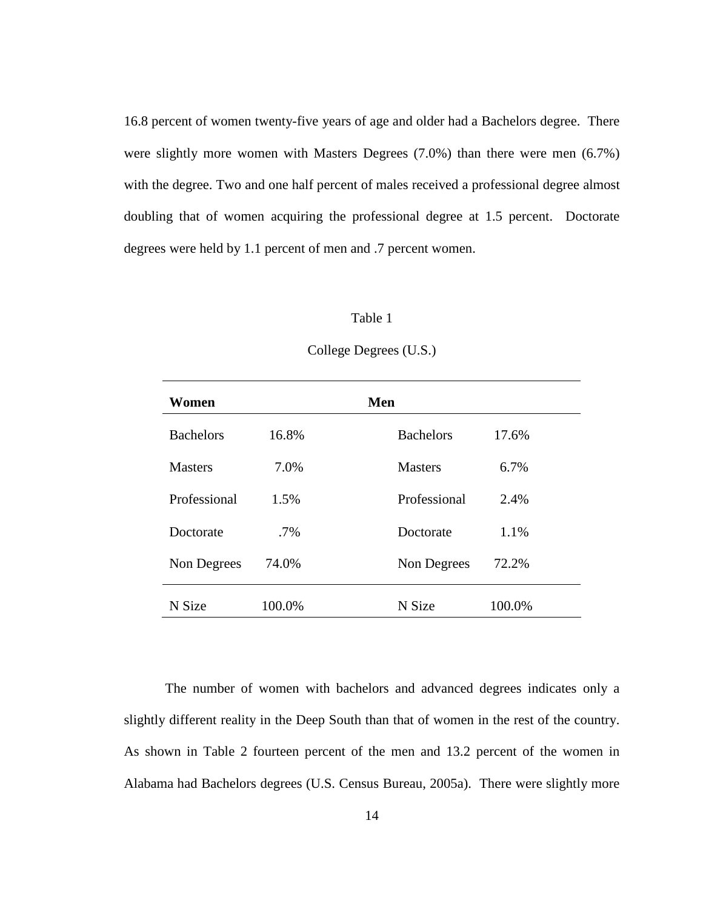16.8 percent of women twenty-five years of age and older had a Bachelors degree. There were slightly more women with Masters Degrees (7.0%) than there were men (6.7%) with the degree. Two and one half percent of males received a professional degree almost doubling that of women acquiring the professional degree at 1.5 percent. Doctorate degrees were held by 1.1 percent of men and .7 percent women.

Table 1

College Degrees (U.S.)

| **Women** | | **Men** | |
|---|---|---|---|
| Bachelors | 16.8% | Bachelors | 17.6% |
| Masters | 7.0% | Masters | 6.7% |
| Professional | 1.5% | Professional | 2.4% |
| Doctorate | .7% | Doctorate | 1.1% |
| Non Degrees | 74.0% | Non Degrees | 72.2% |
| N Size | 100.0% | N Size | 100.0% |

The number of women with bachelors and advanced degrees indicates only a slightly different reality in the Deep South than that of women in the rest of the country. As shown in Table 2 fourteen percent of the men and 13.2 percent of the women in Alabama had Bachelors degrees (U.S. Census Bureau, 2005a). There were slightly more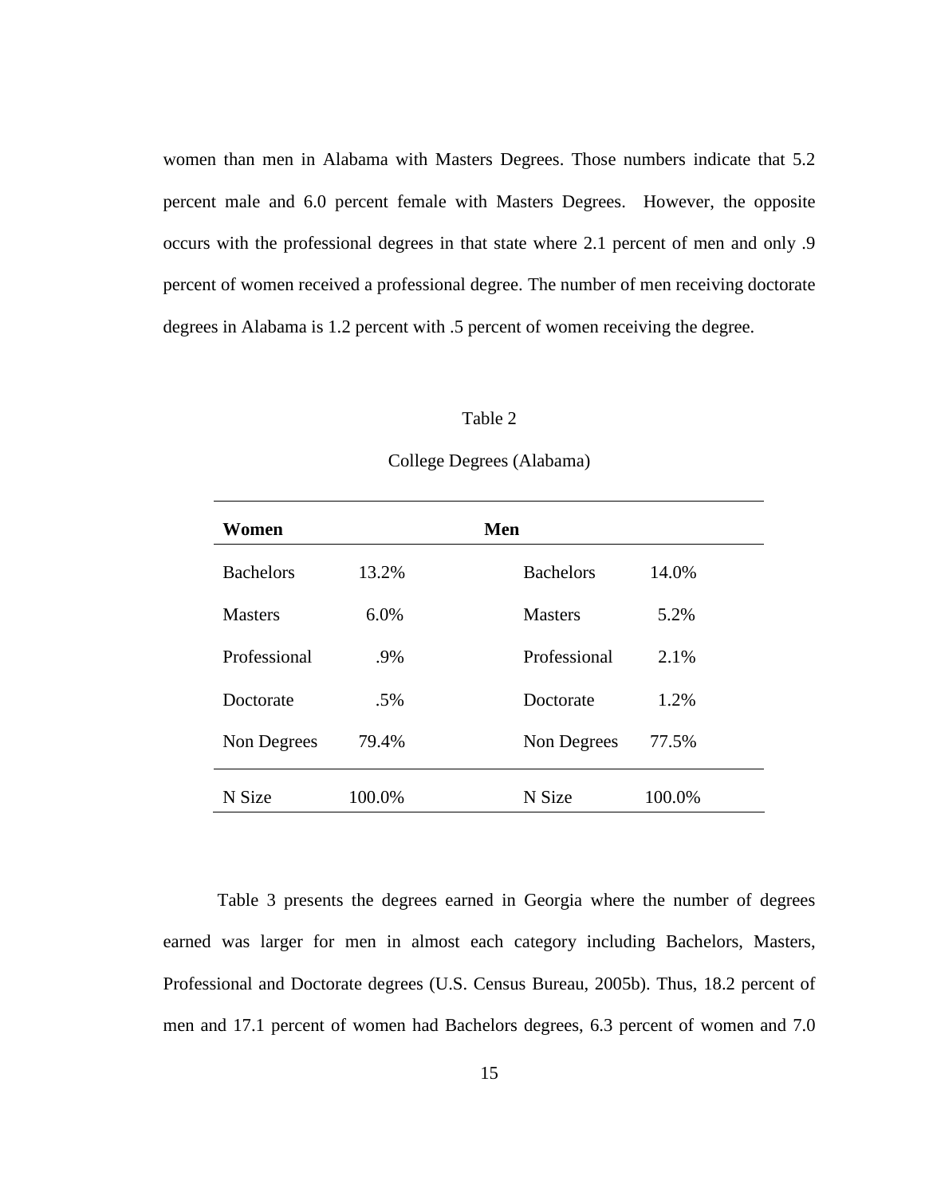women than men in Alabama with Masters Degrees. Those numbers indicate that 5.2 percent male and 6.0 percent female with Masters Degrees. However, the opposite occurs with the professional degrees in that state where 2.1 percent of men and only .9 percent of women received a professional degree. The number of men receiving doctorate degrees in Alabama is 1.2 percent with .5 percent of women receiving the degree.

Table 2

College Degrees (Alabama)

| **Women** | | **Men** | |
|---|---|---|---|
| Bachelors | 13.2% | Bachelors | 14.0% |
| Masters | 6.0% | Masters | 5.2% |
| Professional | .9% | Professional | 2.1% |
| Doctorate | .5% | Doctorate | 1.2% |
| Non Degrees | 79.4% | Non Degrees | 77.5% |
| N Size | 100.0% | N Size | 100.0% |

Table 3 presents the degrees earned in Georgia where the number of degrees earned was larger for men in almost each category including Bachelors, Masters, Professional and Doctorate degrees (U.S. Census Bureau, 2005b). Thus, 18.2 percent of men and 17.1 percent of women had Bachelors degrees, 6.3 percent of women and 7.0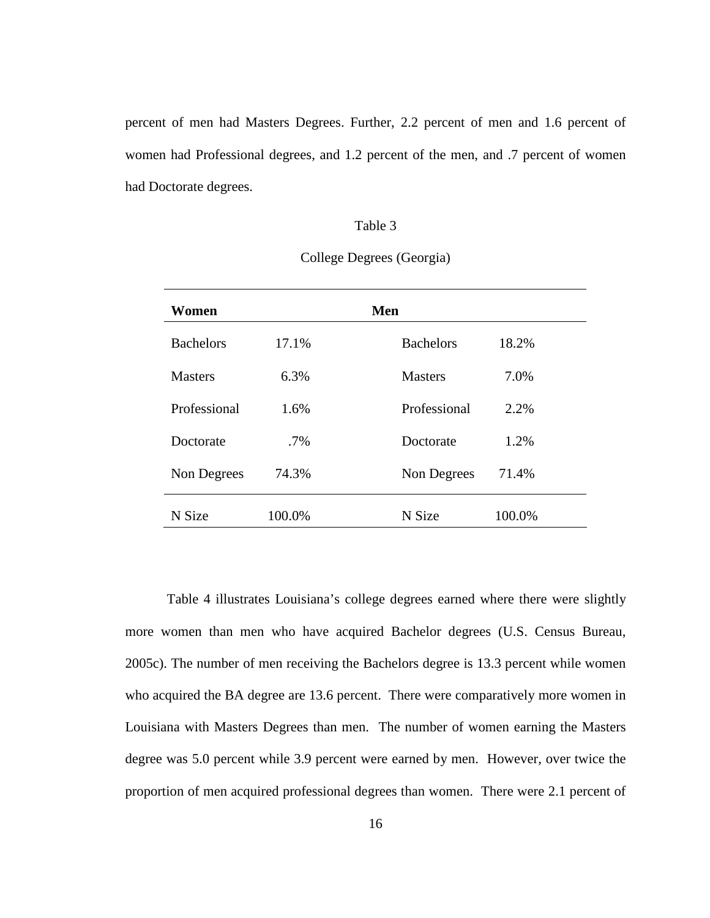percent of men had Masters Degrees. Further, 2.2 percent of men and 1.6 percent of women had Professional degrees, and 1.2 percent of the men, and .7 percent of women had Doctorate degrees.

Table 3

College Degrees (Georgia)

| **Women** | | **Men** | |
|---|---|---|---|
| Bachelors | 17.1% | Bachelors | 18.2% |
| Masters | 6.3% | Masters | 7.0% |
| Professional | 1.6% | Professional | 2.2% |
| Doctorate | .7% | Doctorate | 1.2% |
| Non Degrees | 74.3% | Non Degrees | 71.4% |
| N Size | 100.0% | N Size | 100.0% |

Table 4 illustrates Louisiana's college degrees earned where there were slightly more women than men who have acquired Bachelor degrees (U.S. Census Bureau, 2005c). The number of men receiving the Bachelors degree is 13.3 percent while women who acquired the BA degree are 13.6 percent. There were comparatively more women in Louisiana with Masters Degrees than men. The number of women earning the Masters degree was 5.0 percent while 3.9 percent were earned by men. However, over twice the proportion of men acquired professional degrees than women. There were 2.1 percent of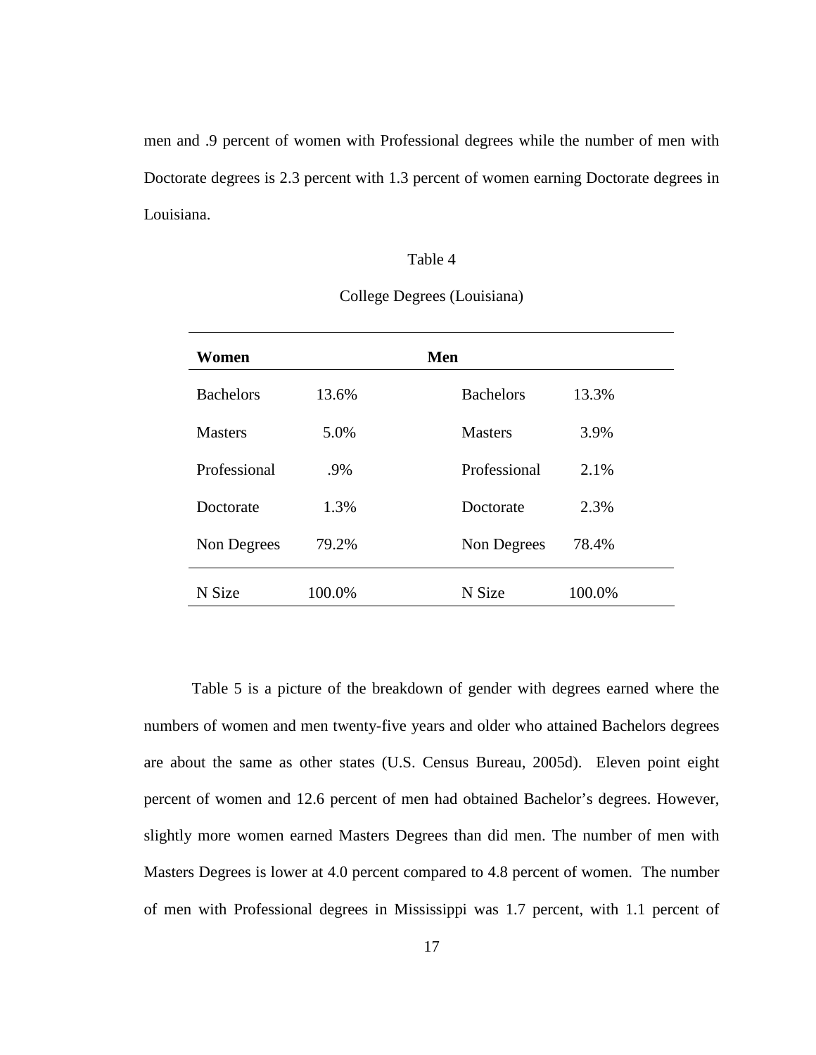men and .9 percent of women with Professional degrees while the number of men with Doctorate degrees is 2.3 percent with 1.3 percent of women earning Doctorate degrees in Louisiana.

Table 4

College Degrees (Louisiana)

| Women | | Men | |
|---|---|---|---|
| Bachelors | 13.6% | Bachelors | 13.3% |
| Masters | 5.0% | Masters | 3.9% |
| Professional | .9% | Professional | 2.1% |
| Doctorate | 1.3% | Doctorate | 2.3% |
| Non Degrees | 79.2% | Non Degrees | 78.4% |
| N Size | 100.0% | N Size | 100.0% |

Table 5 is a picture of the breakdown of gender with degrees earned where the numbers of women and men twenty-five years and older who attained Bachelors degrees are about the same as other states (U.S. Census Bureau, 2005d). Eleven point eight percent of women and 12.6 percent of men had obtained Bachelor's degrees. However, slightly more women earned Masters Degrees than did men. The number of men with Masters Degrees is lower at 4.0 percent compared to 4.8 percent of women. The number of men with Professional degrees in Mississippi was 1.7 percent, with 1.1 percent of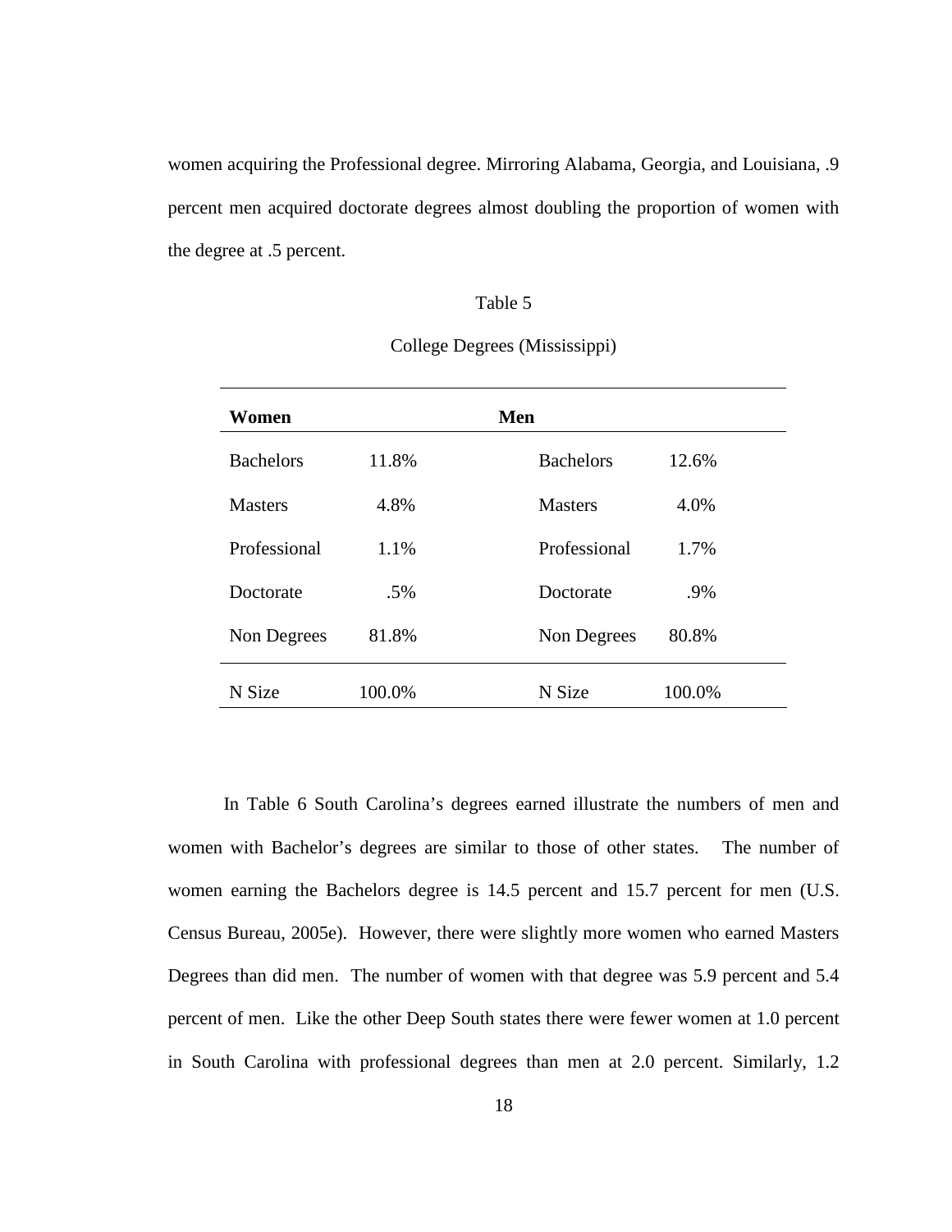women acquiring the Professional degree. Mirroring Alabama, Georgia, and Louisiana, .9 percent men acquired doctorate degrees almost doubling the proportion of women with the degree at .5 percent.

Table 5

College Degrees (Mississippi)

| **Women** | | **Men** | |
|---|---|---|---|
| Bachelors | 11.8% | Bachelors | 12.6% |
| Masters | 4.8% | Masters | 4.0% |
| Professional | 1.1% | Professional | 1.7% |
| Doctorate | .5% | Doctorate | .9% |
| Non Degrees | 81.8% | Non Degrees | 80.8% |
| N Size | 100.0% | N Size | 100.0% |

In Table 6 South Carolina's degrees earned illustrate the numbers of men and women with Bachelor's degrees are similar to those of other states. The number of women earning the Bachelors degree is 14.5 percent and 15.7 percent for men (U.S. Census Bureau, 2005e). However, there were slightly more women who earned Masters Degrees than did men. The number of women with that degree was 5.9 percent and 5.4 percent of men. Like the other Deep South states there were fewer women at 1.0 percent in South Carolina with professional degrees than men at 2.0 percent. Similarly, 1.2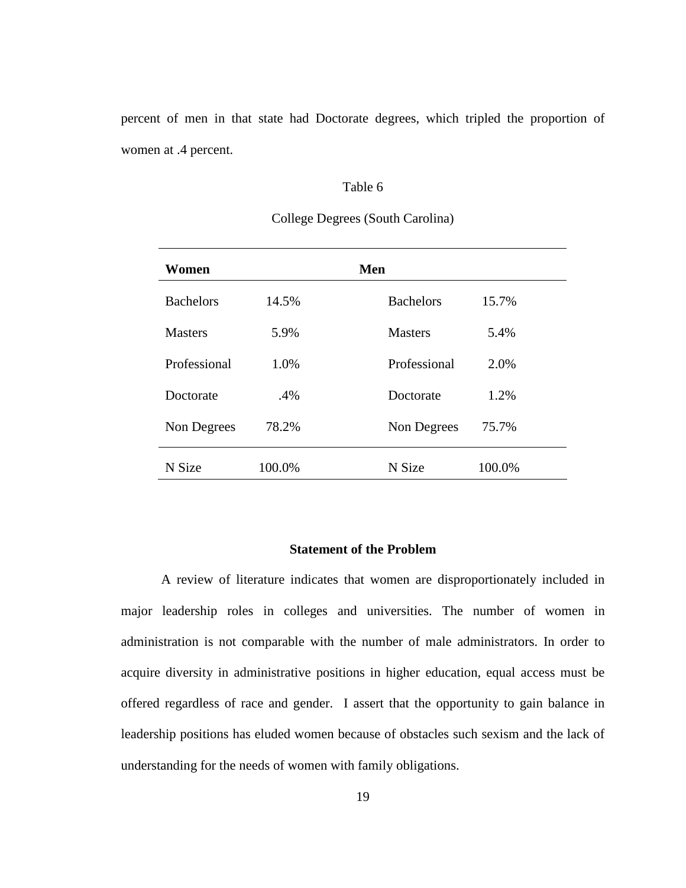percent of men in that state had Doctorate degrees, which tripled the proportion of women at .4 percent.

Table 6

College Degrees (South Carolina)

| **Women** | | **Men** | |
|---|---|---|---|
| Bachelors | 14.5% | Bachelors | 15.7% |
| Masters | 5.9% | Masters | 5.4% |
| Professional | 1.0% | Professional | 2.0% |
| Doctorate | .4% | Doctorate | 1.2% |
| Non Degrees | 78.2% | Non Degrees | 75.7% |
| N Size | 100.0% | N Size | 100.0% |

## Statement of the Problem

A review of literature indicates that women are disproportionately included in major leadership roles in colleges and universities. The number of women in administration is not comparable with the number of male administrators. In order to acquire diversity in administrative positions in higher education, equal access must be offered regardless of race and gender. I assert that the opportunity to gain balance in leadership positions has eluded women because of obstacles such sexism and the lack of understanding for the needs of women with family obligations.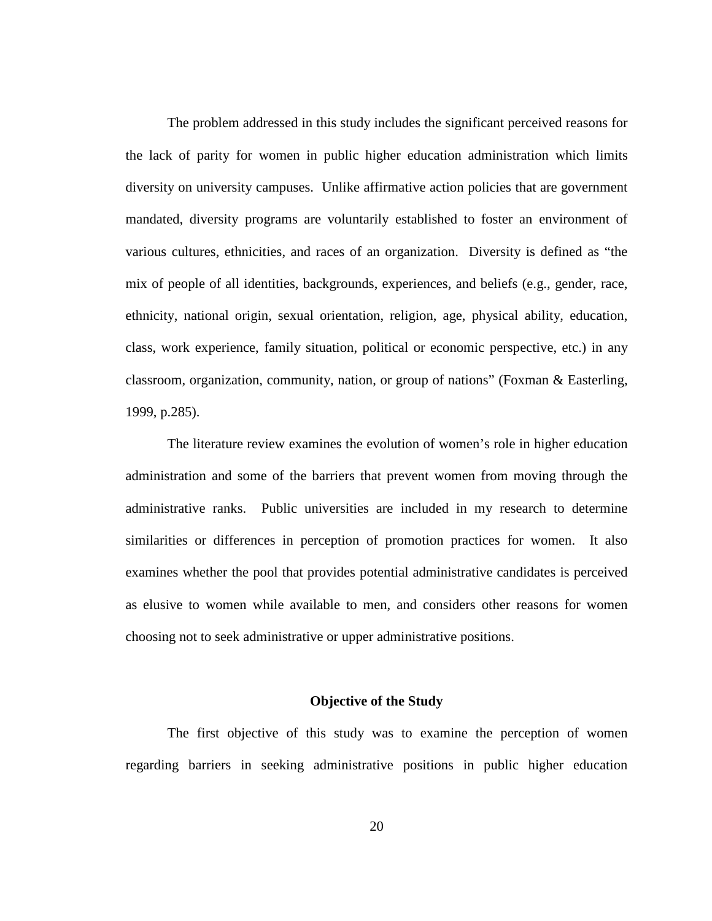The problem addressed in this study includes the significant perceived reasons for the lack of parity for women in public higher education administration which limits diversity on university campuses. Unlike affirmative action policies that are government mandated, diversity programs are voluntarily established to foster an environment of various cultures, ethnicities, and races of an organization. Diversity is defined as "the mix of people of all identities, backgrounds, experiences, and beliefs (e.g., gender, race, ethnicity, national origin, sexual orientation, religion, age, physical ability, education, class, work experience, family situation, political or economic perspective, etc.) in any classroom, organization, community, nation, or group of nations" (Foxman & Easterling, 1999, p.285).

The literature review examines the evolution of women's role in higher education administration and some of the barriers that prevent women from moving through the administrative ranks. Public universities are included in my research to determine similarities or differences in perception of promotion practices for women. It also examines whether the pool that provides potential administrative candidates is perceived as elusive to women while available to men, and considers other reasons for women choosing not to seek administrative or upper administrative positions.

## Objective of the Study

The first objective of this study was to examine the perception of women regarding barriers in seeking administrative positions in public higher education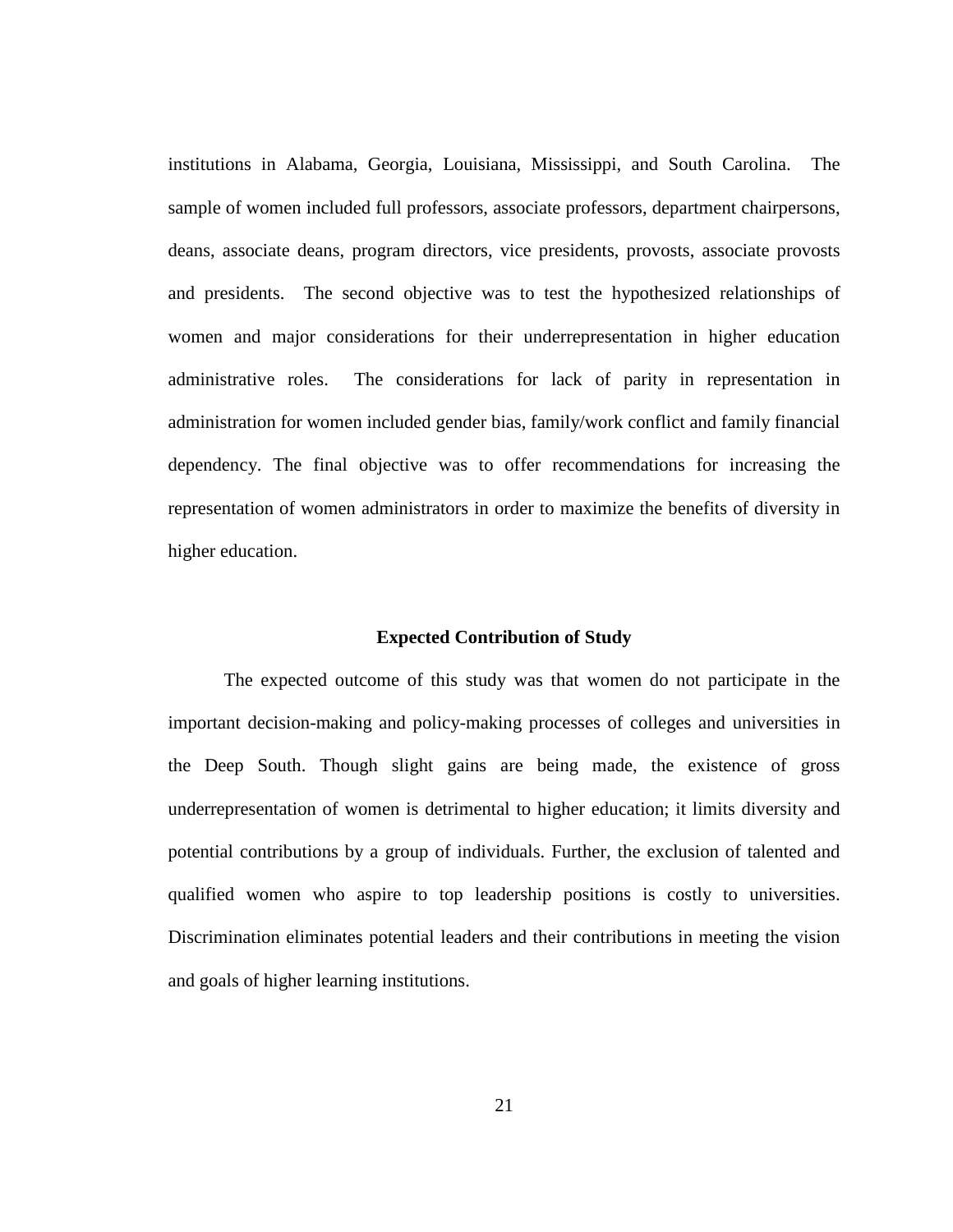institutions in Alabama, Georgia, Louisiana, Mississippi, and South Carolina. The sample of women included full professors, associate professors, department chairpersons, deans, associate deans, program directors, vice presidents, provosts, associate provosts and presidents. The second objective was to test the hypothesized relationships of women and major considerations for their underrepresentation in higher education administrative roles. The considerations for lack of parity in representation in administration for women included gender bias, family/work conflict and family financial dependency. The final objective was to offer recommendations for increasing the representation of women administrators in order to maximize the benefits of diversity in higher education.

## Expected Contribution of Study

The expected outcome of this study was that women do not participate in the important decision-making and policy-making processes of colleges and universities in the Deep South. Though slight gains are being made, the existence of gross underrepresentation of women is detrimental to higher education; it limits diversity and potential contributions by a group of individuals. Further, the exclusion of talented and qualified women who aspire to top leadership positions is costly to universities. Discrimination eliminates potential leaders and their contributions in meeting the vision and goals of higher learning institutions.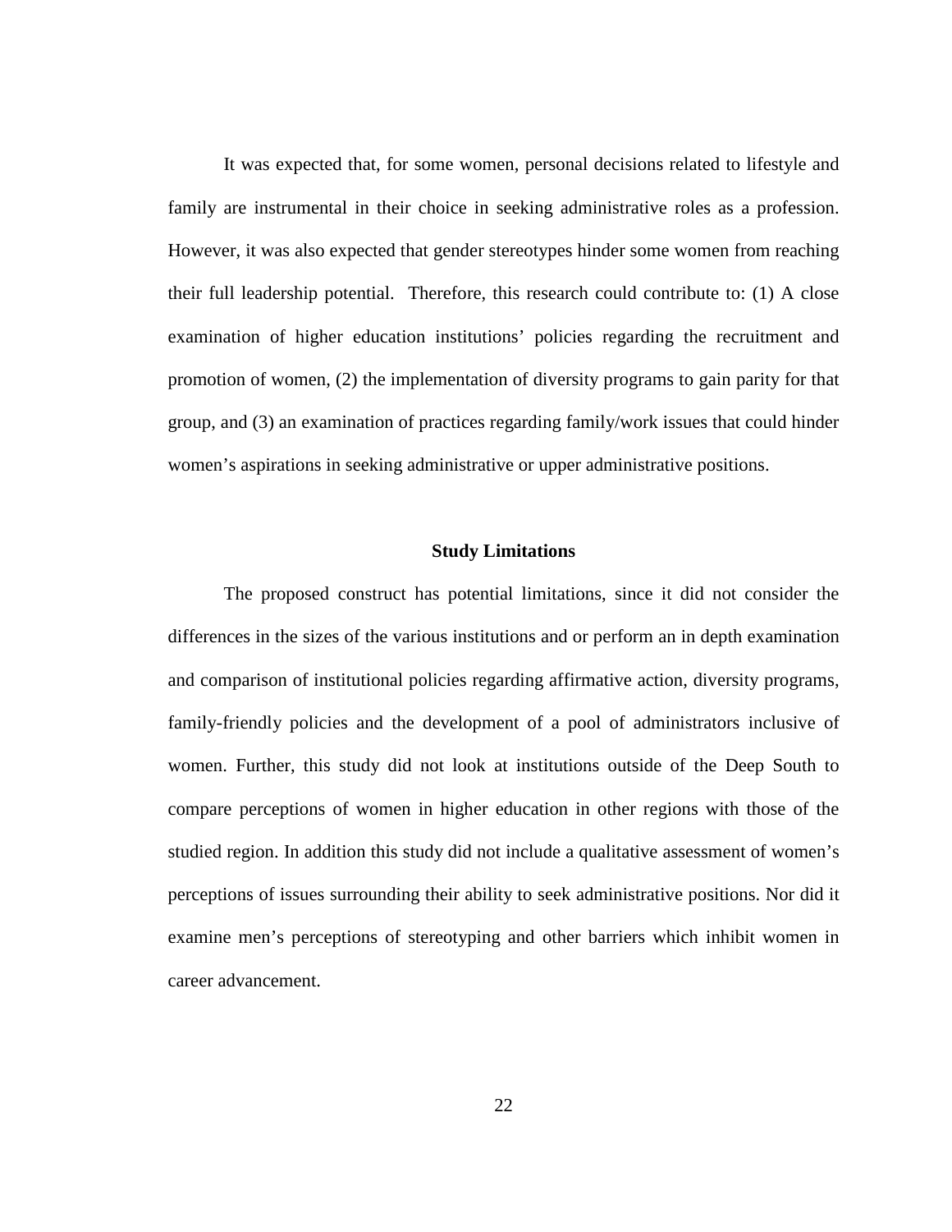It was expected that, for some women, personal decisions related to lifestyle and family are instrumental in their choice in seeking administrative roles as a profession. However, it was also expected that gender stereotypes hinder some women from reaching their full leadership potential. Therefore, this research could contribute to: (1) A close examination of higher education institutions' policies regarding the recruitment and promotion of women, (2) the implementation of diversity programs to gain parity for that group, and (3) an examination of practices regarding family/work issues that could hinder women's aspirations in seeking administrative or upper administrative positions.

## Study Limitations

The proposed construct has potential limitations, since it did not consider the differences in the sizes of the various institutions and or perform an in depth examination and comparison of institutional policies regarding affirmative action, diversity programs, family-friendly policies and the development of a pool of administrators inclusive of women. Further, this study did not look at institutions outside of the Deep South to compare perceptions of women in higher education in other regions with those of the studied region. In addition this study did not include a qualitative assessment of women's perceptions of issues surrounding their ability to seek administrative positions. Nor did it examine men's perceptions of stereotyping and other barriers which inhibit women in career advancement.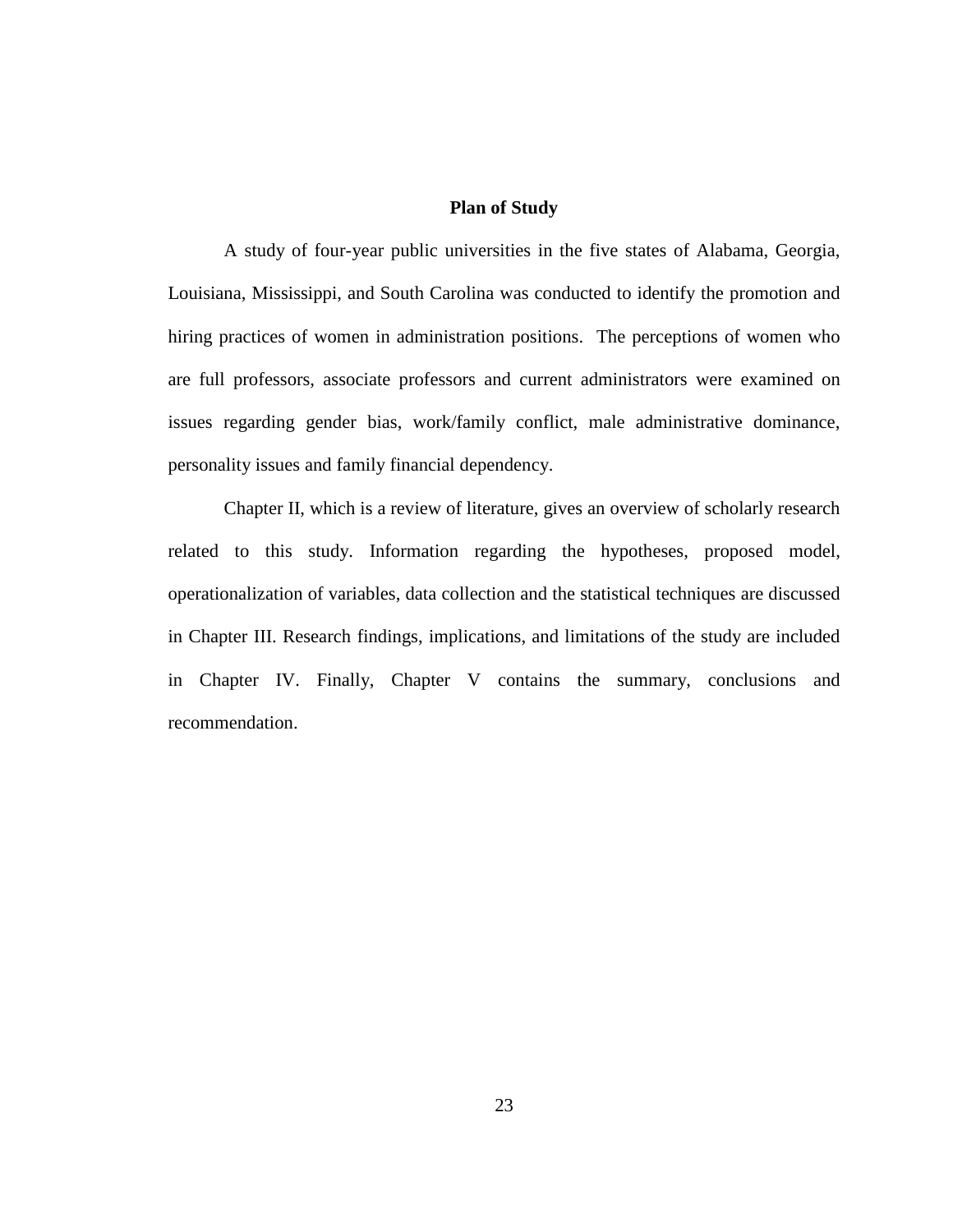## Plan of Study

A study of four-year public universities in the five states of Alabama, Georgia, Louisiana, Mississippi, and South Carolina was conducted to identify the promotion and hiring practices of women in administration positions. The perceptions of women who are full professors, associate professors and current administrators were examined on issues regarding gender bias, work/family conflict, male administrative dominance, personality issues and family financial dependency.

Chapter II, which is a review of literature, gives an overview of scholarly research related to this study. Information regarding the hypotheses, proposed model, operationalization of variables, data collection and the statistical techniques are discussed in Chapter III. Research findings, implications, and limitations of the study are included in Chapter IV. Finally, Chapter V contains the summary, conclusions and recommendation.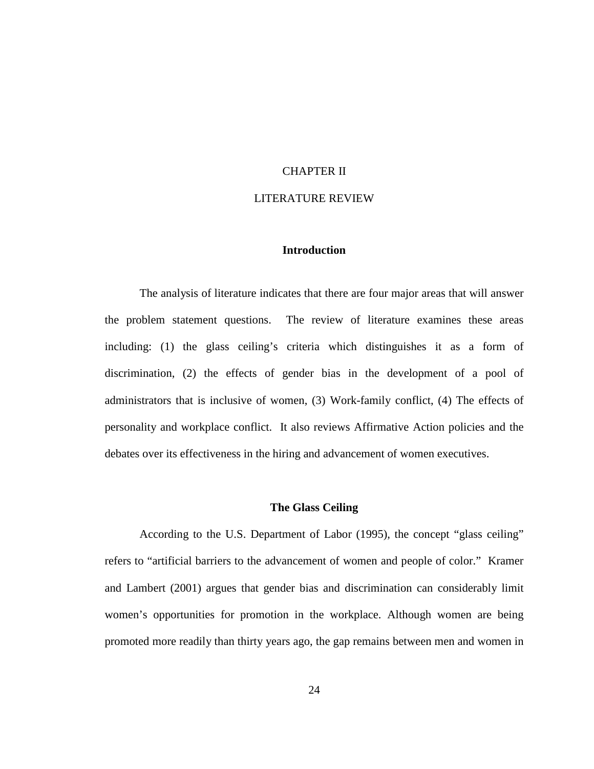# CHAPTER II

# LITERATURE REVIEW

## Introduction

The analysis of literature indicates that there are four major areas that will answer the problem statement questions. The review of literature examines these areas including: (1) the glass ceiling's criteria which distinguishes it as a form of discrimination, (2) the effects of gender bias in the development of a pool of administrators that is inclusive of women, (3) Work-family conflict, (4) The effects of personality and workplace conflict. It also reviews Affirmative Action policies and the debates over its effectiveness in the hiring and advancement of women executives.

## The Glass Ceiling

According to the U.S. Department of Labor (1995), the concept "glass ceiling" refers to "artificial barriers to the advancement of women and people of color." Kramer and Lambert (2001) argues that gender bias and discrimination can considerably limit women's opportunities for promotion in the workplace. Although women are being promoted more readily than thirty years ago, the gap remains between men and women in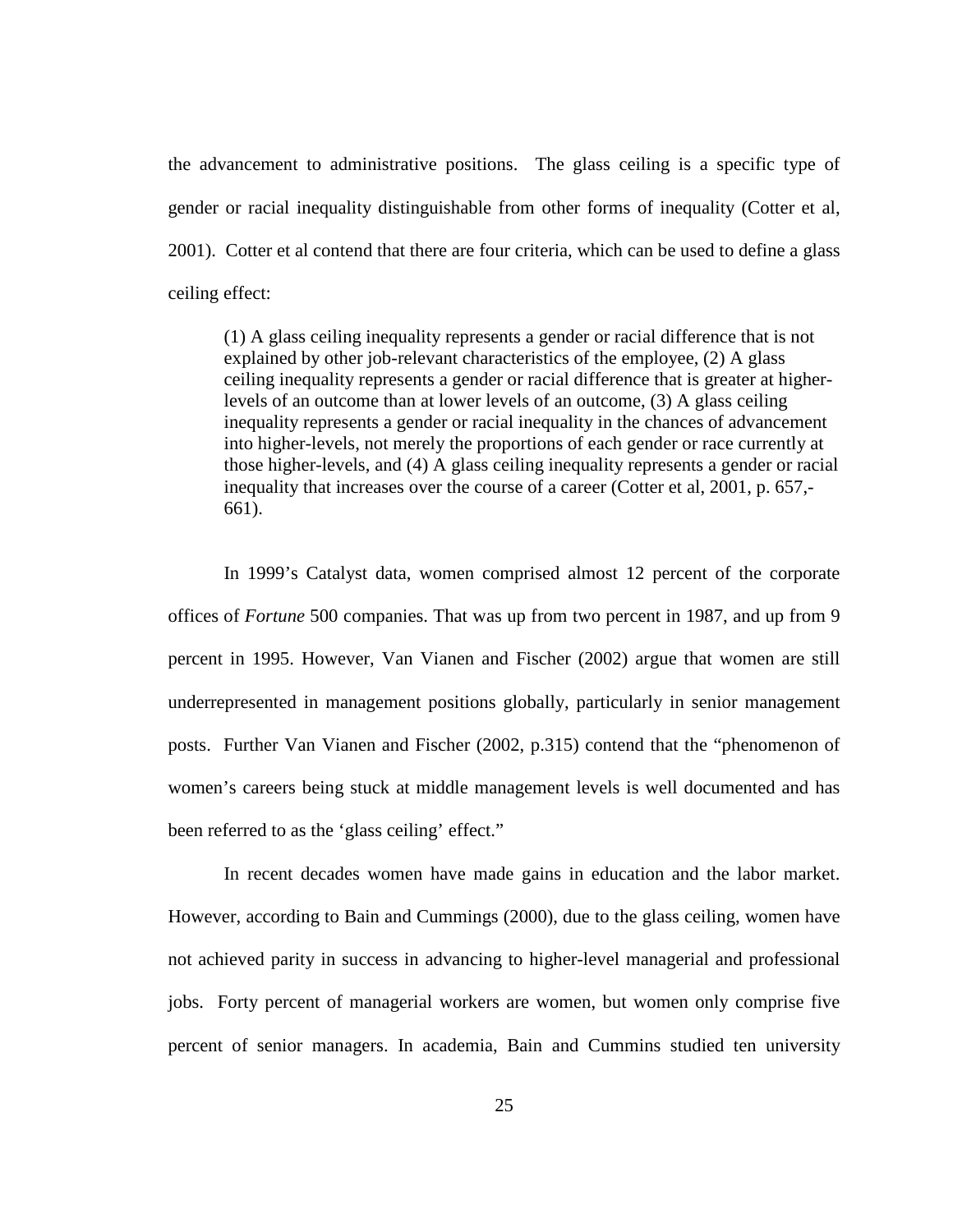the advancement to administrative positions. The glass ceiling is a specific type of gender or racial inequality distinguishable from other forms of inequality (Cotter et al, 2001). Cotter et al contend that there are four criteria, which can be used to define a glass ceiling effect:

> (1) A glass ceiling inequality represents a gender or racial difference that is not explained by other job-relevant characteristics of the employee, (2) A glass ceiling inequality represents a gender or racial difference that is greater at higher-levels of an outcome than at lower levels of an outcome, (3) A glass ceiling inequality represents a gender or racial inequality in the chances of advancement into higher-levels, not merely the proportions of each gender or race currently at those higher-levels, and (4) A glass ceiling inequality represents a gender or racial inequality that increases over the course of a career (Cotter et al, 2001, p. 657,-661).

In 1999's Catalyst data, women comprised almost 12 percent of the corporate offices of *Fortune* 500 companies. That was up from two percent in 1987, and up from 9 percent in 1995. However, Van Vianen and Fischer (2002) argue that women are still underrepresented in management positions globally, particularly in senior management posts. Further Van Vianen and Fischer (2002, p.315) contend that the "phenomenon of women's careers being stuck at middle management levels is well documented and has been referred to as the 'glass ceiling' effect."

In recent decades women have made gains in education and the labor market. However, according to Bain and Cummings (2000), due to the glass ceiling, women have not achieved parity in success in advancing to higher-level managerial and professional jobs. Forty percent of managerial workers are women, but women only comprise five percent of senior managers. In academia, Bain and Cummins studied ten university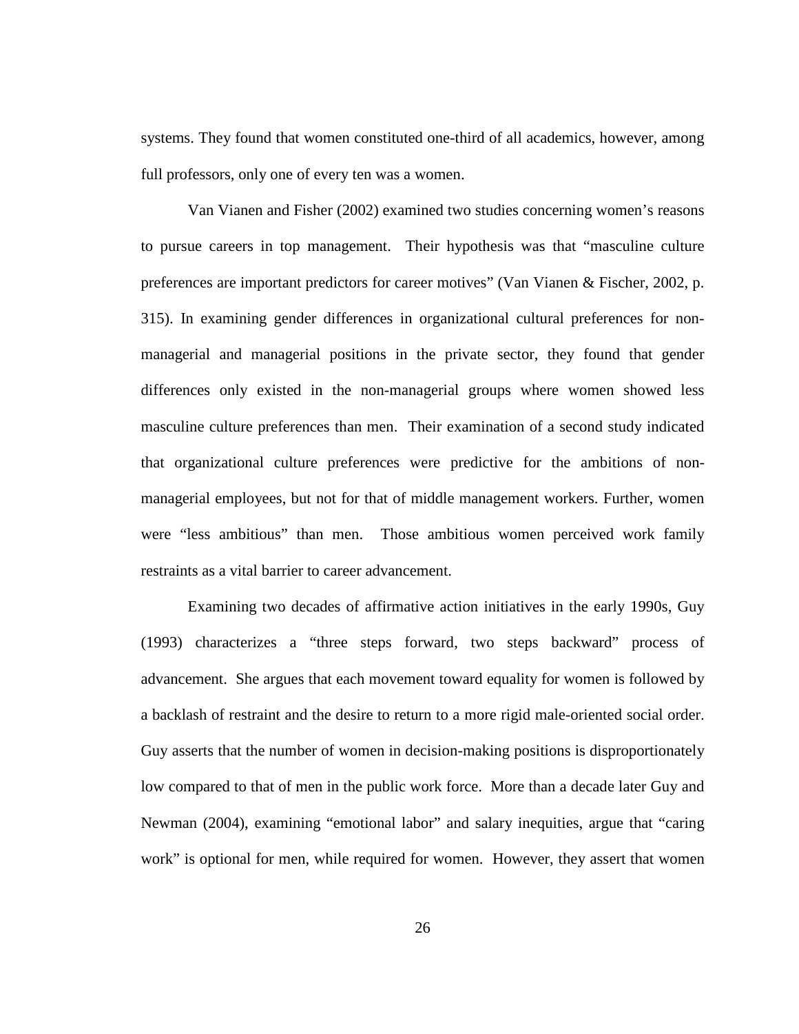systems. They found that women constituted one-third of all academics, however, among full professors, only one of every ten was a women.

Van Vianen and Fisher (2002) examined two studies concerning women's reasons to pursue careers in top management. Their hypothesis was that "masculine culture preferences are important predictors for career motives" (Van Vianen & Fischer, 2002, p. 315). In examining gender differences in organizational cultural preferences for non-managerial and managerial positions in the private sector, they found that gender differences only existed in the non-managerial groups where women showed less masculine culture preferences than men. Their examination of a second study indicated that organizational culture preferences were predictive for the ambitions of non-managerial employees, but not for that of middle management workers. Further, women were "less ambitious" than men. Those ambitious women perceived work family restraints as a vital barrier to career advancement.

Examining two decades of affirmative action initiatives in the early 1990s, Guy (1993) characterizes a "three steps forward, two steps backward" process of advancement. She argues that each movement toward equality for women is followed by a backlash of restraint and the desire to return to a more rigid male-oriented social order. Guy asserts that the number of women in decision-making positions is disproportionately low compared to that of men in the public work force. More than a decade later Guy and Newman (2004), examining "emotional labor" and salary inequities, argue that "caring work" is optional for men, while required for women. However, they assert that women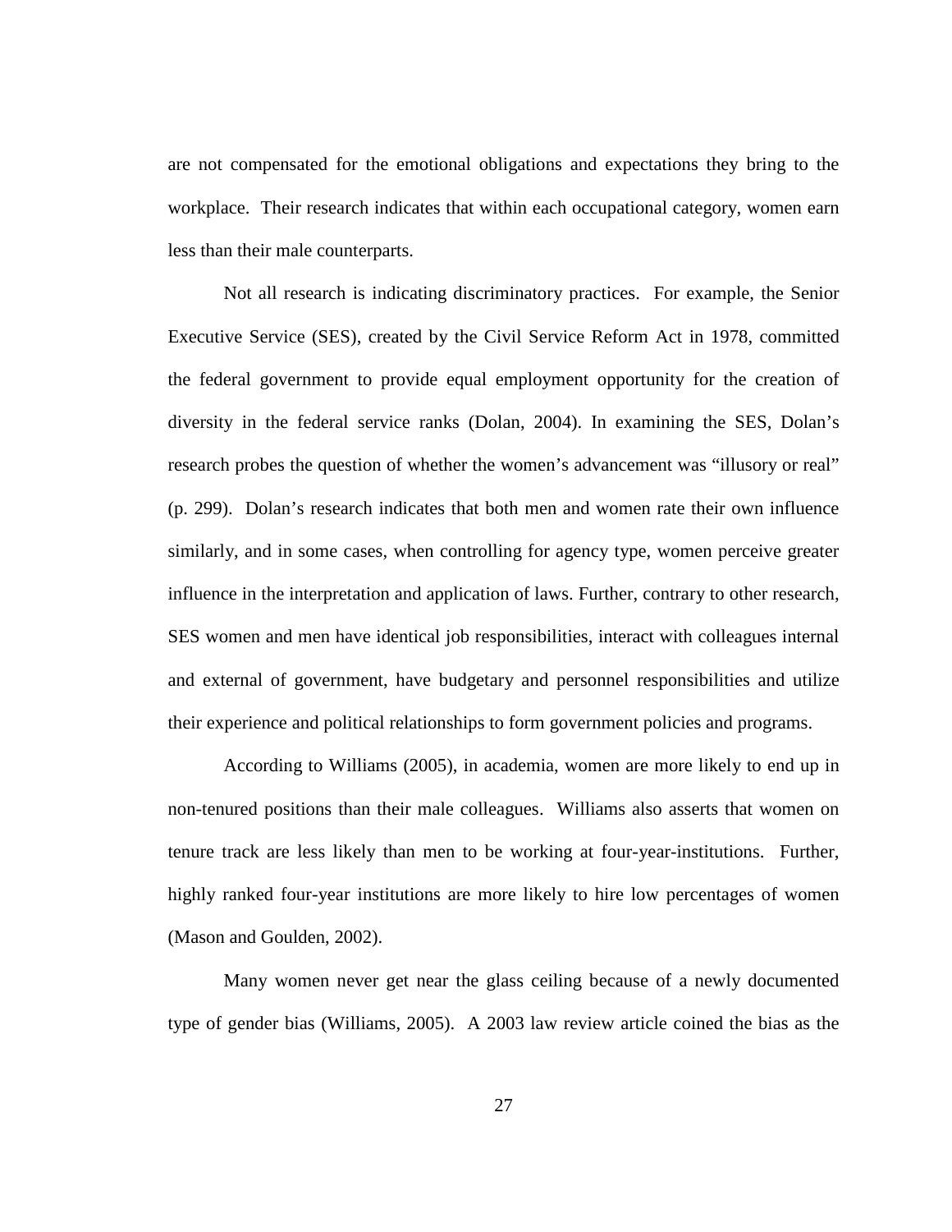are not compensated for the emotional obligations and expectations they bring to the workplace. Their research indicates that within each occupational category, women earn less than their male counterparts.

Not all research is indicating discriminatory practices. For example, the Senior Executive Service (SES), created by the Civil Service Reform Act in 1978, committed the federal government to provide equal employment opportunity for the creation of diversity in the federal service ranks (Dolan, 2004). In examining the SES, Dolan's research probes the question of whether the women's advancement was "illusory or real" (p. 299). Dolan's research indicates that both men and women rate their own influence similarly, and in some cases, when controlling for agency type, women perceive greater influence in the interpretation and application of laws. Further, contrary to other research, SES women and men have identical job responsibilities, interact with colleagues internal and external of government, have budgetary and personnel responsibilities and utilize their experience and political relationships to form government policies and programs.

According to Williams (2005), in academia, women are more likely to end up in non-tenured positions than their male colleagues. Williams also asserts that women on tenure track are less likely than men to be working at four-year-institutions. Further, highly ranked four-year institutions are more likely to hire low percentages of women (Mason and Goulden, 2002).

Many women never get near the glass ceiling because of a newly documented type of gender bias (Williams, 2005). A 2003 law review article coined the bias as the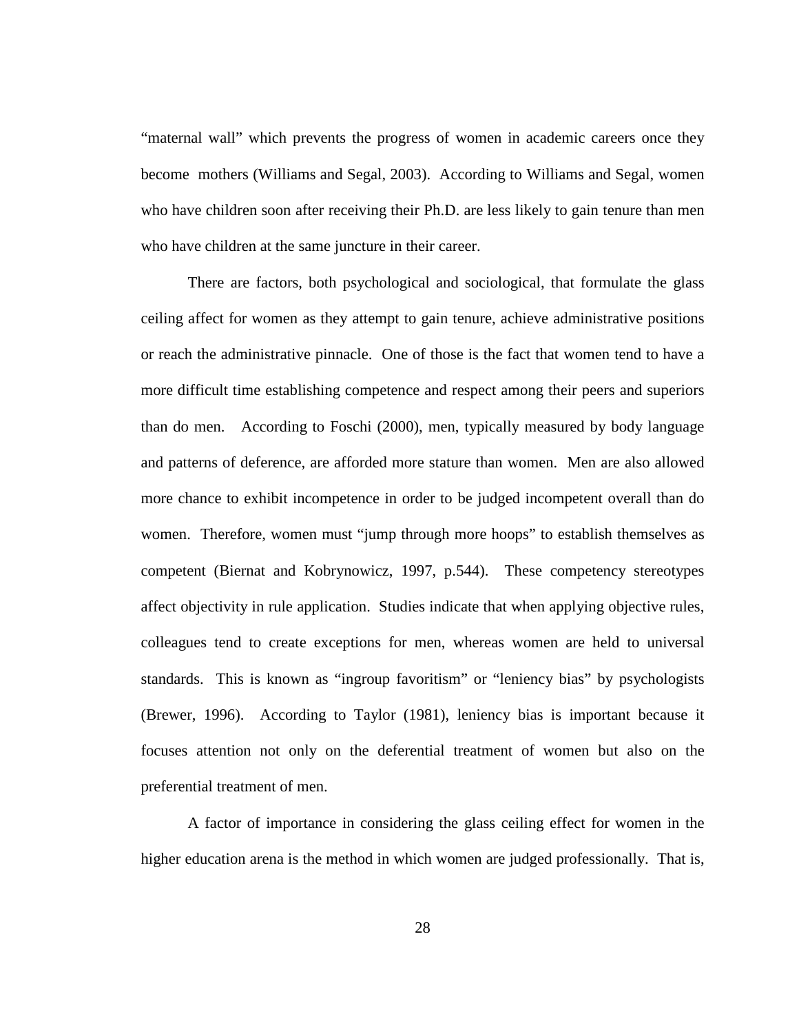"maternal wall" which prevents the progress of women in academic careers once they become mothers (Williams and Segal, 2003). According to Williams and Segal, women who have children soon after receiving their Ph.D. are less likely to gain tenure than men who have children at the same juncture in their career.

There are factors, both psychological and sociological, that formulate the glass ceiling affect for women as they attempt to gain tenure, achieve administrative positions or reach the administrative pinnacle. One of those is the fact that women tend to have a more difficult time establishing competence and respect among their peers and superiors than do men. According to Foschi (2000), men, typically measured by body language and patterns of deference, are afforded more stature than women. Men are also allowed more chance to exhibit incompetence in order to be judged incompetent overall than do women. Therefore, women must "jump through more hoops" to establish themselves as competent (Biernat and Kobrynowicz, 1997, p.544). These competency stereotypes affect objectivity in rule application. Studies indicate that when applying objective rules, colleagues tend to create exceptions for men, whereas women are held to universal standards. This is known as "ingroup favoritism" or "leniency bias" by psychologists (Brewer, 1996). According to Taylor (1981), leniency bias is important because it focuses attention not only on the deferential treatment of women but also on the preferential treatment of men.

A factor of importance in considering the glass ceiling effect for women in the higher education arena is the method in which women are judged professionally. That is,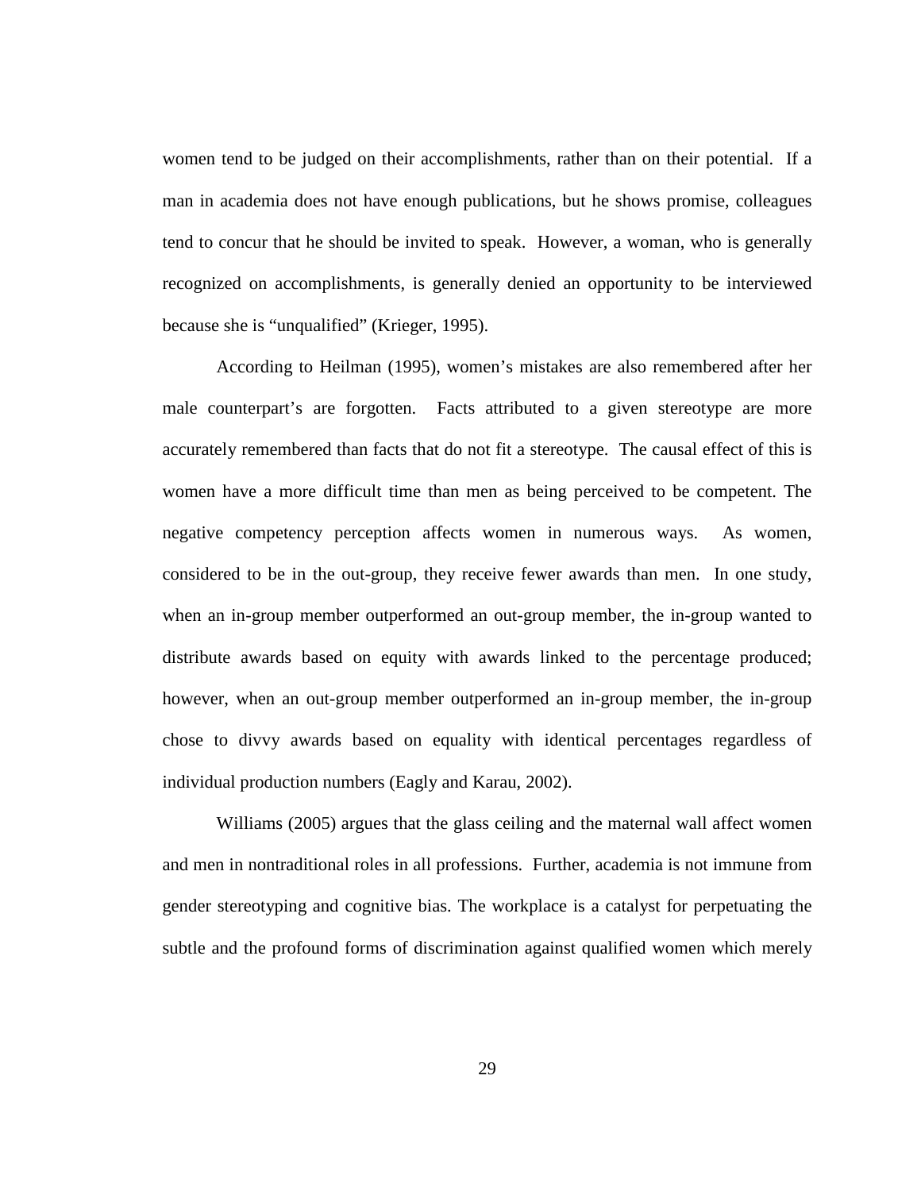women tend to be judged on their accomplishments, rather than on their potential. If a man in academia does not have enough publications, but he shows promise, colleagues tend to concur that he should be invited to speak. However, a woman, who is generally recognized on accomplishments, is generally denied an opportunity to be interviewed because she is "unqualified" (Krieger, 1995).

According to Heilman (1995), women's mistakes are also remembered after her male counterpart's are forgotten. Facts attributed to a given stereotype are more accurately remembered than facts that do not fit a stereotype. The causal effect of this is women have a more difficult time than men as being perceived to be competent. The negative competency perception affects women in numerous ways. As women, considered to be in the out-group, they receive fewer awards than men. In one study, when an in-group member outperformed an out-group member, the in-group wanted to distribute awards based on equity with awards linked to the percentage produced; however, when an out-group member outperformed an in-group member, the in-group chose to divvy awards based on equality with identical percentages regardless of individual production numbers (Eagly and Karau, 2002).

Williams (2005) argues that the glass ceiling and the maternal wall affect women and men in nontraditional roles in all professions. Further, academia is not immune from gender stereotyping and cognitive bias. The workplace is a catalyst for perpetuating the subtle and the profound forms of discrimination against qualified women which merely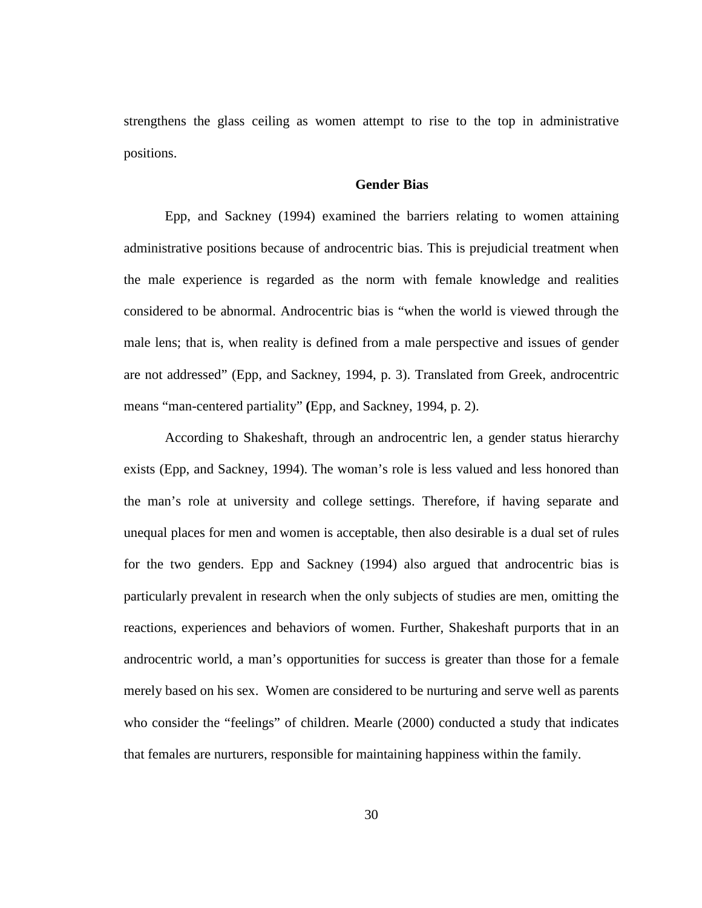strengthens the glass ceiling as women attempt to rise to the top in administrative positions.

## Gender Bias

Epp, and Sackney (1994) examined the barriers relating to women attaining administrative positions because of androcentric bias. This is prejudicial treatment when the male experience is regarded as the norm with female knowledge and realities considered to be abnormal. Androcentric bias is "when the world is viewed through the male lens; that is, when reality is defined from a male perspective and issues of gender are not addressed" (Epp, and Sackney, 1994, p. 3). Translated from Greek, androcentric means "man-centered partiality" **(**Epp, and Sackney, 1994, p. 2).

According to Shakeshaft, through an androcentric len, a gender status hierarchy exists (Epp, and Sackney, 1994). The woman's role is less valued and less honored than the man's role at university and college settings. Therefore, if having separate and unequal places for men and women is acceptable, then also desirable is a dual set of rules for the two genders. Epp and Sackney (1994) also argued that androcentric bias is particularly prevalent in research when the only subjects of studies are men, omitting the reactions, experiences and behaviors of women. Further, Shakeshaft purports that in an androcentric world, a man's opportunities for success is greater than those for a female merely based on his sex. Women are considered to be nurturing and serve well as parents who consider the "feelings" of children. Mearle (2000) conducted a study that indicates that females are nurturers, responsible for maintaining happiness within the family.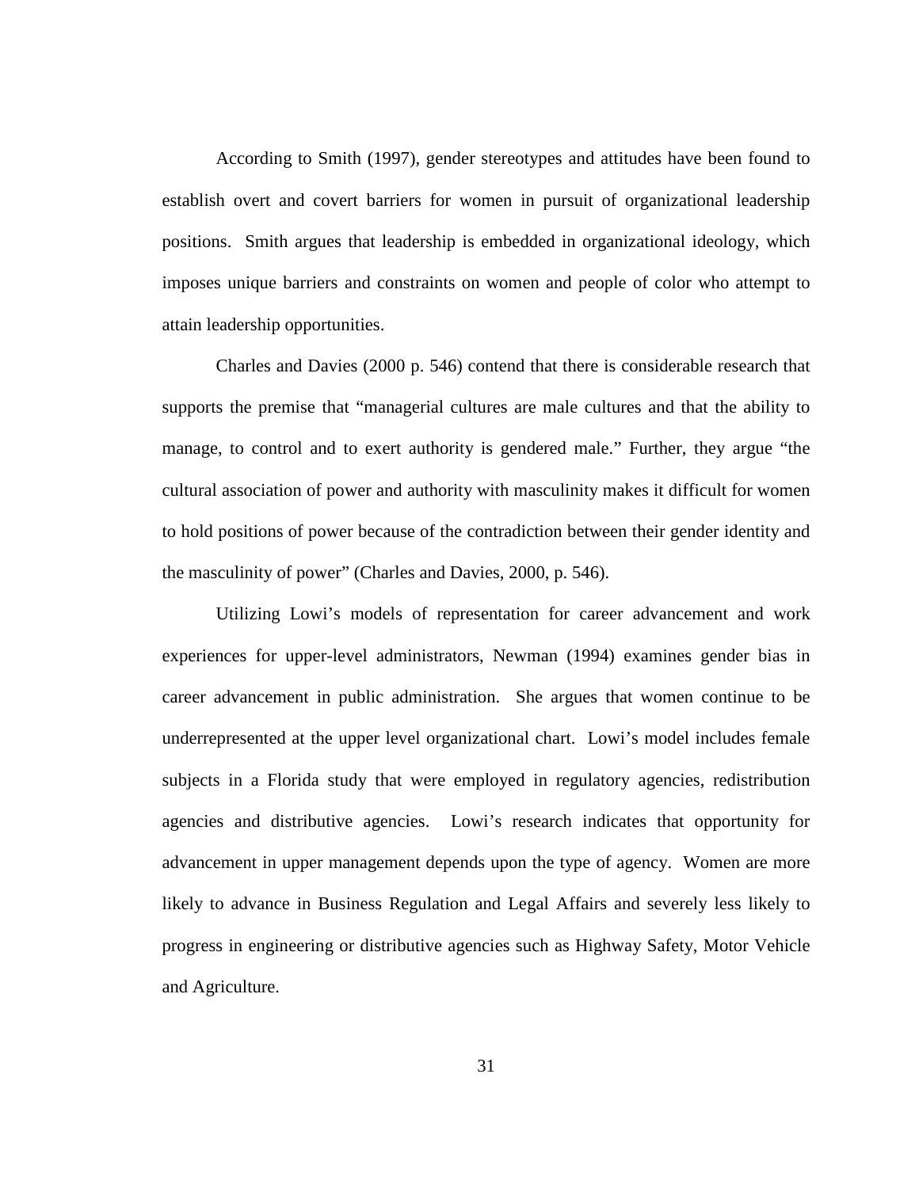According to Smith (1997), gender stereotypes and attitudes have been found to establish overt and covert barriers for women in pursuit of organizational leadership positions. Smith argues that leadership is embedded in organizational ideology, which imposes unique barriers and constraints on women and people of color who attempt to attain leadership opportunities.

Charles and Davies (2000 p. 546) contend that there is considerable research that supports the premise that "managerial cultures are male cultures and that the ability to manage, to control and to exert authority is gendered male." Further, they argue "the cultural association of power and authority with masculinity makes it difficult for women to hold positions of power because of the contradiction between their gender identity and the masculinity of power" (Charles and Davies, 2000, p. 546).

Utilizing Lowi's models of representation for career advancement and work experiences for upper-level administrators, Newman (1994) examines gender bias in career advancement in public administration. She argues that women continue to be underrepresented at the upper level organizational chart. Lowi's model includes female subjects in a Florida study that were employed in regulatory agencies, redistribution agencies and distributive agencies. Lowi's research indicates that opportunity for advancement in upper management depends upon the type of agency. Women are more likely to advance in Business Regulation and Legal Affairs and severely less likely to progress in engineering or distributive agencies such as Highway Safety, Motor Vehicle and Agriculture.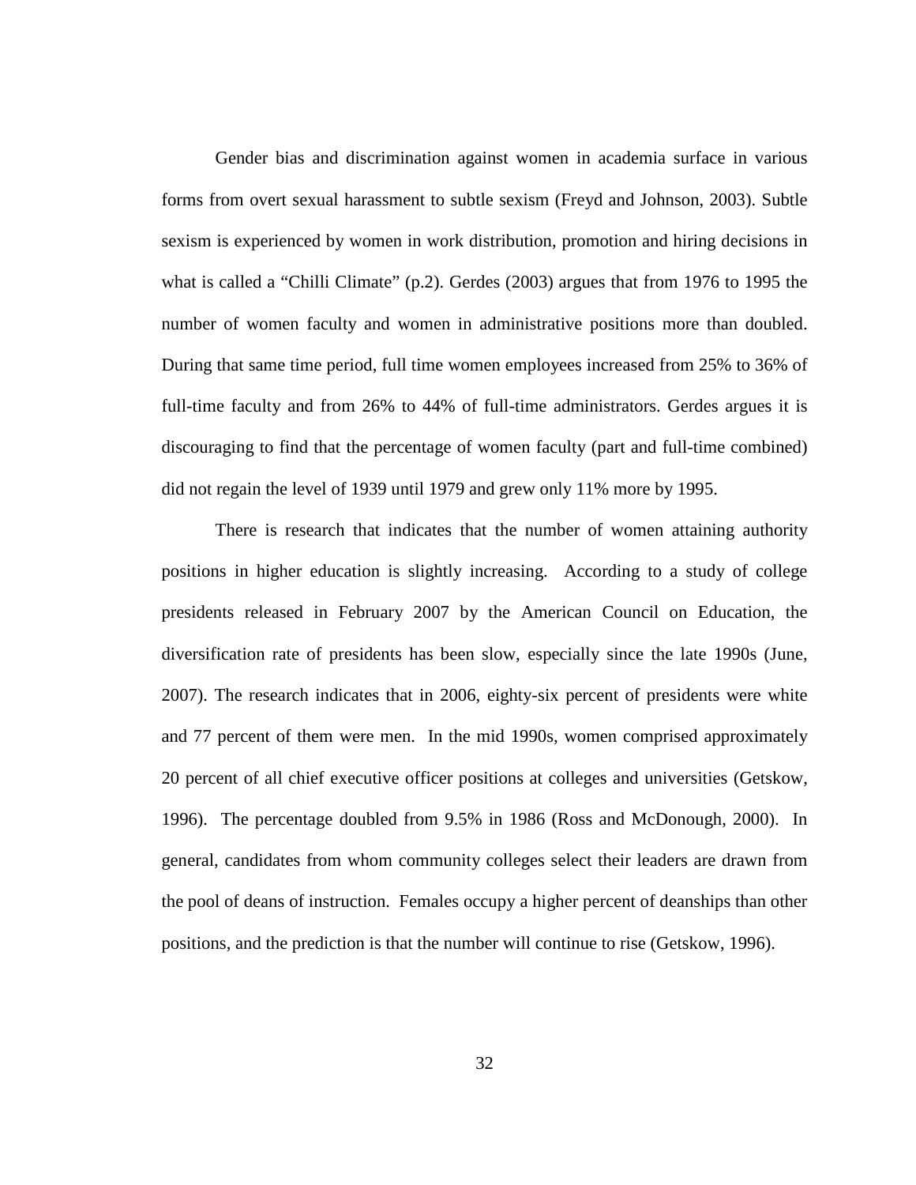Gender bias and discrimination against women in academia surface in various forms from overt sexual harassment to subtle sexism (Freyd and Johnson, 2003). Subtle sexism is experienced by women in work distribution, promotion and hiring decisions in what is called a "Chilli Climate" (p.2). Gerdes (2003) argues that from 1976 to 1995 the number of women faculty and women in administrative positions more than doubled. During that same time period, full time women employees increased from 25% to 36% of full-time faculty and from 26% to 44% of full-time administrators. Gerdes argues it is discouraging to find that the percentage of women faculty (part and full-time combined) did not regain the level of 1939 until 1979 and grew only 11% more by 1995.

There is research that indicates that the number of women attaining authority positions in higher education is slightly increasing. According to a study of college presidents released in February 2007 by the American Council on Education, the diversification rate of presidents has been slow, especially since the late 1990s (June, 2007). The research indicates that in 2006, eighty-six percent of presidents were white and 77 percent of them were men. In the mid 1990s, women comprised approximately 20 percent of all chief executive officer positions at colleges and universities (Getskow, 1996). The percentage doubled from 9.5% in 1986 (Ross and McDonough, 2000). In general, candidates from whom community colleges select their leaders are drawn from the pool of deans of instruction. Females occupy a higher percent of deanships than other positions, and the prediction is that the number will continue to rise (Getskow, 1996).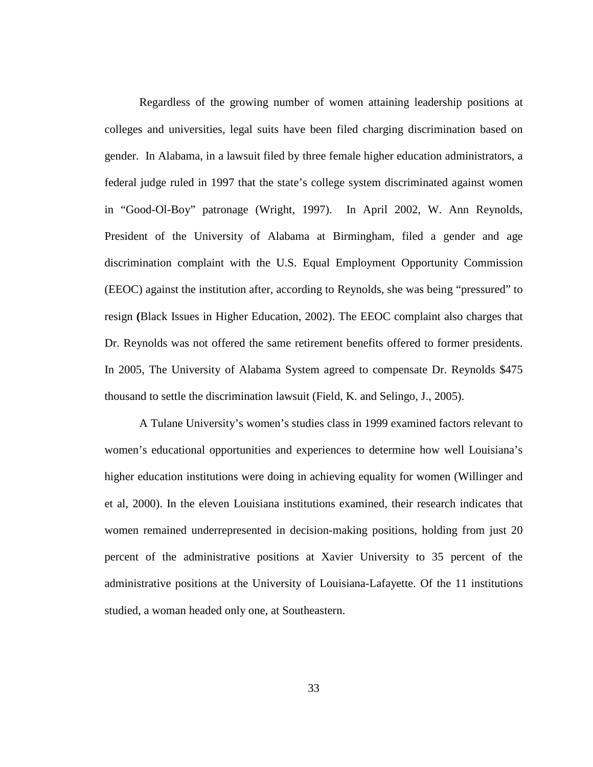Regardless of the growing number of women attaining leadership positions at colleges and universities, legal suits have been filed charging discrimination based on gender. In Alabama, in a lawsuit filed by three female higher education administrators, a federal judge ruled in 1997 that the state's college system discriminated against women in "Good-Ol-Boy" patronage (Wright, 1997). In April 2002, W. Ann Reynolds, President of the University of Alabama at Birmingham, filed a gender and age discrimination complaint with the U.S. Equal Employment Opportunity Commission (EEOC) against the institution after, according to Reynolds, she was being "pressured" to resign (Black Issues in Higher Education, 2002). The EEOC complaint also charges that Dr. Reynolds was not offered the same retirement benefits offered to former presidents. In 2005, The University of Alabama System agreed to compensate Dr. Reynolds $475 thousand to settle the discrimination lawsuit (Field, K. and Selingo, J., 2005).

A Tulane University's women's studies class in 1999 examined factors relevant to women's educational opportunities and experiences to determine how well Louisiana's higher education institutions were doing in achieving equality for women (Willinger and et al, 2000). In the eleven Louisiana institutions examined, their research indicates that women remained underrepresented in decision-making positions, holding from just 20 percent of the administrative positions at Xavier University to 35 percent of the administrative positions at the University of Louisiana-Lafayette. Of the 11 institutions studied, a woman headed only one, at Southeastern.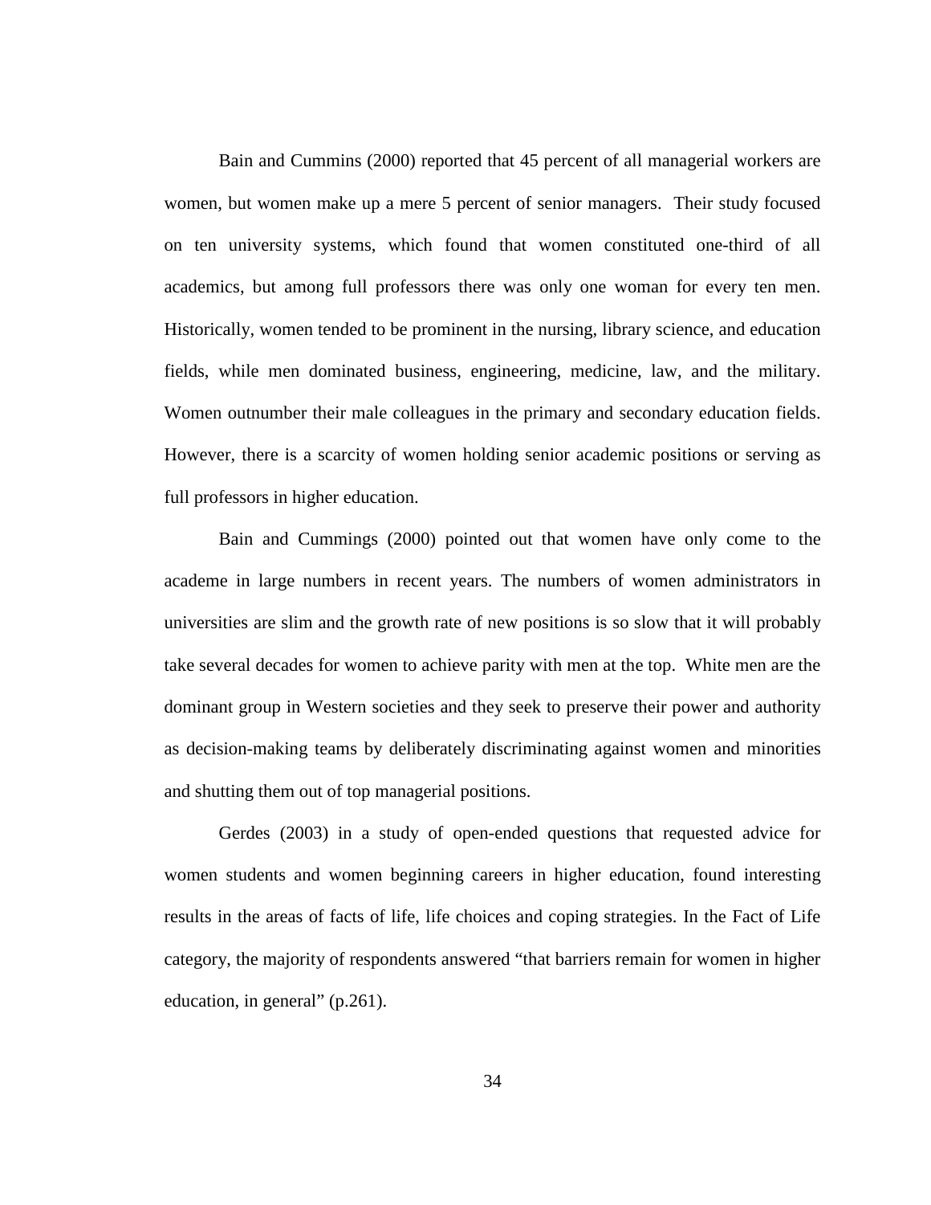Bain and Cummins (2000) reported that 45 percent of all managerial workers are women, but women make up a mere 5 percent of senior managers. Their study focused on ten university systems, which found that women constituted one-third of all academics, but among full professors there was only one woman for every ten men. Historically, women tended to be prominent in the nursing, library science, and education fields, while men dominated business, engineering, medicine, law, and the military. Women outnumber their male colleagues in the primary and secondary education fields. However, there is a scarcity of women holding senior academic positions or serving as full professors in higher education.

Bain and Cummings (2000) pointed out that women have only come to the academe in large numbers in recent years. The numbers of women administrators in universities are slim and the growth rate of new positions is so slow that it will probably take several decades for women to achieve parity with men at the top. White men are the dominant group in Western societies and they seek to preserve their power and authority as decision-making teams by deliberately discriminating against women and minorities and shutting them out of top managerial positions.

Gerdes (2003) in a study of open-ended questions that requested advice for women students and women beginning careers in higher education, found interesting results in the areas of facts of life, life choices and coping strategies. In the Fact of Life category, the majority of respondents answered "that barriers remain for women in higher education, in general" (p.261).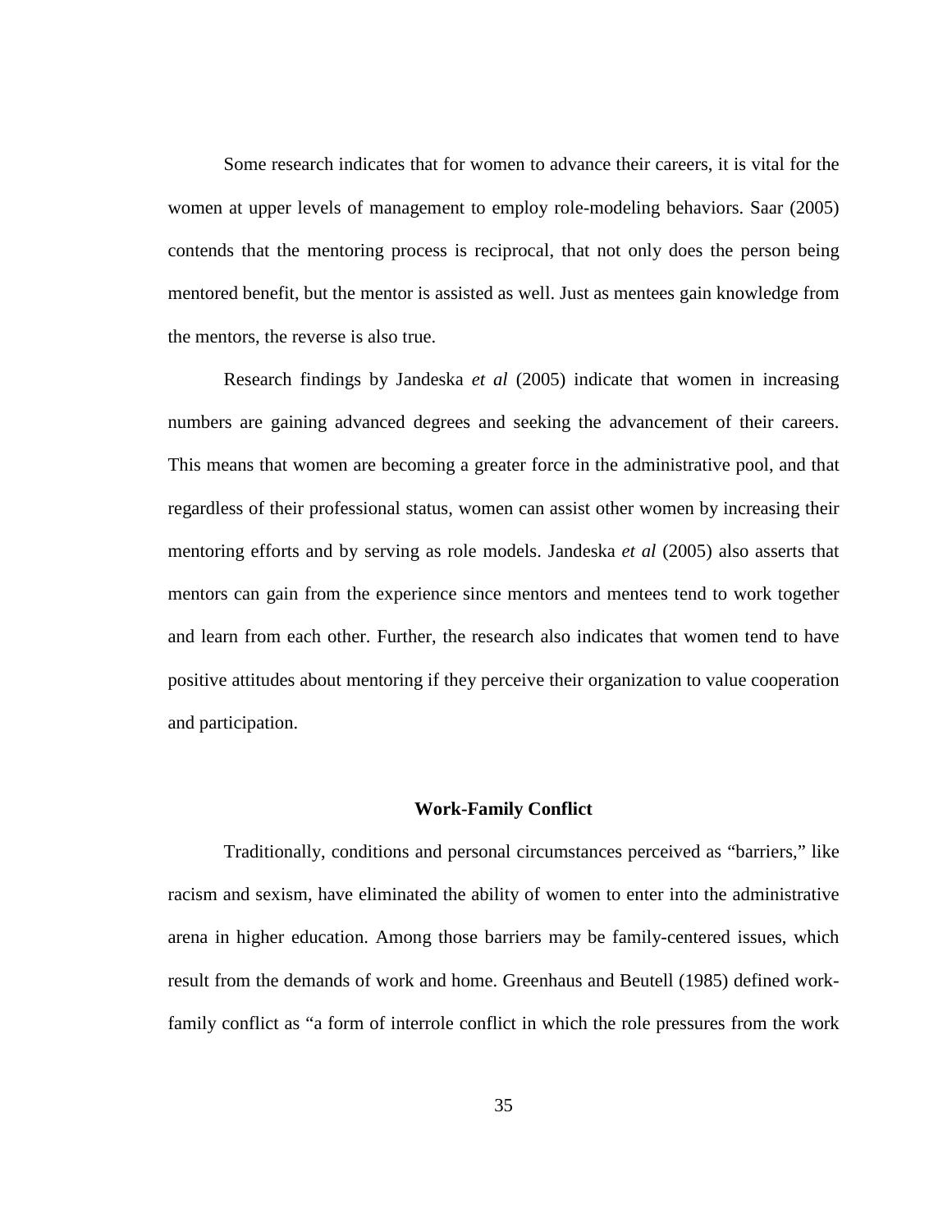Some research indicates that for women to advance their careers, it is vital for the women at upper levels of management to employ role-modeling behaviors. Saar (2005) contends that the mentoring process is reciprocal, that not only does the person being mentored benefit, but the mentor is assisted as well. Just as mentees gain knowledge from the mentors, the reverse is also true.

Research findings by Jandeska *et al* (2005) indicate that women in increasing numbers are gaining advanced degrees and seeking the advancement of their careers. This means that women are becoming a greater force in the administrative pool, and that regardless of their professional status, women can assist other women by increasing their mentoring efforts and by serving as role models. Jandeska *et al* (2005) also asserts that mentors can gain from the experience since mentors and mentees tend to work together and learn from each other. Further, the research also indicates that women tend to have positive attitudes about mentoring if they perceive their organization to value cooperation and participation.

## Work-Family Conflict

Traditionally, conditions and personal circumstances perceived as "barriers," like racism and sexism, have eliminated the ability of women to enter into the administrative arena in higher education. Among those barriers may be family-centered issues, which result from the demands of work and home. Greenhaus and Beutell (1985) defined work-family conflict as "a form of interrole conflict in which the role pressures from the work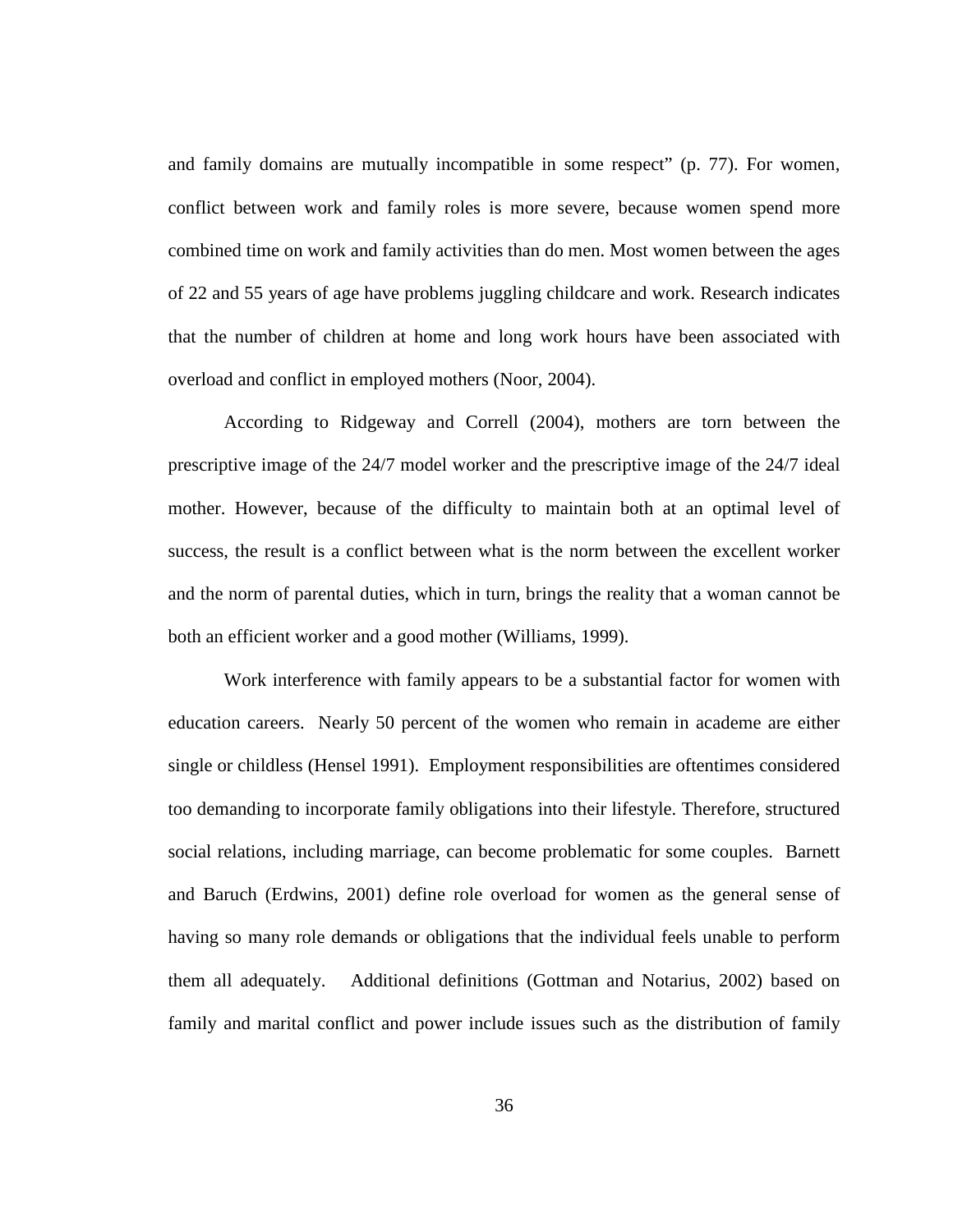and family domains are mutually incompatible in some respect" (p. 77). For women, conflict between work and family roles is more severe, because women spend more combined time on work and family activities than do men. Most women between the ages of 22 and 55 years of age have problems juggling childcare and work. Research indicates that the number of children at home and long work hours have been associated with overload and conflict in employed mothers (Noor, 2004).

According to Ridgeway and Correll (2004), mothers are torn between the prescriptive image of the 24/7 model worker and the prescriptive image of the 24/7 ideal mother. However, because of the difficulty to maintain both at an optimal level of success, the result is a conflict between what is the norm between the excellent worker and the norm of parental duties, which in turn, brings the reality that a woman cannot be both an efficient worker and a good mother (Williams, 1999).

Work interference with family appears to be a substantial factor for women with education careers. Nearly 50 percent of the women who remain in academe are either single or childless (Hensel 1991). Employment responsibilities are oftentimes considered too demanding to incorporate family obligations into their lifestyle. Therefore, structured social relations, including marriage, can become problematic for some couples. Barnett and Baruch (Erdwins, 2001) define role overload for women as the general sense of having so many role demands or obligations that the individual feels unable to perform them all adequately. Additional definitions (Gottman and Notarius, 2002) based on family and marital conflict and power include issues such as the distribution of family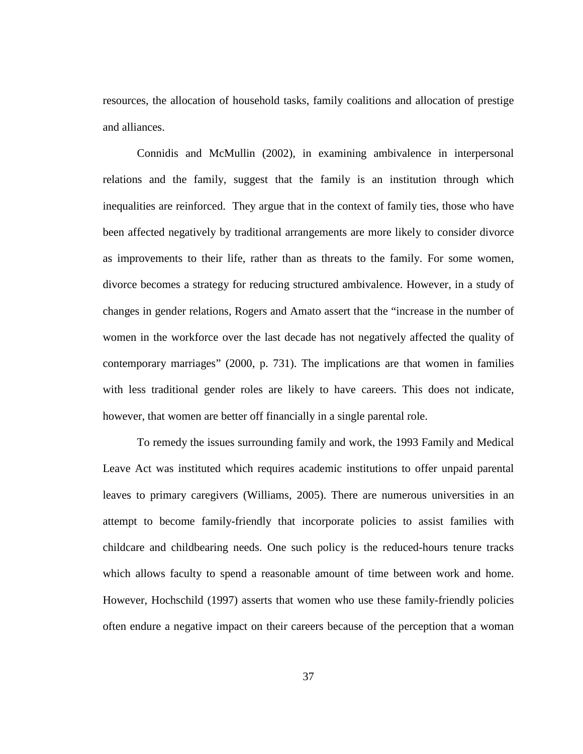resources, the allocation of household tasks, family coalitions and allocation of prestige and alliances.

Connidis and McMullin (2002), in examining ambivalence in interpersonal relations and the family, suggest that the family is an institution through which inequalities are reinforced. They argue that in the context of family ties, those who have been affected negatively by traditional arrangements are more likely to consider divorce as improvements to their life, rather than as threats to the family. For some women, divorce becomes a strategy for reducing structured ambivalence. However, in a study of changes in gender relations, Rogers and Amato assert that the "increase in the number of women in the workforce over the last decade has not negatively affected the quality of contemporary marriages" (2000, p. 731). The implications are that women in families with less traditional gender roles are likely to have careers. This does not indicate, however, that women are better off financially in a single parental role.

To remedy the issues surrounding family and work, the 1993 Family and Medical Leave Act was instituted which requires academic institutions to offer unpaid parental leaves to primary caregivers (Williams, 2005). There are numerous universities in an attempt to become family-friendly that incorporate policies to assist families with childcare and childbearing needs. One such policy is the reduced-hours tenure tracks which allows faculty to spend a reasonable amount of time between work and home. However, Hochschild (1997) asserts that women who use these family-friendly policies often endure a negative impact on their careers because of the perception that a woman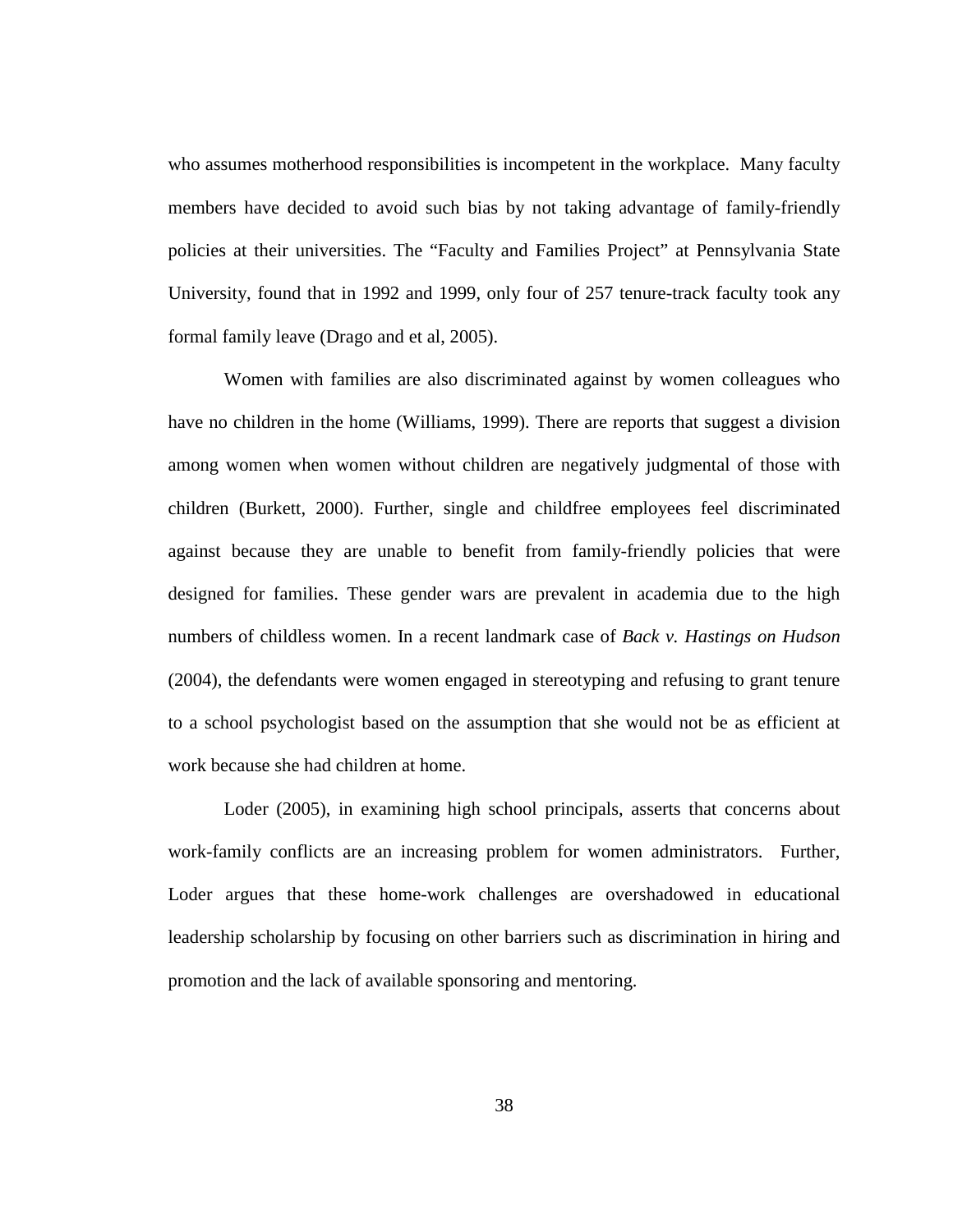who assumes motherhood responsibilities is incompetent in the workplace. Many faculty members have decided to avoid such bias by not taking advantage of family-friendly policies at their universities. The "Faculty and Families Project" at Pennsylvania State University, found that in 1992 and 1999, only four of 257 tenure-track faculty took any formal family leave (Drago and et al, 2005).

Women with families are also discriminated against by women colleagues who have no children in the home (Williams, 1999). There are reports that suggest a division among women when women without children are negatively judgmental of those with children (Burkett, 2000). Further, single and childfree employees feel discriminated against because they are unable to benefit from family-friendly policies that were designed for families. These gender wars are prevalent in academia due to the high numbers of childless women. In a recent landmark case of *Back v. Hastings on Hudson* (2004), the defendants were women engaged in stereotyping and refusing to grant tenure to a school psychologist based on the assumption that she would not be as efficient at work because she had children at home.

Loder (2005), in examining high school principals, asserts that concerns about work-family conflicts are an increasing problem for women administrators. Further, Loder argues that these home-work challenges are overshadowed in educational leadership scholarship by focusing on other barriers such as discrimination in hiring and promotion and the lack of available sponsoring and mentoring.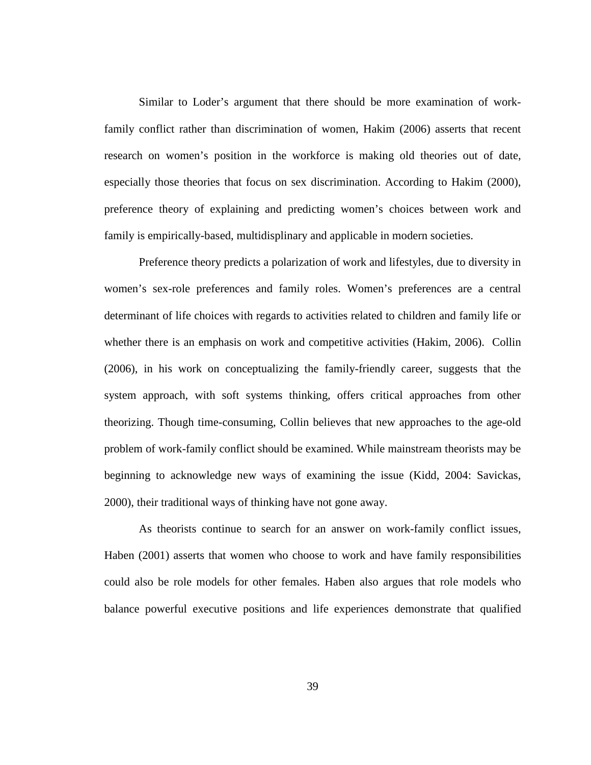Similar to Loder's argument that there should be more examination of work-family conflict rather than discrimination of women, Hakim (2006) asserts that recent research on women's position in the workforce is making old theories out of date, especially those theories that focus on sex discrimination. According to Hakim (2000), preference theory of explaining and predicting women's choices between work and family is empirically-based, multidisplinary and applicable in modern societies.

Preference theory predicts a polarization of work and lifestyles, due to diversity in women's sex-role preferences and family roles. Women's preferences are a central determinant of life choices with regards to activities related to children and family life or whether there is an emphasis on work and competitive activities (Hakim, 2006). Collin (2006), in his work on conceptualizing the family-friendly career, suggests that the system approach, with soft systems thinking, offers critical approaches from other theorizing. Though time-consuming, Collin believes that new approaches to the age-old problem of work-family conflict should be examined. While mainstream theorists may be beginning to acknowledge new ways of examining the issue (Kidd, 2004: Savickas, 2000), their traditional ways of thinking have not gone away.

As theorists continue to search for an answer on work-family conflict issues, Haben (2001) asserts that women who choose to work and have family responsibilities could also be role models for other females. Haben also argues that role models who balance powerful executive positions and life experiences demonstrate that qualified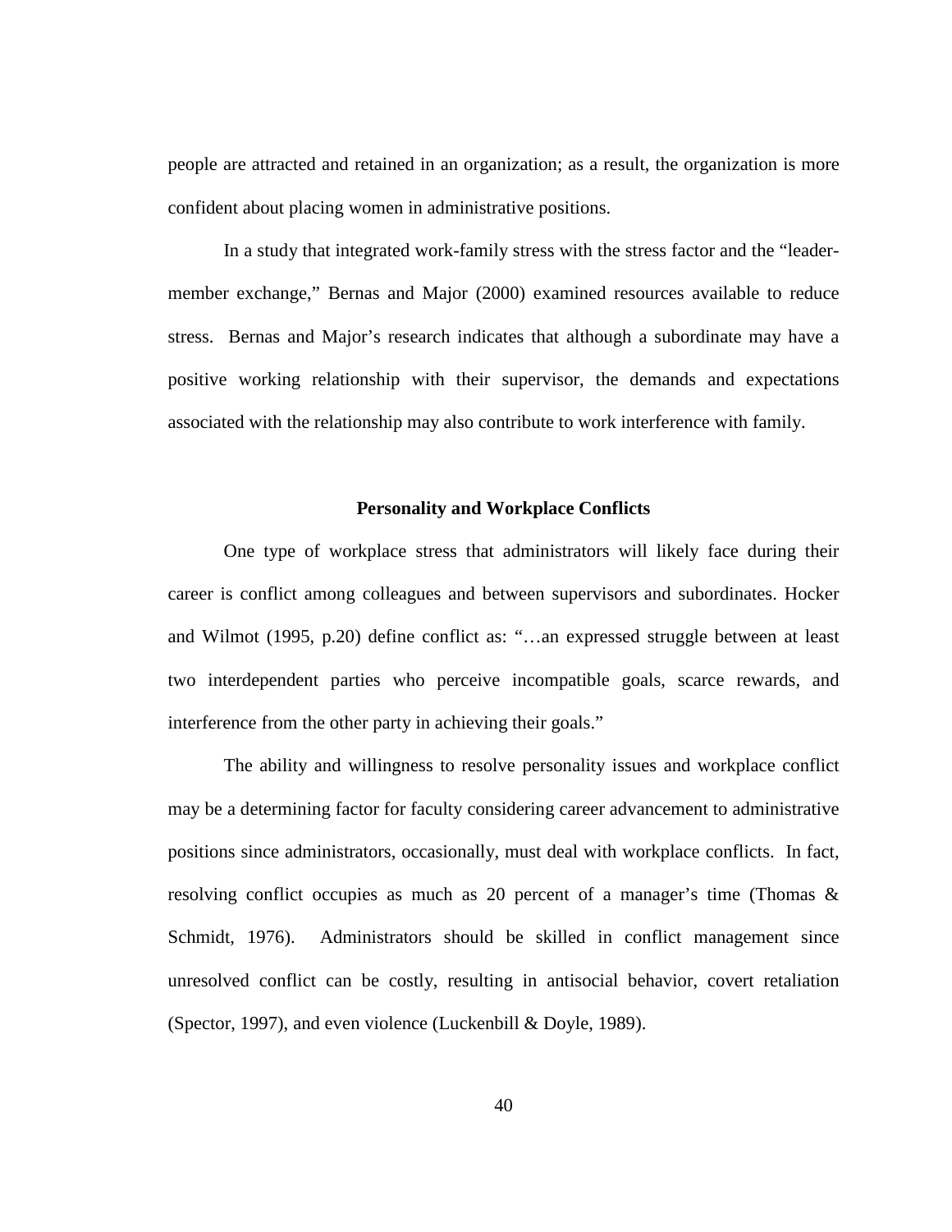people are attracted and retained in an organization; as a result, the organization is more confident about placing women in administrative positions.

In a study that integrated work-family stress with the stress factor and the "leader-member exchange," Bernas and Major (2000) examined resources available to reduce stress. Bernas and Major's research indicates that although a subordinate may have a positive working relationship with their supervisor, the demands and expectations associated with the relationship may also contribute to work interference with family.

## Personality and Workplace Conflicts

One type of workplace stress that administrators will likely face during their career is conflict among colleagues and between supervisors and subordinates. Hocker and Wilmot (1995, p.20) define conflict as: "…an expressed struggle between at least two interdependent parties who perceive incompatible goals, scarce rewards, and interference from the other party in achieving their goals."

The ability and willingness to resolve personality issues and workplace conflict may be a determining factor for faculty considering career advancement to administrative positions since administrators, occasionally, must deal with workplace conflicts. In fact, resolving conflict occupies as much as 20 percent of a manager's time (Thomas & Schmidt, 1976). Administrators should be skilled in conflict management since unresolved conflict can be costly, resulting in antisocial behavior, covert retaliation (Spector, 1997), and even violence (Luckenbill & Doyle, 1989).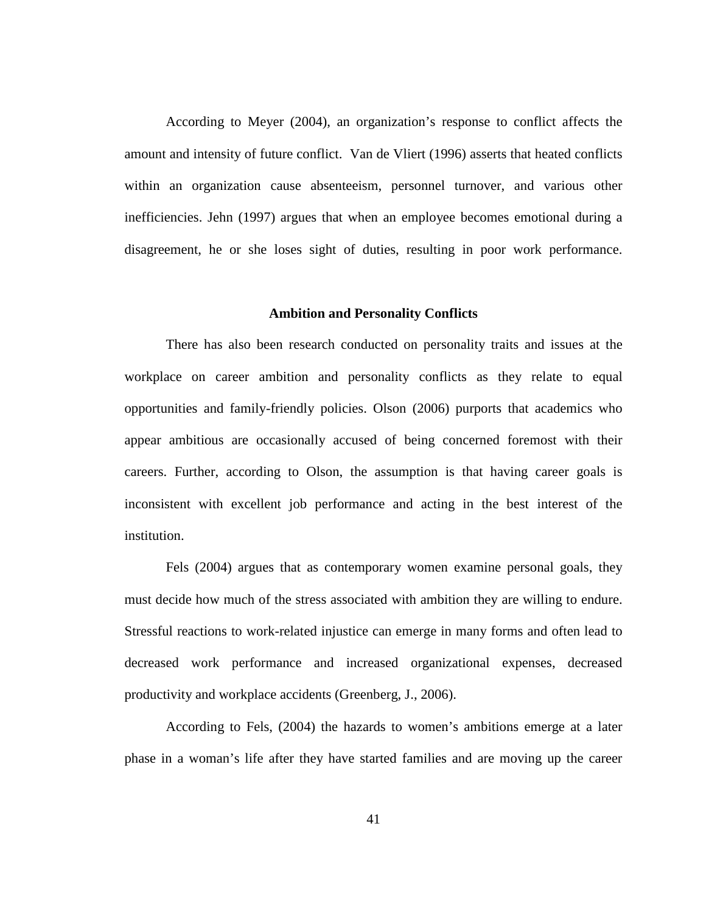According to Meyer (2004), an organization's response to conflict affects the amount and intensity of future conflict. Van de Vliert (1996) asserts that heated conflicts within an organization cause absenteeism, personnel turnover, and various other inefficiencies. Jehn (1997) argues that when an employee becomes emotional during a disagreement, he or she loses sight of duties, resulting in poor work performance.

## Ambition and Personality Conflicts

There has also been research conducted on personality traits and issues at the workplace on career ambition and personality conflicts as they relate to equal opportunities and family-friendly policies. Olson (2006) purports that academics who appear ambitious are occasionally accused of being concerned foremost with their careers. Further, according to Olson, the assumption is that having career goals is inconsistent with excellent job performance and acting in the best interest of the institution.

Fels (2004) argues that as contemporary women examine personal goals, they must decide how much of the stress associated with ambition they are willing to endure. Stressful reactions to work-related injustice can emerge in many forms and often lead to decreased work performance and increased organizational expenses, decreased productivity and workplace accidents (Greenberg, J., 2006).

According to Fels, (2004) the hazards to women's ambitions emerge at a later phase in a woman's life after they have started families and are moving up the career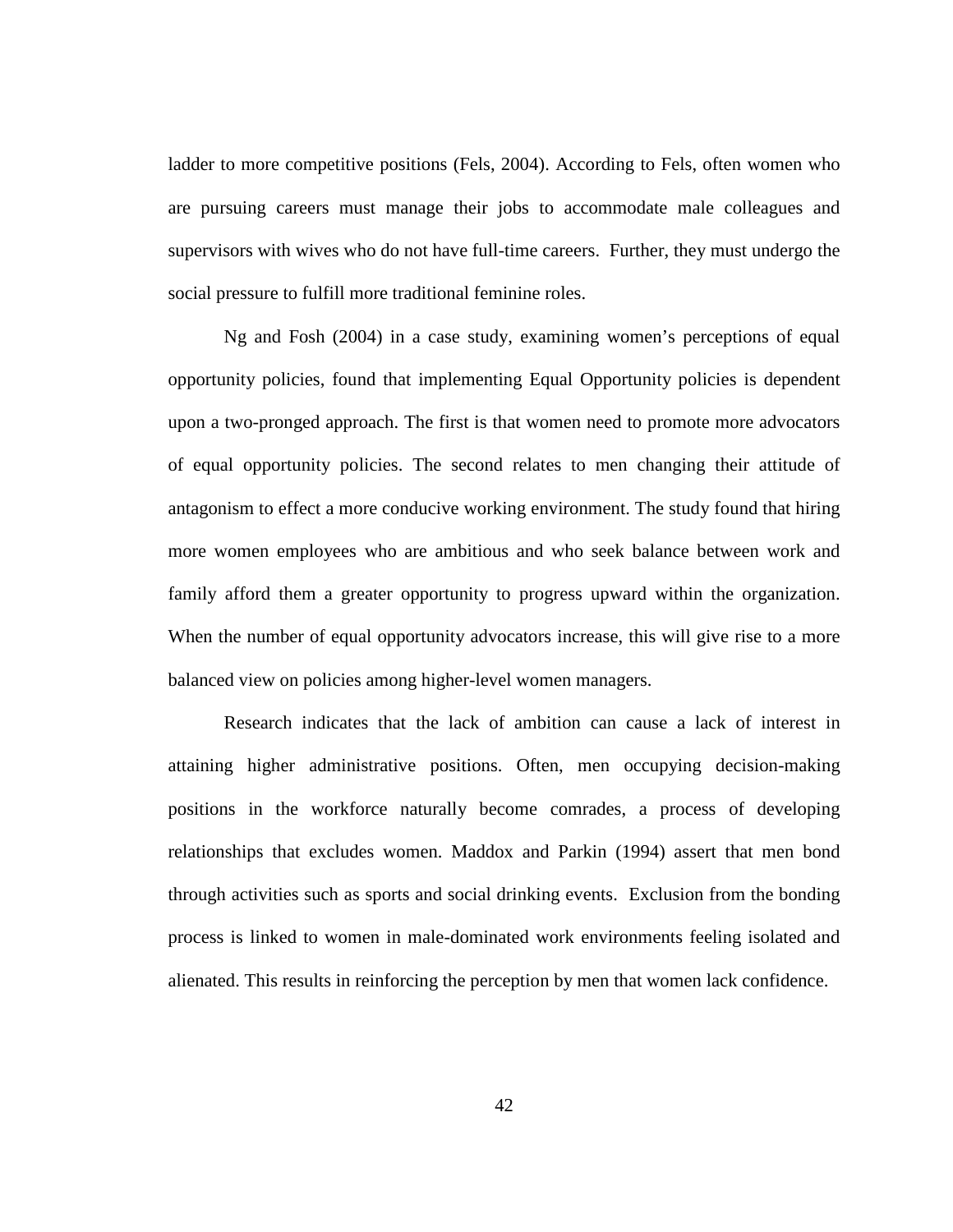ladder to more competitive positions (Fels, 2004). According to Fels, often women who are pursuing careers must manage their jobs to accommodate male colleagues and supervisors with wives who do not have full-time careers. Further, they must undergo the social pressure to fulfill more traditional feminine roles.

Ng and Fosh (2004) in a case study, examining women's perceptions of equal opportunity policies, found that implementing Equal Opportunity policies is dependent upon a two-pronged approach. The first is that women need to promote more advocators of equal opportunity policies. The second relates to men changing their attitude of antagonism to effect a more conducive working environment. The study found that hiring more women employees who are ambitious and who seek balance between work and family afford them a greater opportunity to progress upward within the organization. When the number of equal opportunity advocators increase, this will give rise to a more balanced view on policies among higher-level women managers.

Research indicates that the lack of ambition can cause a lack of interest in attaining higher administrative positions. Often, men occupying decision-making positions in the workforce naturally become comrades, a process of developing relationships that excludes women. Maddox and Parkin (1994) assert that men bond through activities such as sports and social drinking events. Exclusion from the bonding process is linked to women in male-dominated work environments feeling isolated and alienated. This results in reinforcing the perception by men that women lack confidence.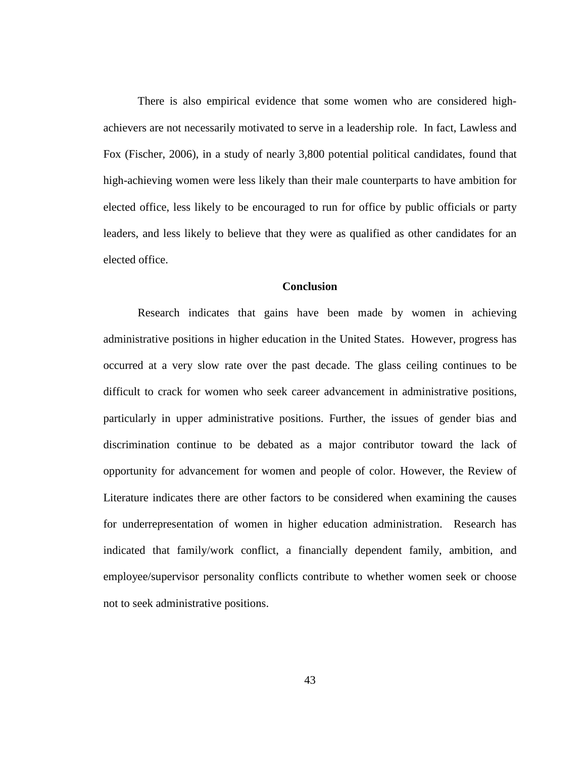There is also empirical evidence that some women who are considered high-achievers are not necessarily motivated to serve in a leadership role. In fact, Lawless and Fox (Fischer, 2006), in a study of nearly 3,800 potential political candidates, found that high-achieving women were less likely than their male counterparts to have ambition for elected office, less likely to be encouraged to run for office by public officials or party leaders, and less likely to believe that they were as qualified as other candidates for an elected office.

## Conclusion

Research indicates that gains have been made by women in achieving administrative positions in higher education in the United States. However, progress has occurred at a very slow rate over the past decade. The glass ceiling continues to be difficult to crack for women who seek career advancement in administrative positions, particularly in upper administrative positions. Further, the issues of gender bias and discrimination continue to be debated as a major contributor toward the lack of opportunity for advancement for women and people of color. However, the Review of Literature indicates there are other factors to be considered when examining the causes for underrepresentation of women in higher education administration. Research has indicated that family/work conflict, a financially dependent family, ambition, and employee/supervisor personality conflicts contribute to whether women seek or choose not to seek administrative positions.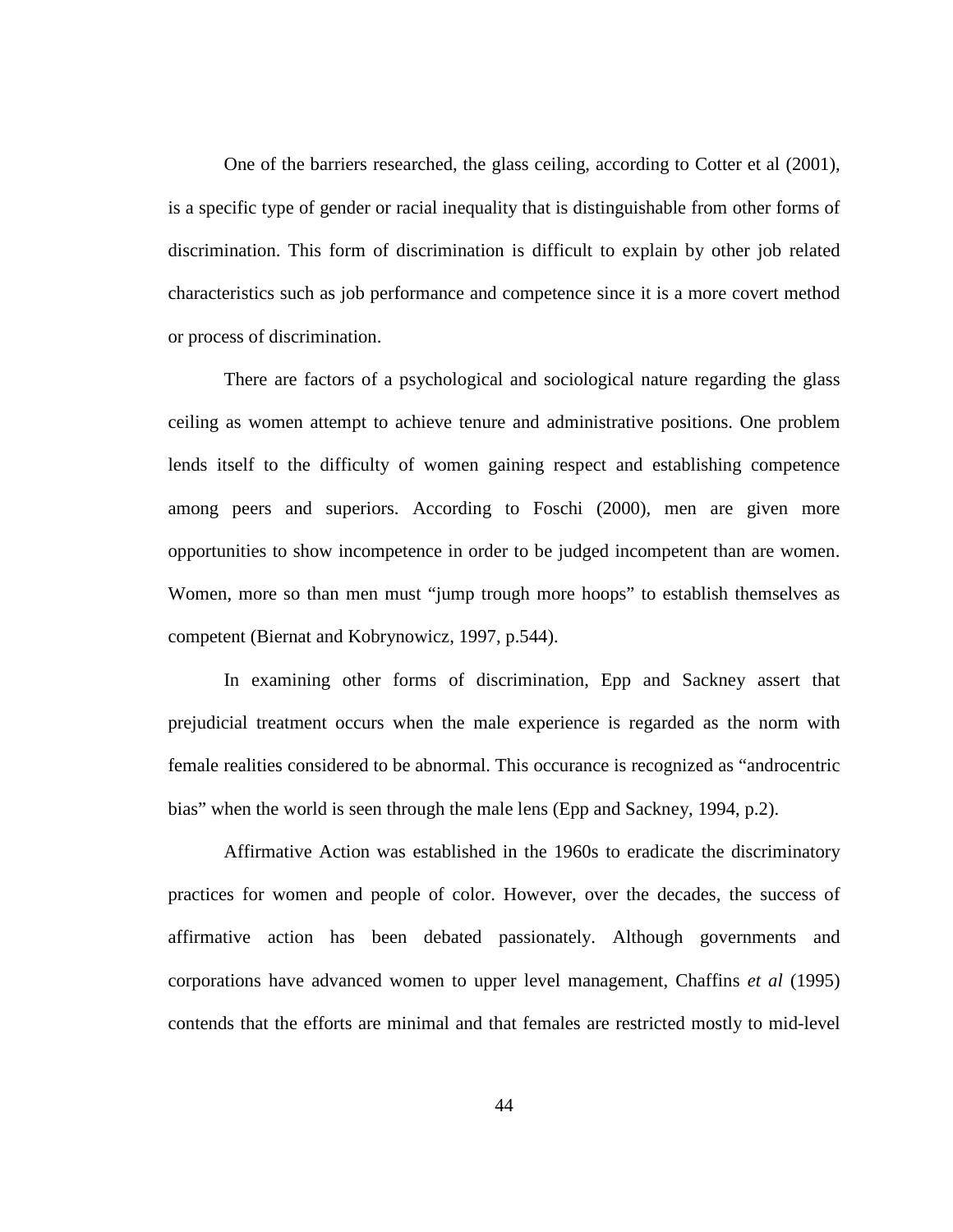One of the barriers researched, the glass ceiling, according to Cotter et al (2001), is a specific type of gender or racial inequality that is distinguishable from other forms of discrimination. This form of discrimination is difficult to explain by other job related characteristics such as job performance and competence since it is a more covert method or process of discrimination.

There are factors of a psychological and sociological nature regarding the glass ceiling as women attempt to achieve tenure and administrative positions. One problem lends itself to the difficulty of women gaining respect and establishing competence among peers and superiors. According to Foschi (2000), men are given more opportunities to show incompetence in order to be judged incompetent than are women. Women, more so than men must "jump trough more hoops" to establish themselves as competent (Biernat and Kobrynowicz, 1997, p.544).

In examining other forms of discrimination, Epp and Sackney assert that prejudicial treatment occurs when the male experience is regarded as the norm with female realities considered to be abnormal. This occurance is recognized as "androcentric bias" when the world is seen through the male lens (Epp and Sackney, 1994, p.2).

Affirmative Action was established in the 1960s to eradicate the discriminatory practices for women and people of color. However, over the decades, the success of affirmative action has been debated passionately. Although governments and corporations have advanced women to upper level management, Chaffins *et al* (1995) contends that the efforts are minimal and that females are restricted mostly to mid-level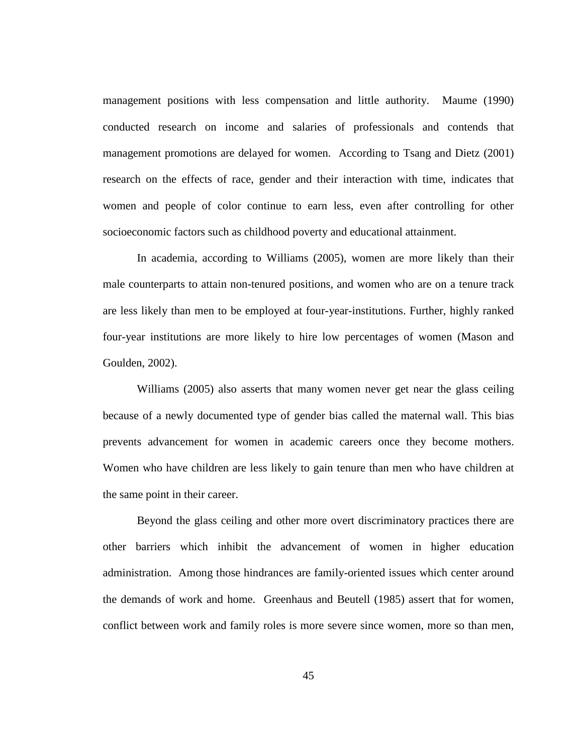management positions with less compensation and little authority. Maume (1990) conducted research on income and salaries of professionals and contends that management promotions are delayed for women. According to Tsang and Dietz (2001) research on the effects of race, gender and their interaction with time, indicates that women and people of color continue to earn less, even after controlling for other socioeconomic factors such as childhood poverty and educational attainment.

In academia, according to Williams (2005), women are more likely than their male counterparts to attain non-tenured positions, and women who are on a tenure track are less likely than men to be employed at four-year-institutions. Further, highly ranked four-year institutions are more likely to hire low percentages of women (Mason and Goulden, 2002).

Williams (2005) also asserts that many women never get near the glass ceiling because of a newly documented type of gender bias called the maternal wall. This bias prevents advancement for women in academic careers once they become mothers. Women who have children are less likely to gain tenure than men who have children at the same point in their career.

Beyond the glass ceiling and other more overt discriminatory practices there are other barriers which inhibit the advancement of women in higher education administration. Among those hindrances are family-oriented issues which center around the demands of work and home. Greenhaus and Beutell (1985) assert that for women, conflict between work and family roles is more severe since women, more so than men,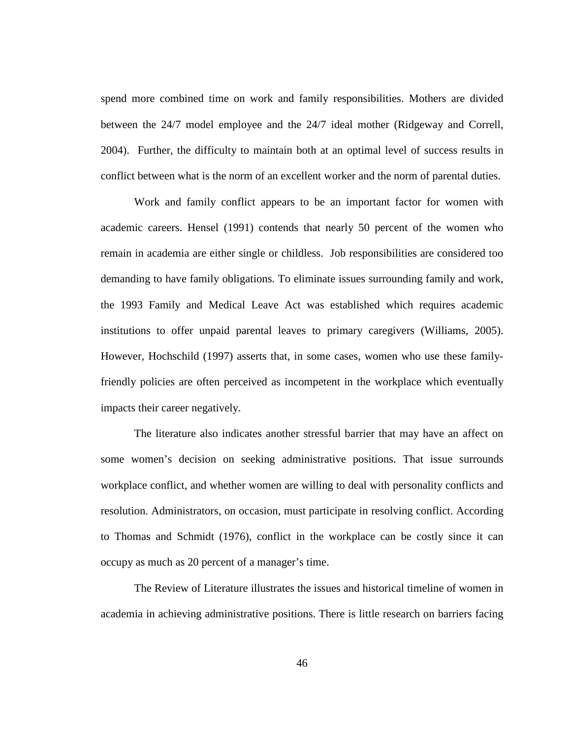spend more combined time on work and family responsibilities. Mothers are divided between the 24/7 model employee and the 24/7 ideal mother (Ridgeway and Correll, 2004). Further, the difficulty to maintain both at an optimal level of success results in conflict between what is the norm of an excellent worker and the norm of parental duties.

Work and family conflict appears to be an important factor for women with academic careers. Hensel (1991) contends that nearly 50 percent of the women who remain in academia are either single or childless. Job responsibilities are considered too demanding to have family obligations. To eliminate issues surrounding family and work, the 1993 Family and Medical Leave Act was established which requires academic institutions to offer unpaid parental leaves to primary caregivers (Williams, 2005). However, Hochschild (1997) asserts that, in some cases, women who use these family-friendly policies are often perceived as incompetent in the workplace which eventually impacts their career negatively.

The literature also indicates another stressful barrier that may have an affect on some women's decision on seeking administrative positions. That issue surrounds workplace conflict, and whether women are willing to deal with personality conflicts and resolution. Administrators, on occasion, must participate in resolving conflict. According to Thomas and Schmidt (1976), conflict in the workplace can be costly since it can occupy as much as 20 percent of a manager's time.

The Review of Literature illustrates the issues and historical timeline of women in academia in achieving administrative positions. There is little research on barriers facing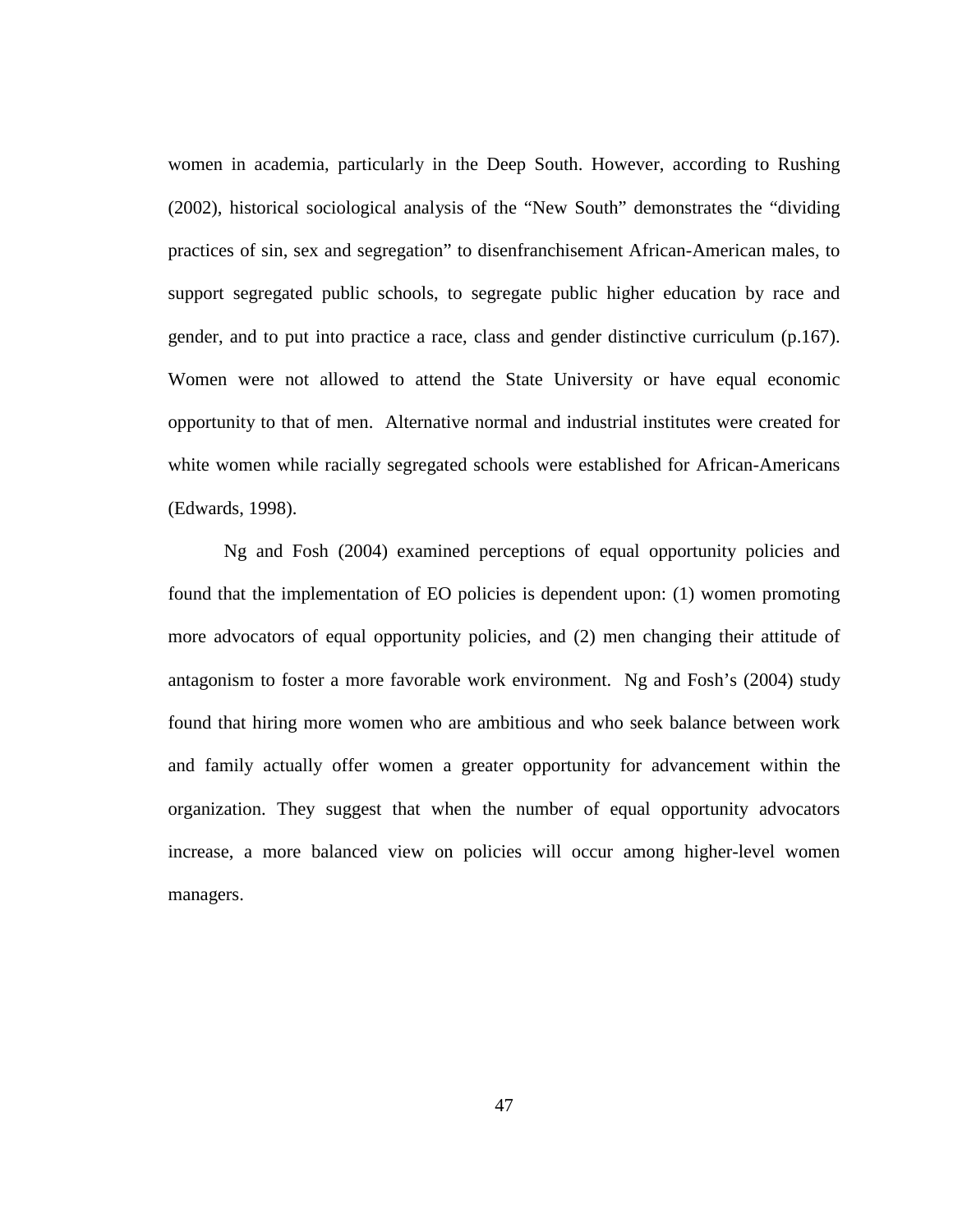women in academia, particularly in the Deep South. However, according to Rushing (2002), historical sociological analysis of the "New South" demonstrates the "dividing practices of sin, sex and segregation" to disenfranchisement African-American males, to support segregated public schools, to segregate public higher education by race and gender, and to put into practice a race, class and gender distinctive curriculum (p.167). Women were not allowed to attend the State University or have equal economic opportunity to that of men. Alternative normal and industrial institutes were created for white women while racially segregated schools were established for African-Americans (Edwards, 1998).

Ng and Fosh (2004) examined perceptions of equal opportunity policies and found that the implementation of EO policies is dependent upon: (1) women promoting more advocators of equal opportunity policies, and (2) men changing their attitude of antagonism to foster a more favorable work environment. Ng and Fosh's (2004) study found that hiring more women who are ambitious and who seek balance between work and family actually offer women a greater opportunity for advancement within the organization. They suggest that when the number of equal opportunity advocators increase, a more balanced view on policies will occur among higher-level women managers.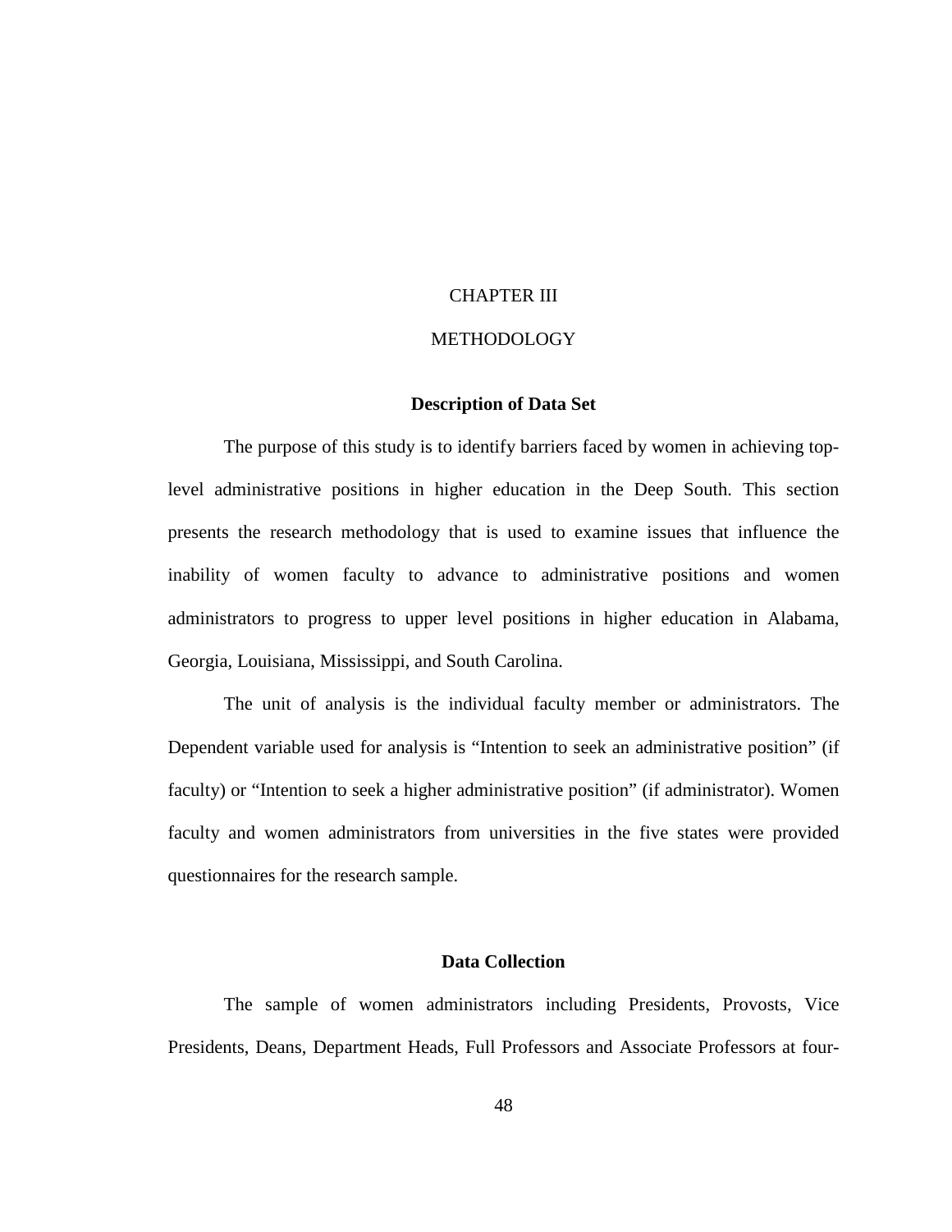# CHAPTER III

# METHODOLOGY

### Description of Data Set

The purpose of this study is to identify barriers faced by women in achieving top-level administrative positions in higher education in the Deep South. This section presents the research methodology that is used to examine issues that influence the inability of women faculty to advance to administrative positions and women administrators to progress to upper level positions in higher education in Alabama, Georgia, Louisiana, Mississippi, and South Carolina.

The unit of analysis is the individual faculty member or administrators. The Dependent variable used for analysis is "Intention to seek an administrative position" (if faculty) or "Intention to seek a higher administrative position" (if administrator). Women faculty and women administrators from universities in the five states were provided questionnaires for the research sample.

### Data Collection

The sample of women administrators including Presidents, Provosts, Vice Presidents, Deans, Department Heads, Full Professors and Associate Professors at four-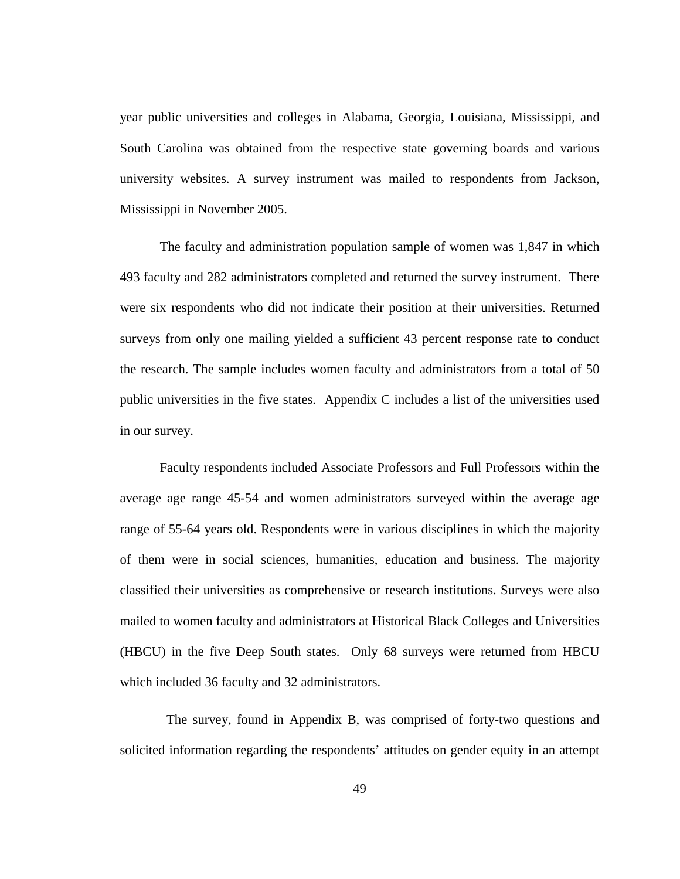year public universities and colleges in Alabama, Georgia, Louisiana, Mississippi, and South Carolina was obtained from the respective state governing boards and various university websites. A survey instrument was mailed to respondents from Jackson, Mississippi in November 2005.

The faculty and administration population sample of women was 1,847 in which 493 faculty and 282 administrators completed and returned the survey instrument. There were six respondents who did not indicate their position at their universities. Returned surveys from only one mailing yielded a sufficient 43 percent response rate to conduct the research. The sample includes women faculty and administrators from a total of 50 public universities in the five states. Appendix C includes a list of the universities used in our survey.

Faculty respondents included Associate Professors and Full Professors within the average age range 45-54 and women administrators surveyed within the average age range of 55-64 years old. Respondents were in various disciplines in which the majority of them were in social sciences, humanities, education and business. The majority classified their universities as comprehensive or research institutions. Surveys were also mailed to women faculty and administrators at Historical Black Colleges and Universities (HBCU) in the five Deep South states. Only 68 surveys were returned from HBCU which included 36 faculty and 32 administrators.

The survey, found in Appendix B, was comprised of forty-two questions and solicited information regarding the respondents' attitudes on gender equity in an attempt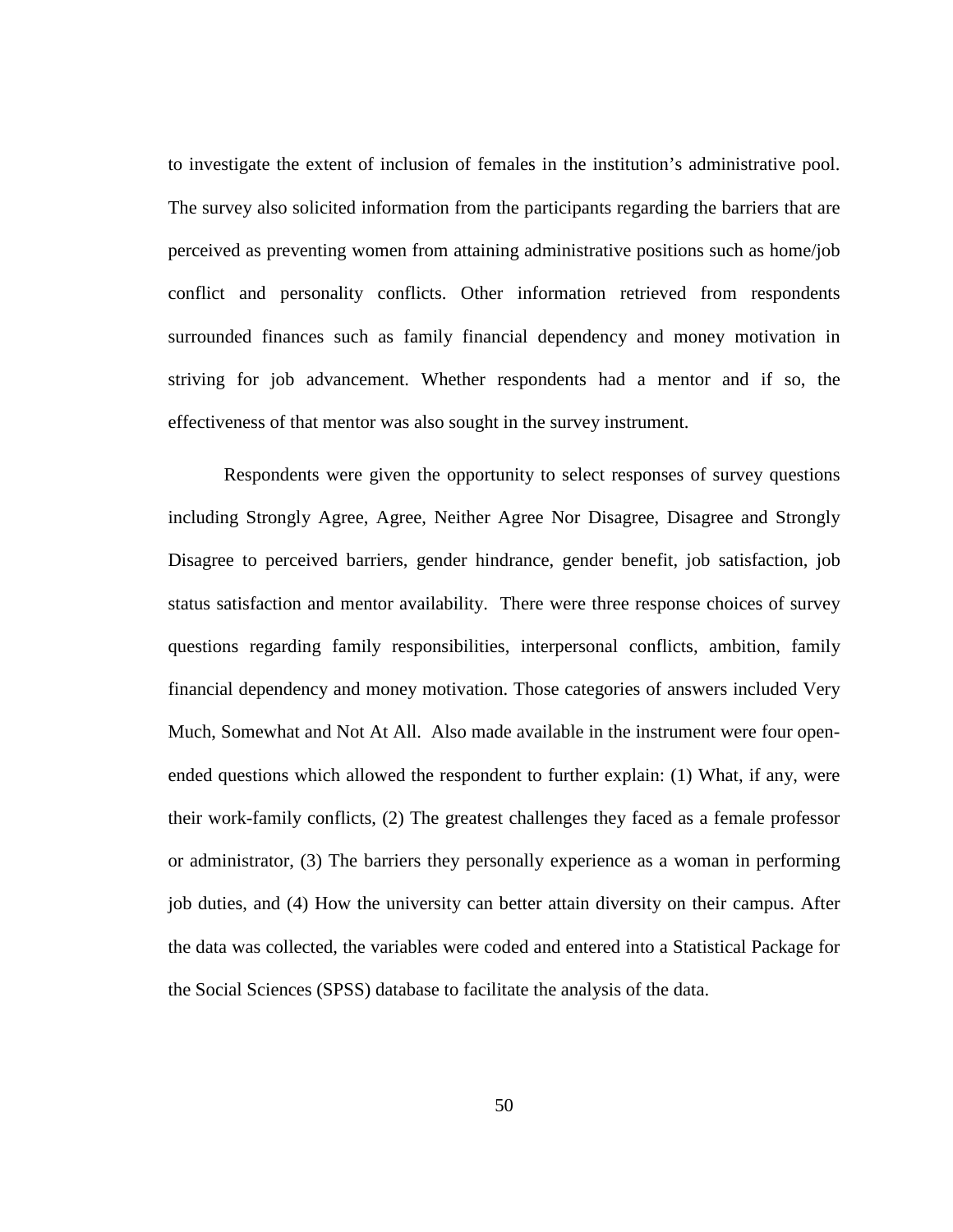to investigate the extent of inclusion of females in the institution's administrative pool. The survey also solicited information from the participants regarding the barriers that are perceived as preventing women from attaining administrative positions such as home/job conflict and personality conflicts. Other information retrieved from respondents surrounded finances such as family financial dependency and money motivation in striving for job advancement. Whether respondents had a mentor and if so, the effectiveness of that mentor was also sought in the survey instrument.

Respondents were given the opportunity to select responses of survey questions including Strongly Agree, Agree, Neither Agree Nor Disagree, Disagree and Strongly Disagree to perceived barriers, gender hindrance, gender benefit, job satisfaction, job status satisfaction and mentor availability. There were three response choices of survey questions regarding family responsibilities, interpersonal conflicts, ambition, family financial dependency and money motivation. Those categories of answers included Very Much, Somewhat and Not At All. Also made available in the instrument were four open-ended questions which allowed the respondent to further explain: (1) What, if any, were their work-family conflicts, (2) The greatest challenges they faced as a female professor or administrator, (3) The barriers they personally experience as a woman in performing job duties, and (4) How the university can better attain diversity on their campus. After the data was collected, the variables were coded and entered into a Statistical Package for the Social Sciences (SPSS) database to facilitate the analysis of the data.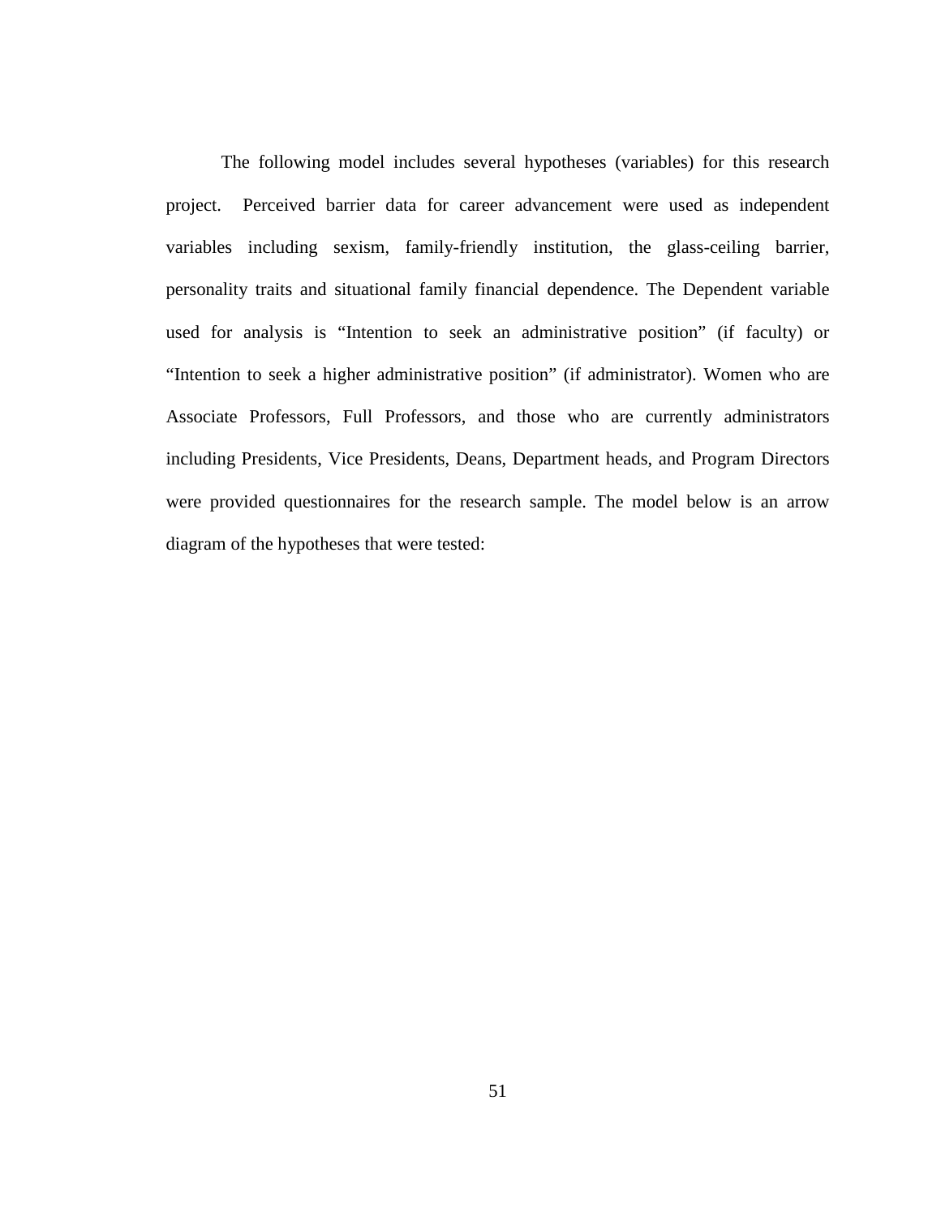The following model includes several hypotheses (variables) for this research project. Perceived barrier data for career advancement were used as independent variables including sexism, family-friendly institution, the glass-ceiling barrier, personality traits and situational family financial dependence. The Dependent variable used for analysis is "Intention to seek an administrative position" (if faculty) or "Intention to seek a higher administrative position" (if administrator). Women who are Associate Professors, Full Professors, and those who are currently administrators including Presidents, Vice Presidents, Deans, Department heads, and Program Directors were provided questionnaires for the research sample. The model below is an arrow diagram of the hypotheses that were tested: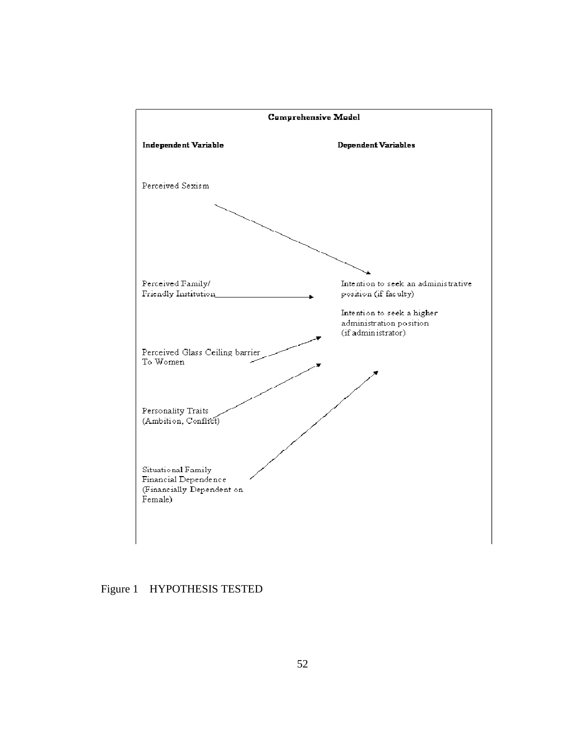**Comprehensive Model**

**Independent Variable** | **Dependent Variables**

Perceived Sexism

Perceived Family/
Friendly Institution

Perceived Glass Ceiling barrier
To Women

Personality Traits
(Ambition, Conflict)

Situational Family
Financial Dependence
(Financially Dependent on
Female)

Intention to seek an administrative
position (if faculty)

Intention to seek a higher
administration position
(if administrator)

Figure 1 HYPOTHESIS TESTED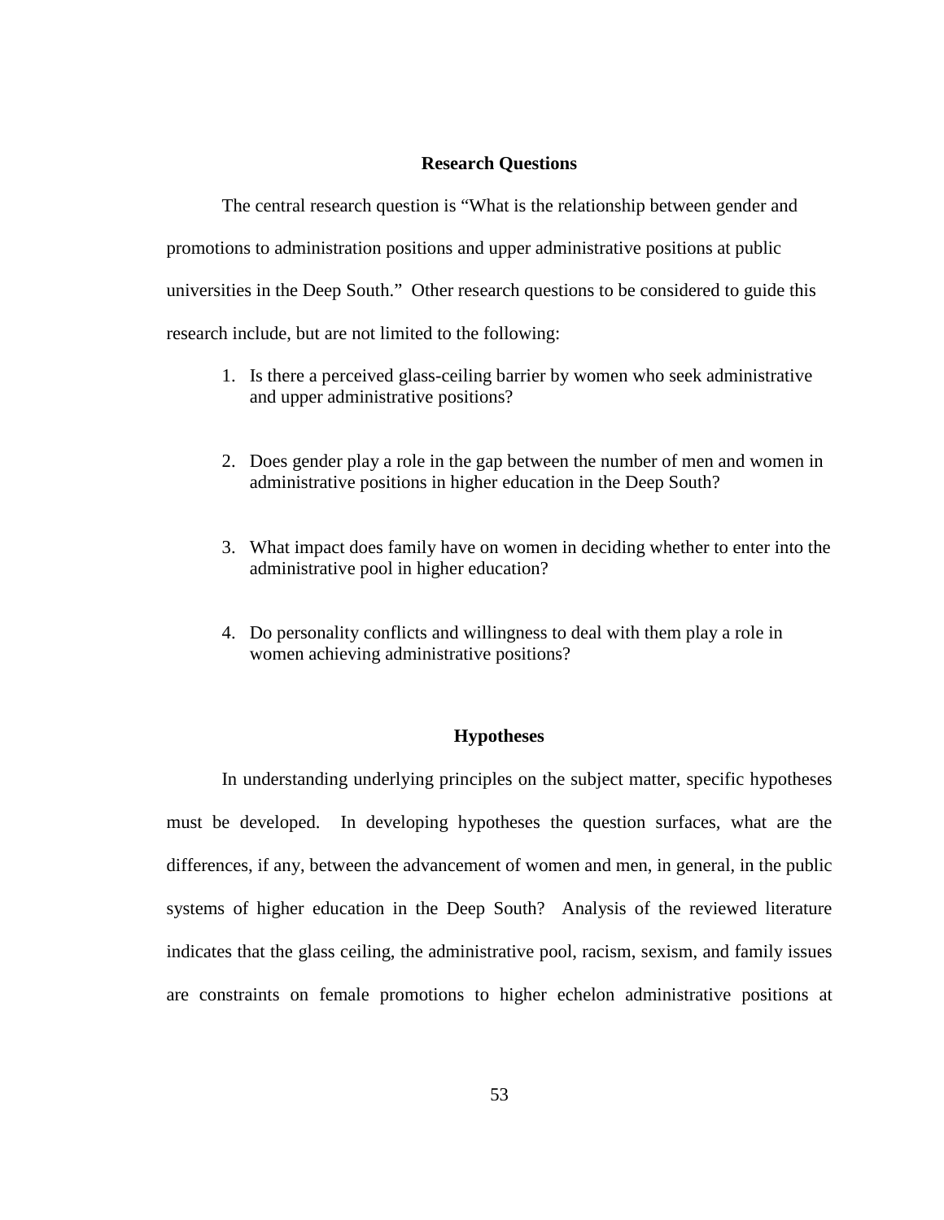## Research Questions

The central research question is "What is the relationship between gender and promotions to administration positions and upper administrative positions at public universities in the Deep South." Other research questions to be considered to guide this research include, but are not limited to the following:

1. Is there a perceived glass-ceiling barrier by women who seek administrative and upper administrative positions?

2. Does gender play a role in the gap between the number of men and women in administrative positions in higher education in the Deep South?

3. What impact does family have on women in deciding whether to enter into the administrative pool in higher education?

4. Do personality conflicts and willingness to deal with them play a role in women achieving administrative positions?

## Hypotheses

In understanding underlying principles on the subject matter, specific hypotheses must be developed. In developing hypotheses the question surfaces, what are the differences, if any, between the advancement of women and men, in general, in the public systems of higher education in the Deep South? Analysis of the reviewed literature indicates that the glass ceiling, the administrative pool, racism, sexism, and family issues are constraints on female promotions to higher echelon administrative positions at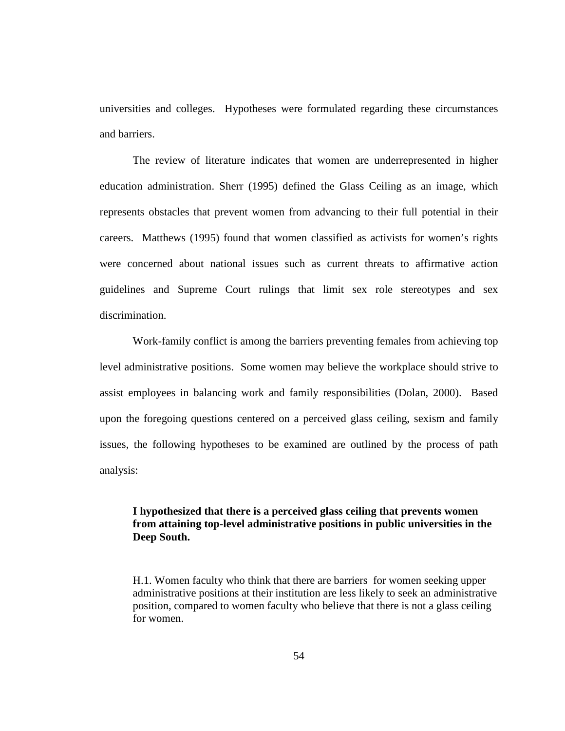universities and colleges. Hypotheses were formulated regarding these circumstances and barriers.

The review of literature indicates that women are underrepresented in higher education administration. Sherr (1995) defined the Glass Ceiling as an image, which represents obstacles that prevent women from advancing to their full potential in their careers. Matthews (1995) found that women classified as activists for women's rights were concerned about national issues such as current threats to affirmative action guidelines and Supreme Court rulings that limit sex role stereotypes and sex discrimination.

Work-family conflict is among the barriers preventing females from achieving top level administrative positions. Some women may believe the workplace should strive to assist employees in balancing work and family responsibilities (Dolan, 2000). Based upon the foregoing questions centered on a perceived glass ceiling, sexism and family issues, the following hypotheses to be examined are outlined by the process of path analysis:

> **I hypothesized that there is a perceived glass ceiling that prevents women from attaining top-level administrative positions in public universities in the Deep South.**
>
> H.1. Women faculty who think that there are barriers for women seeking upper administrative positions at their institution are less likely to seek an administrative position, compared to women faculty who believe that there is not a glass ceiling for women.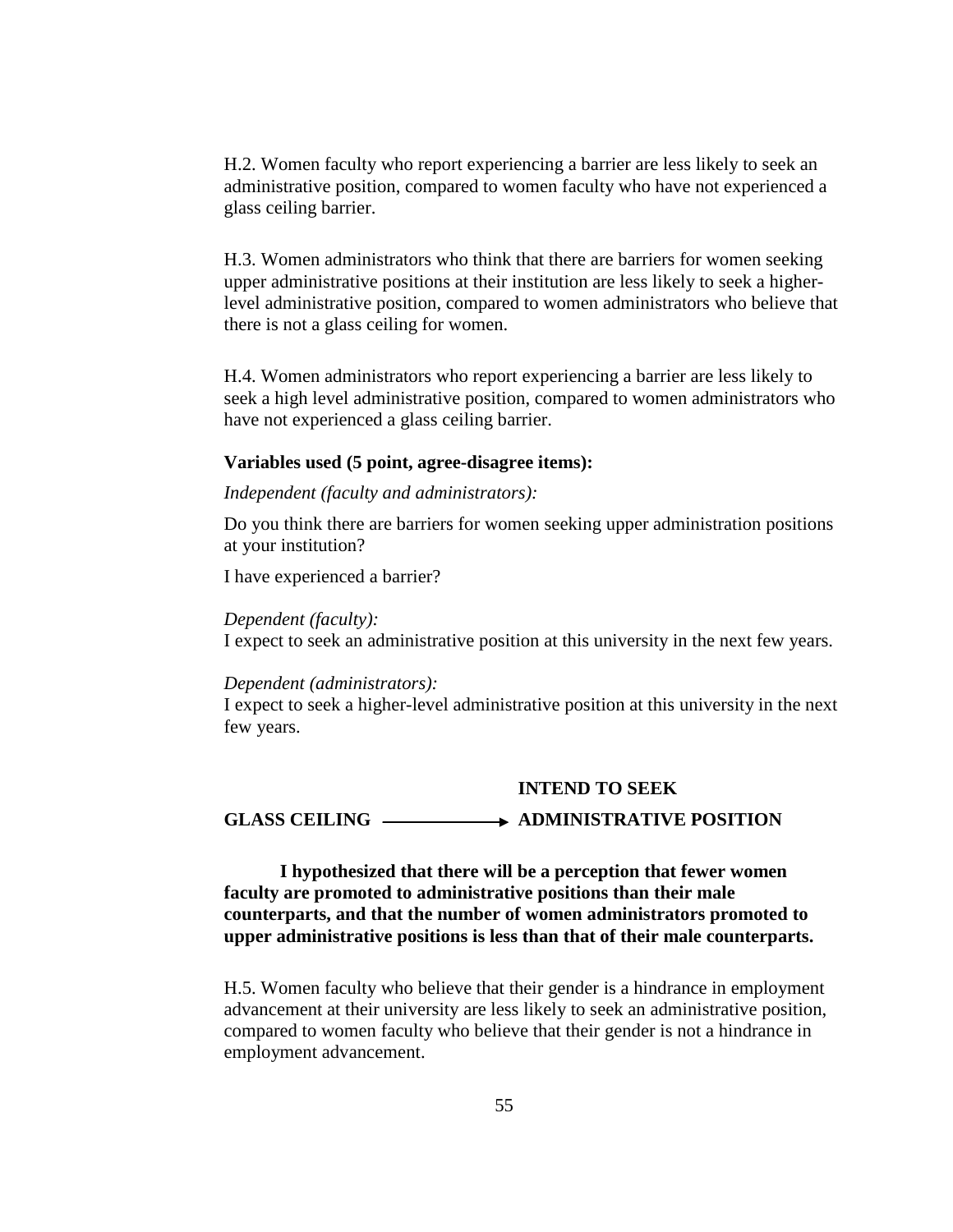H.2. Women faculty who report experiencing a barrier are less likely to seek an administrative position, compared to women faculty who have not experienced a glass ceiling barrier.

H.3. Women administrators who think that there are barriers for women seeking upper administrative positions at their institution are less likely to seek a higher-level administrative position, compared to women administrators who believe that there is not a glass ceiling for women.

H.4. Women administrators who report experiencing a barrier are less likely to seek a high level administrative position, compared to women administrators who have not experienced a glass ceiling barrier.

**Variables used (5 point, agree-disagree items):**

*Independent (faculty and administrators):*

Do you think there are barriers for women seeking upper administration positions at your institution?

I have experienced a barrier?

*Dependent (faculty):*
I expect to seek an administrative position at this university in the next few years.

*Dependent (administrators):*
I expect to seek a higher-level administrative position at this university in the next few years.

**GLASS CEILING ⟶ INTEND TO SEEK ADMINISTRATIVE POSITION**

**I hypothesized that there will be a perception that fewer women faculty are promoted to administrative positions than their male counterparts, and that the number of women administrators promoted to upper administrative positions is less than that of their male counterparts.**

H.5. Women faculty who believe that their gender is a hindrance in employment advancement at their university are less likely to seek an administrative position, compared to women faculty who believe that their gender is not a hindrance in employment advancement.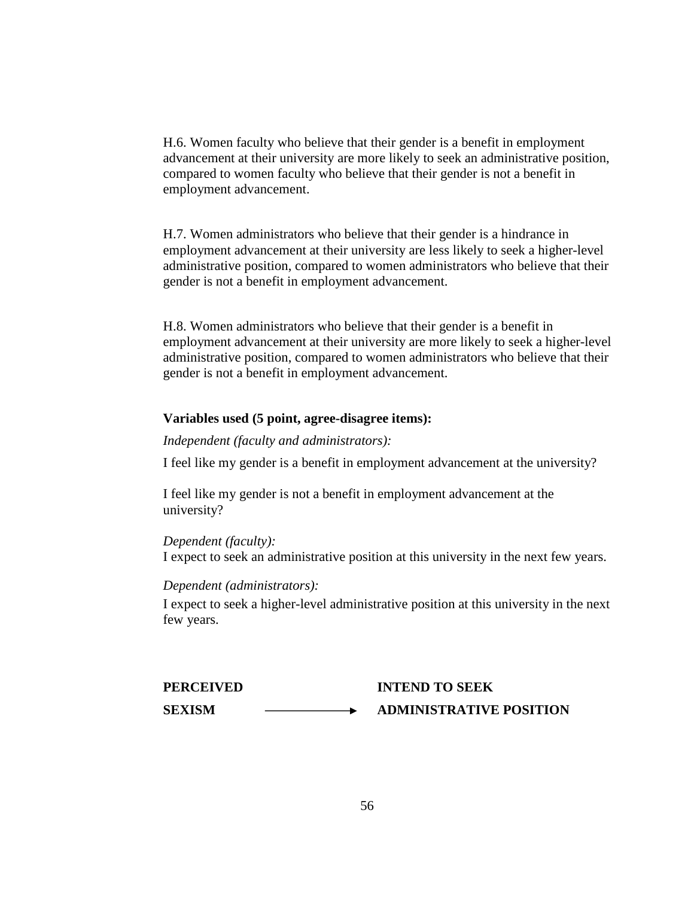H.6. Women faculty who believe that their gender is a benefit in employment advancement at their university are more likely to seek an administrative position, compared to women faculty who believe that their gender is not a benefit in employment advancement.

H.7. Women administrators who believe that their gender is a hindrance in employment advancement at their university are less likely to seek a higher-level administrative position, compared to women administrators who believe that their gender is not a benefit in employment advancement.

H.8. Women administrators who believe that their gender is a benefit in employment advancement at their university are more likely to seek a higher-level administrative position, compared to women administrators who believe that their gender is not a benefit in employment advancement.

**Variables used (5 point, agree-disagree items):**

*Independent (faculty and administrators):*

I feel like my gender is a benefit in employment advancement at the university?

I feel like my gender is not a benefit in employment advancement at the university?

*Dependent (faculty):*
I expect to seek an administrative position at this university in the next few years.

*Dependent (administrators):*

I expect to seek a higher-level administrative position at this university in the next few years.

**PERCEIVED SEXISM** ⟶ **INTEND TO SEEK ADMINISTRATIVE POSITION**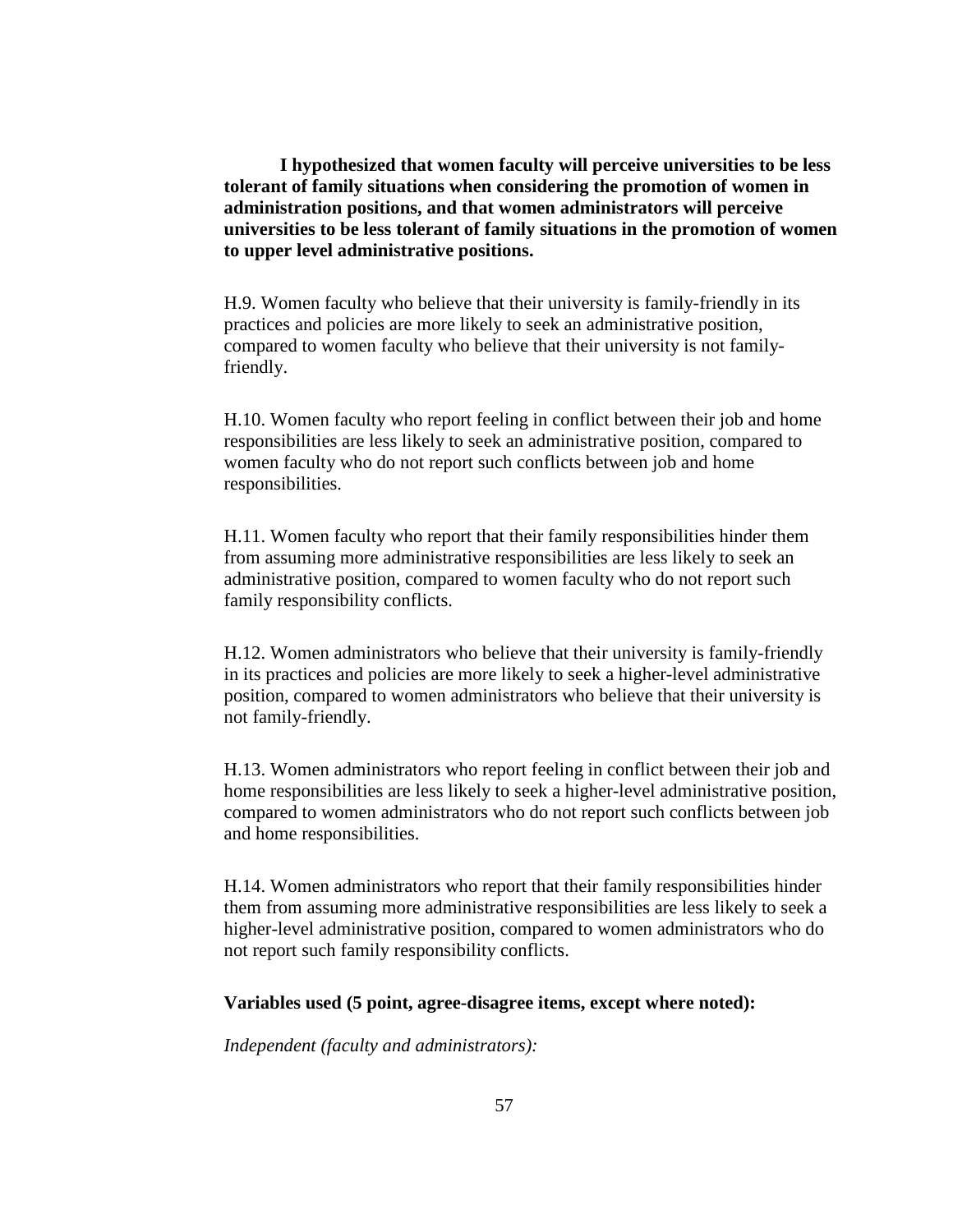**I hypothesized that women faculty will perceive universities to be less tolerant of family situations when considering the promotion of women in administration positions, and that women administrators will perceive universities to be less tolerant of family situations in the promotion of women to upper level administrative positions.**

H.9. Women faculty who believe that their university is family-friendly in its practices and policies are more likely to seek an administrative position, compared to women faculty who believe that their university is not family-friendly.

H.10. Women faculty who report feeling in conflict between their job and home responsibilities are less likely to seek an administrative position, compared to women faculty who do not report such conflicts between job and home responsibilities.

H.11. Women faculty who report that their family responsibilities hinder them from assuming more administrative responsibilities are less likely to seek an administrative position, compared to women faculty who do not report such family responsibility conflicts.

H.12. Women administrators who believe that their university is family-friendly in its practices and policies are more likely to seek a higher-level administrative position, compared to women administrators who believe that their university is not family-friendly.

H.13. Women administrators who report feeling in conflict between their job and home responsibilities are less likely to seek a higher-level administrative position, compared to women administrators who do not report such conflicts between job and home responsibilities.

H.14. Women administrators who report that their family responsibilities hinder them from assuming more administrative responsibilities are less likely to seek a higher-level administrative position, compared to women administrators who do not report such family responsibility conflicts.

**Variables used (5 point, agree-disagree items, except where noted):**

*Independent (faculty and administrators):*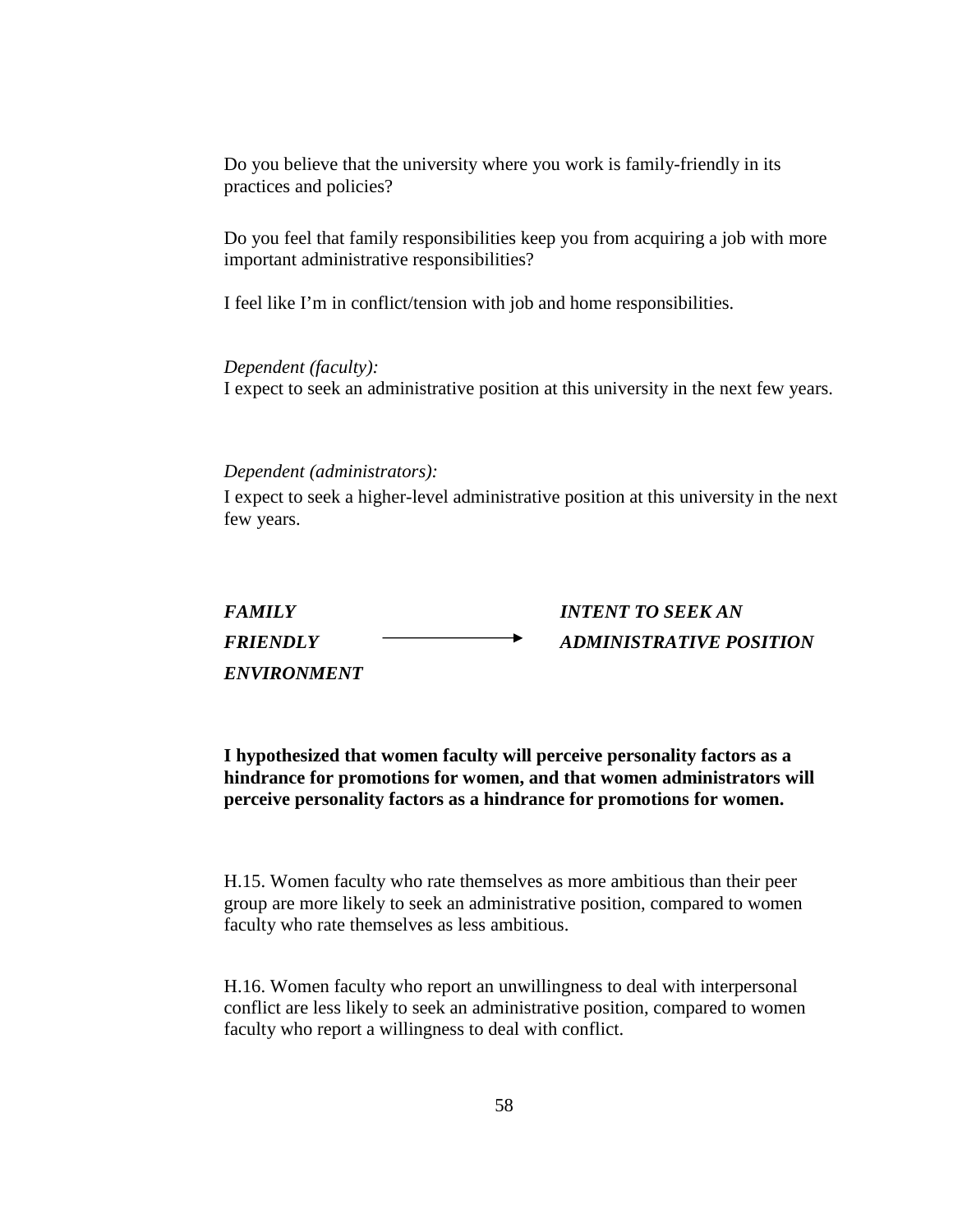Do you believe that the university where you work is family-friendly in its practices and policies?

Do you feel that family responsibilities keep you from acquiring a job with more important administrative responsibilities?

I feel like I'm in conflict/tension with job and home responsibilities.

*Dependent (faculty):*
I expect to seek an administrative position at this university in the next few years.

*Dependent (administrators):*
I expect to seek a higher-level administrative position at this university in the next few years.

***FAMILY FRIENDLY ENVIRONMENT*** → ***INTENT TO SEEK AN ADMINISTRATIVE POSITION***

**I hypothesized that women faculty will perceive personality factors as a hindrance for promotions for women, and that women administrators will perceive personality factors as a hindrance for promotions for women.**

H.15. Women faculty who rate themselves as more ambitious than their peer group are more likely to seek an administrative position, compared to women faculty who rate themselves as less ambitious.

H.16. Women faculty who report an unwillingness to deal with interpersonal conflict are less likely to seek an administrative position, compared to women faculty who report a willingness to deal with conflict.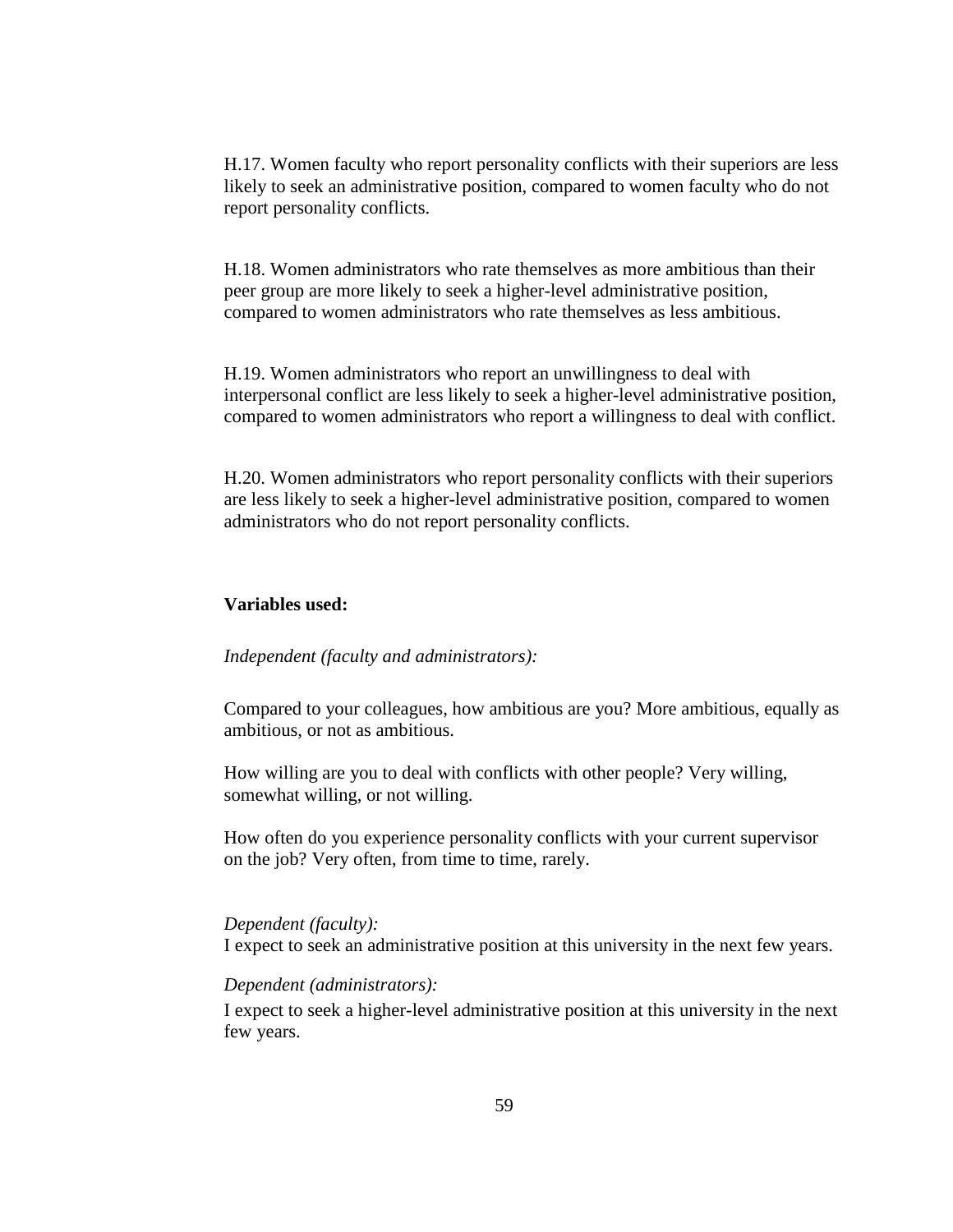H.17. Women faculty who report personality conflicts with their superiors are less likely to seek an administrative position, compared to women faculty who do not report personality conflicts.

H.18. Women administrators who rate themselves as more ambitious than their peer group are more likely to seek a higher-level administrative position, compared to women administrators who rate themselves as less ambitious.

H.19. Women administrators who report an unwillingness to deal with interpersonal conflict are less likely to seek a higher-level administrative position, compared to women administrators who report a willingness to deal with conflict.

H.20. Women administrators who report personality conflicts with their superiors are less likely to seek a higher-level administrative position, compared to women administrators who do not report personality conflicts.

**Variables used:**

*Independent (faculty and administrators):*

Compared to your colleagues, how ambitious are you? More ambitious, equally as ambitious, or not as ambitious.

How willing are you to deal with conflicts with other people? Very willing, somewhat willing, or not willing.

How often do you experience personality conflicts with your current supervisor on the job? Very often, from time to time, rarely.

*Dependent (faculty):*
I expect to seek an administrative position at this university in the next few years.

*Dependent (administrators):*
I expect to seek a higher-level administrative position at this university in the next few years.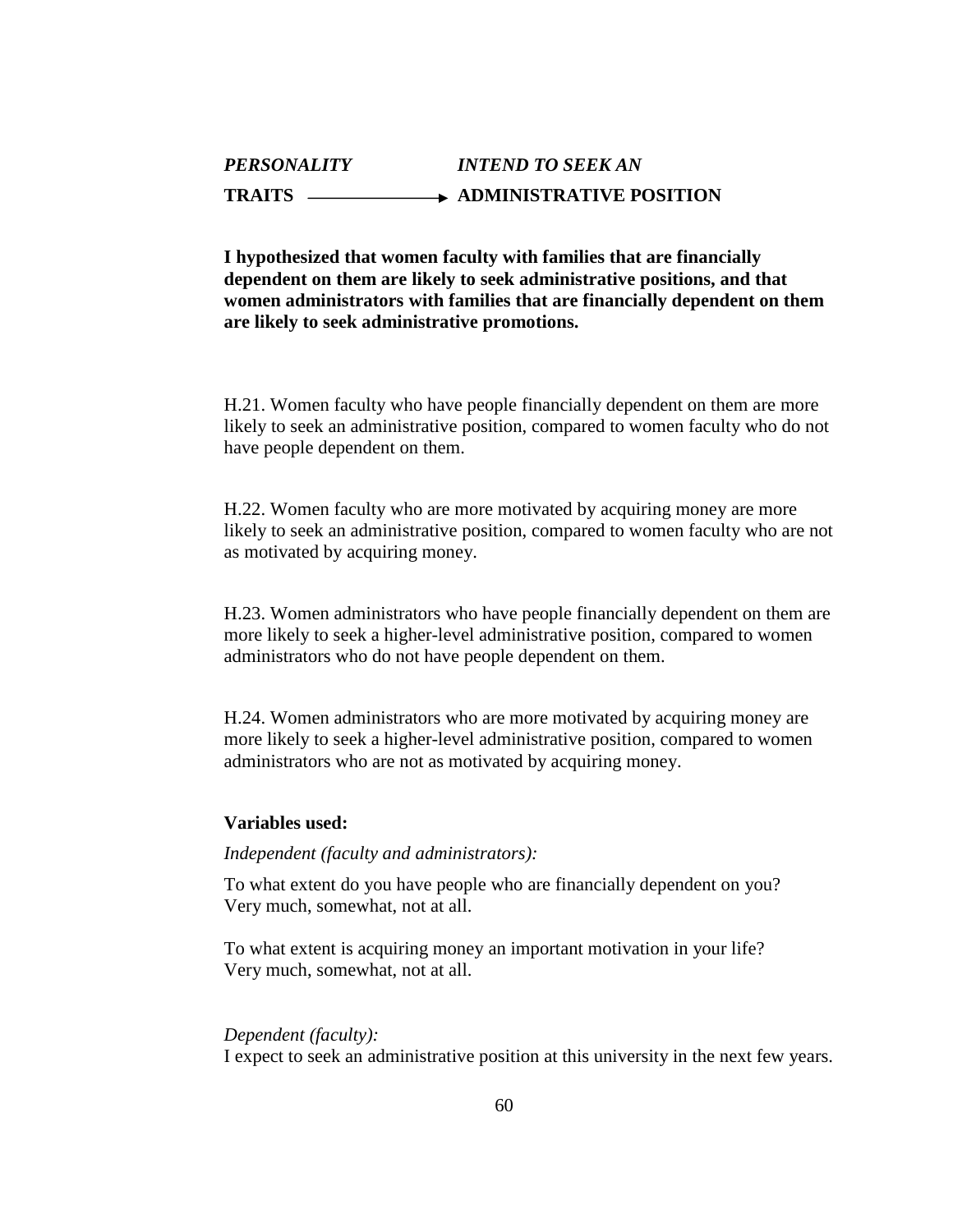***PERSONALITY*** ***INTEND TO SEEK AN***

**TRAITS** ⟶ **ADMINISTRATIVE POSITION**

**I hypothesized that women faculty with families that are financially dependent on them are likely to seek administrative positions, and that women administrators with families that are financially dependent on them are likely to seek administrative promotions.**

H.21. Women faculty who have people financially dependent on them are more likely to seek an administrative position, compared to women faculty who do not have people dependent on them.

H.22. Women faculty who are more motivated by acquiring money are more likely to seek an administrative position, compared to women faculty who are not as motivated by acquiring money.

H.23. Women administrators who have people financially dependent on them are more likely to seek a higher-level administrative position, compared to women administrators who do not have people dependent on them.

H.24. Women administrators who are more motivated by acquiring money are more likely to seek a higher-level administrative position, compared to women administrators who are not as motivated by acquiring money.

**Variables used:**

*Independent (faculty and administrators):*

To what extent do you have people who are financially dependent on you?
Very much, somewhat, not at all.

To what extent is acquiring money an important motivation in your life?
Very much, somewhat, not at all.

*Dependent (faculty):*
I expect to seek an administrative position at this university in the next few years.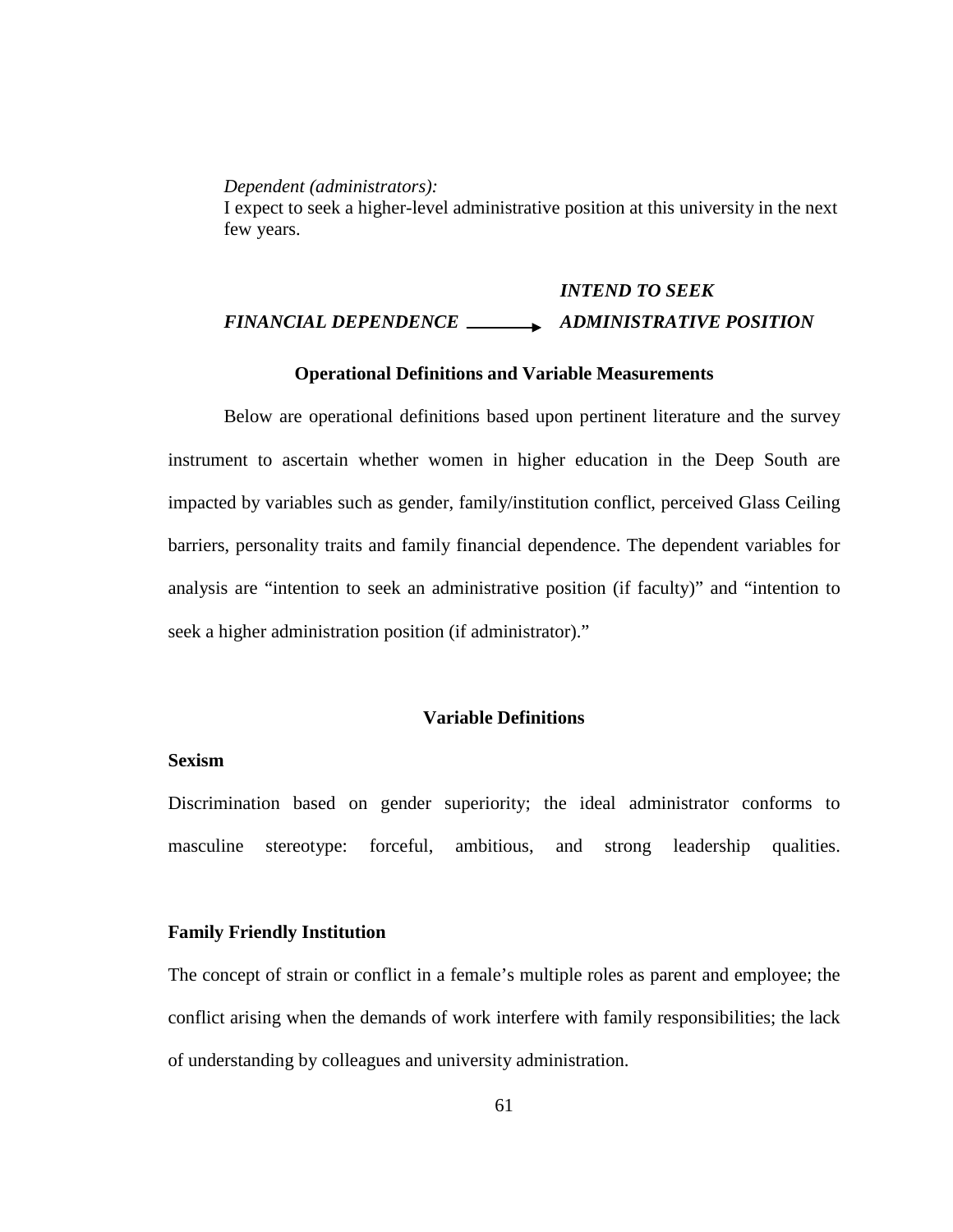*Dependent (administrators):*
I expect to seek a higher-level administrative position at this university in the next few years.

***FINANCIAL DEPENDENCE*** → ***INTEND TO SEEK ADMINISTRATIVE POSITION***

**Operational Definitions and Variable Measurements**

Below are operational definitions based upon pertinent literature and the survey instrument to ascertain whether women in higher education in the Deep South are impacted by variables such as gender, family/institution conflict, perceived Glass Ceiling barriers, personality traits and family financial dependence. The dependent variables for analysis are "intention to seek an administrative position (if faculty)" and "intention to seek a higher administration position (if administrator)."

## Variable Definitions

### Sexism

Discrimination based on gender superiority; the ideal administrator conforms to masculine stereotype: forceful, ambitious, and strong leadership qualities.

### Family Friendly Institution

The concept of strain or conflict in a female's multiple roles as parent and employee; the conflict arising when the demands of work interfere with family responsibilities; the lack of understanding by colleagues and university administration.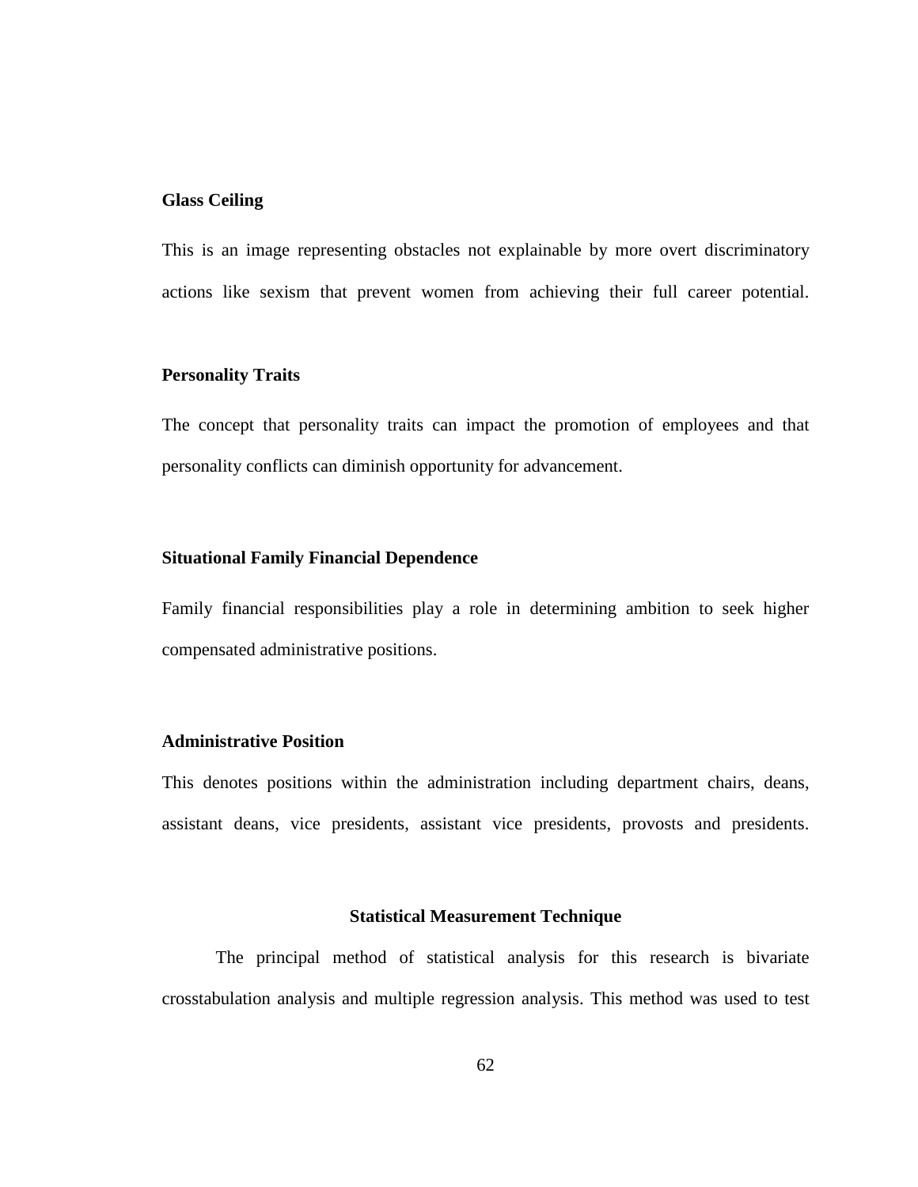**Glass Ceiling**

This is an image representing obstacles not explainable by more overt discriminatory actions like sexism that prevent women from achieving their full career potential.

**Personality Traits**

The concept that personality traits can impact the promotion of employees and that personality conflicts can diminish opportunity for advancement.

**Situational Family Financial Dependence**

Family financial responsibilities play a role in determining ambition to seek higher compensated administrative positions.

**Administrative Position**

This denotes positions within the administration including department chairs, deans, assistant deans, vice presidents, assistant vice presidents, provosts and presidents.

## Statistical Measurement Technique

The principal method of statistical analysis for this research is bivariate crosstabulation analysis and multiple regression analysis. This method was used to test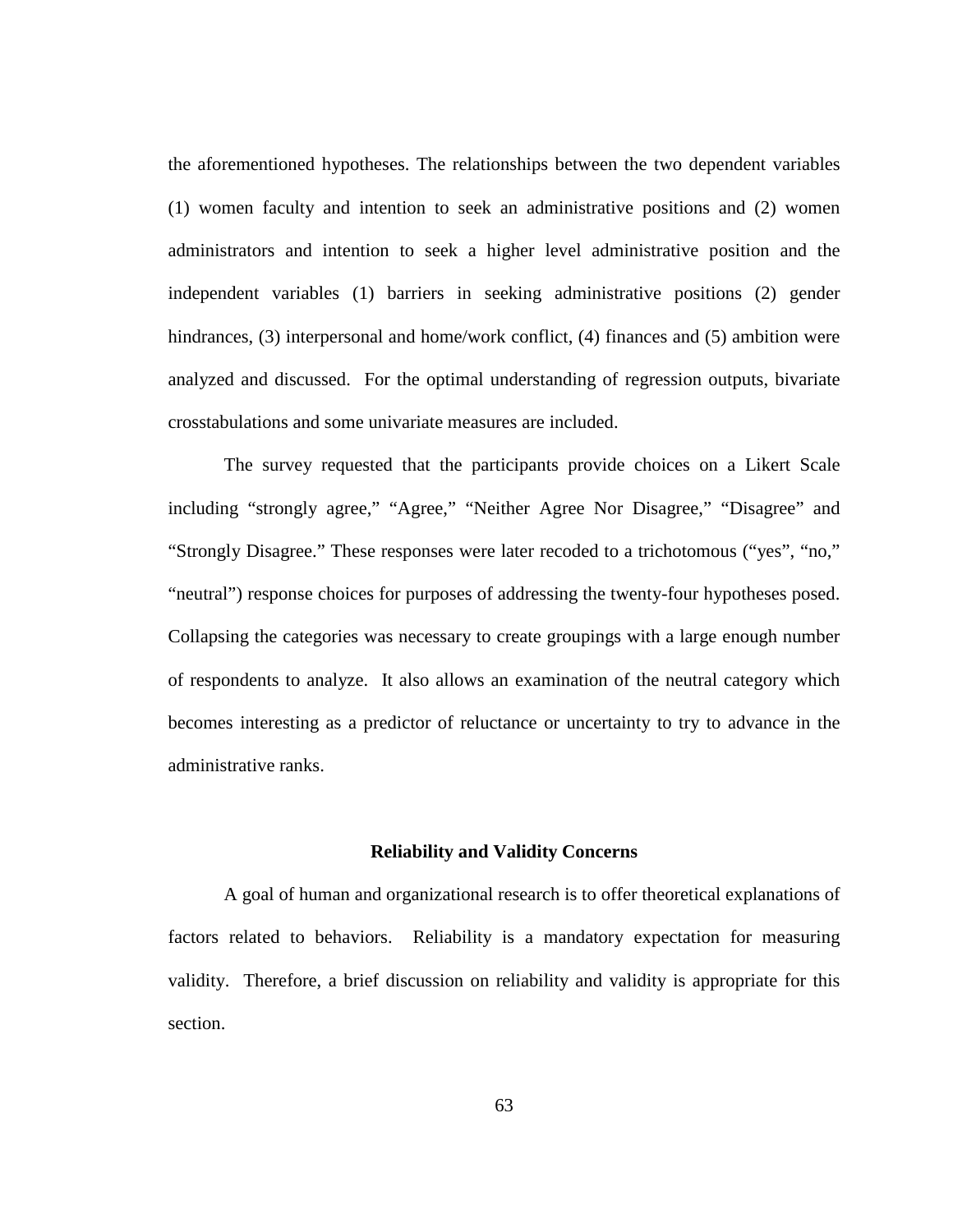the aforementioned hypotheses. The relationships between the two dependent variables (1) women faculty and intention to seek an administrative positions and (2) women administrators and intention to seek a higher level administrative position and the independent variables (1) barriers in seeking administrative positions (2) gender hindrances, (3) interpersonal and home/work conflict, (4) finances and (5) ambition were analyzed and discussed. For the optimal understanding of regression outputs, bivariate crosstabulations and some univariate measures are included.

The survey requested that the participants provide choices on a Likert Scale including "strongly agree," "Agree," "Neither Agree Nor Disagree," "Disagree" and "Strongly Disagree." These responses were later recoded to a trichotomous ("yes", "no," "neutral") response choices for purposes of addressing the twenty-four hypotheses posed. Collapsing the categories was necessary to create groupings with a large enough number of respondents to analyze. It also allows an examination of the neutral category which becomes interesting as a predictor of reluctance or uncertainty to try to advance in the administrative ranks.

### Reliability and Validity Concerns

A goal of human and organizational research is to offer theoretical explanations of factors related to behaviors. Reliability is a mandatory expectation for measuring validity. Therefore, a brief discussion on reliability and validity is appropriate for this section.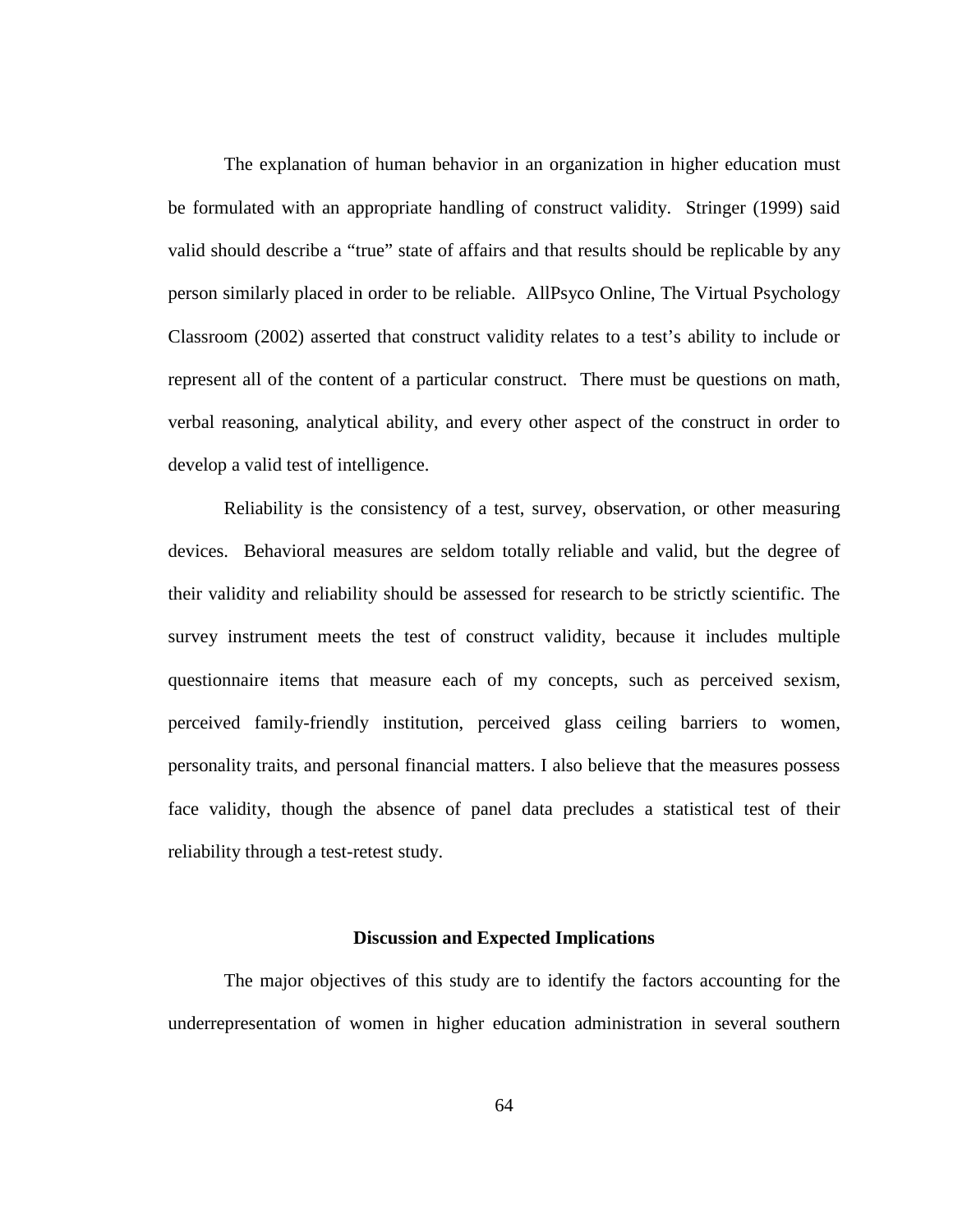The explanation of human behavior in an organization in higher education must be formulated with an appropriate handling of construct validity. Stringer (1999) said valid should describe a "true" state of affairs and that results should be replicable by any person similarly placed in order to be reliable. AllPsyco Online, The Virtual Psychology Classroom (2002) asserted that construct validity relates to a test's ability to include or represent all of the content of a particular construct. There must be questions on math, verbal reasoning, analytical ability, and every other aspect of the construct in order to develop a valid test of intelligence.

Reliability is the consistency of a test, survey, observation, or other measuring devices. Behavioral measures are seldom totally reliable and valid, but the degree of their validity and reliability should be assessed for research to be strictly scientific. The survey instrument meets the test of construct validity, because it includes multiple questionnaire items that measure each of my concepts, such as perceived sexism, perceived family-friendly institution, perceived glass ceiling barriers to women, personality traits, and personal financial matters. I also believe that the measures possess face validity, though the absence of panel data precludes a statistical test of their reliability through a test-retest study.

## Discussion and Expected Implications

The major objectives of this study are to identify the factors accounting for the underrepresentation of women in higher education administration in several southern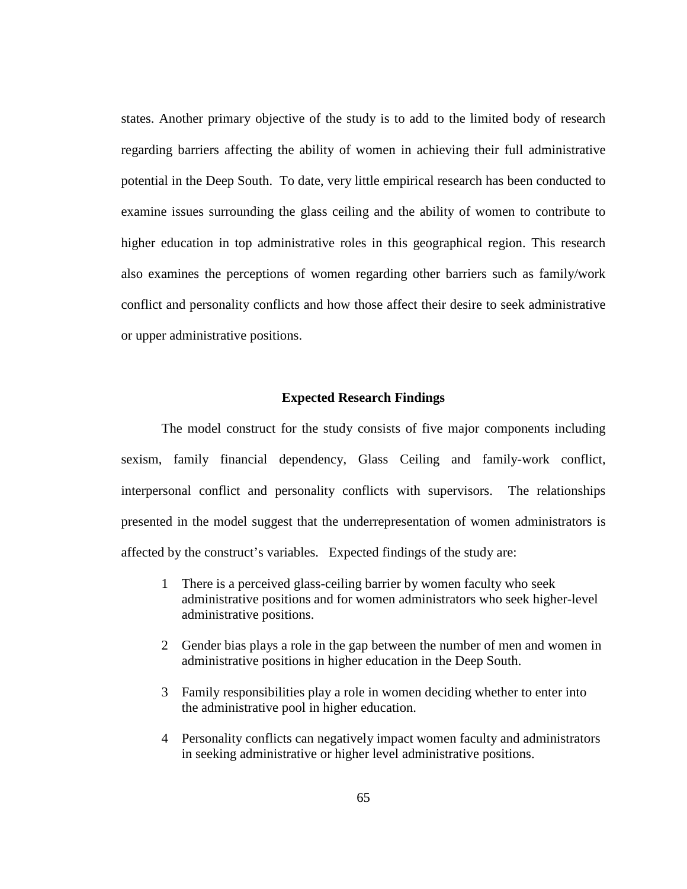states. Another primary objective of the study is to add to the limited body of research regarding barriers affecting the ability of women in achieving their full administrative potential in the Deep South. To date, very little empirical research has been conducted to examine issues surrounding the glass ceiling and the ability of women to contribute to higher education in top administrative roles in this geographical region. This research also examines the perceptions of women regarding other barriers such as family/work conflict and personality conflicts and how those affect their desire to seek administrative or upper administrative positions.

### Expected Research Findings

The model construct for the study consists of five major components including sexism, family financial dependency, Glass Ceiling and family-work conflict, interpersonal conflict and personality conflicts with supervisors. The relationships presented in the model suggest that the underrepresentation of women administrators is affected by the construct's variables. Expected findings of the study are:

1 There is a perceived glass-ceiling barrier by women faculty who seek administrative positions and for women administrators who seek higher-level administrative positions.

2 Gender bias plays a role in the gap between the number of men and women in administrative positions in higher education in the Deep South.

3 Family responsibilities play a role in women deciding whether to enter into the administrative pool in higher education.

4 Personality conflicts can negatively impact women faculty and administrators in seeking administrative or higher level administrative positions.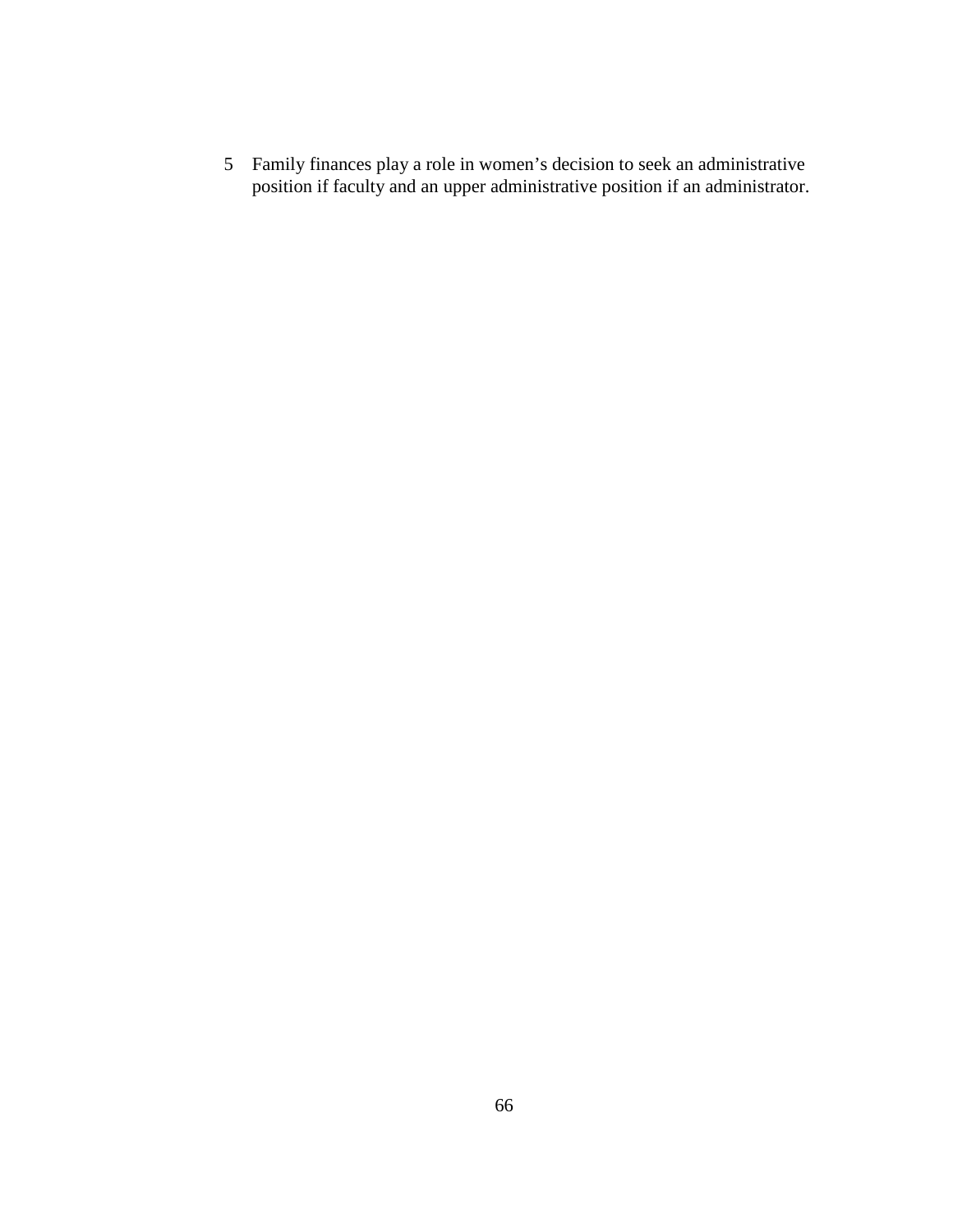5. Family finances play a role in women's decision to seek an administrative position if faculty and an upper administrative position if an administrator.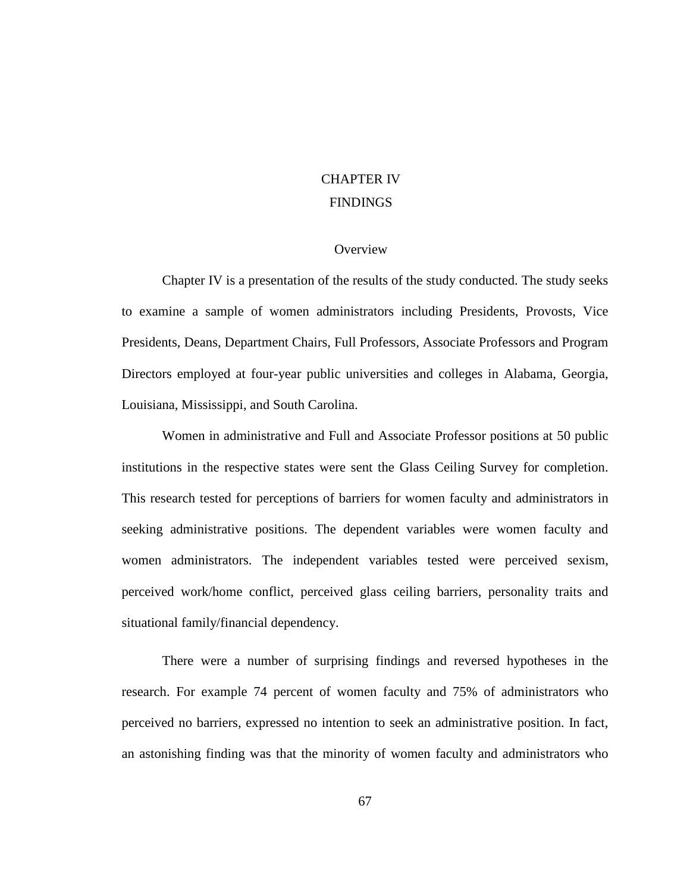# CHAPTER IV
# FINDINGS

## Overview

Chapter IV is a presentation of the results of the study conducted. The study seeks to examine a sample of women administrators including Presidents, Provosts, Vice Presidents, Deans, Department Chairs, Full Professors, Associate Professors and Program Directors employed at four-year public universities and colleges in Alabama, Georgia, Louisiana, Mississippi, and South Carolina.

Women in administrative and Full and Associate Professor positions at 50 public institutions in the respective states were sent the Glass Ceiling Survey for completion. This research tested for perceptions of barriers for women faculty and administrators in seeking administrative positions. The dependent variables were women faculty and women administrators. The independent variables tested were perceived sexism, perceived work/home conflict, perceived glass ceiling barriers, personality traits and situational family/financial dependency.

There were a number of surprising findings and reversed hypotheses in the research. For example 74 percent of women faculty and 75% of administrators who perceived no barriers, expressed no intention to seek an administrative position. In fact, an astonishing finding was that the minority of women faculty and administrators who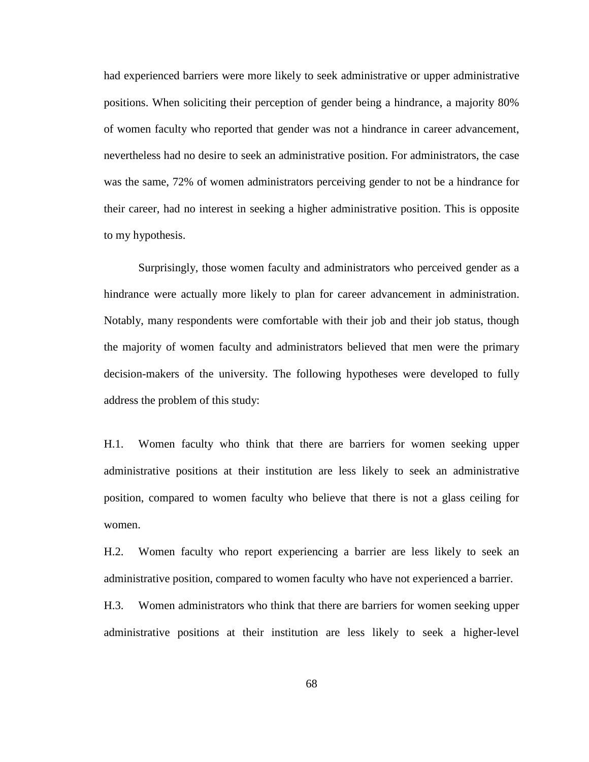had experienced barriers were more likely to seek administrative or upper administrative positions. When soliciting their perception of gender being a hindrance, a majority 80% of women faculty who reported that gender was not a hindrance in career advancement, nevertheless had no desire to seek an administrative position. For administrators, the case was the same, 72% of women administrators perceiving gender to not be a hindrance for their career, had no interest in seeking a higher administrative position. This is opposite to my hypothesis.

Surprisingly, those women faculty and administrators who perceived gender as a hindrance were actually more likely to plan for career advancement in administration. Notably, many respondents were comfortable with their job and their job status, though the majority of women faculty and administrators believed that men were the primary decision-makers of the university. The following hypotheses were developed to fully address the problem of this study:

H.1. Women faculty who think that there are barriers for women seeking upper administrative positions at their institution are less likely to seek an administrative position, compared to women faculty who believe that there is not a glass ceiling for women.

H.2. Women faculty who report experiencing a barrier are less likely to seek an administrative position, compared to women faculty who have not experienced a barrier.

H.3. Women administrators who think that there are barriers for women seeking upper administrative positions at their institution are less likely to seek a higher-level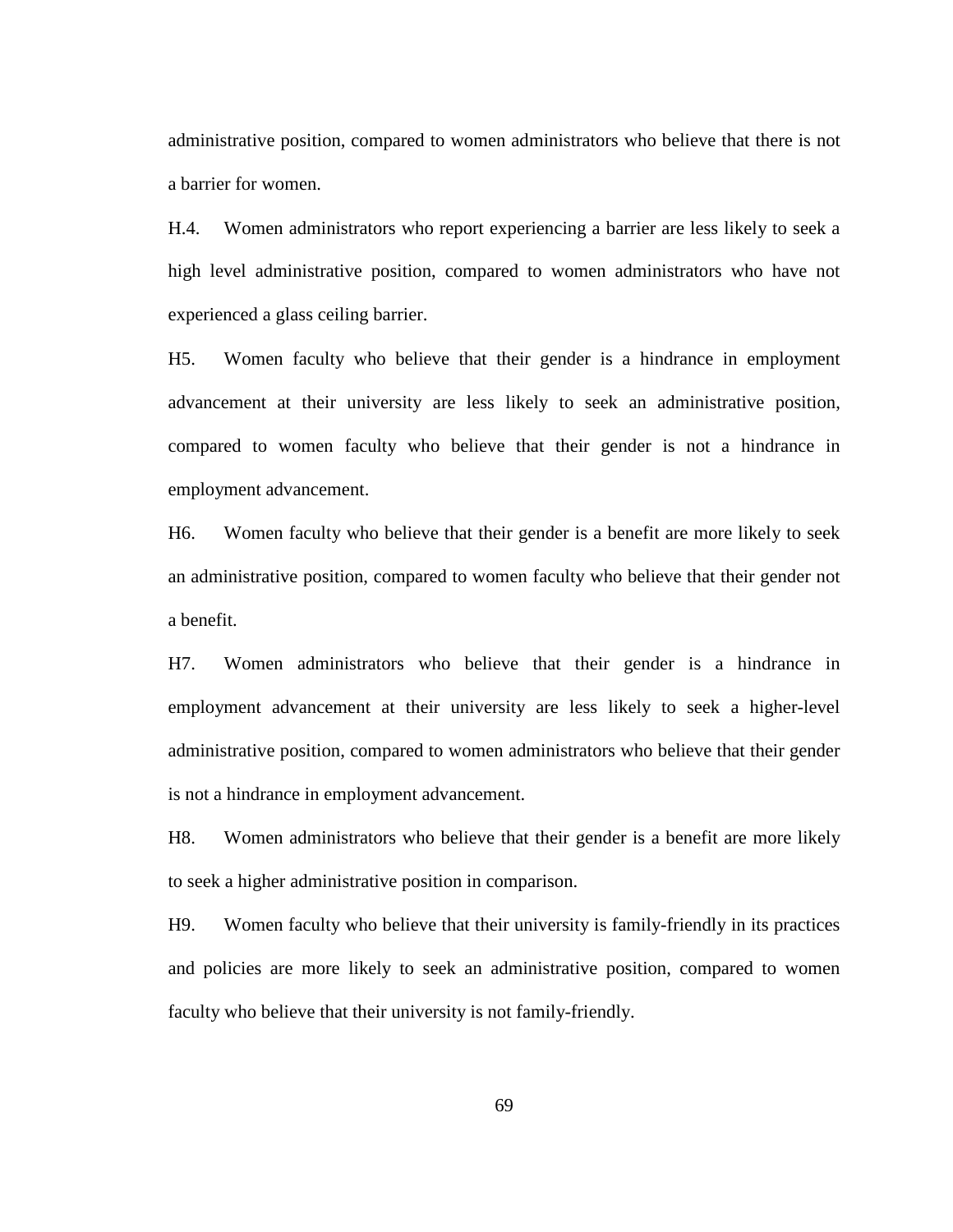administrative position, compared to women administrators who believe that there is not a barrier for women.

H.4. Women administrators who report experiencing a barrier are less likely to seek a high level administrative position, compared to women administrators who have not experienced a glass ceiling barrier.

H5. Women faculty who believe that their gender is a hindrance in employment advancement at their university are less likely to seek an administrative position, compared to women faculty who believe that their gender is not a hindrance in employment advancement.

H6. Women faculty who believe that their gender is a benefit are more likely to seek an administrative position, compared to women faculty who believe that their gender not a benefit.

H7. Women administrators who believe that their gender is a hindrance in employment advancement at their university are less likely to seek a higher-level administrative position, compared to women administrators who believe that their gender is not a hindrance in employment advancement.

H8. Women administrators who believe that their gender is a benefit are more likely to seek a higher administrative position in comparison.

H9. Women faculty who believe that their university is family-friendly in its practices and policies are more likely to seek an administrative position, compared to women faculty who believe that their university is not family-friendly.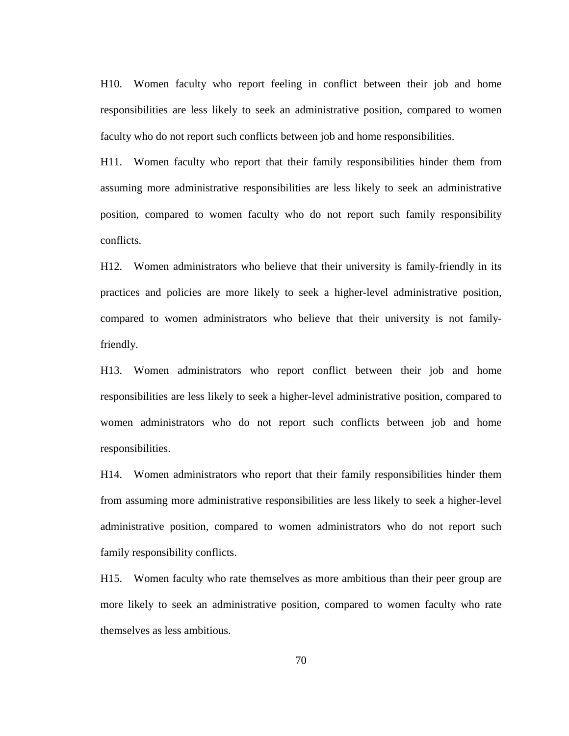H10. Women faculty who report feeling in conflict between their job and home responsibilities are less likely to seek an administrative position, compared to women faculty who do not report such conflicts between job and home responsibilities.

H11. Women faculty who report that their family responsibilities hinder them from assuming more administrative responsibilities are less likely to seek an administrative position, compared to women faculty who do not report such family responsibility conflicts.

H12. Women administrators who believe that their university is family-friendly in its practices and policies are more likely to seek a higher-level administrative position, compared to women administrators who believe that their university is not family-friendly.

H13. Women administrators who report conflict between their job and home responsibilities are less likely to seek a higher-level administrative position, compared to women administrators who do not report such conflicts between job and home responsibilities.

H14. Women administrators who report that their family responsibilities hinder them from assuming more administrative responsibilities are less likely to seek a higher-level administrative position, compared to women administrators who do not report such family responsibility conflicts.

H15. Women faculty who rate themselves as more ambitious than their peer group are more likely to seek an administrative position, compared to women faculty who rate themselves as less ambitious.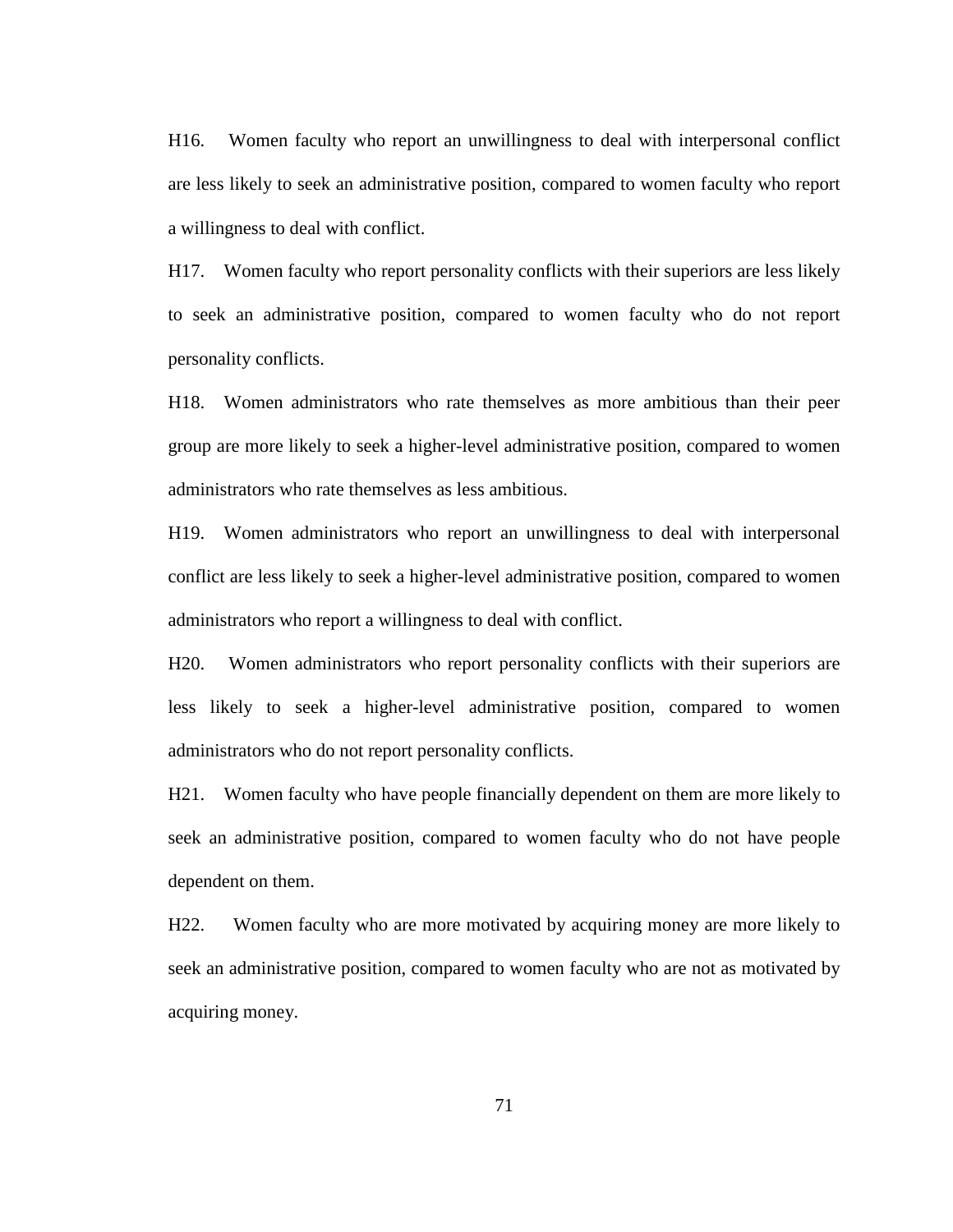H16. Women faculty who report an unwillingness to deal with interpersonal conflict are less likely to seek an administrative position, compared to women faculty who report a willingness to deal with conflict.

H17. Women faculty who report personality conflicts with their superiors are less likely to seek an administrative position, compared to women faculty who do not report personality conflicts.

H18. Women administrators who rate themselves as more ambitious than their peer group are more likely to seek a higher-level administrative position, compared to women administrators who rate themselves as less ambitious.

H19. Women administrators who report an unwillingness to deal with interpersonal conflict are less likely to seek a higher-level administrative position, compared to women administrators who report a willingness to deal with conflict.

H20. Women administrators who report personality conflicts with their superiors are less likely to seek a higher-level administrative position, compared to women administrators who do not report personality conflicts.

H21. Women faculty who have people financially dependent on them are more likely to seek an administrative position, compared to women faculty who do not have people dependent on them.

H22. Women faculty who are more motivated by acquiring money are more likely to seek an administrative position, compared to women faculty who are not as motivated by acquiring money.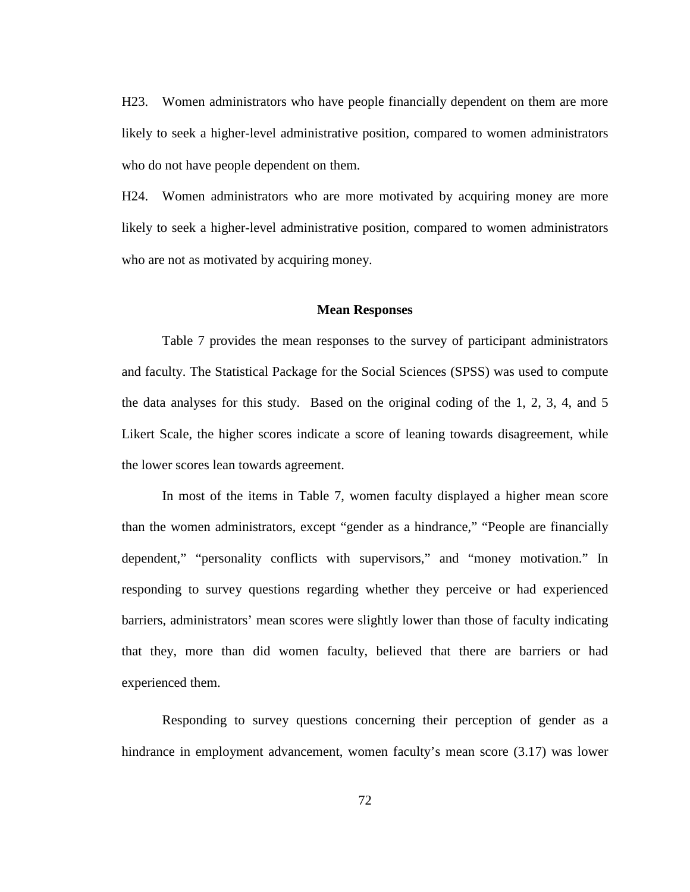H23. Women administrators who have people financially dependent on them are more likely to seek a higher-level administrative position, compared to women administrators who do not have people dependent on them.

H24. Women administrators who are more motivated by acquiring money are more likely to seek a higher-level administrative position, compared to women administrators who are not as motivated by acquiring money.

## Mean Responses

Table 7 provides the mean responses to the survey of participant administrators and faculty. The Statistical Package for the Social Sciences (SPSS) was used to compute the data analyses for this study. Based on the original coding of the 1, 2, 3, 4, and 5 Likert Scale, the higher scores indicate a score of leaning towards disagreement, while the lower scores lean towards agreement.

In most of the items in Table 7, women faculty displayed a higher mean score than the women administrators, except "gender as a hindrance," "People are financially dependent," "personality conflicts with supervisors," and "money motivation." In responding to survey questions regarding whether they perceive or had experienced barriers, administrators' mean scores were slightly lower than those of faculty indicating that they, more than did women faculty, believed that there are barriers or had experienced them.

Responding to survey questions concerning their perception of gender as a hindrance in employment advancement, women faculty's mean score (3.17) was lower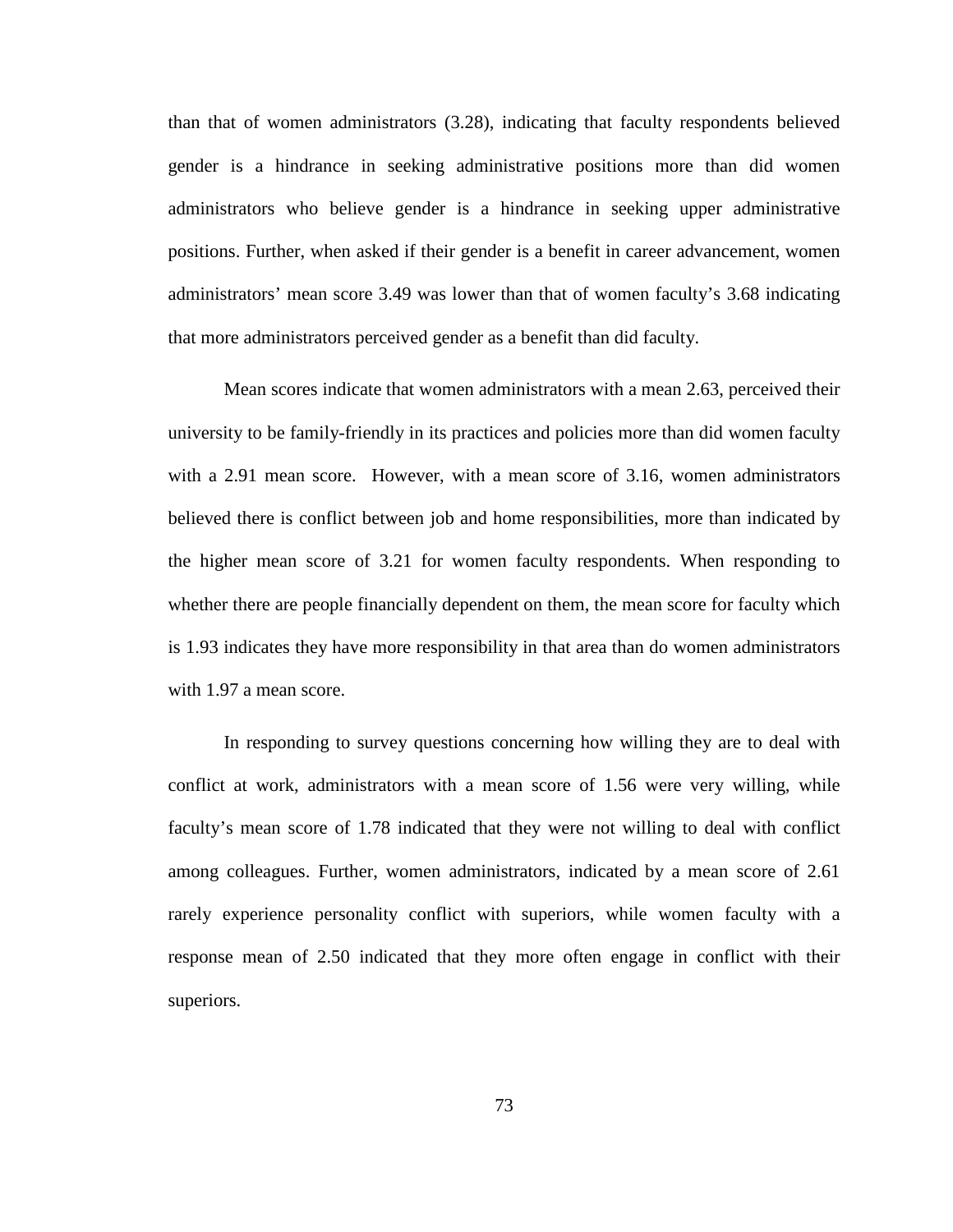than that of women administrators (3.28), indicating that faculty respondents believed gender is a hindrance in seeking administrative positions more than did women administrators who believe gender is a hindrance in seeking upper administrative positions. Further, when asked if their gender is a benefit in career advancement, women administrators' mean score 3.49 was lower than that of women faculty's 3.68 indicating that more administrators perceived gender as a benefit than did faculty.

Mean scores indicate that women administrators with a mean 2.63, perceived their university to be family-friendly in its practices and policies more than did women faculty with a 2.91 mean score. However, with a mean score of 3.16, women administrators believed there is conflict between job and home responsibilities, more than indicated by the higher mean score of 3.21 for women faculty respondents. When responding to whether there are people financially dependent on them, the mean score for faculty which is 1.93 indicates they have more responsibility in that area than do women administrators with 1.97 a mean score.

In responding to survey questions concerning how willing they are to deal with conflict at work, administrators with a mean score of 1.56 were very willing, while faculty's mean score of 1.78 indicated that they were not willing to deal with conflict among colleagues. Further, women administrators, indicated by a mean score of 2.61 rarely experience personality conflict with superiors, while women faculty with a response mean of 2.50 indicated that they more often engage in conflict with their superiors.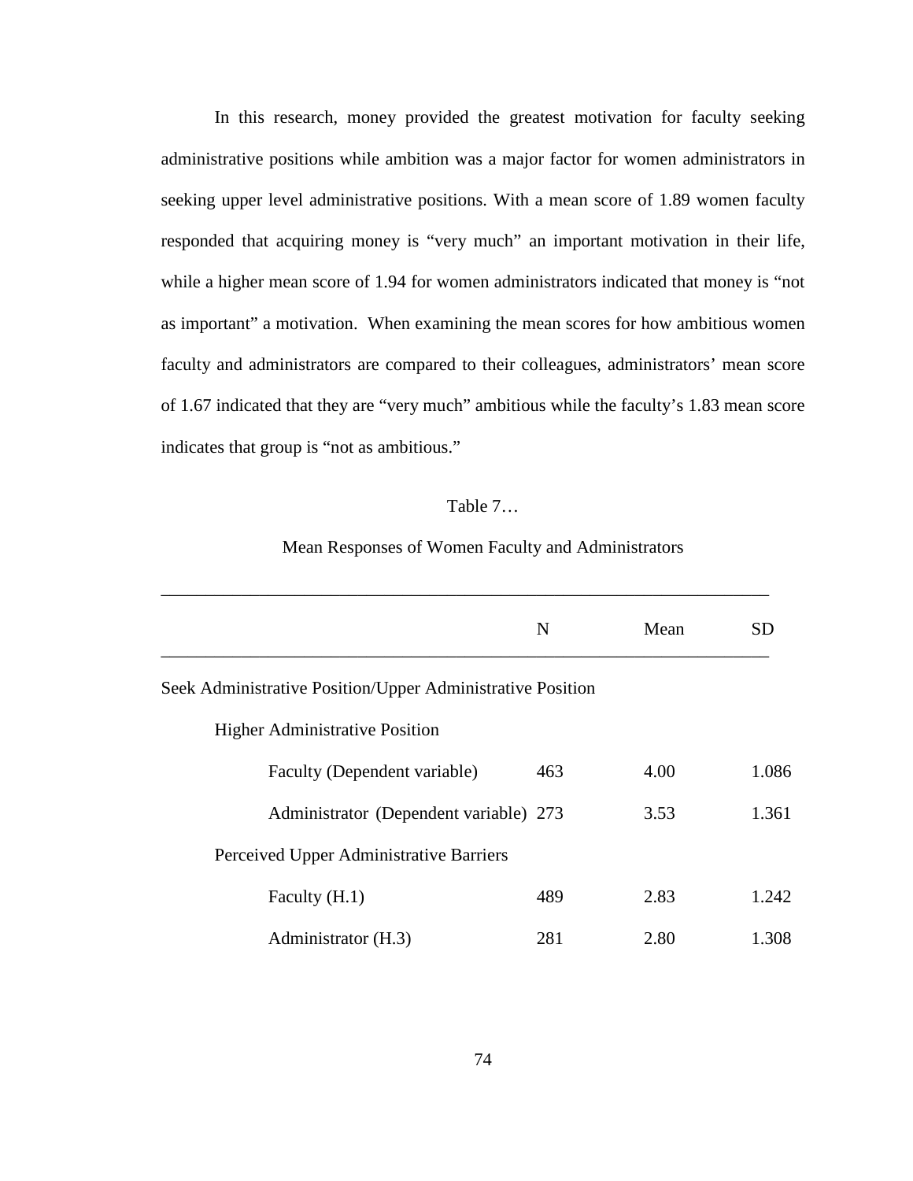In this research, money provided the greatest motivation for faculty seeking administrative positions while ambition was a major factor for women administrators in seeking upper level administrative positions. With a mean score of 1.89 women faculty responded that acquiring money is "very much" an important motivation in their life, while a higher mean score of 1.94 for women administrators indicated that money is "not as important" a motivation. When examining the mean scores for how ambitious women faculty and administrators are compared to their colleagues, administrators' mean score of 1.67 indicated that they are "very much" ambitious while the faculty's 1.83 mean score indicates that group is "not as ambitious."

Table 7…

Mean Responses of Women Faculty and Administrators

| | N | Mean | SD |
|---|---|---|---|
| Seek Administrative Position/Upper Administrative Position | | | |
| Higher Administrative Position | | | |
| Faculty (Dependent variable) | 463 | 4.00 | 1.086 |
| Administrator (Dependent variable) | 273 | 3.53 | 1.361 |
| Perceived Upper Administrative Barriers | | | |
| Faculty (H.1) | 489 | 2.83 | 1.242 |
| Administrator (H.3) | 281 | 2.80 | 1.308 |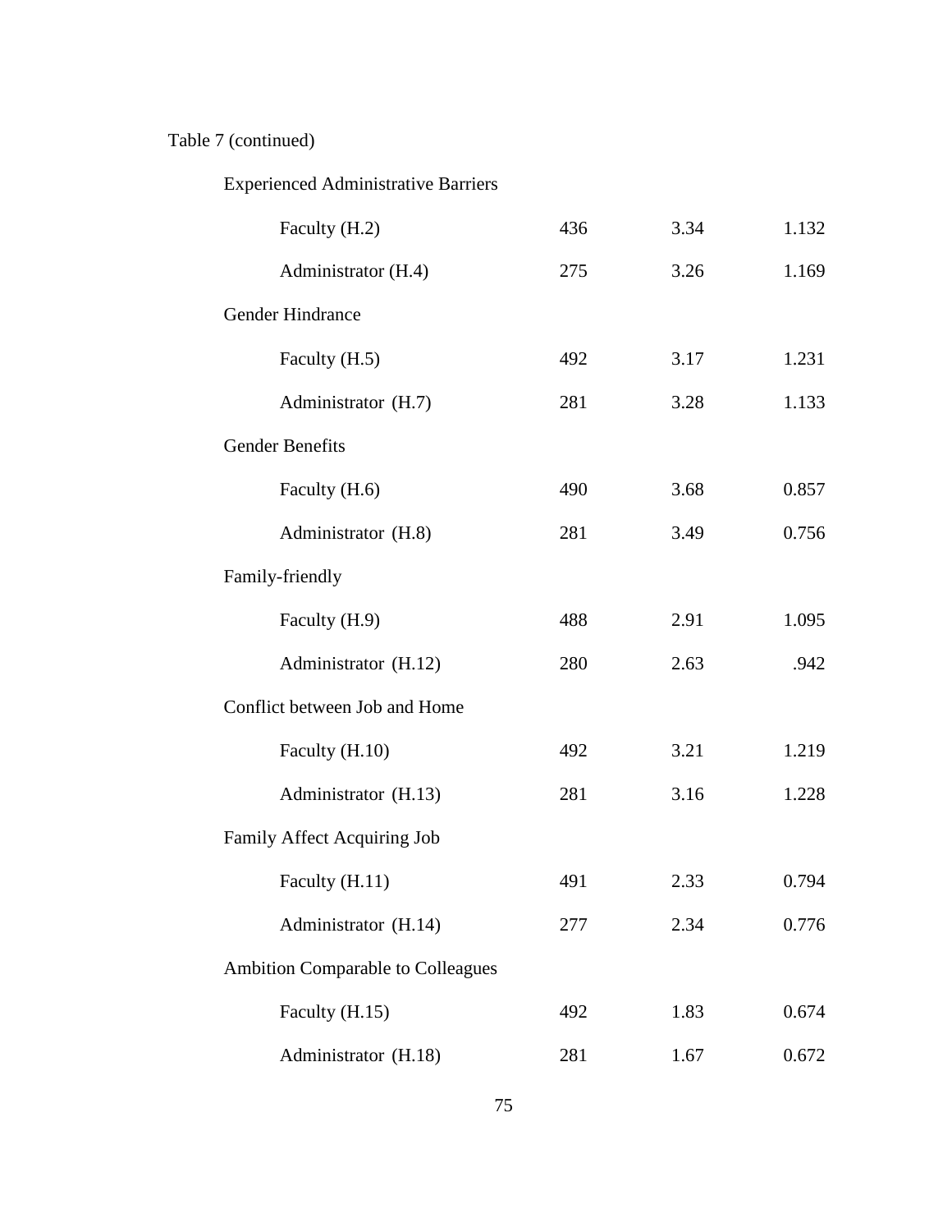Table 7 (continued)

| | | | |
|---|---|---|---|
| Experienced Administrative Barriers | | | |
| Faculty (H.2) | 436 | 3.34 | 1.132 |
| Administrator (H.4) | 275 | 3.26 | 1.169 |
| Gender Hindrance | | | |
| Faculty (H.5) | 492 | 3.17 | 1.231 |
| Administrator (H.7) | 281 | 3.28 | 1.133 |
| Gender Benefits | | | |
| Faculty (H.6) | 490 | 3.68 | 0.857 |
| Administrator (H.8) | 281 | 3.49 | 0.756 |
| Family-friendly | | | |
| Faculty (H.9) | 488 | 2.91 | 1.095 |
| Administrator (H.12) | 280 | 2.63 | .942 |
| Conflict between Job and Home | | | |
| Faculty (H.10) | 492 | 3.21 | 1.219 |
| Administrator (H.13) | 281 | 3.16 | 1.228 |
| Family Affect Acquiring Job | | | |
| Faculty (H.11) | 491 | 2.33 | 0.794 |
| Administrator (H.14) | 277 | 2.34 | 0.776 |
| Ambition Comparable to Colleagues | | | |
| Faculty (H.15) | 492 | 1.83 | 0.674 |
| Administrator (H.18) | 281 | 1.67 | 0.672 |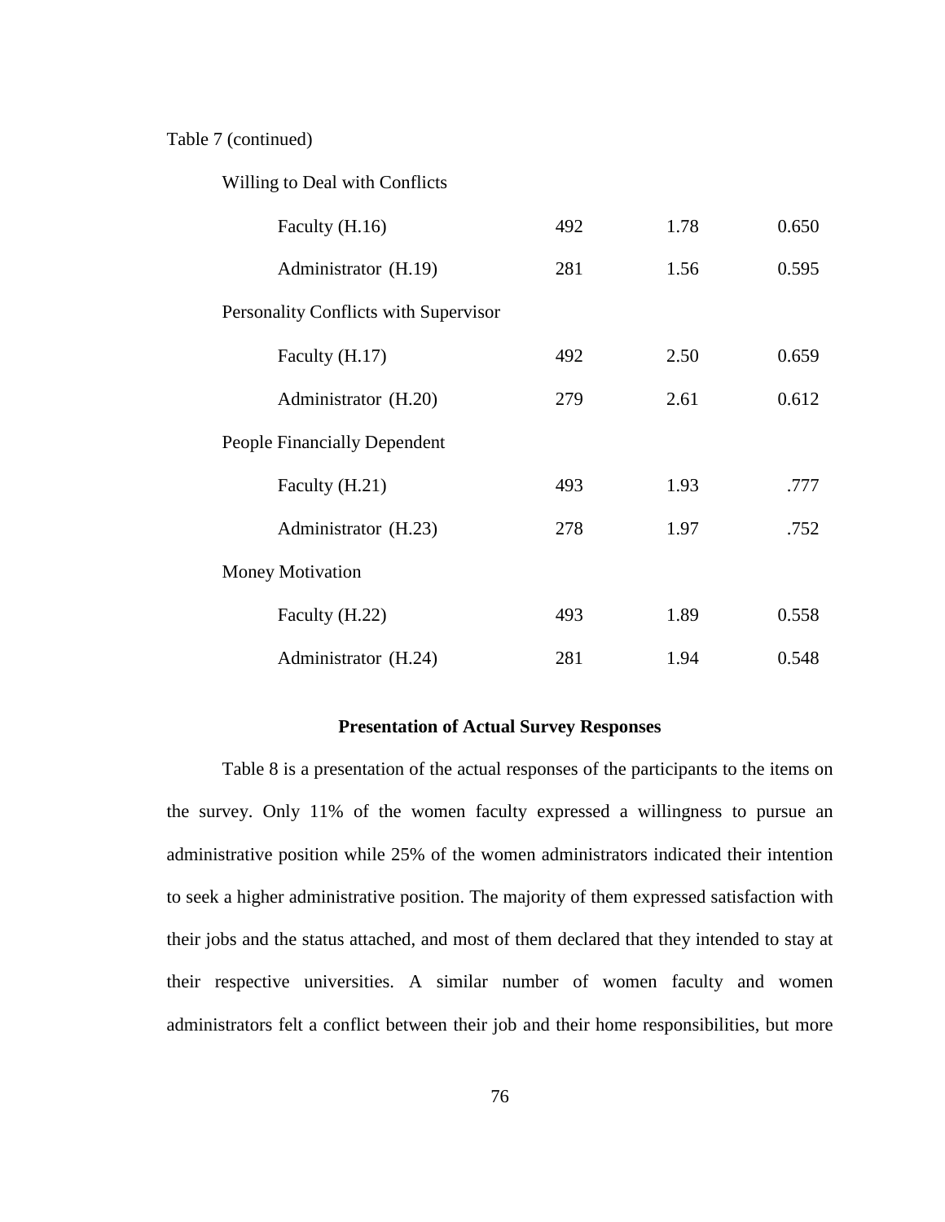Table 7 (continued)

| | | | |
|---|---|---|---|
| Willing to Deal with Conflicts | | | |
| Faculty (H.16) | 492 | 1.78 | 0.650 |
| Administrator (H.19) | 281 | 1.56 | 0.595 |
| Personality Conflicts with Supervisor | | | |
| Faculty (H.17) | 492 | 2.50 | 0.659 |
| Administrator (H.20) | 279 | 2.61 | 0.612 |
| People Financially Dependent | | | |
| Faculty (H.21) | 493 | 1.93 | .777 |
| Administrator (H.23) | 278 | 1.97 | .752 |
| Money Motivation | | | |
| Faculty (H.22) | 493 | 1.89 | 0.558 |
| Administrator (H.24) | 281 | 1.94 | 0.548 |

## Presentation of Actual Survey Responses

Table 8 is a presentation of the actual responses of the participants to the items on the survey. Only 11% of the women faculty expressed a willingness to pursue an administrative position while 25% of the women administrators indicated their intention to seek a higher administrative position. The majority of them expressed satisfaction with their jobs and the status attached, and most of them declared that they intended to stay at their respective universities. A similar number of women faculty and women administrators felt a conflict between their job and their home responsibilities, but more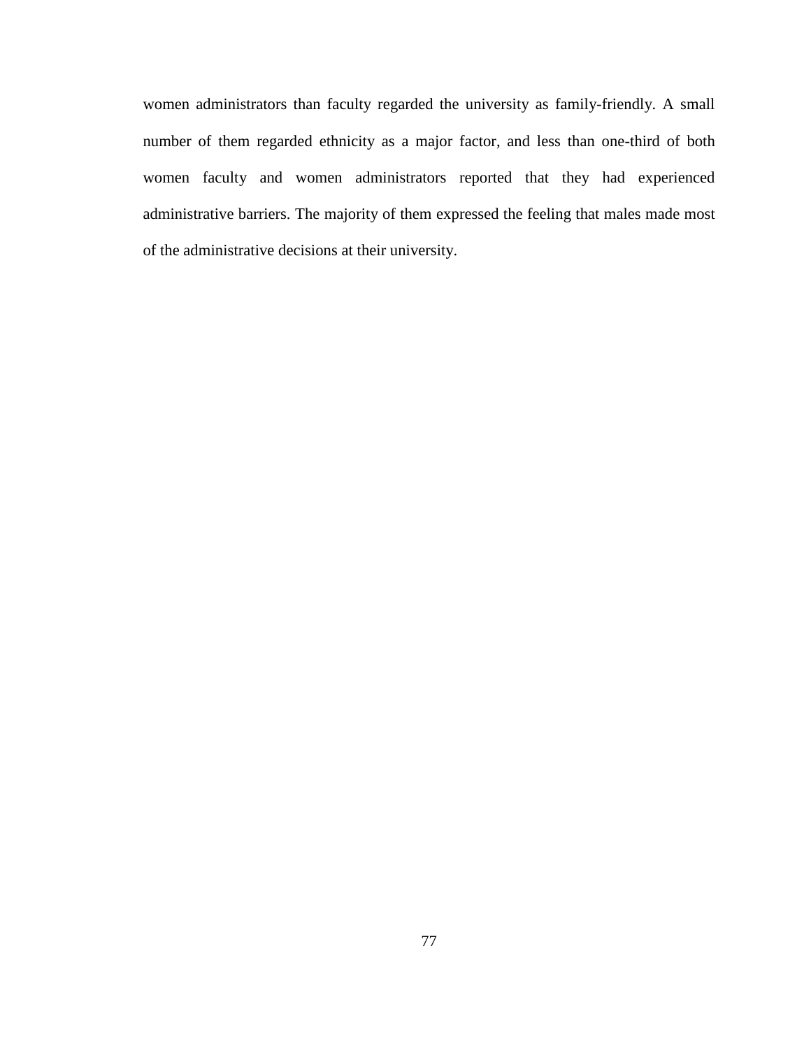women administrators than faculty regarded the university as family-friendly. A small number of them regarded ethnicity as a major factor, and less than one-third of both women faculty and women administrators reported that they had experienced administrative barriers. The majority of them expressed the feeling that males made most of the administrative decisions at their university.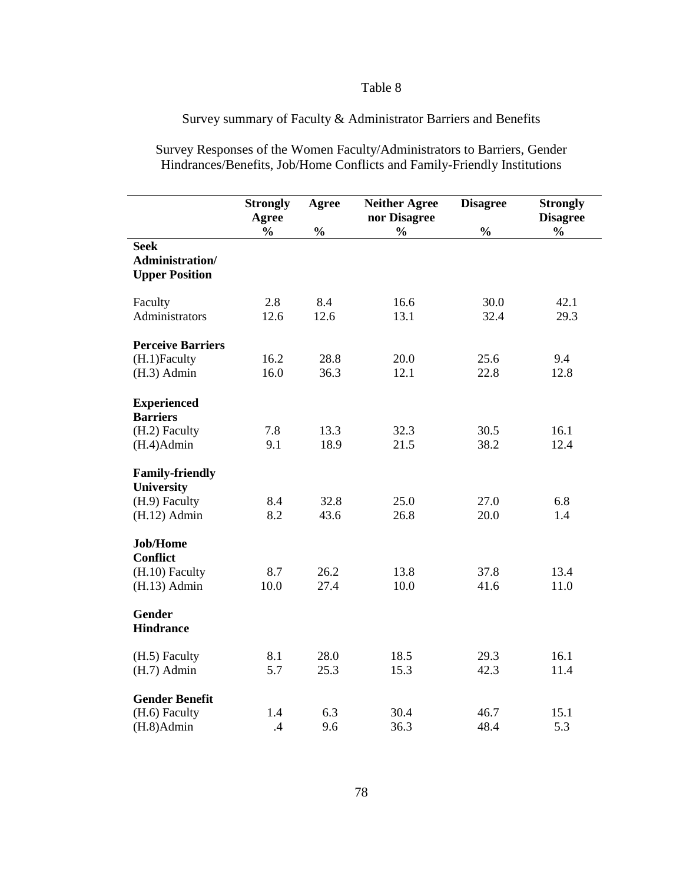Table 8

Survey summary of Faculty & Administrator Barriers and Benefits

Survey Responses of the Women Faculty/Administrators to Barriers, Gender Hindrances/Benefits, Job/Home Conflicts and Family-Friendly Institutions

| | Strongly Agree % | Agree % | Neither Agree nor Disagree % | Disagree % | Strongly Disagree % |
|---|---|---|---|---|---|
| **Seek Administration/ Upper Position** | | | | | |
| Faculty | 2.8 | 8.4 | 16.6 | 30.0 | 42.1 |
| Administrators | 12.6 | 12.6 | 13.1 | 32.4 | 29.3 |
| **Perceive Barriers** | | | | | |
| (H.1)Faculty | 16.2 | 28.8 | 20.0 | 25.6 | 9.4 |
| (H.3) Admin | 16.0 | 36.3 | 12.1 | 22.8 | 12.8 |
| **Experienced Barriers** | | | | | |
| (H.2) Faculty | 7.8 | 13.3 | 32.3 | 30.5 | 16.1 |
| (H.4)Admin | 9.1 | 18.9 | 21.5 | 38.2 | 12.4 |
| **Family-friendly University** | | | | | |
| (H.9) Faculty | 8.4 | 32.8 | 25.0 | 27.0 | 6.8 |
| (H.12) Admin | 8.2 | 43.6 | 26.8 | 20.0 | 1.4 |
| **Job/Home Conflict** | | | | | |
| (H.10) Faculty | 8.7 | 26.2 | 13.8 | 37.8 | 13.4 |
| (H.13) Admin | 10.0 | 27.4 | 10.0 | 41.6 | 11.0 |
| **Gender Hindrance** | | | | | |
| (H.5) Faculty | 8.1 | 28.0 | 18.5 | 29.3 | 16.1 |
| (H.7) Admin | 5.7 | 25.3 | 15.3 | 42.3 | 11.4 |
| **Gender Benefit** | | | | | |
| (H.6) Faculty | 1.4 | 6.3 | 30.4 | 46.7 | 15.1 |
| (H.8)Admin | .4 | 9.6 | 36.3 | 48.4 | 5.3 |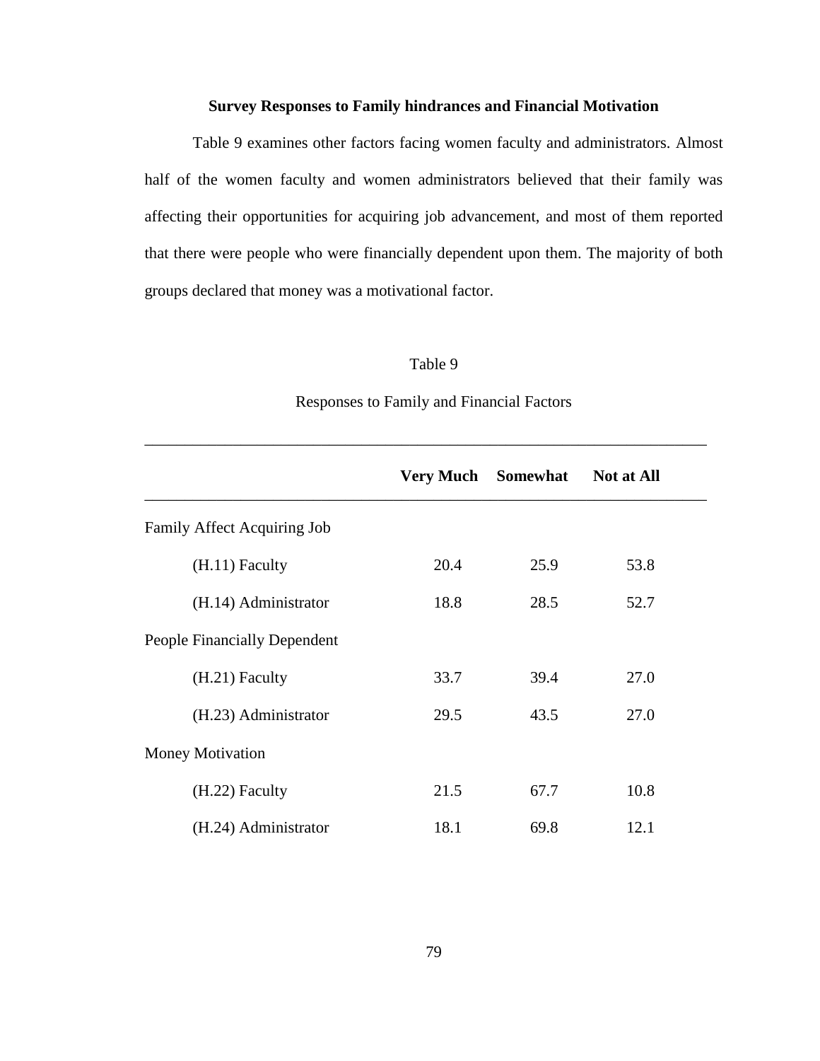**Survey Responses to Family hindrances and Financial Motivation**

Table 9 examines other factors facing women faculty and administrators. Almost half of the women faculty and women administrators believed that their family was affecting their opportunities for acquiring job advancement, and most of them reported that there were people who were financially dependent upon them. The majority of both groups declared that money was a motivational factor.

Table 9

Responses to Family and Financial Factors

| | **Very Much** | **Somewhat** | **Not at All** |
|---|---|---|---|
| Family Affect Acquiring Job | | | |
| (H.11) Faculty | 20.4 | 25.9 | 53.8 |
| (H.14) Administrator | 18.8 | 28.5 | 52.7 |
| People Financially Dependent | | | |
| (H.21) Faculty | 33.7 | 39.4 | 27.0 |
| (H.23) Administrator | 29.5 | 43.5 | 27.0 |
| Money Motivation | | | |
| (H.22) Faculty | 21.5 | 67.7 | 10.8 |
| (H.24) Administrator | 18.1 | 69.8 | 12.1 |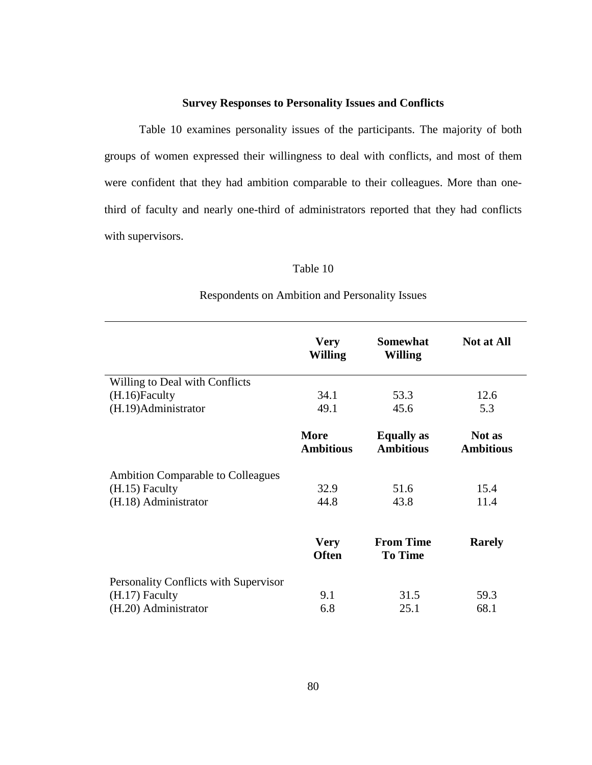**Survey Responses to Personality Issues and Conflicts**

Table 10 examines personality issues of the participants. The majority of both groups of women expressed their willingness to deal with conflicts, and most of them were confident that they had ambition comparable to their colleagues. More than one-third of faculty and nearly one-third of administrators reported that they had conflicts with supervisors.

Table 10

Respondents on Ambition and Personality Issues

| | **Very Willing** | **Somewhat Willing** | **Not at All** |
|---|---|---|---|
| Willing to Deal with Conflicts | | | |
| (H.16)Faculty | 34.1 | 53.3 | 12.6 |
| (H.19)Administrator | 49.1 | 45.6 | 5.3 |
| | **More Ambitious** | **Equally as Ambitious** | **Not as Ambitious** |
| Ambition Comparable to Colleagues | | | |
| (H.15) Faculty | 32.9 | 51.6 | 15.4 |
| (H.18) Administrator | 44.8 | 43.8 | 11.4 |
| | **Very Often** | **From Time To Time** | **Rarely** |
| Personality Conflicts with Supervisor | | | |
| (H.17) Faculty | 9.1 | 31.5 | 59.3 |
| (H.20) Administrator | 6.8 | 25.1 | 68.1 |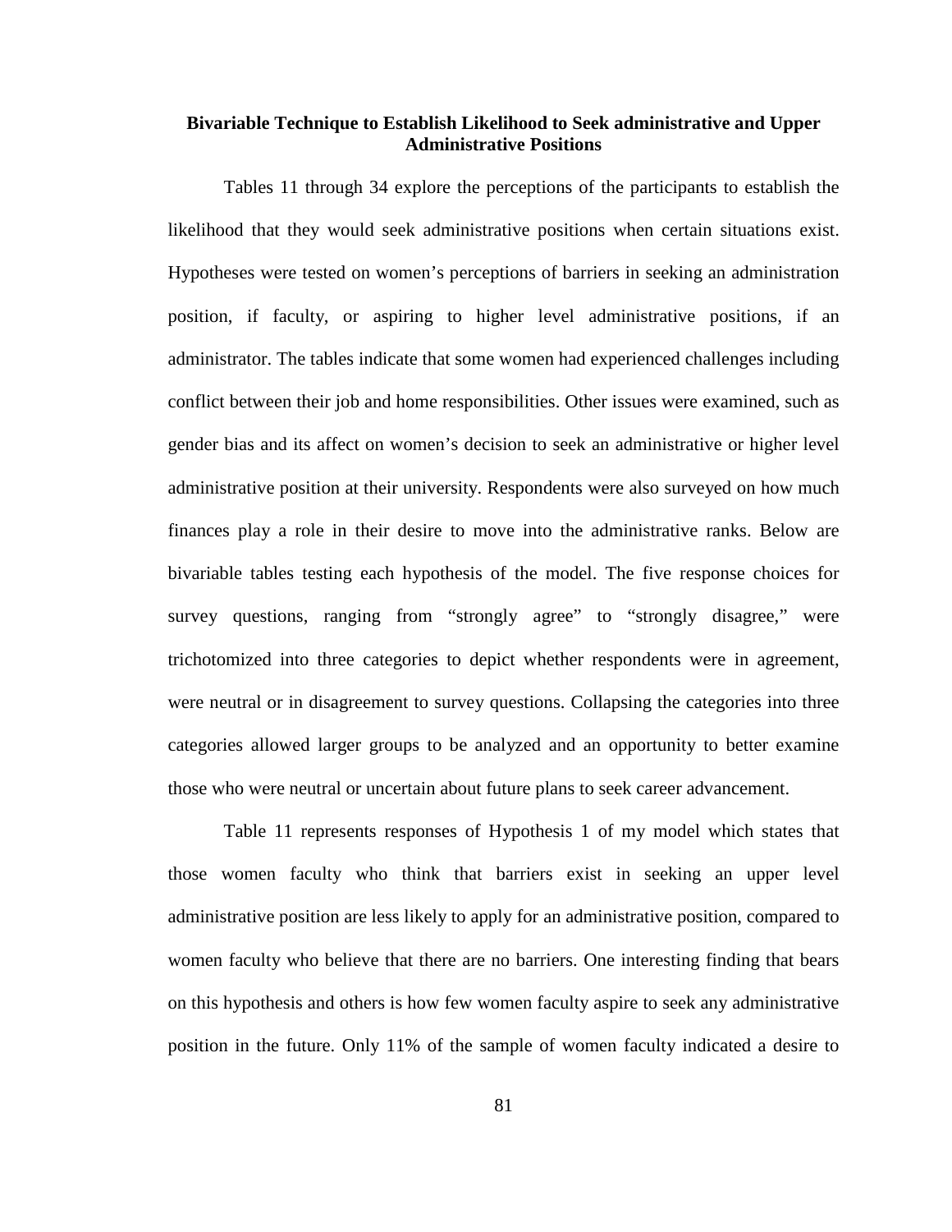### Bivariable Technique to Establish Likelihood to Seek administrative and Upper Administrative Positions

Tables 11 through 34 explore the perceptions of the participants to establish the likelihood that they would seek administrative positions when certain situations exist. Hypotheses were tested on women's perceptions of barriers in seeking an administration position, if faculty, or aspiring to higher level administrative positions, if an administrator. The tables indicate that some women had experienced challenges including conflict between their job and home responsibilities. Other issues were examined, such as gender bias and its affect on women's decision to seek an administrative or higher level administrative position at their university. Respondents were also surveyed on how much finances play a role in their desire to move into the administrative ranks. Below are bivariable tables testing each hypothesis of the model. The five response choices for survey questions, ranging from "strongly agree" to "strongly disagree," were trichotomized into three categories to depict whether respondents were in agreement, were neutral or in disagreement to survey questions. Collapsing the categories into three categories allowed larger groups to be analyzed and an opportunity to better examine those who were neutral or uncertain about future plans to seek career advancement.

Table 11 represents responses of Hypothesis 1 of my model which states that those women faculty who think that barriers exist in seeking an upper level administrative position are less likely to apply for an administrative position, compared to women faculty who believe that there are no barriers. One interesting finding that bears on this hypothesis and others is how few women faculty aspire to seek any administrative position in the future. Only 11% of the sample of women faculty indicated a desire to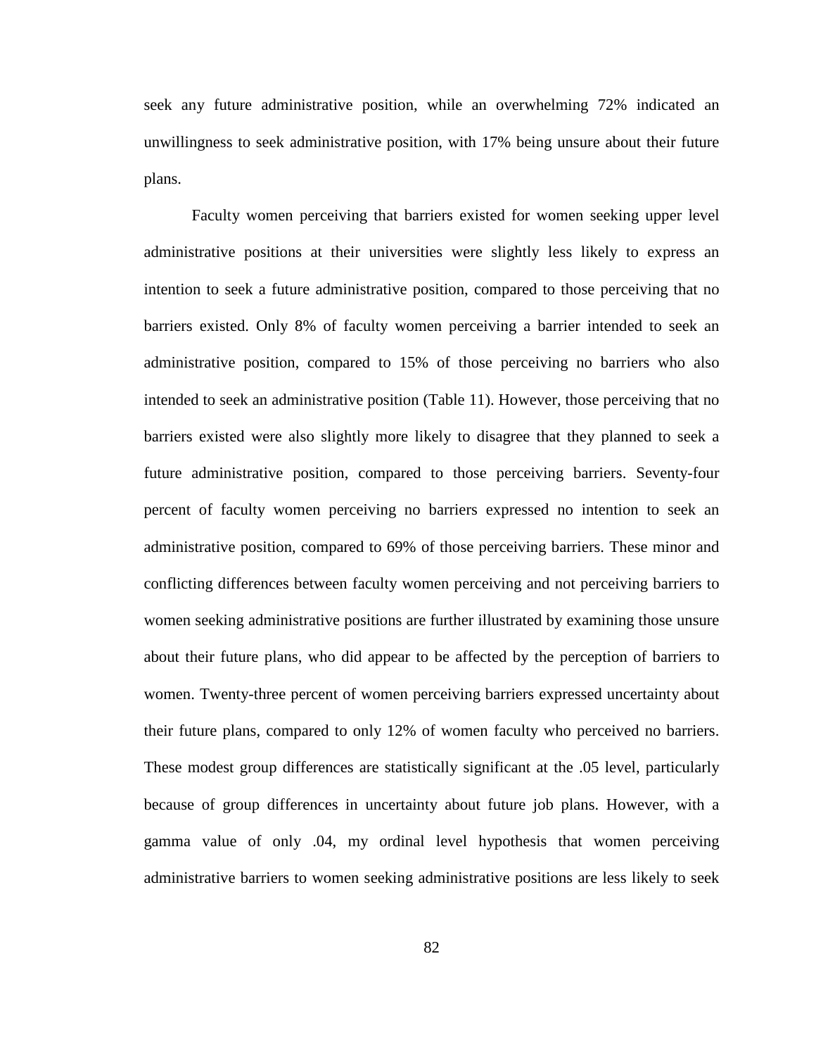seek any future administrative position, while an overwhelming 72% indicated an unwillingness to seek administrative position, with 17% being unsure about their future plans.

Faculty women perceiving that barriers existed for women seeking upper level administrative positions at their universities were slightly less likely to express an intention to seek a future administrative position, compared to those perceiving that no barriers existed. Only 8% of faculty women perceiving a barrier intended to seek an administrative position, compared to 15% of those perceiving no barriers who also intended to seek an administrative position (Table 11). However, those perceiving that no barriers existed were also slightly more likely to disagree that they planned to seek a future administrative position, compared to those perceiving barriers. Seventy-four percent of faculty women perceiving no barriers expressed no intention to seek an administrative position, compared to 69% of those perceiving barriers. These minor and conflicting differences between faculty women perceiving and not perceiving barriers to women seeking administrative positions are further illustrated by examining those unsure about their future plans, who did appear to be affected by the perception of barriers to women. Twenty-three percent of women perceiving barriers expressed uncertainty about their future plans, compared to only 12% of women faculty who perceived no barriers. These modest group differences are statistically significant at the .05 level, particularly because of group differences in uncertainty about future job plans. However, with a gamma value of only .04, my ordinal level hypothesis that women perceiving administrative barriers to women seeking administrative positions are less likely to seek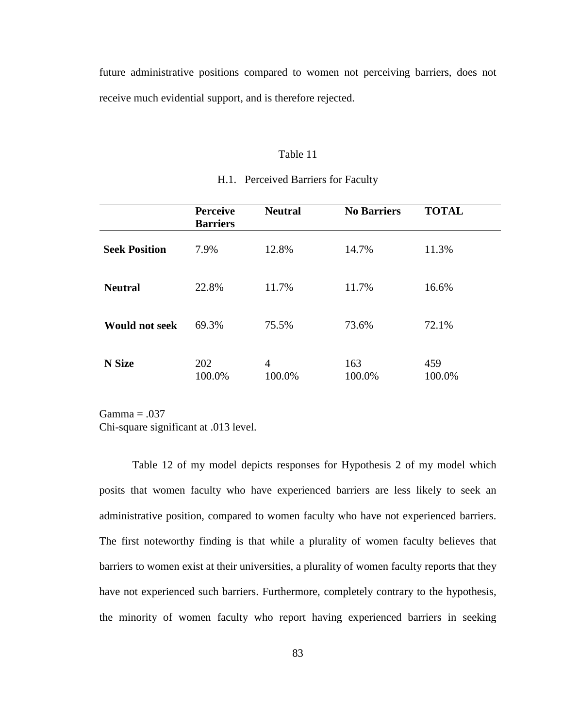future administrative positions compared to women not perceiving barriers, does not receive much evidential support, and is therefore rejected.

Table 11

H.1. Perceived Barriers for Faculty

| | **Perceive Barriers** | **Neutral** | **No Barriers** | **TOTAL** |
|---|---|---|---|---|
| **Seek Position** | 7.9% | 12.8% | 14.7% | 11.3% |
| **Neutral** | 22.8% | 11.7% | 11.7% | 16.6% |
| **Would not seek** | 69.3% | 75.5% | 73.6% | 72.1% |
| **N Size** | 202<br>100.0% | 4<br>100.0% | 163<br>100.0% | 459<br>100.0% |

Gamma = .037
Chi-square significant at .013 level.

Table 12 of my model depicts responses for Hypothesis 2 of my model which posits that women faculty who have experienced barriers are less likely to seek an administrative position, compared to women faculty who have not experienced barriers. The first noteworthy finding is that while a plurality of women faculty believes that barriers to women exist at their universities, a plurality of women faculty reports that they have not experienced such barriers. Furthermore, completely contrary to the hypothesis, the minority of women faculty who report having experienced barriers in seeking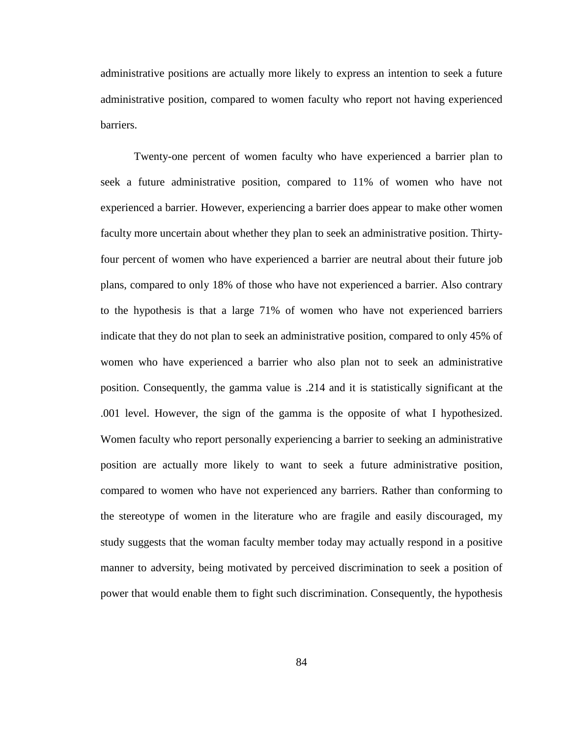administrative positions are actually more likely to express an intention to seek a future administrative position, compared to women faculty who report not having experienced barriers.

Twenty-one percent of women faculty who have experienced a barrier plan to seek a future administrative position, compared to 11% of women who have not experienced a barrier. However, experiencing a barrier does appear to make other women faculty more uncertain about whether they plan to seek an administrative position. Thirty-four percent of women who have experienced a barrier are neutral about their future job plans, compared to only 18% of those who have not experienced a barrier. Also contrary to the hypothesis is that a large 71% of women who have not experienced barriers indicate that they do not plan to seek an administrative position, compared to only 45% of women who have experienced a barrier who also plan not to seek an administrative position. Consequently, the gamma value is .214 and it is statistically significant at the .001 level. However, the sign of the gamma is the opposite of what I hypothesized. Women faculty who report personally experiencing a barrier to seeking an administrative position are actually more likely to want to seek a future administrative position, compared to women who have not experienced any barriers. Rather than conforming to the stereotype of women in the literature who are fragile and easily discouraged, my study suggests that the woman faculty member today may actually respond in a positive manner to adversity, being motivated by perceived discrimination to seek a position of power that would enable them to fight such discrimination. Consequently, the hypothesis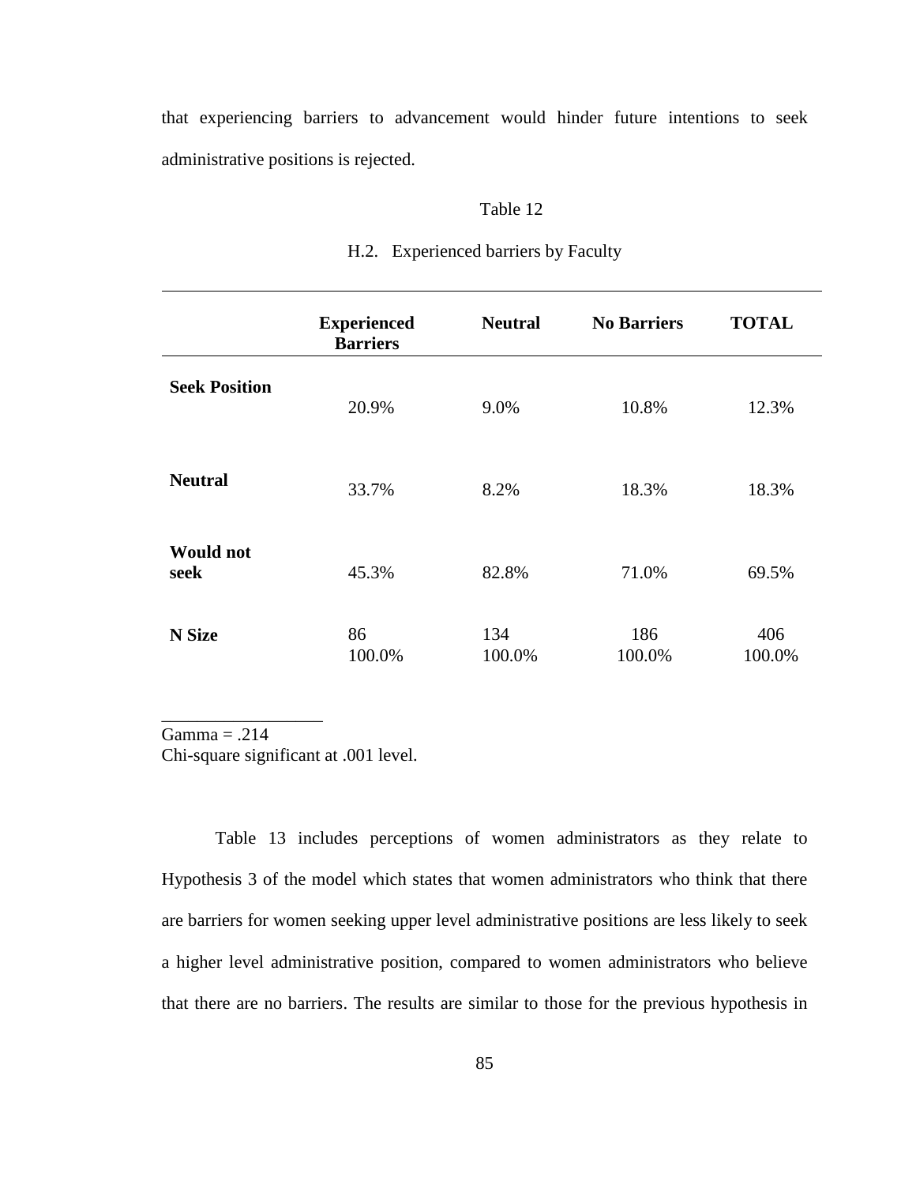that experiencing barriers to advancement would hinder future intentions to seek administrative positions is rejected.

Table 12

H.2. Experienced barriers by Faculty

| | **Experienced Barriers** | **Neutral** | **No Barriers** | **TOTAL** |
|---|---|---|---|---|
| **Seek Position** | 20.9% | 9.0% | 10.8% | 12.3% |
| **Neutral** | 33.7% | 8.2% | 18.3% | 18.3% |
| **Would not seek** | 45.3% | 82.8% | 71.0% | 69.5% |
| **N Size** | 86<br>100.0% | 134<br>100.0% | 186<br>100.0% | 406<br>100.0% |

Gamma = .214
Chi-square significant at .001 level.

Table 13 includes perceptions of women administrators as they relate to Hypothesis 3 of the model which states that women administrators who think that there are barriers for women seeking upper level administrative positions are less likely to seek a higher level administrative position, compared to women administrators who believe that there are no barriers. The results are similar to those for the previous hypothesis in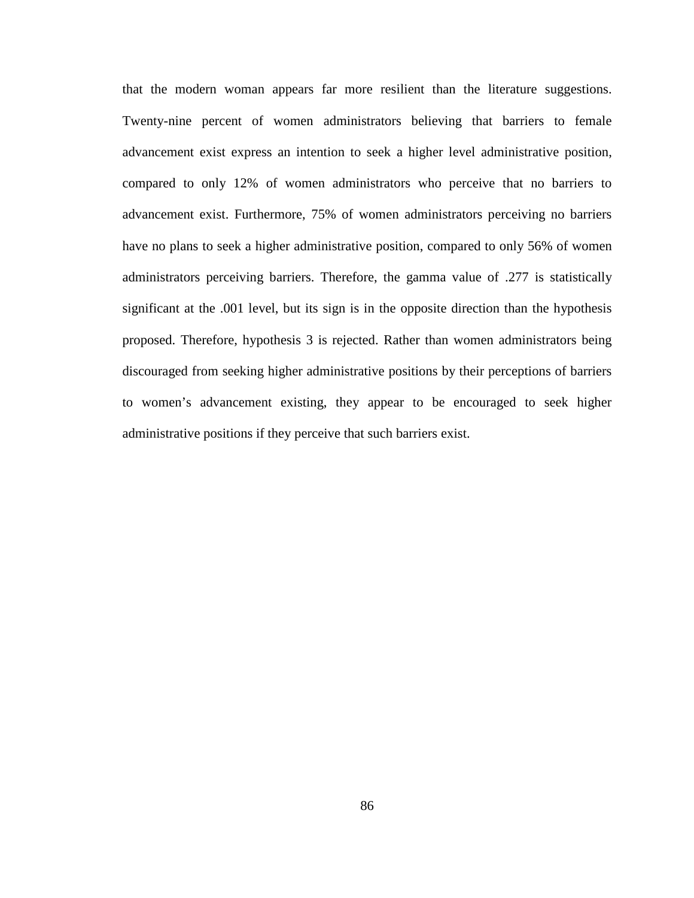that the modern woman appears far more resilient than the literature suggestions. Twenty-nine percent of women administrators believing that barriers to female advancement exist express an intention to seek a higher level administrative position, compared to only 12% of women administrators who perceive that no barriers to advancement exist. Furthermore, 75% of women administrators perceiving no barriers have no plans to seek a higher administrative position, compared to only 56% of women administrators perceiving barriers. Therefore, the gamma value of .277 is statistically significant at the .001 level, but its sign is in the opposite direction than the hypothesis proposed. Therefore, hypothesis 3 is rejected. Rather than women administrators being discouraged from seeking higher administrative positions by their perceptions of barriers to women's advancement existing, they appear to be encouraged to seek higher administrative positions if they perceive that such barriers exist.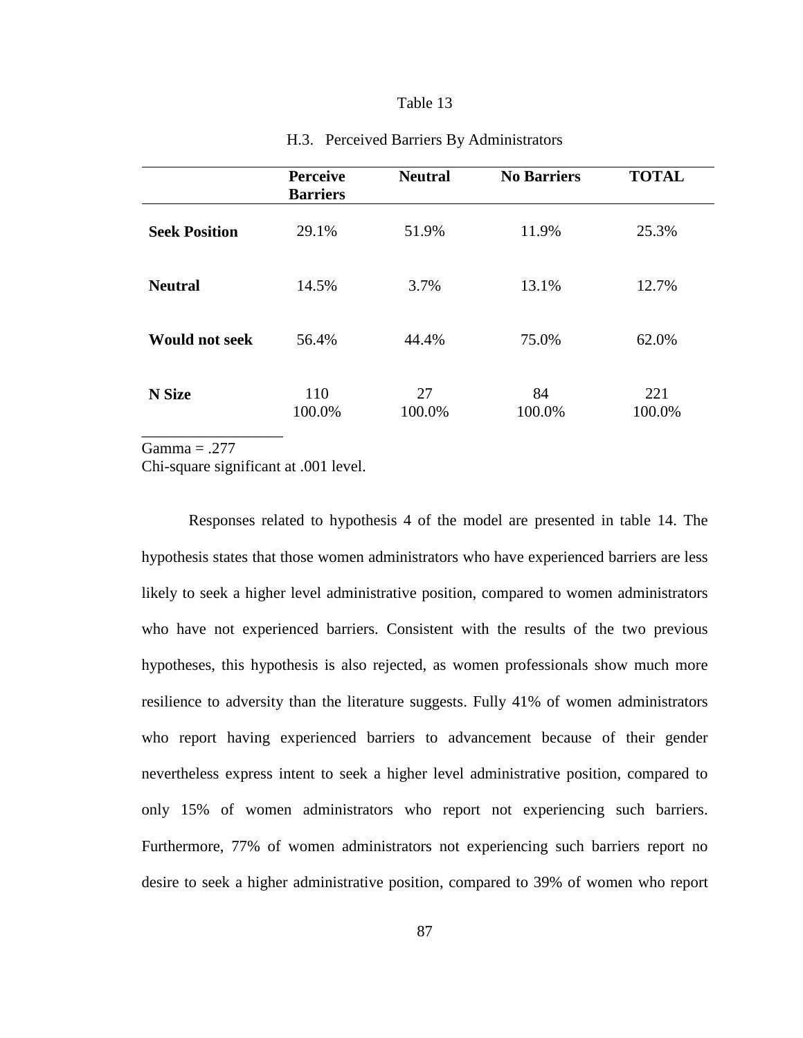Table 13

H.3. Perceived Barriers By Administrators

| | Perceive Barriers | Neutral | No Barriers | TOTAL |
|---|---|---|---|---|
| **Seek Position** | 29.1% | 51.9% | 11.9% | 25.3% |
| **Neutral** | 14.5% | 3.7% | 13.1% | 12.7% |
| **Would not seek** | 56.4% | 44.4% | 75.0% | 62.0% |
| **N Size** | 110<br>100.0% | 27<br>100.0% | 84<br>100.0% | 221<br>100.0% |

Gamma = .277
Chi-square significant at .001 level.

Responses related to hypothesis 4 of the model are presented in table 14. The hypothesis states that those women administrators who have experienced barriers are less likely to seek a higher level administrative position, compared to women administrators who have not experienced barriers. Consistent with the results of the two previous hypotheses, this hypothesis is also rejected, as women professionals show much more resilience to adversity than the literature suggests. Fully 41% of women administrators who report having experienced barriers to advancement because of their gender nevertheless express intent to seek a higher level administrative position, compared to only 15% of women administrators who report not experiencing such barriers. Furthermore, 77% of women administrators not experiencing such barriers report no desire to seek a higher administrative position, compared to 39% of women who report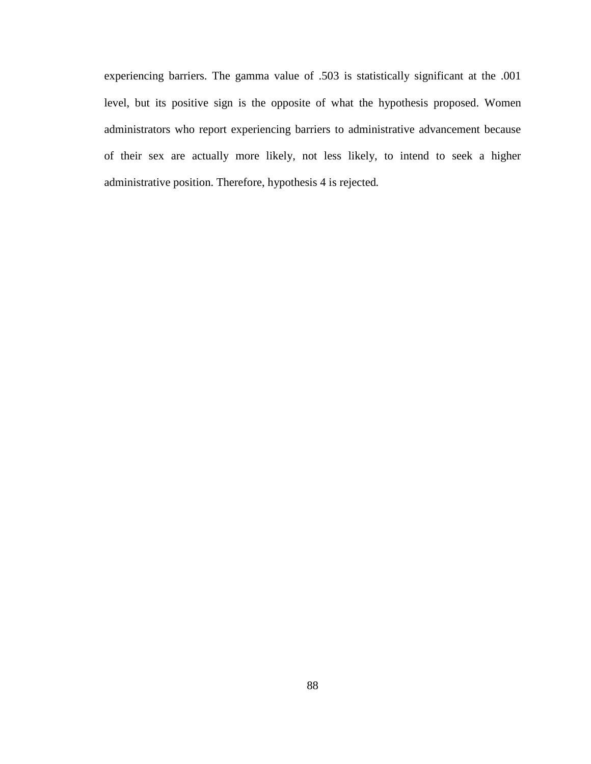experiencing barriers. The gamma value of .503 is statistically significant at the .001 level, but its positive sign is the opposite of what the hypothesis proposed. Women administrators who report experiencing barriers to administrative advancement because of their sex are actually more likely, not less likely, to intend to seek a higher administrative position. Therefore, hypothesis 4 is rejected.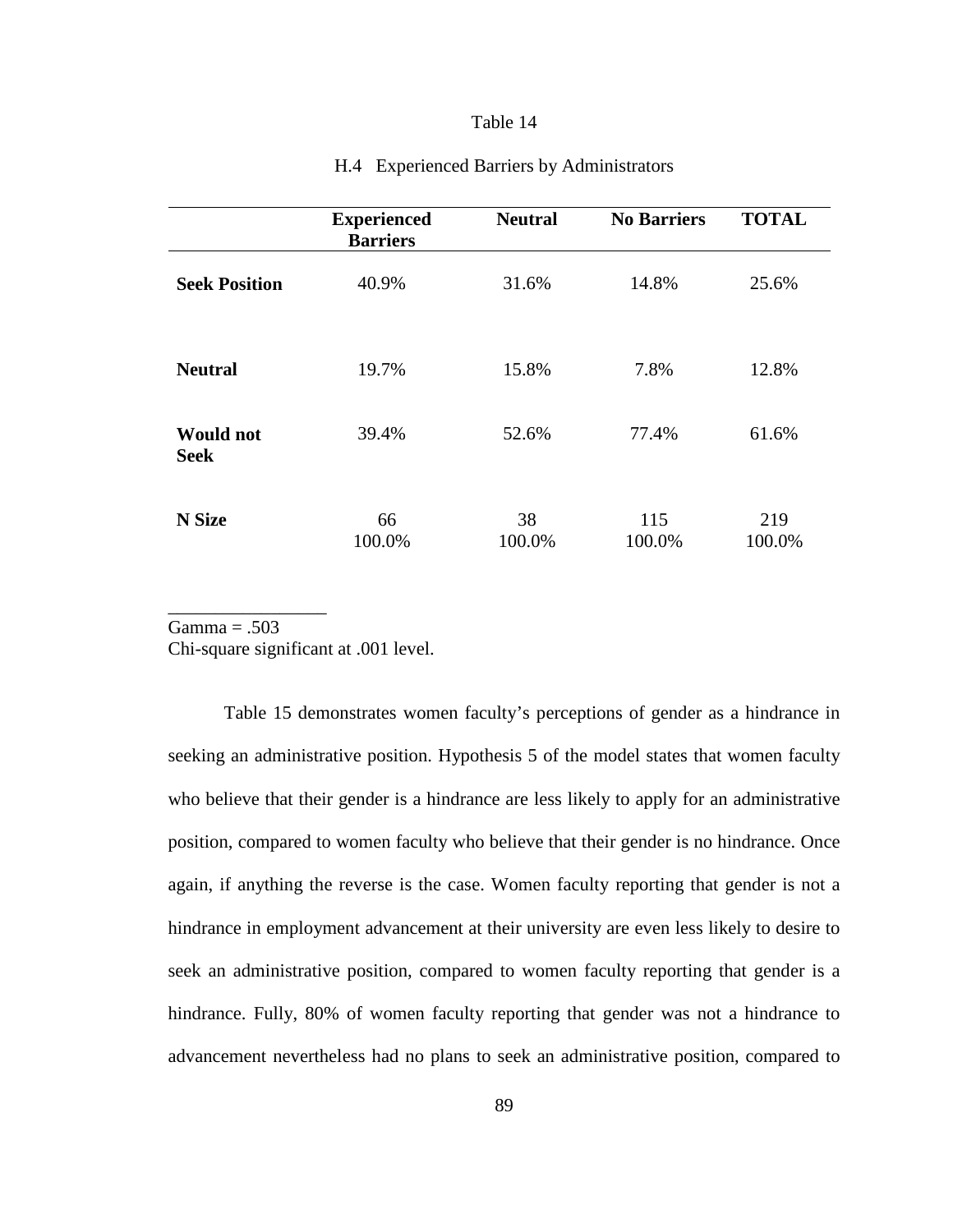Table 14

H.4 Experienced Barriers by Administrators

| | **Experienced Barriers** | **Neutral** | **No Barriers** | **TOTAL** |
|---|---|---|---|---|
| **Seek Position** | 40.9% | 31.6% | 14.8% | 25.6% |
| **Neutral** | 19.7% | 15.8% | 7.8% | 12.8% |
| **Would not Seek** | 39.4% | 52.6% | 77.4% | 61.6% |
| **N Size** | 66<br>100.0% | 38<br>100.0% | 115<br>100.0% | 219<br>100.0% |

Gamma = .503
Chi-square significant at .001 level.

Table 15 demonstrates women faculty's perceptions of gender as a hindrance in seeking an administrative position. Hypothesis 5 of the model states that women faculty who believe that their gender is a hindrance are less likely to apply for an administrative position, compared to women faculty who believe that their gender is no hindrance. Once again, if anything the reverse is the case. Women faculty reporting that gender is not a hindrance in employment advancement at their university are even less likely to desire to seek an administrative position, compared to women faculty reporting that gender is a hindrance. Fully, 80% of women faculty reporting that gender was not a hindrance to advancement nevertheless had no plans to seek an administrative position, compared to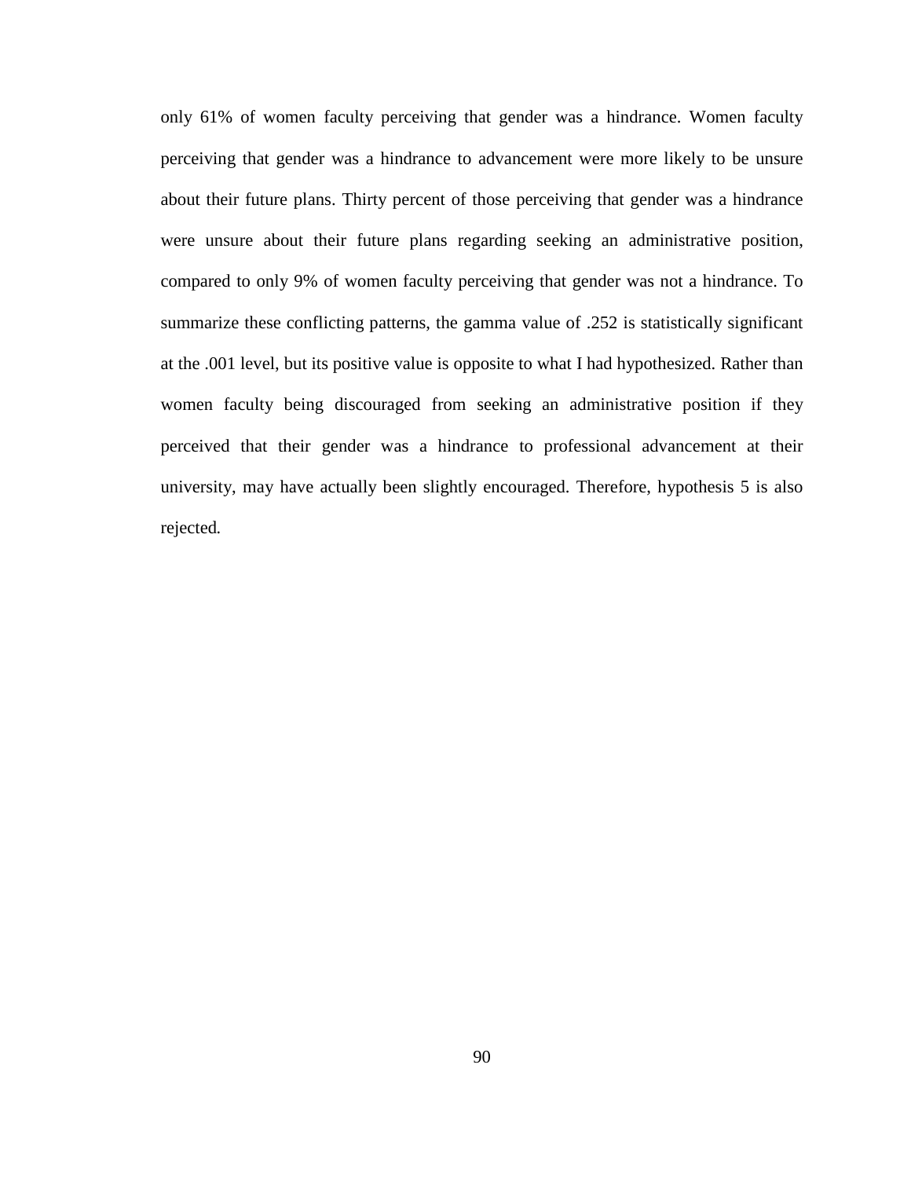only 61% of women faculty perceiving that gender was a hindrance. Women faculty perceiving that gender was a hindrance to advancement were more likely to be unsure about their future plans. Thirty percent of those perceiving that gender was a hindrance were unsure about their future plans regarding seeking an administrative position, compared to only 9% of women faculty perceiving that gender was not a hindrance. To summarize these conflicting patterns, the gamma value of .252 is statistically significant at the .001 level, but its positive value is opposite to what I had hypothesized. Rather than women faculty being discouraged from seeking an administrative position if they perceived that their gender was a hindrance to professional advancement at their university, may have actually been slightly encouraged. Therefore, hypothesis 5 is also rejected.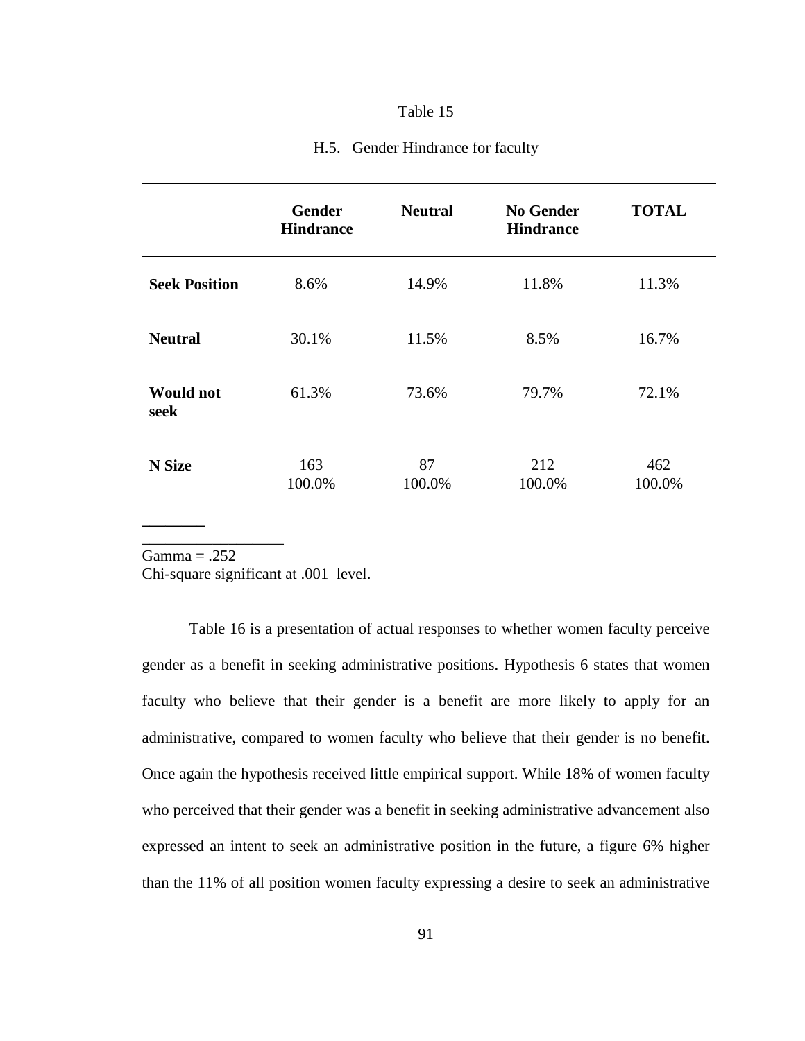Table 15

H.5. Gender Hindrance for faculty

| | Gender Hindrance | Neutral | No Gender Hindrance | TOTAL |
|---|---|---|---|---|
| **Seek Position** | 8.6% | 14.9% | 11.8% | 11.3% |
| **Neutral** | 30.1% | 11.5% | 8.5% | 16.7% |
| **Would not seek** | 61.3% | 73.6% | 79.7% | 72.1% |
| **N Size** | 163<br>100.0% | 87<br>100.0% | 212<br>100.0% | 462<br>100.0% |

Gamma = .252
Chi-square significant at .001 level.

Table 16 is a presentation of actual responses to whether women faculty perceive gender as a benefit in seeking administrative positions. Hypothesis 6 states that women faculty who believe that their gender is a benefit are more likely to apply for an administrative, compared to women faculty who believe that their gender is no benefit. Once again the hypothesis received little empirical support. While 18% of women faculty who perceived that their gender was a benefit in seeking administrative advancement also expressed an intent to seek an administrative position in the future, a figure 6% higher than the 11% of all position women faculty expressing a desire to seek an administrative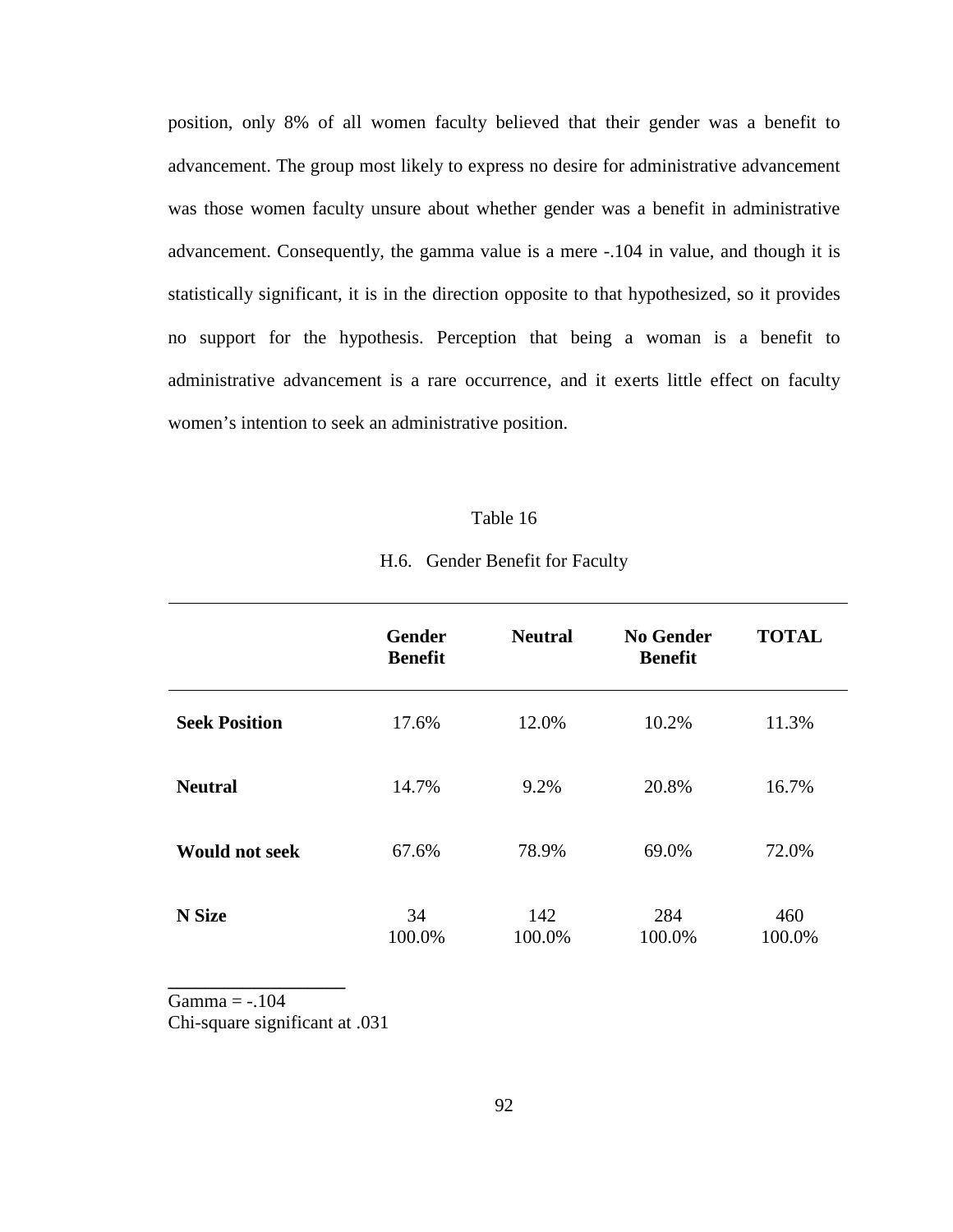position, only 8% of all women faculty believed that their gender was a benefit to advancement. The group most likely to express no desire for administrative advancement was those women faculty unsure about whether gender was a benefit in administrative advancement. Consequently, the gamma value is a mere -.104 in value, and though it is statistically significant, it is in the direction opposite to that hypothesized, so it provides no support for the hypothesis. Perception that being a woman is a benefit to administrative advancement is a rare occurrence, and it exerts little effect on faculty women's intention to seek an administrative position.

Table 16

H.6. Gender Benefit for Faculty

| | **Gender Benefit** | **Neutral** | **No Gender Benefit** | **TOTAL** |
|---|---|---|---|---|
| **Seek Position** | 17.6% | 12.0% | 10.2% | 11.3% |
| **Neutral** | 14.7% | 9.2% | 20.8% | 16.7% |
| **Would not seek** | 67.6% | 78.9% | 69.0% | 72.0% |
| **N Size** | 34<br>100.0% | 142<br>100.0% | 284<br>100.0% | 460<br>100.0% |

Gamma = -.104
Chi-square significant at .031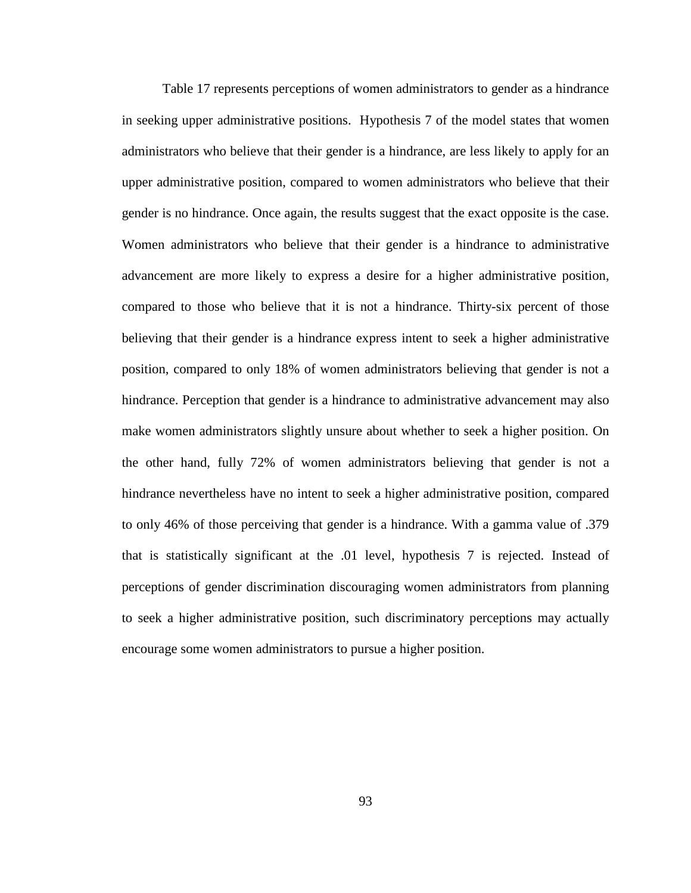Table 17 represents perceptions of women administrators to gender as a hindrance in seeking upper administrative positions. Hypothesis 7 of the model states that women administrators who believe that their gender is a hindrance, are less likely to apply for an upper administrative position, compared to women administrators who believe that their gender is no hindrance. Once again, the results suggest that the exact opposite is the case. Women administrators who believe that their gender is a hindrance to administrative advancement are more likely to express a desire for a higher administrative position, compared to those who believe that it is not a hindrance. Thirty-six percent of those believing that their gender is a hindrance express intent to seek a higher administrative position, compared to only 18% of women administrators believing that gender is not a hindrance. Perception that gender is a hindrance to administrative advancement may also make women administrators slightly unsure about whether to seek a higher position. On the other hand, fully 72% of women administrators believing that gender is not a hindrance nevertheless have no intent to seek a higher administrative position, compared to only 46% of those perceiving that gender is a hindrance. With a gamma value of .379 that is statistically significant at the .01 level, hypothesis 7 is rejected. Instead of perceptions of gender discrimination discouraging women administrators from planning to seek a higher administrative position, such discriminatory perceptions may actually encourage some women administrators to pursue a higher position.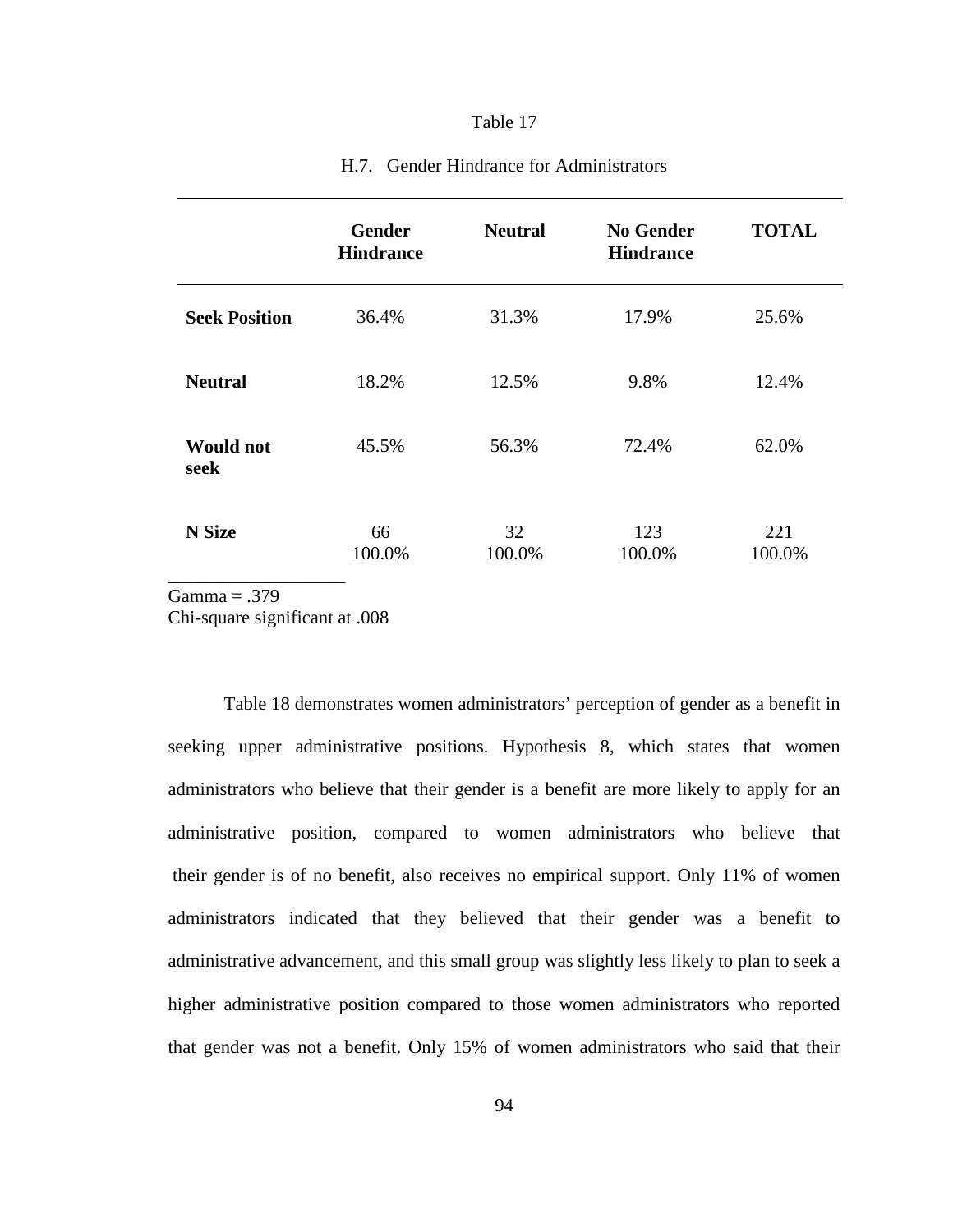Table 17

H.7. Gender Hindrance for Administrators

| | **Gender Hindrance** | **Neutral** | **No Gender Hindrance** | **TOTAL** |
|---|---|---|---|---|
| **Seek Position** | 36.4% | 31.3% | 17.9% | 25.6% |
| **Neutral** | 18.2% | 12.5% | 9.8% | 12.4% |
| **Would not seek** | 45.5% | 56.3% | 72.4% | 62.0% |
| **N Size** | 66<br>100.0% | 32<br>100.0% | 123<br>100.0% | 221<br>100.0% |

Gamma = .379
Chi-square significant at .008

Table 18 demonstrates women administrators' perception of gender as a benefit in seeking upper administrative positions. Hypothesis 8, which states that women administrators who believe that their gender is a benefit are more likely to apply for an administrative position, compared to women administrators who believe that their gender is of no benefit, also receives no empirical support. Only 11% of women administrators indicated that they believed that their gender was a benefit to administrative advancement, and this small group was slightly less likely to plan to seek a higher administrative position compared to those women administrators who reported that gender was not a benefit. Only 15% of women administrators who said that their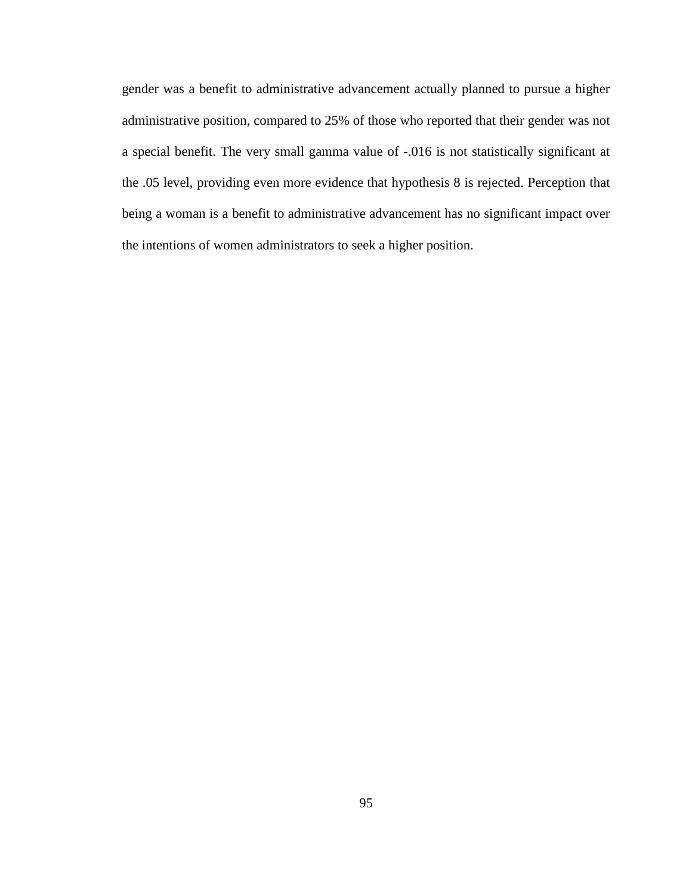gender was a benefit to administrative advancement actually planned to pursue a higher administrative position, compared to 25% of those who reported that their gender was not a special benefit. The very small gamma value of -.016 is not statistically significant at the .05 level, providing even more evidence that hypothesis 8 is rejected. Perception that being a woman is a benefit to administrative advancement has no significant impact over the intentions of women administrators to seek a higher position.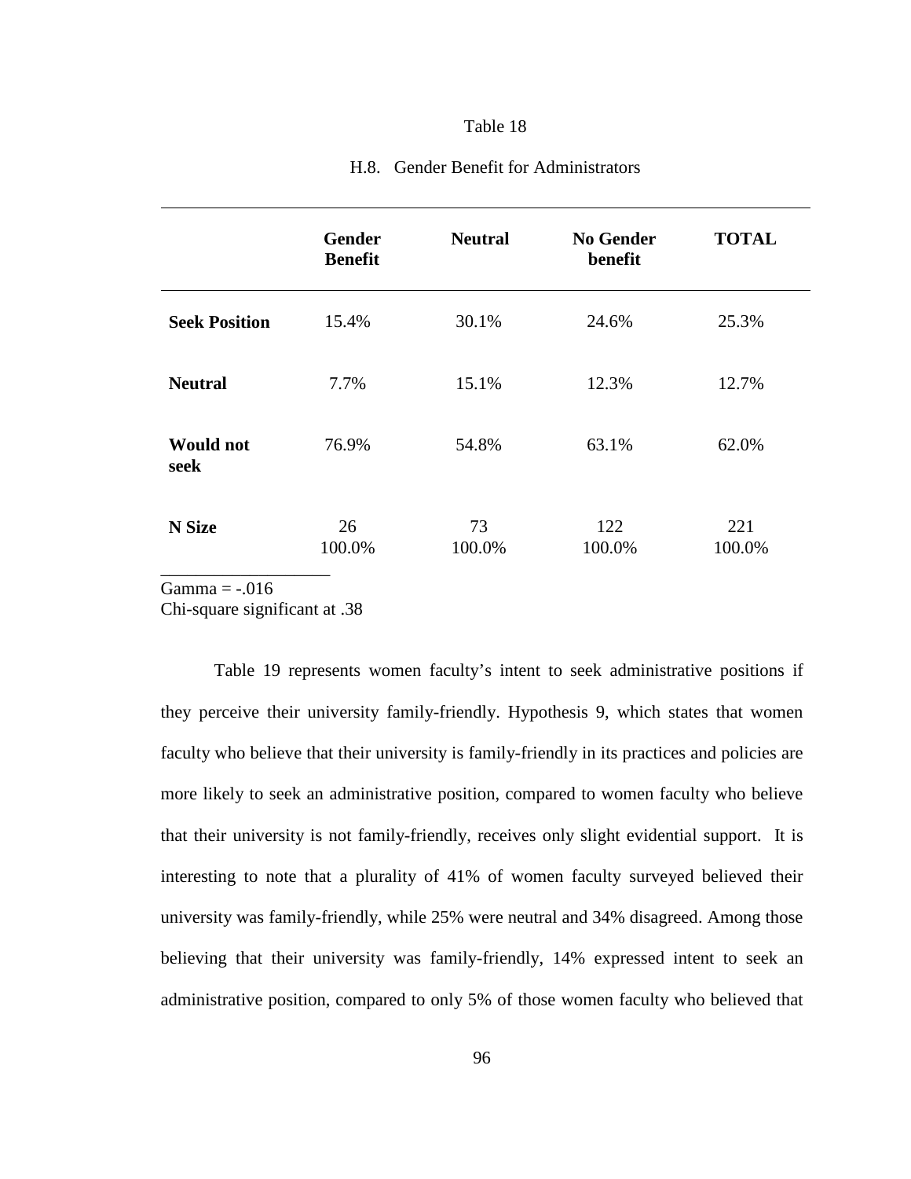Table 18

H.8. Gender Benefit for Administrators

| | **Gender Benefit** | **Neutral** | **No Gender benefit** | **TOTAL** |
|---|---|---|---|---|
| **Seek Position** | 15.4% | 30.1% | 24.6% | 25.3% |
| **Neutral** | 7.7% | 15.1% | 12.3% | 12.7% |
| **Would not seek** | 76.9% | 54.8% | 63.1% | 62.0% |
| **N Size** | 26<br>100.0% | 73<br>100.0% | 122<br>100.0% | 221<br>100.0% |

Gamma = -.016
Chi-square significant at .38

Table 19 represents women faculty's intent to seek administrative positions if they perceive their university family-friendly. Hypothesis 9, which states that women faculty who believe that their university is family-friendly in its practices and policies are more likely to seek an administrative position, compared to women faculty who believe that their university is not family-friendly, receives only slight evidential support. It is interesting to note that a plurality of 41% of women faculty surveyed believed their university was family-friendly, while 25% were neutral and 34% disagreed. Among those believing that their university was family-friendly, 14% expressed intent to seek an administrative position, compared to only 5% of those women faculty who believed that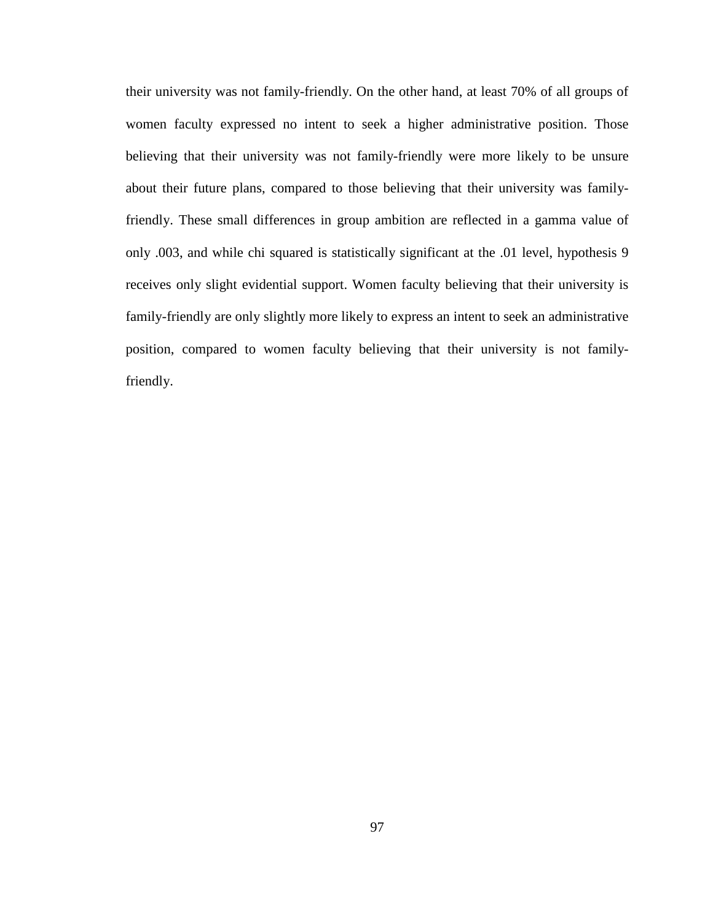their university was not family-friendly. On the other hand, at least 70% of all groups of women faculty expressed no intent to seek a higher administrative position. Those believing that their university was not family-friendly were more likely to be unsure about their future plans, compared to those believing that their university was family-friendly. These small differences in group ambition are reflected in a gamma value of only .003, and while chi squared is statistically significant at the .01 level, hypothesis 9 receives only slight evidential support. Women faculty believing that their university is family-friendly are only slightly more likely to express an intent to seek an administrative position, compared to women faculty believing that their university is not family-friendly.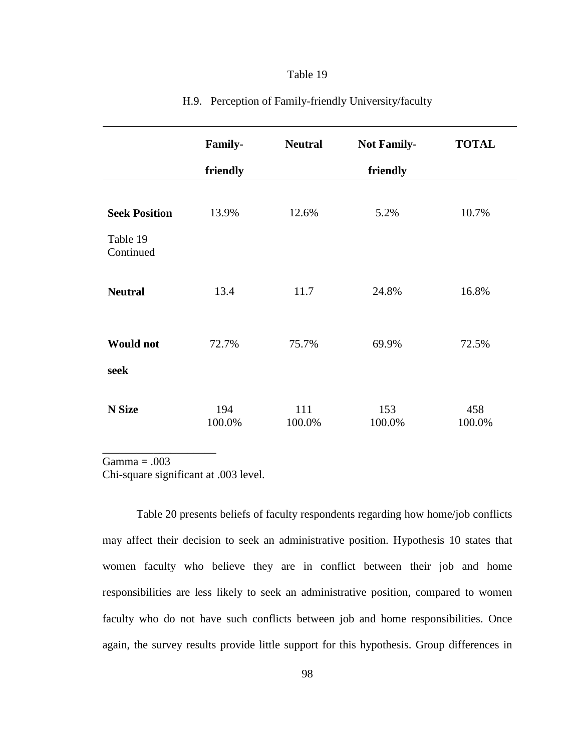Table 19

H.9. Perception of Family-friendly University/faculty

| | Family-friendly | Neutral | Not Family-friendly | TOTAL |
|---|---|---|---|---|
| **Seek Position** | 13.9% | 12.6% | 5.2% | 10.7% |
| **Neutral** | 13.4 | 11.7 | 24.8% | 16.8% |
| **Would not seek** | 72.7% | 75.7% | 69.9% | 72.5% |
| **N Size** | 194<br>100.0% | 111<br>100.0% | 153<br>100.0% | 458<br>100.0% |

Gamma = .003
Chi-square significant at .003 level.

Table 20 presents beliefs of faculty respondents regarding how home/job conflicts may affect their decision to seek an administrative position. Hypothesis 10 states that women faculty who believe they are in conflict between their job and home responsibilities are less likely to seek an administrative position, compared to women faculty who do not have such conflicts between job and home responsibilities. Once again, the survey results provide little support for this hypothesis. Group differences in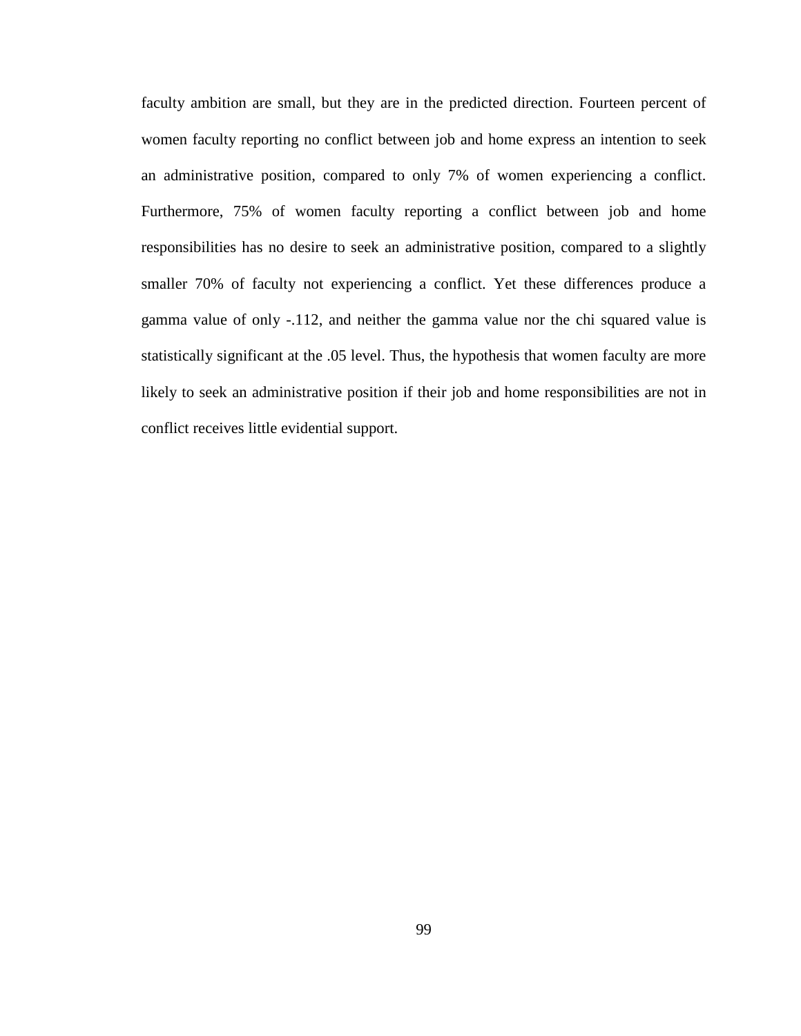faculty ambition are small, but they are in the predicted direction. Fourteen percent of women faculty reporting no conflict between job and home express an intention to seek an administrative position, compared to only 7% of women experiencing a conflict. Furthermore, 75% of women faculty reporting a conflict between job and home responsibilities has no desire to seek an administrative position, compared to a slightly smaller 70% of faculty not experiencing a conflict. Yet these differences produce a gamma value of only -.112, and neither the gamma value nor the chi squared value is statistically significant at the .05 level. Thus, the hypothesis that women faculty are more likely to seek an administrative position if their job and home responsibilities are not in conflict receives little evidential support.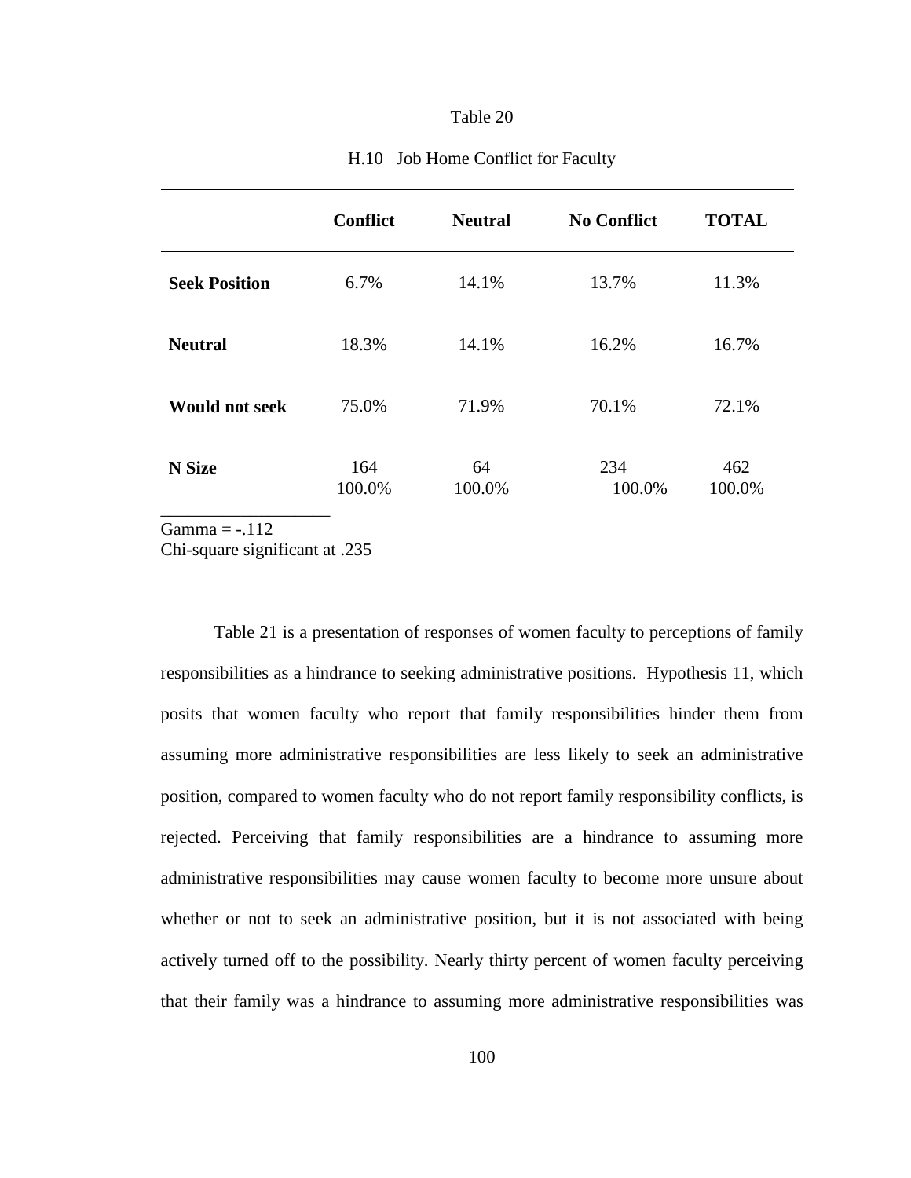Table 20

H.10 Job Home Conflict for Faculty

| | Conflict | Neutral | No Conflict | TOTAL |
|---|---|---|---|---|
| **Seek Position** | 6.7% | 14.1% | 13.7% | 11.3% |
| **Neutral** | 18.3% | 14.1% | 16.2% | 16.7% |
| **Would not seek** | 75.0% | 71.9% | 70.1% | 72.1% |
| **N Size** | 164<br>100.0% | 64<br>100.0% | 234<br>100.0% | 462<br>100.0% |

Gamma = -.112
Chi-square significant at .235

Table 21 is a presentation of responses of women faculty to perceptions of family responsibilities as a hindrance to seeking administrative positions. Hypothesis 11, which posits that women faculty who report that family responsibilities hinder them from assuming more administrative responsibilities are less likely to seek an administrative position, compared to women faculty who do not report family responsibility conflicts, is rejected. Perceiving that family responsibilities are a hindrance to assuming more administrative responsibilities may cause women faculty to become more unsure about whether or not to seek an administrative position, but it is not associated with being actively turned off to the possibility. Nearly thirty percent of women faculty perceiving that their family was a hindrance to assuming more administrative responsibilities was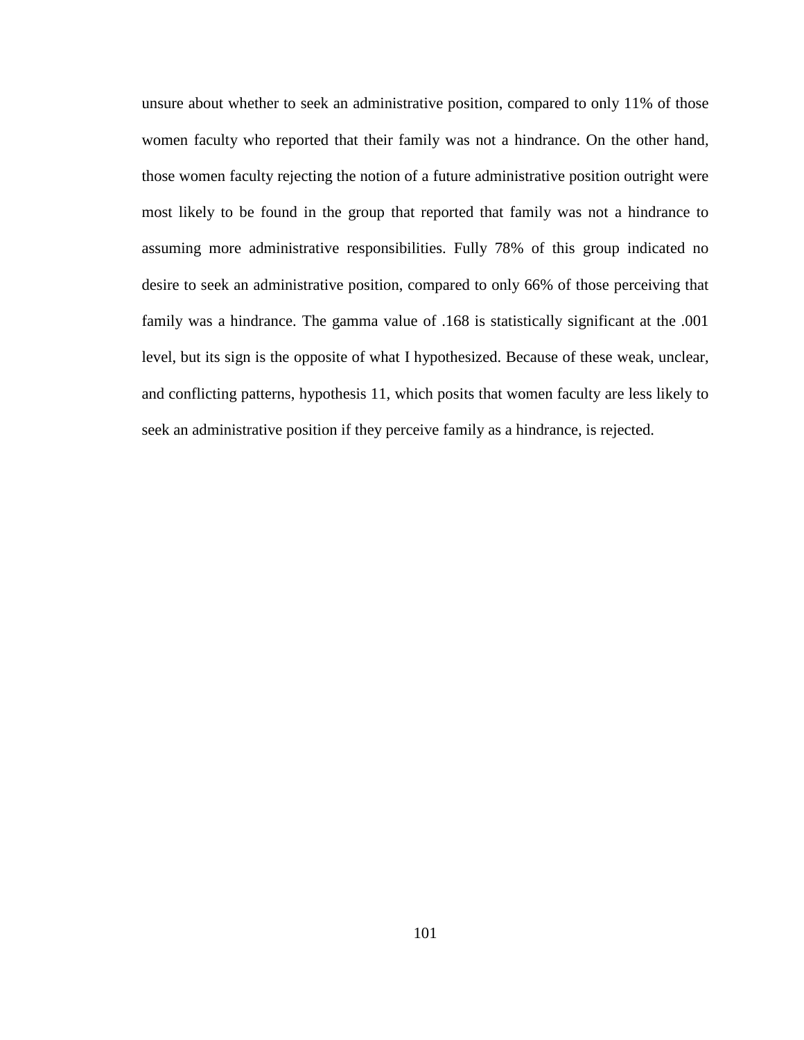unsure about whether to seek an administrative position, compared to only 11% of those women faculty who reported that their family was not a hindrance. On the other hand, those women faculty rejecting the notion of a future administrative position outright were most likely to be found in the group that reported that family was not a hindrance to assuming more administrative responsibilities. Fully 78% of this group indicated no desire to seek an administrative position, compared to only 66% of those perceiving that family was a hindrance. The gamma value of .168 is statistically significant at the .001 level, but its sign is the opposite of what I hypothesized. Because of these weak, unclear, and conflicting patterns, hypothesis 11, which posits that women faculty are less likely to seek an administrative position if they perceive family as a hindrance, is rejected.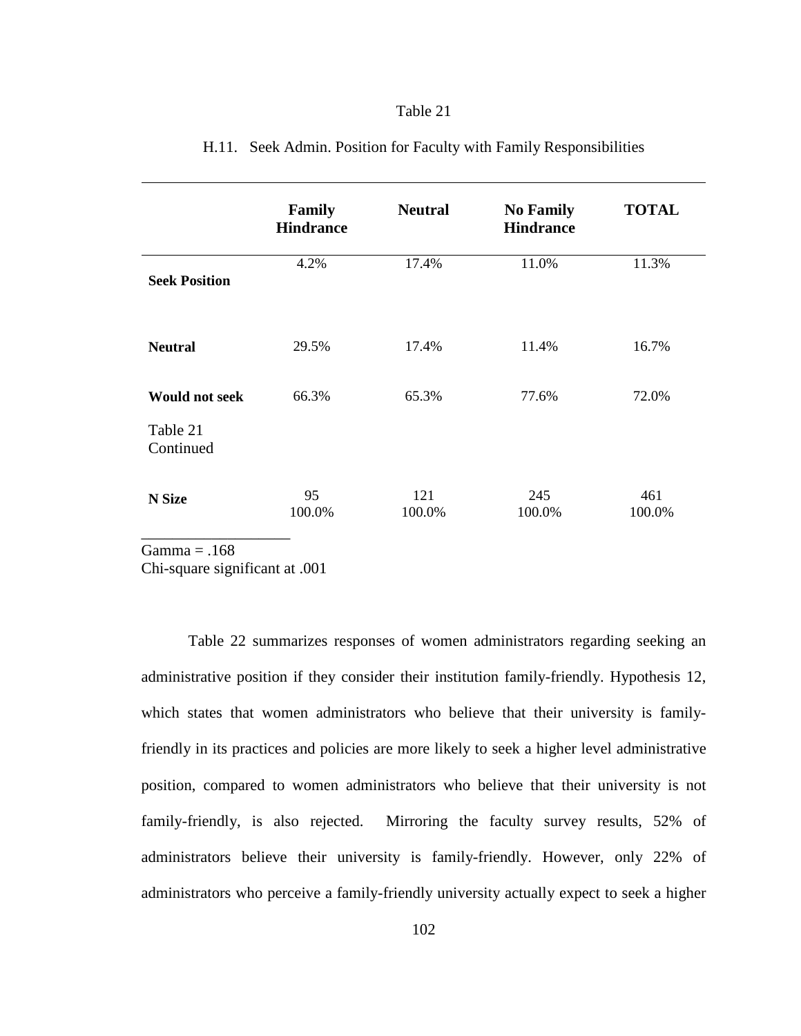Table 21

H.11. Seek Admin. Position for Faculty with Family Responsibilities

| | Family Hindrance | Neutral | No Family Hindrance | TOTAL |
|---|---|---|---|---|
| **Seek Position** | 4.2% | 17.4% | 11.0% | 11.3% |
| **Neutral** | 29.5% | 17.4% | 11.4% | 16.7% |
| **Would not seek** | 66.3% | 65.3% | 77.6% | 72.0% |
| Table 21 Continued | | | | |
| **N Size** | 95<br>100.0% | 121<br>100.0% | 245<br>100.0% | 461<br>100.0% |

Gamma = .168
Chi-square significant at .001

Table 22 summarizes responses of women administrators regarding seeking an administrative position if they consider their institution family-friendly. Hypothesis 12, which states that women administrators who believe that their university is family-friendly in its practices and policies are more likely to seek a higher level administrative position, compared to women administrators who believe that their university is not family-friendly, is also rejected. Mirroring the faculty survey results, 52% of administrators believe their university is family-friendly. However, only 22% of administrators who perceive a family-friendly university actually expect to seek a higher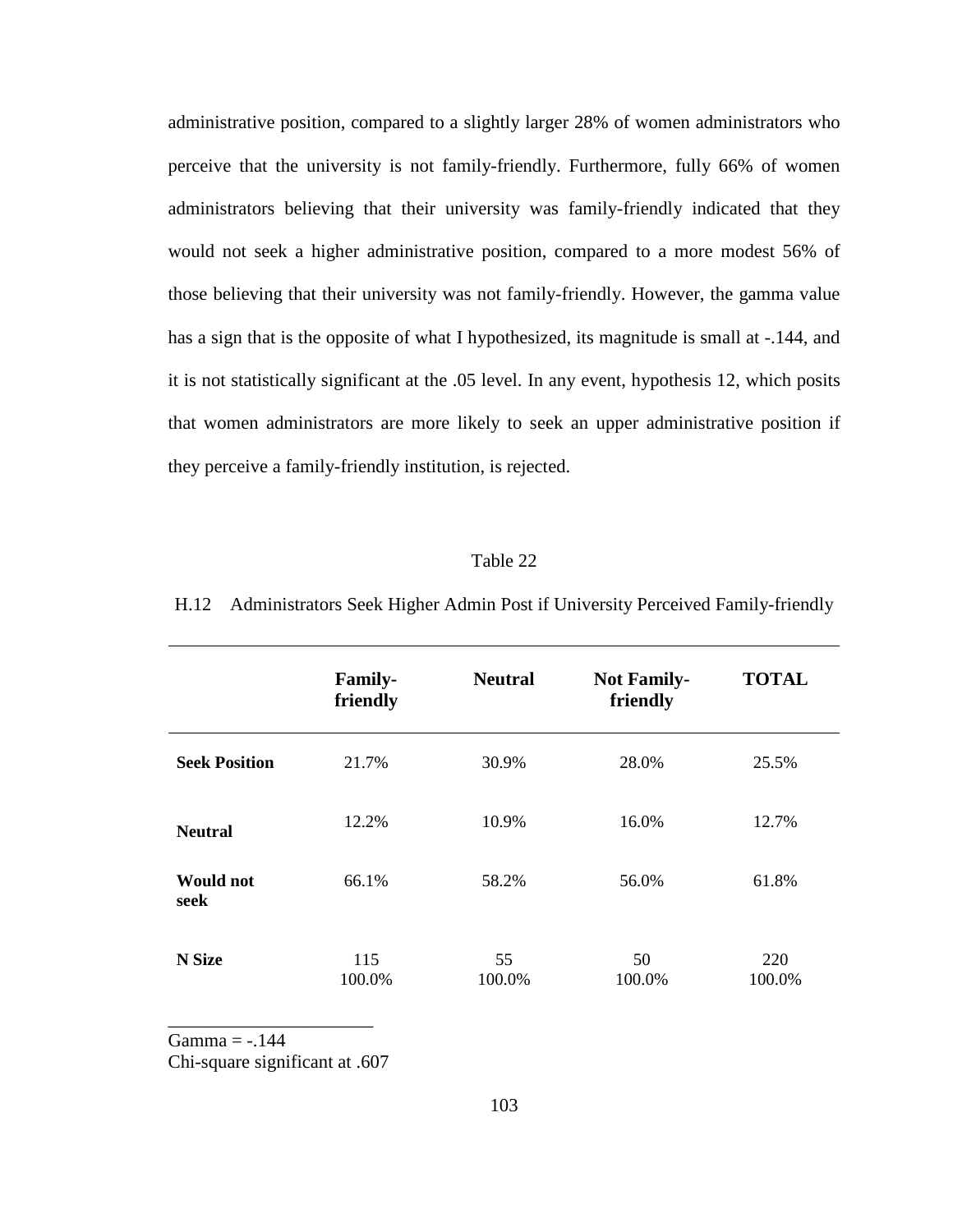administrative position, compared to a slightly larger 28% of women administrators who perceive that the university is not family-friendly. Furthermore, fully 66% of women administrators believing that their university was family-friendly indicated that they would not seek a higher administrative position, compared to a more modest 56% of those believing that their university was not family-friendly. However, the gamma value has a sign that is the opposite of what I hypothesized, its magnitude is small at -.144, and it is not statistically significant at the .05 level. In any event, hypothesis 12, which posits that women administrators are more likely to seek an upper administrative position if they perceive a family-friendly institution, is rejected.

Table 22

H.12 Administrators Seek Higher Admin Post if University Perceived Family-friendly

| | **Family-friendly** | **Neutral** | **Not Family-friendly** | **TOTAL** |
|---|---|---|---|---|
| **Seek Position** | 21.7% | 30.9% | 28.0% | 25.5% |
| **Neutral** | 12.2% | 10.9% | 16.0% | 12.7% |
| **Would not seek** | 66.1% | 58.2% | 56.0% | 61.8% |
| **N Size** | 115<br>100.0% | 55<br>100.0% | 50<br>100.0% | 220<br>100.0% |

Gamma = -.144
Chi-square significant at .607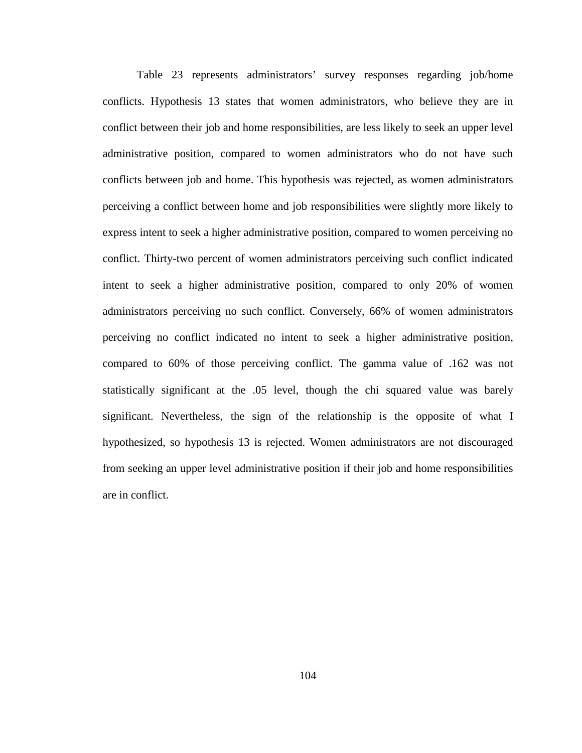Table 23 represents administrators' survey responses regarding job/home conflicts. Hypothesis 13 states that women administrators, who believe they are in conflict between their job and home responsibilities, are less likely to seek an upper level administrative position, compared to women administrators who do not have such conflicts between job and home. This hypothesis was rejected, as women administrators perceiving a conflict between home and job responsibilities were slightly more likely to express intent to seek a higher administrative position, compared to women perceiving no conflict. Thirty-two percent of women administrators perceiving such conflict indicated intent to seek a higher administrative position, compared to only 20% of women administrators perceiving no such conflict. Conversely, 66% of women administrators perceiving no conflict indicated no intent to seek a higher administrative position, compared to 60% of those perceiving conflict. The gamma value of .162 was not statistically significant at the .05 level, though the chi squared value was barely significant. Nevertheless, the sign of the relationship is the opposite of what I hypothesized, so hypothesis 13 is rejected. Women administrators are not discouraged from seeking an upper level administrative position if their job and home responsibilities are in conflict.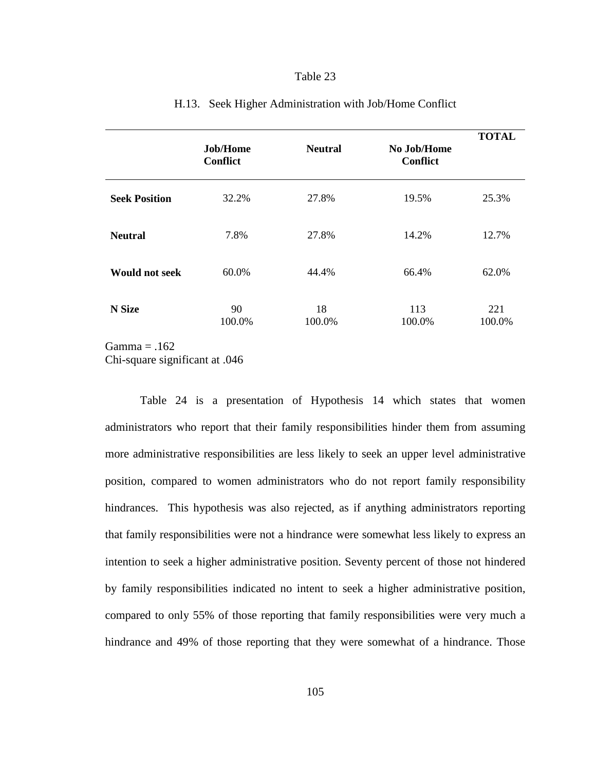Table 23

H.13. Seek Higher Administration with Job/Home Conflict

| | Job/Home Conflict | Neutral | No Job/Home Conflict | TOTAL |
|---|---|---|---|---|
| **Seek Position** | 32.2% | 27.8% | 19.5% | 25.3% |
| **Neutral** | 7.8% | 27.8% | 14.2% | 12.7% |
| **Would not seek** | 60.0% | 44.4% | 66.4% | 62.0% |
| **N Size** | 90<br>100.0% | 18<br>100.0% | 113<br>100.0% | 221<br>100.0% |

Gamma = .162
Chi-square significant at .046

Table 24 is a presentation of Hypothesis 14 which states that women administrators who report that their family responsibilities hinder them from assuming more administrative responsibilities are less likely to seek an upper level administrative position, compared to women administrators who do not report family responsibility hindrances. This hypothesis was also rejected, as if anything administrators reporting that family responsibilities were not a hindrance were somewhat less likely to express an intention to seek a higher administrative position. Seventy percent of those not hindered by family responsibilities indicated no intent to seek a higher administrative position, compared to only 55% of those reporting that family responsibilities were very much a hindrance and 49% of those reporting that they were somewhat of a hindrance. Those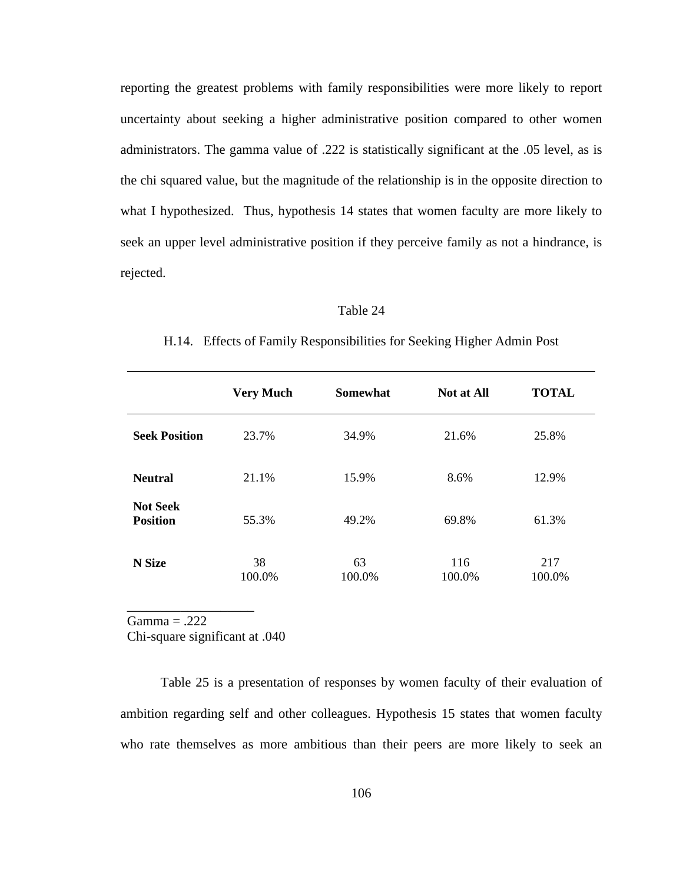reporting the greatest problems with family responsibilities were more likely to report uncertainty about seeking a higher administrative position compared to other women administrators. The gamma value of .222 is statistically significant at the .05 level, as is the chi squared value, but the magnitude of the relationship is in the opposite direction to what I hypothesized. Thus, hypothesis 14 states that women faculty are more likely to seek an upper level administrative position if they perceive family as not a hindrance, is rejected.

Table 24

H.14. Effects of Family Responsibilities for Seeking Higher Admin Post

| | **Very Much** | **Somewhat** | **Not at All** | **TOTAL** |
|---|---|---|---|---|
| **Seek Position** | 23.7% | 34.9% | 21.6% | 25.8% |
| **Neutral** | 21.1% | 15.9% | 8.6% | 12.9% |
| **Not Seek Position** | 55.3% | 49.2% | 69.8% | 61.3% |
| **N Size** | 38<br>100.0% | 63<br>100.0% | 116<br>100.0% | 217<br>100.0% |

Gamma = .222
Chi-square significant at .040

Table 25 is a presentation of responses by women faculty of their evaluation of ambition regarding self and other colleagues. Hypothesis 15 states that women faculty who rate themselves as more ambitious than their peers are more likely to seek an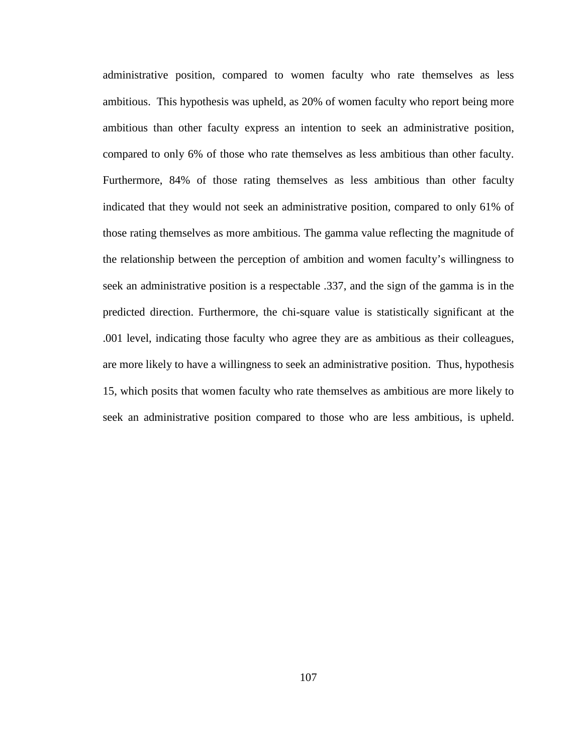administrative position, compared to women faculty who rate themselves as less ambitious. This hypothesis was upheld, as 20% of women faculty who report being more ambitious than other faculty express an intention to seek an administrative position, compared to only 6% of those who rate themselves as less ambitious than other faculty. Furthermore, 84% of those rating themselves as less ambitious than other faculty indicated that they would not seek an administrative position, compared to only 61% of those rating themselves as more ambitious. The gamma value reflecting the magnitude of the relationship between the perception of ambition and women faculty's willingness to seek an administrative position is a respectable .337, and the sign of the gamma is in the predicted direction. Furthermore, the chi-square value is statistically significant at the .001 level, indicating those faculty who agree they are as ambitious as their colleagues, are more likely to have a willingness to seek an administrative position. Thus, hypothesis 15, which posits that women faculty who rate themselves as ambitious are more likely to seek an administrative position compared to those who are less ambitious, is upheld.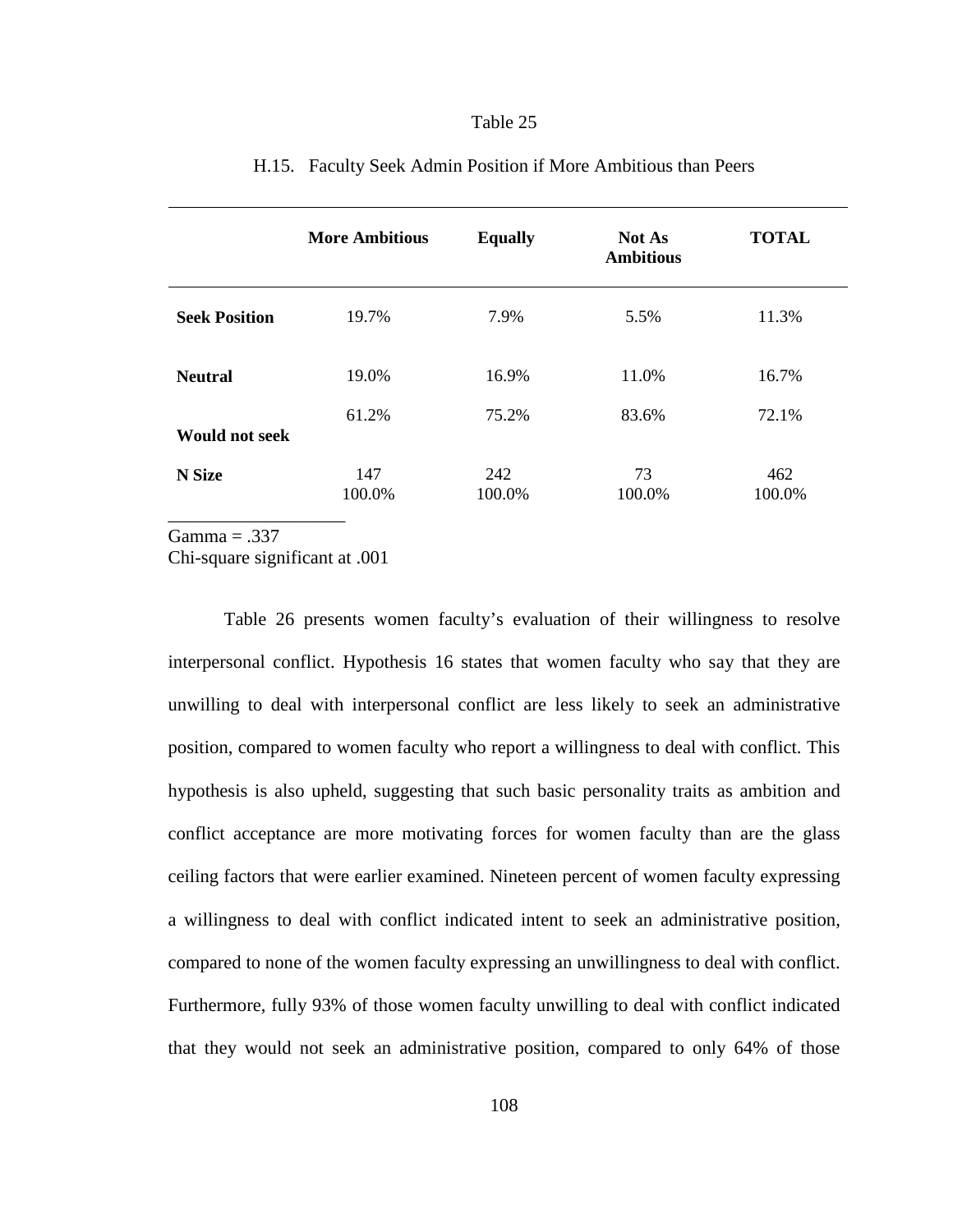Table 25

H.15. Faculty Seek Admin Position if More Ambitious than Peers

| | **More Ambitious** | **Equally** | **Not As Ambitious** | **TOTAL** |
|---|---|---|---|---|
| **Seek Position** | 19.7% | 7.9% | 5.5% | 11.3% |
| **Neutral** | 19.0% | 16.9% | 11.0% | 16.7% |
| **Would not seek** | 61.2% | 75.2% | 83.6% | 72.1% |
| **N Size** | 147<br>100.0% | 242<br>100.0% | 73<br>100.0% | 462<br>100.0% |

Gamma = .337
Chi-square significant at .001

Table 26 presents women faculty's evaluation of their willingness to resolve interpersonal conflict. Hypothesis 16 states that women faculty who say that they are unwilling to deal with interpersonal conflict are less likely to seek an administrative position, compared to women faculty who report a willingness to deal with conflict. This hypothesis is also upheld, suggesting that such basic personality traits as ambition and conflict acceptance are more motivating forces for women faculty than are the glass ceiling factors that were earlier examined. Nineteen percent of women faculty expressing a willingness to deal with conflict indicated intent to seek an administrative position, compared to none of the women faculty expressing an unwillingness to deal with conflict. Furthermore, fully 93% of those women faculty unwilling to deal with conflict indicated that they would not seek an administrative position, compared to only 64% of those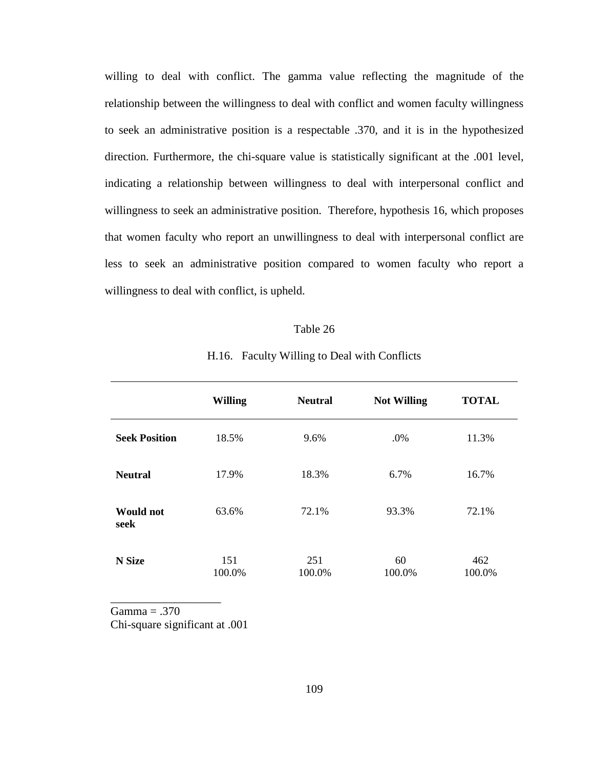willing to deal with conflict. The gamma value reflecting the magnitude of the relationship between the willingness to deal with conflict and women faculty willingness to seek an administrative position is a respectable .370, and it is in the hypothesized direction. Furthermore, the chi-square value is statistically significant at the .001 level, indicating a relationship between willingness to deal with interpersonal conflict and willingness to seek an administrative position. Therefore, hypothesis 16, which proposes that women faculty who report an unwillingness to deal with interpersonal conflict are less to seek an administrative position compared to women faculty who report a willingness to deal with conflict, is upheld.

Table 26

H.16. Faculty Willing to Deal with Conflicts

| | **Willing** | **Neutral** | **Not Willing** | **TOTAL** |
|---|---|---|---|---|
| **Seek Position** | 18.5% | 9.6% | .0% | 11.3% |
| **Neutral** | 17.9% | 18.3% | 6.7% | 16.7% |
| **Would not seek** | 63.6% | 72.1% | 93.3% | 72.1% |
| **N Size** | 151<br>100.0% | 251<br>100.0% | 60<br>100.0% | 462<br>100.0% |

Gamma = .370
Chi-square significant at .001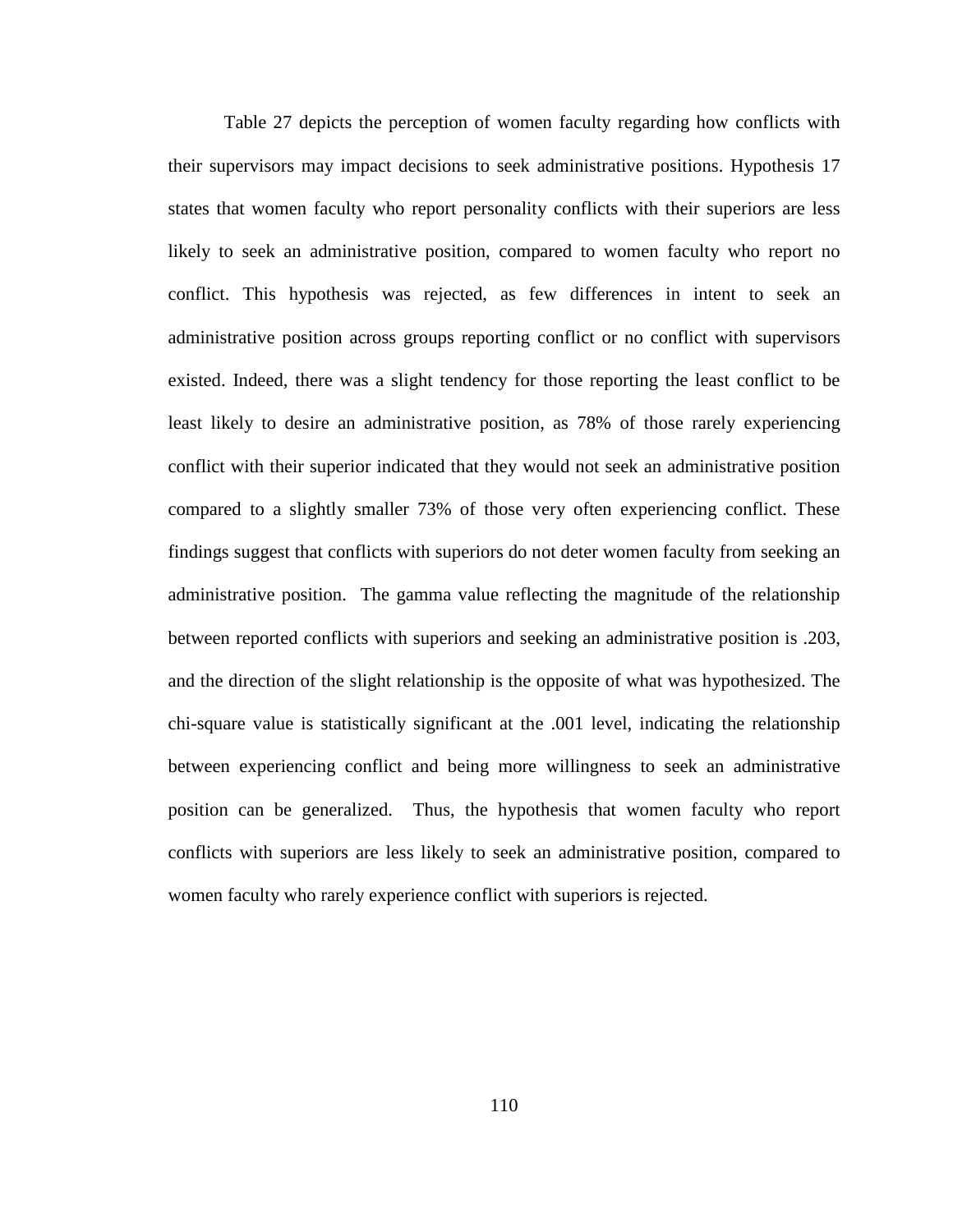Table 27 depicts the perception of women faculty regarding how conflicts with their supervisors may impact decisions to seek administrative positions. Hypothesis 17 states that women faculty who report personality conflicts with their superiors are less likely to seek an administrative position, compared to women faculty who report no conflict. This hypothesis was rejected, as few differences in intent to seek an administrative position across groups reporting conflict or no conflict with supervisors existed. Indeed, there was a slight tendency for those reporting the least conflict to be least likely to desire an administrative position, as 78% of those rarely experiencing conflict with their superior indicated that they would not seek an administrative position compared to a slightly smaller 73% of those very often experiencing conflict. These findings suggest that conflicts with superiors do not deter women faculty from seeking an administrative position. The gamma value reflecting the magnitude of the relationship between reported conflicts with superiors and seeking an administrative position is .203, and the direction of the slight relationship is the opposite of what was hypothesized. The chi-square value is statistically significant at the .001 level, indicating the relationship between experiencing conflict and being more willingness to seek an administrative position can be generalized. Thus, the hypothesis that women faculty who report conflicts with superiors are less likely to seek an administrative position, compared to women faculty who rarely experience conflict with superiors is rejected.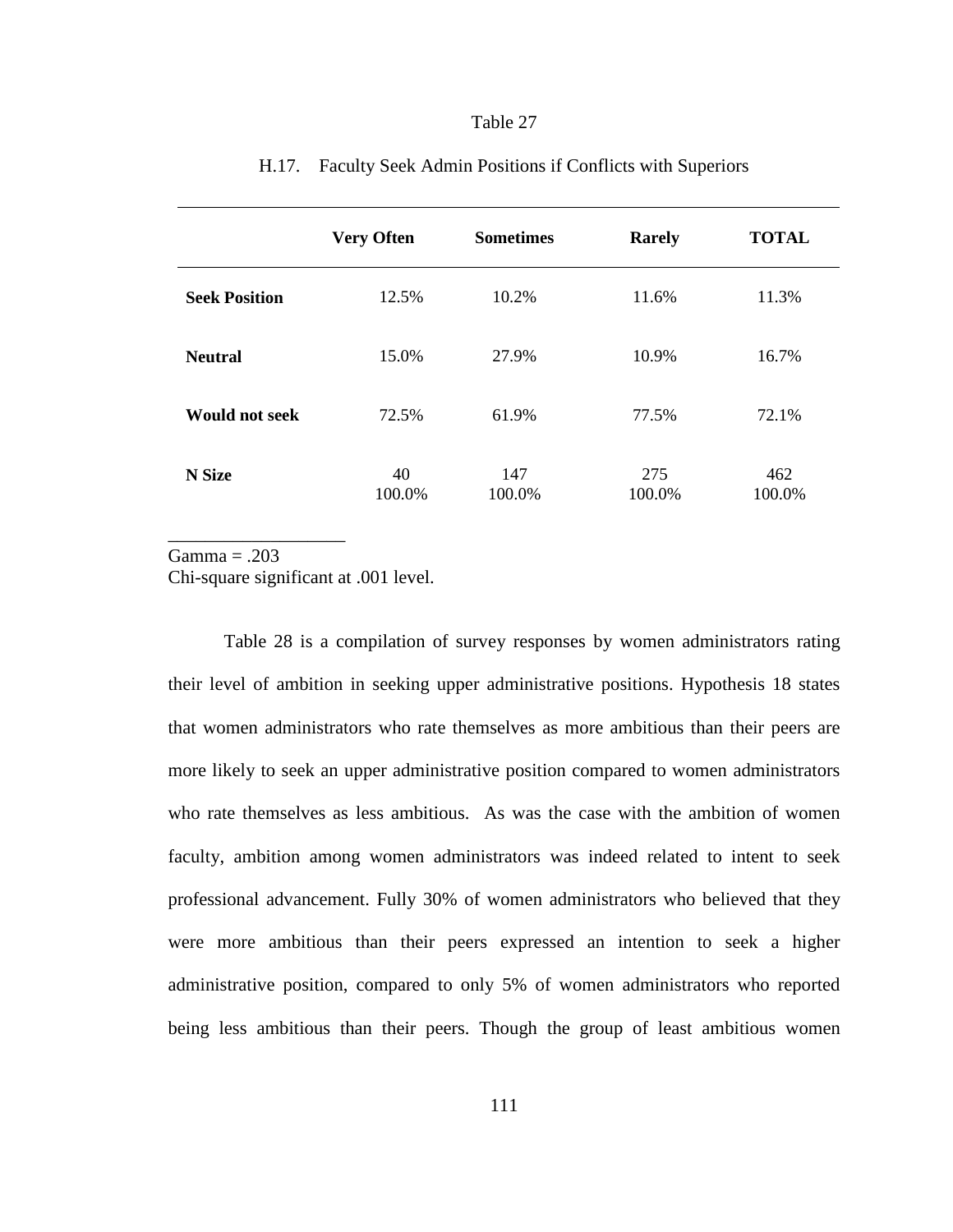Table 27

H.17. Faculty Seek Admin Positions if Conflicts with Superiors

| | **Very Often** | **Sometimes** | **Rarely** | **TOTAL** |
|---|---|---|---|---|
| **Seek Position** | 12.5% | 10.2% | 11.6% | 11.3% |
| **Neutral** | 15.0% | 27.9% | 10.9% | 16.7% |
| **Would not seek** | 72.5% | 61.9% | 77.5% | 72.1% |
| **N Size** | 40<br>100.0% | 147<br>100.0% | 275<br>100.0% | 462<br>100.0% |

Gamma = .203
Chi-square significant at .001 level.

Table 28 is a compilation of survey responses by women administrators rating their level of ambition in seeking upper administrative positions. Hypothesis 18 states that women administrators who rate themselves as more ambitious than their peers are more likely to seek an upper administrative position compared to women administrators who rate themselves as less ambitious. As was the case with the ambition of women faculty, ambition among women administrators was indeed related to intent to seek professional advancement. Fully 30% of women administrators who believed that they were more ambitious than their peers expressed an intention to seek a higher administrative position, compared to only 5% of women administrators who reported being less ambitious than their peers. Though the group of least ambitious women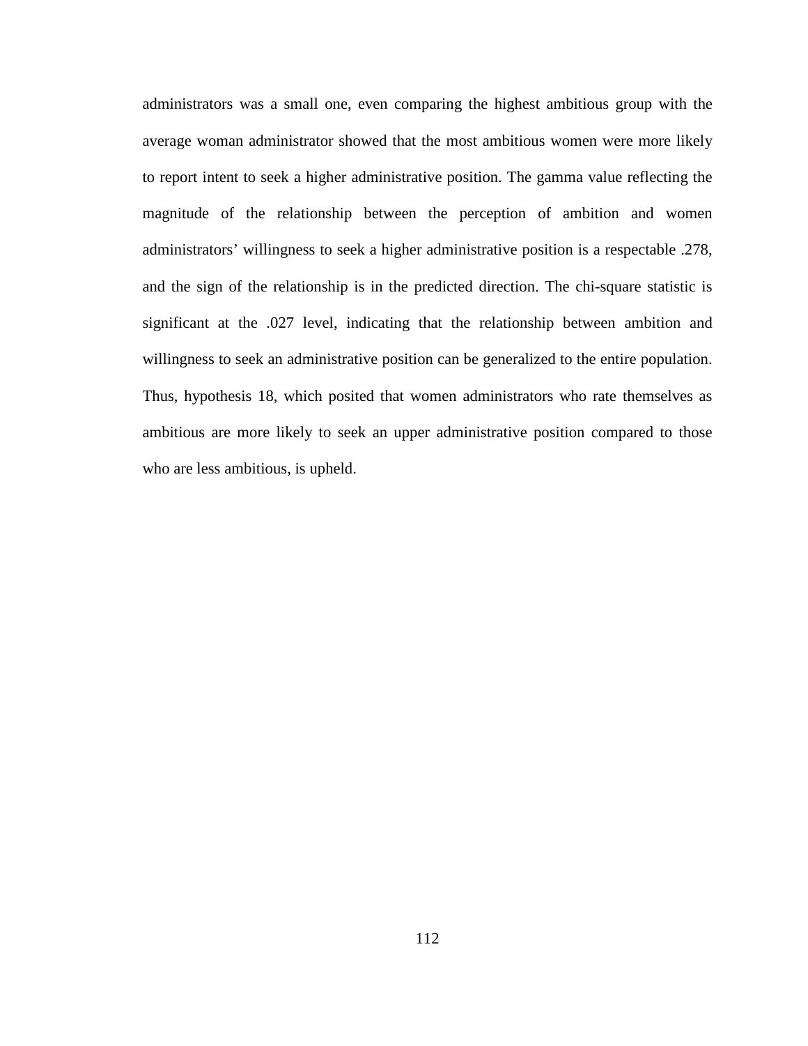administrators was a small one, even comparing the highest ambitious group with the average woman administrator showed that the most ambitious women were more likely to report intent to seek a higher administrative position. The gamma value reflecting the magnitude of the relationship between the perception of ambition and women administrators' willingness to seek a higher administrative position is a respectable .278, and the sign of the relationship is in the predicted direction. The chi-square statistic is significant at the .027 level, indicating that the relationship between ambition and willingness to seek an administrative position can be generalized to the entire population. Thus, hypothesis 18, which posited that women administrators who rate themselves as ambitious are more likely to seek an upper administrative position compared to those who are less ambitious, is upheld.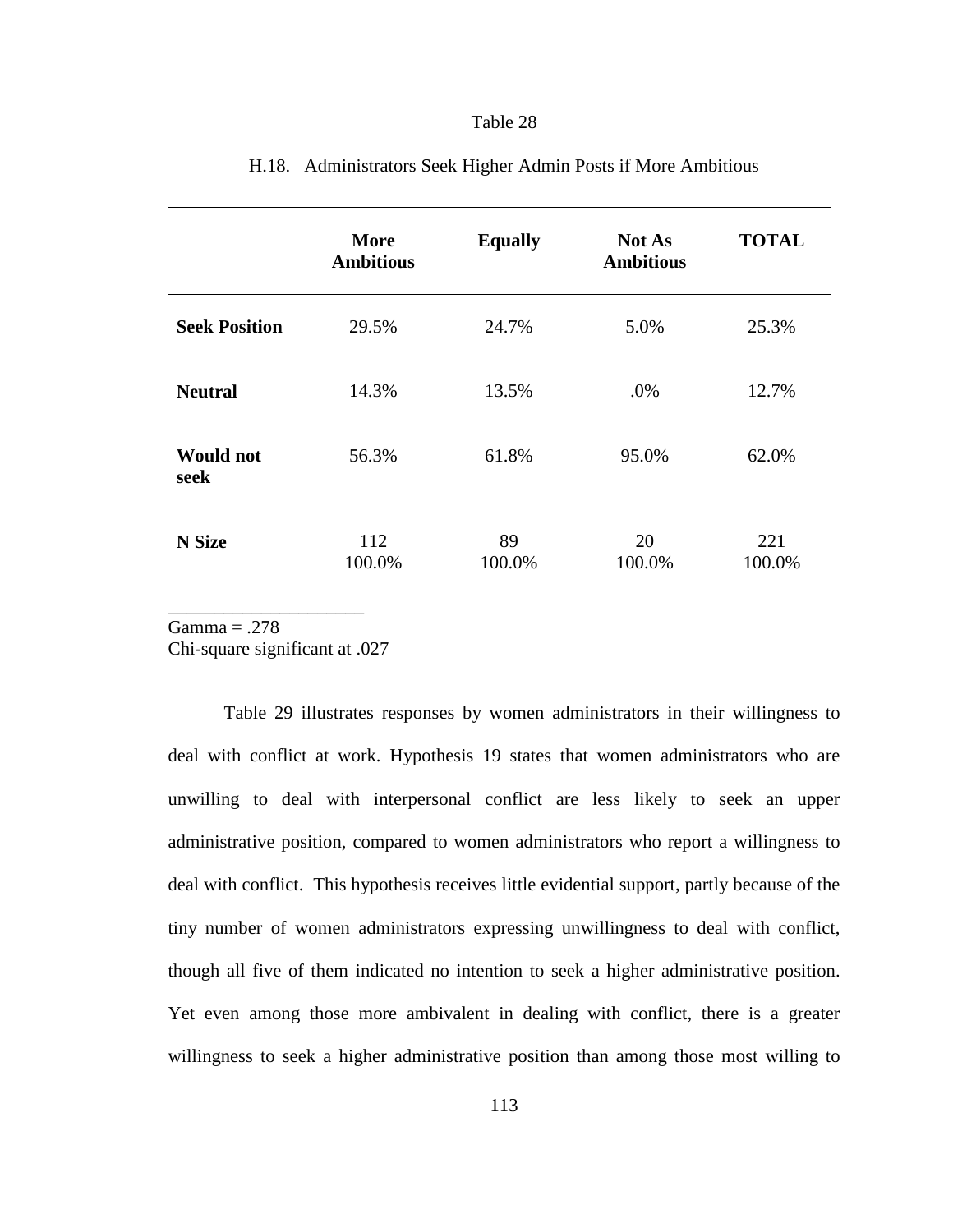Table 28

H.18. Administrators Seek Higher Admin Posts if More Ambitious

| | **More Ambitious** | **Equally** | **Not As Ambitious** | **TOTAL** |
|---|---|---|---|---|
| **Seek Position** | 29.5% | 24.7% | 5.0% | 25.3% |
| **Neutral** | 14.3% | 13.5% | .0% | 12.7% |
| **Would not seek** | 56.3% | 61.8% | 95.0% | 62.0% |
| **N Size** | 112<br>100.0% | 89<br>100.0% | 20<br>100.0% | 221<br>100.0% |

Gamma = .278
Chi-square significant at .027

Table 29 illustrates responses by women administrators in their willingness to deal with conflict at work. Hypothesis 19 states that women administrators who are unwilling to deal with interpersonal conflict are less likely to seek an upper administrative position, compared to women administrators who report a willingness to deal with conflict. This hypothesis receives little evidential support, partly because of the tiny number of women administrators expressing unwillingness to deal with conflict, though all five of them indicated no intention to seek a higher administrative position. Yet even among those more ambivalent in dealing with conflict, there is a greater willingness to seek a higher administrative position than among those most willing to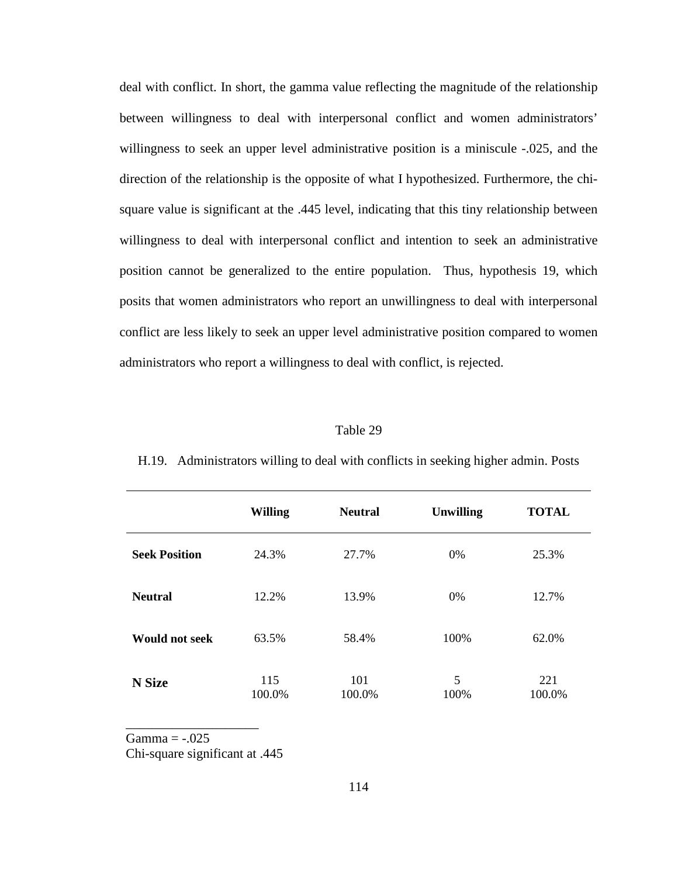deal with conflict. In short, the gamma value reflecting the magnitude of the relationship between willingness to deal with interpersonal conflict and women administrators' willingness to seek an upper level administrative position is a miniscule -.025, and the direction of the relationship is the opposite of what I hypothesized. Furthermore, the chi-square value is significant at the .445 level, indicating that this tiny relationship between willingness to deal with interpersonal conflict and intention to seek an administrative position cannot be generalized to the entire population. Thus, hypothesis 19, which posits that women administrators who report an unwillingness to deal with interpersonal conflict are less likely to seek an upper level administrative position compared to women administrators who report a willingness to deal with conflict, is rejected.

Table 29

H.19. Administrators willing to deal with conflicts in seeking higher admin. Posts

| | **Willing** | **Neutral** | **Unwilling** | **TOTAL** |
|---|---|---|---|---|
| **Seek Position** | 24.3% | 27.7% | 0% | 25.3% |
| **Neutral** | 12.2% | 13.9% | 0% | 12.7% |
| **Would not seek** | 63.5% | 58.4% | 100% | 62.0% |
| **N Size** | 115<br>100.0% | 101<br>100.0% | 5<br>100% | 221<br>100.0% |

Gamma = -.025
Chi-square significant at .445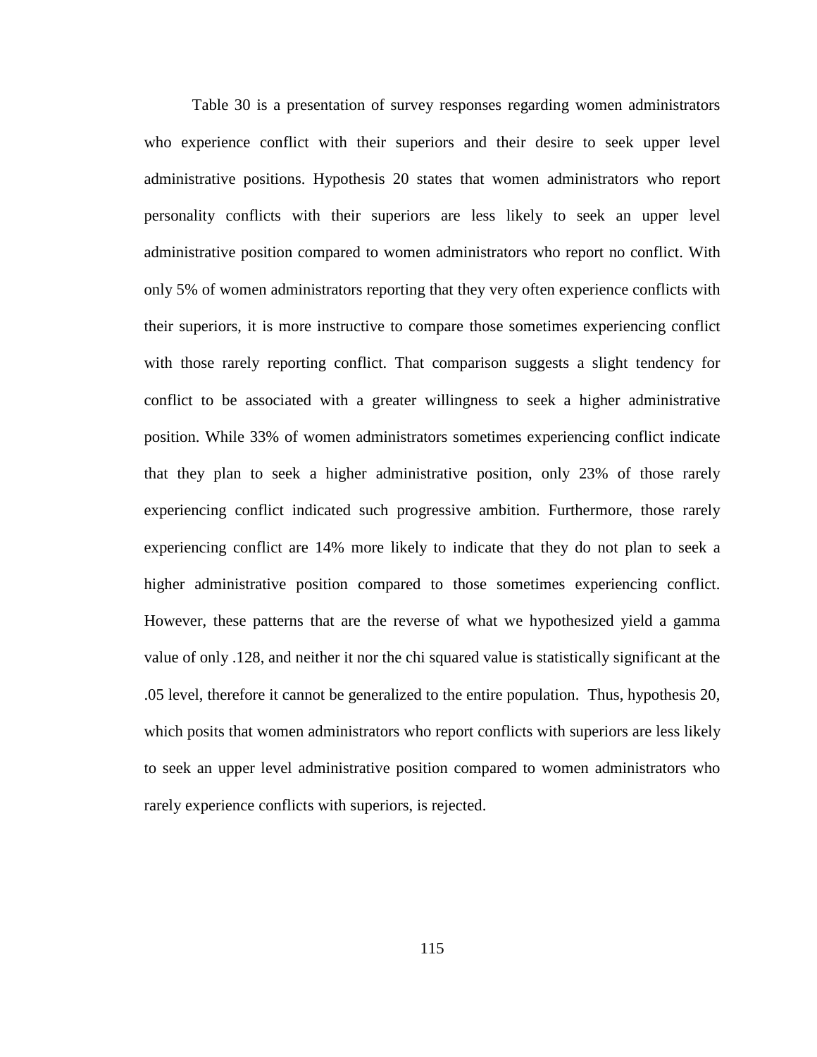Table 30 is a presentation of survey responses regarding women administrators who experience conflict with their superiors and their desire to seek upper level administrative positions. Hypothesis 20 states that women administrators who report personality conflicts with their superiors are less likely to seek an upper level administrative position compared to women administrators who report no conflict. With only 5% of women administrators reporting that they very often experience conflicts with their superiors, it is more instructive to compare those sometimes experiencing conflict with those rarely reporting conflict. That comparison suggests a slight tendency for conflict to be associated with a greater willingness to seek a higher administrative position. While 33% of women administrators sometimes experiencing conflict indicate that they plan to seek a higher administrative position, only 23% of those rarely experiencing conflict indicated such progressive ambition. Furthermore, those rarely experiencing conflict are 14% more likely to indicate that they do not plan to seek a higher administrative position compared to those sometimes experiencing conflict. However, these patterns that are the reverse of what we hypothesized yield a gamma value of only .128, and neither it nor the chi squared value is statistically significant at the .05 level, therefore it cannot be generalized to the entire population. Thus, hypothesis 20, which posits that women administrators who report conflicts with superiors are less likely to seek an upper level administrative position compared to women administrators who rarely experience conflicts with superiors, is rejected.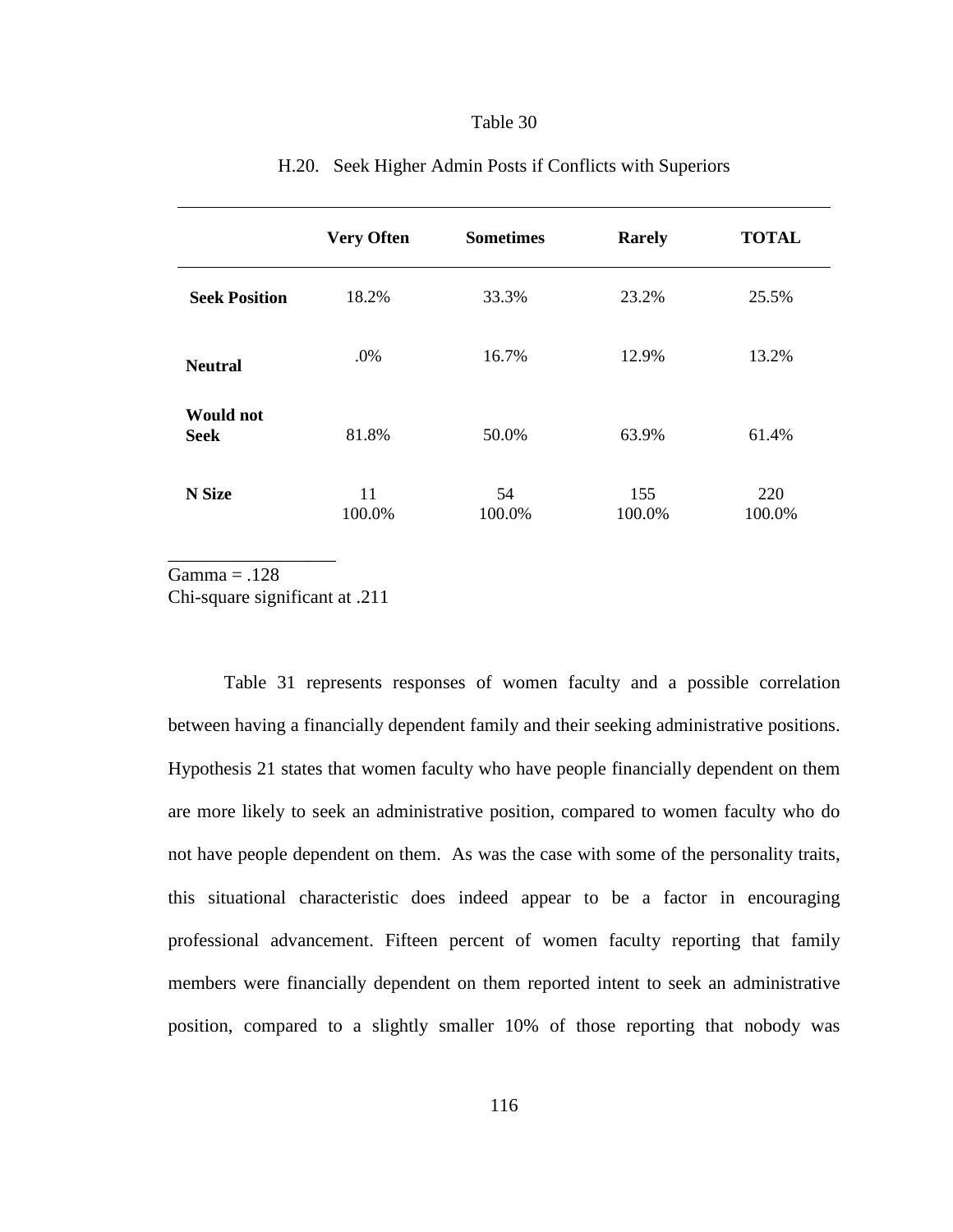Table 30

H.20. Seek Higher Admin Posts if Conflicts with Superiors

| | Very Often | Sometimes | Rarely | TOTAL |
|---|---|---|---|---|
| **Seek Position** | 18.2% | 33.3% | 23.2% | 25.5% |
| **Neutral** | .0% | 16.7% | 12.9% | 13.2% |
| **Would not Seek** | 81.8% | 50.0% | 63.9% | 61.4% |
| **N Size** | 11<br>100.0% | 54<br>100.0% | 155<br>100.0% | 220<br>100.0% |

Gamma = .128
Chi-square significant at .211

Table 31 represents responses of women faculty and a possible correlation between having a financially dependent family and their seeking administrative positions. Hypothesis 21 states that women faculty who have people financially dependent on them are more likely to seek an administrative position, compared to women faculty who do not have people dependent on them. As was the case with some of the personality traits, this situational characteristic does indeed appear to be a factor in encouraging professional advancement. Fifteen percent of women faculty reporting that family members were financially dependent on them reported intent to seek an administrative position, compared to a slightly smaller 10% of those reporting that nobody was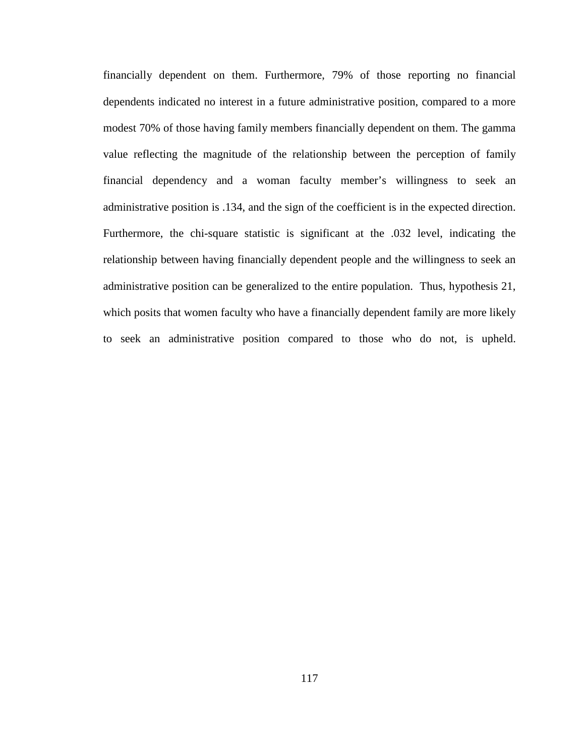financially dependent on them. Furthermore, 79% of those reporting no financial dependents indicated no interest in a future administrative position, compared to a more modest 70% of those having family members financially dependent on them. The gamma value reflecting the magnitude of the relationship between the perception of family financial dependency and a woman faculty member's willingness to seek an administrative position is .134, and the sign of the coefficient is in the expected direction. Furthermore, the chi-square statistic is significant at the .032 level, indicating the relationship between having financially dependent people and the willingness to seek an administrative position can be generalized to the entire population. Thus, hypothesis 21, which posits that women faculty who have a financially dependent family are more likely to seek an administrative position compared to those who do not, is upheld.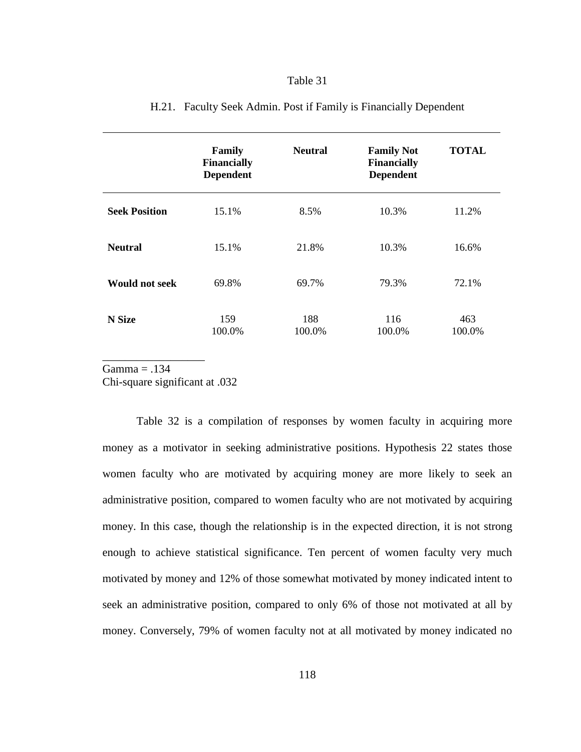Table 31

H.21. Faculty Seek Admin. Post if Family is Financially Dependent

| | **Family Financially Dependent** | **Neutral** | **Family Not Financially Dependent** | **TOTAL** |
|---|---|---|---|---|
| **Seek Position** | 15.1% | 8.5% | 10.3% | 11.2% |
| **Neutral** | 15.1% | 21.8% | 10.3% | 16.6% |
| **Would not seek** | 69.8% | 69.7% | 79.3% | 72.1% |
| **N Size** | 159<br>100.0% | 188<br>100.0% | 116<br>100.0% | 463<br>100.0% |

Gamma = .134
Chi-square significant at .032

Table 32 is a compilation of responses by women faculty in acquiring more money as a motivator in seeking administrative positions. Hypothesis 22 states those women faculty who are motivated by acquiring money are more likely to seek an administrative position, compared to women faculty who are not motivated by acquiring money. In this case, though the relationship is in the expected direction, it is not strong enough to achieve statistical significance. Ten percent of women faculty very much motivated by money and 12% of those somewhat motivated by money indicated intent to seek an administrative position, compared to only 6% of those not motivated at all by money. Conversely, 79% of women faculty not at all motivated by money indicated no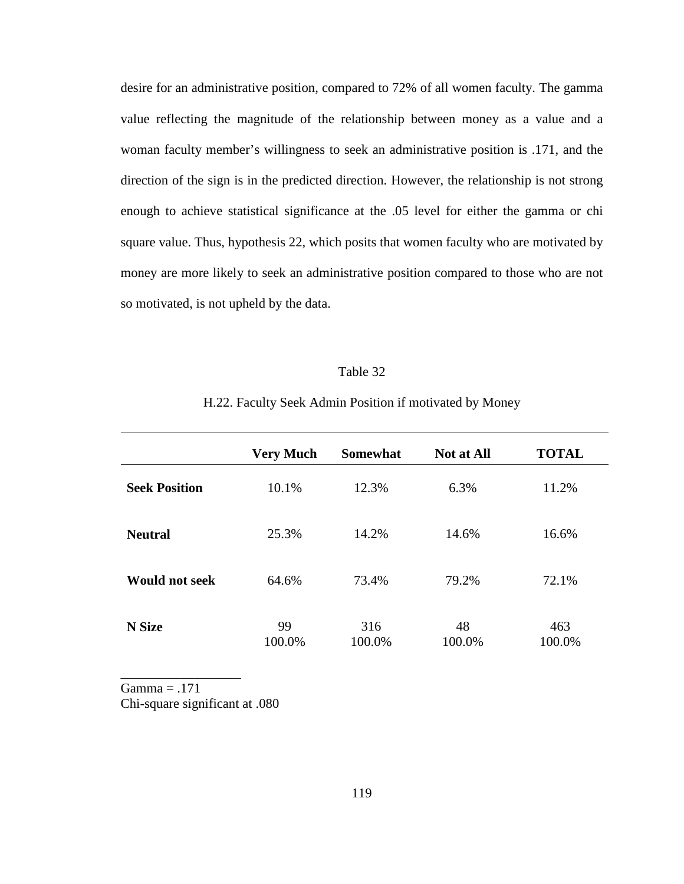desire for an administrative position, compared to 72% of all women faculty. The gamma value reflecting the magnitude of the relationship between money as a value and a woman faculty member's willingness to seek an administrative position is .171, and the direction of the sign is in the predicted direction. However, the relationship is not strong enough to achieve statistical significance at the .05 level for either the gamma or chi square value. Thus, hypothesis 22, which posits that women faculty who are motivated by money are more likely to seek an administrative position compared to those who are not so motivated, is not upheld by the data.

Table 32

H.22. Faculty Seek Admin Position if motivated by Money

| | **Very Much** | **Somewhat** | **Not at All** | **TOTAL** |
|---|---|---|---|---|
| **Seek Position** | 10.1% | 12.3% | 6.3% | 11.2% |
| **Neutral** | 25.3% | 14.2% | 14.6% | 16.6% |
| **Would not seek** | 64.6% | 73.4% | 79.2% | 72.1% |
| **N Size** | 99<br>100.0% | 316<br>100.0% | 48<br>100.0% | 463<br>100.0% |

Gamma = .171
Chi-square significant at .080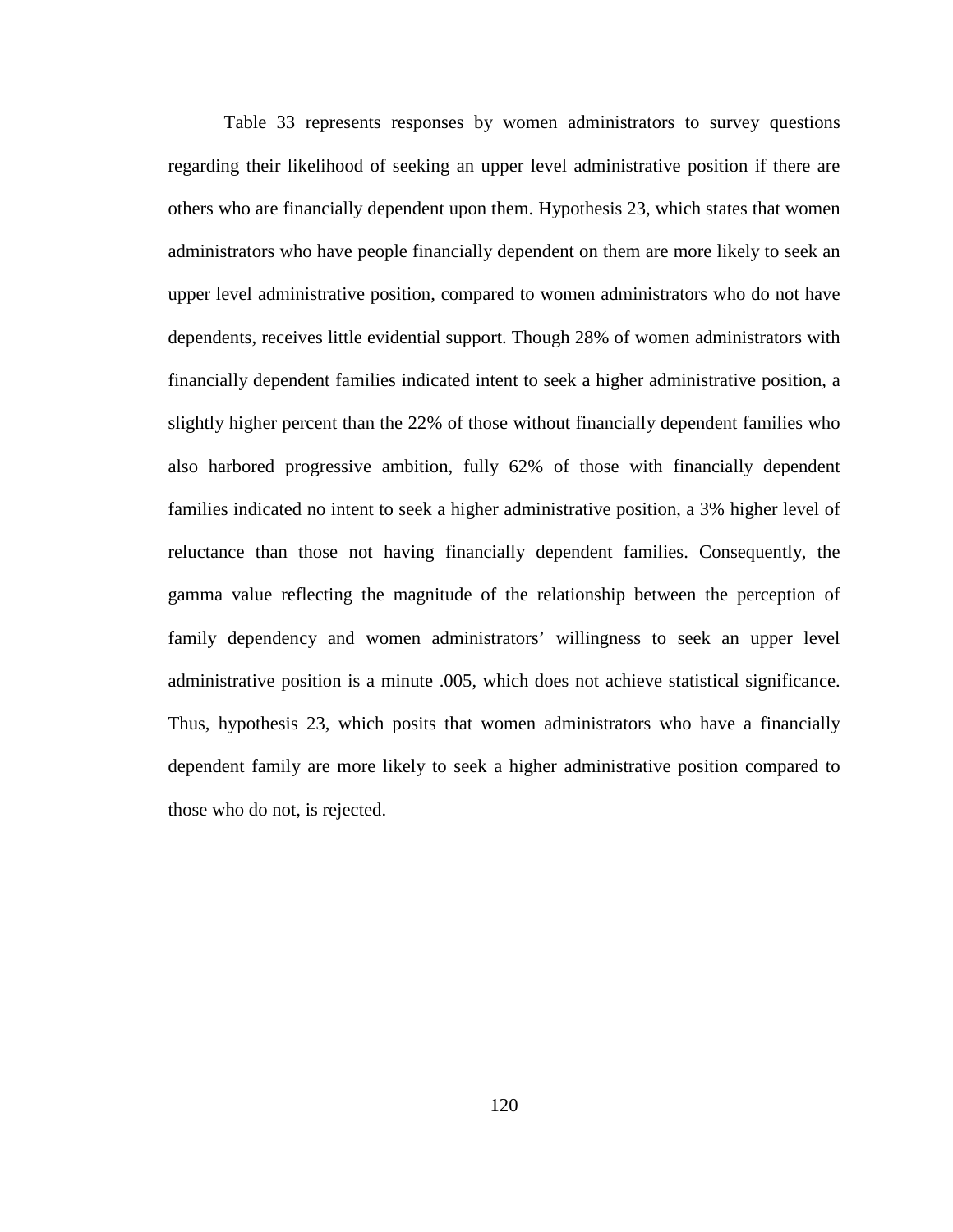Table 33 represents responses by women administrators to survey questions regarding their likelihood of seeking an upper level administrative position if there are others who are financially dependent upon them. Hypothesis 23, which states that women administrators who have people financially dependent on them are more likely to seek an upper level administrative position, compared to women administrators who do not have dependents, receives little evidential support. Though 28% of women administrators with financially dependent families indicated intent to seek a higher administrative position, a slightly higher percent than the 22% of those without financially dependent families who also harbored progressive ambition, fully 62% of those with financially dependent families indicated no intent to seek a higher administrative position, a 3% higher level of reluctance than those not having financially dependent families. Consequently, the gamma value reflecting the magnitude of the relationship between the perception of family dependency and women administrators' willingness to seek an upper level administrative position is a minute .005, which does not achieve statistical significance. Thus, hypothesis 23, which posits that women administrators who have a financially dependent family are more likely to seek a higher administrative position compared to those who do not, is rejected.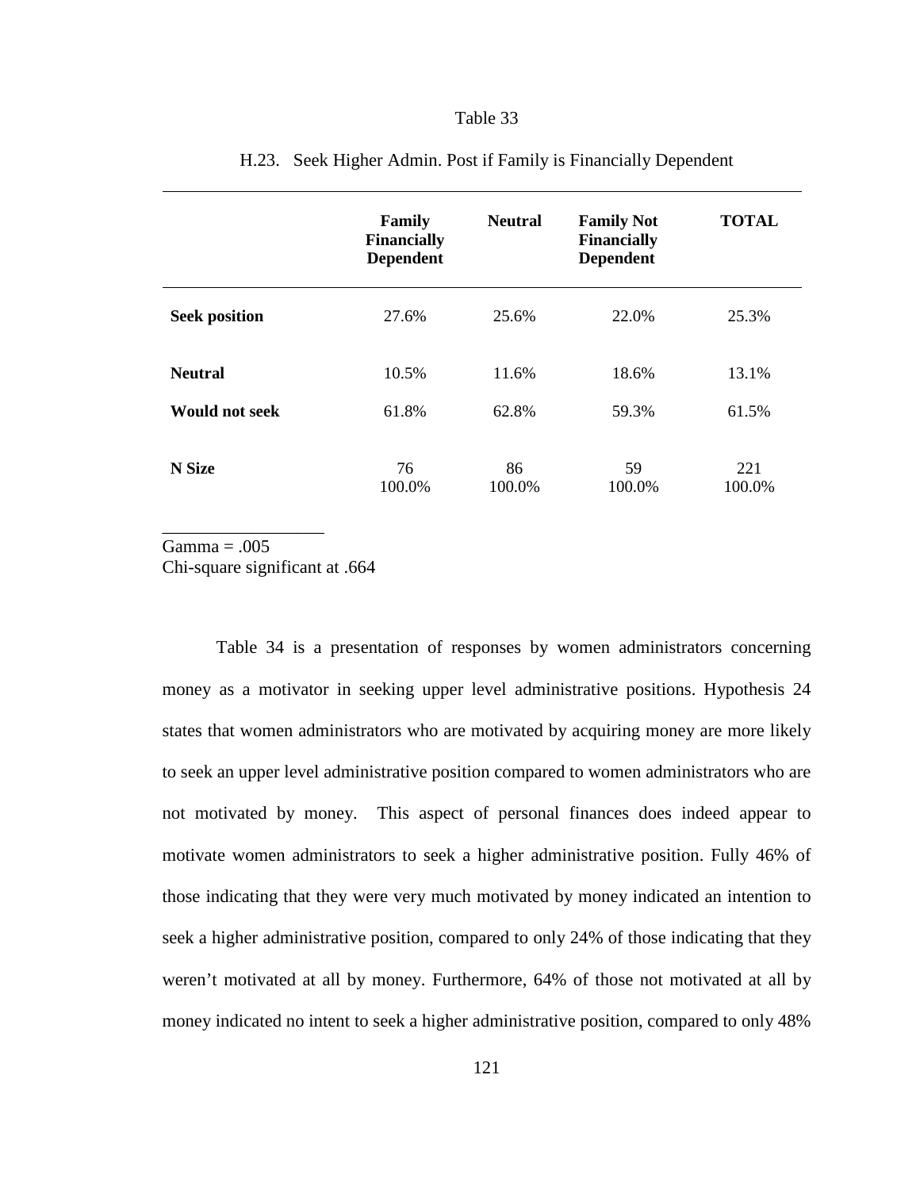Table 33

H.23. Seek Higher Admin. Post if Family is Financially Dependent

| | **Family Financially Dependent** | **Neutral** | **Family Not Financially Dependent** | **TOTAL** |
|---|---|---|---|---|
| **Seek position** | 27.6% | 25.6% | 22.0% | 25.3% |
| **Neutral** | 10.5% | 11.6% | 18.6% | 13.1% |
| **Would not seek** | 61.8% | 62.8% | 59.3% | 61.5% |
| **N Size** | 76<br>100.0% | 86<br>100.0% | 59<br>100.0% | 221<br>100.0% |

Gamma = .005
Chi-square significant at .664

Table 34 is a presentation of responses by women administrators concerning money as a motivator in seeking upper level administrative positions. Hypothesis 24 states that women administrators who are motivated by acquiring money are more likely to seek an upper level administrative position compared to women administrators who are not motivated by money. This aspect of personal finances does indeed appear to motivate women administrators to seek a higher administrative position. Fully 46% of those indicating that they were very much motivated by money indicated an intention to seek a higher administrative position, compared to only 24% of those indicating that they weren't motivated at all by money. Furthermore, 64% of those not motivated at all by money indicated no intent to seek a higher administrative position, compared to only 48%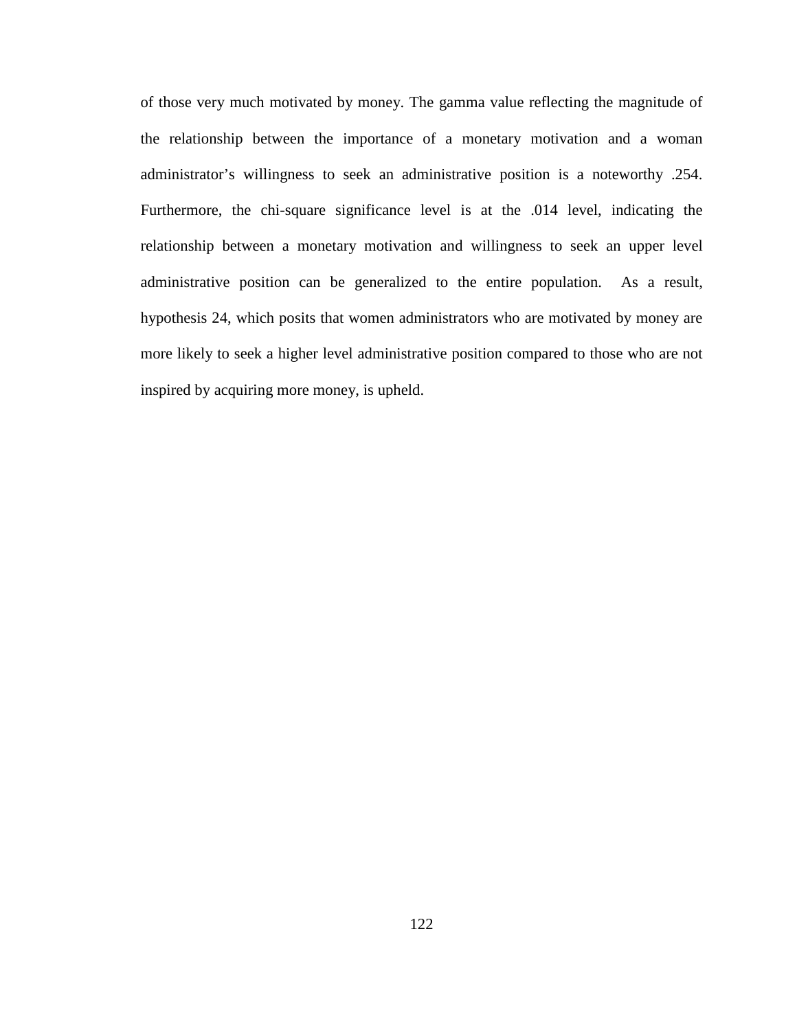of those very much motivated by money. The gamma value reflecting the magnitude of the relationship between the importance of a monetary motivation and a woman administrator's willingness to seek an administrative position is a noteworthy .254. Furthermore, the chi-square significance level is at the .014 level, indicating the relationship between a monetary motivation and willingness to seek an upper level administrative position can be generalized to the entire population. As a result, hypothesis 24, which posits that women administrators who are motivated by money are more likely to seek a higher level administrative position compared to those who are not inspired by acquiring more money, is upheld.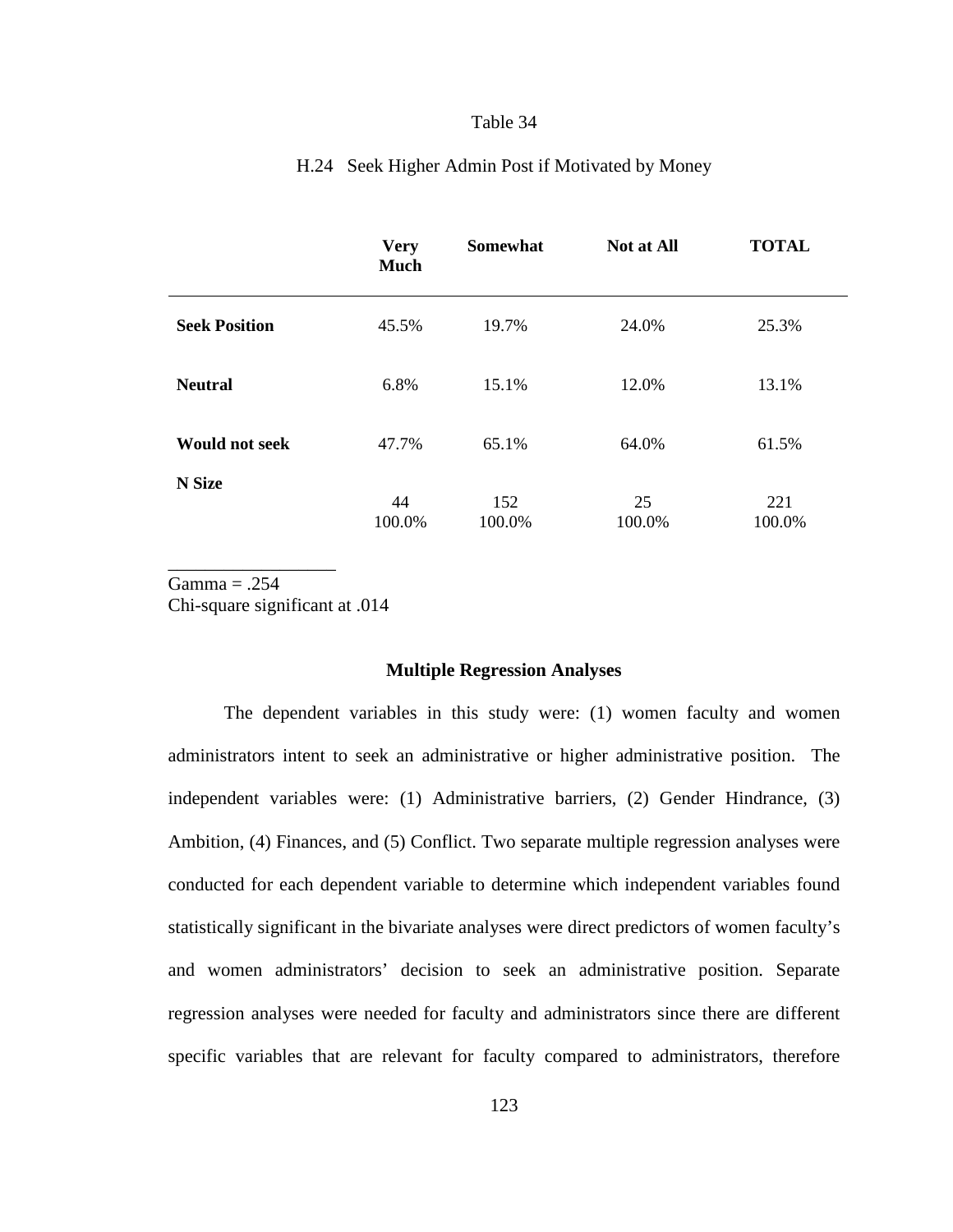Table 34

H.24 Seek Higher Admin Post if Motivated by Money

| | **Very Much** | **Somewhat** | **Not at All** | **TOTAL** |
|---|---|---|---|---|
| **Seek Position** | 45.5% | 19.7% | 24.0% | 25.3% |
| **Neutral** | 6.8% | 15.1% | 12.0% | 13.1% |
| **Would not seek** | 47.7% | 65.1% | 64.0% | 61.5% |
| **N Size** | 44<br>100.0% | 152<br>100.0% | 25<br>100.0% | 221<br>100.0% |

Gamma = .254
Chi-square significant at .014

**Multiple Regression Analyses**

The dependent variables in this study were: (1) women faculty and women administrators intent to seek an administrative or higher administrative position. The independent variables were: (1) Administrative barriers, (2) Gender Hindrance, (3) Ambition, (4) Finances, and (5) Conflict. Two separate multiple regression analyses were conducted for each dependent variable to determine which independent variables found statistically significant in the bivariate analyses were direct predictors of women faculty's and women administrators' decision to seek an administrative position. Separate regression analyses were needed for faculty and administrators since there are different specific variables that are relevant for faculty compared to administrators, therefore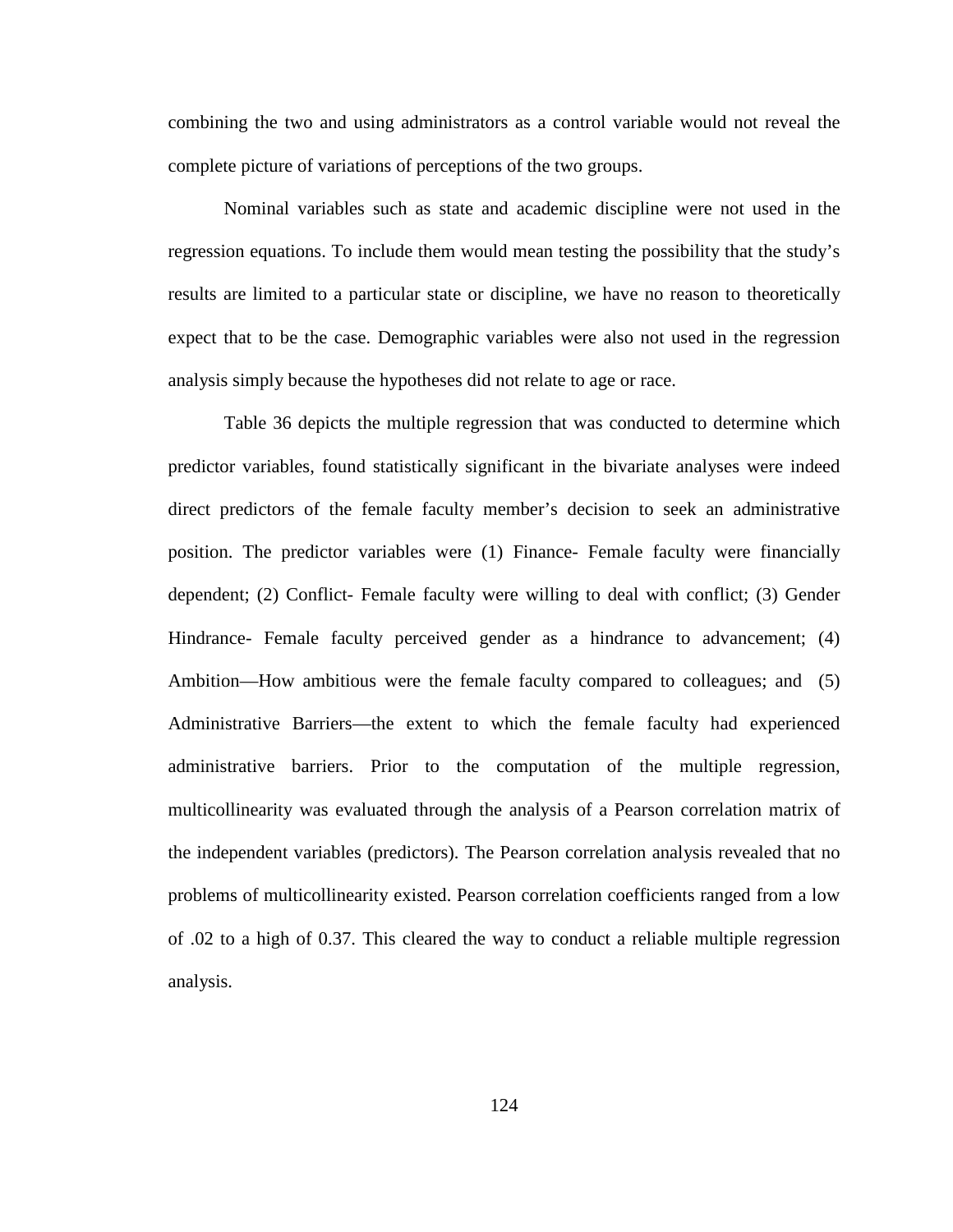combining the two and using administrators as a control variable would not reveal the complete picture of variations of perceptions of the two groups.

Nominal variables such as state and academic discipline were not used in the regression equations. To include them would mean testing the possibility that the study's results are limited to a particular state or discipline, we have no reason to theoretically expect that to be the case. Demographic variables were also not used in the regression analysis simply because the hypotheses did not relate to age or race.

Table 36 depicts the multiple regression that was conducted to determine which predictor variables, found statistically significant in the bivariate analyses were indeed direct predictors of the female faculty member's decision to seek an administrative position. The predictor variables were (1) Finance- Female faculty were financially dependent; (2) Conflict- Female faculty were willing to deal with conflict; (3) Gender Hindrance- Female faculty perceived gender as a hindrance to advancement; (4) Ambition—How ambitious were the female faculty compared to colleagues; and (5) Administrative Barriers—the extent to which the female faculty had experienced administrative barriers. Prior to the computation of the multiple regression, multicollinearity was evaluated through the analysis of a Pearson correlation matrix of the independent variables (predictors). The Pearson correlation analysis revealed that no problems of multicollinearity existed. Pearson correlation coefficients ranged from a low of .02 to a high of 0.37. This cleared the way to conduct a reliable multiple regression analysis.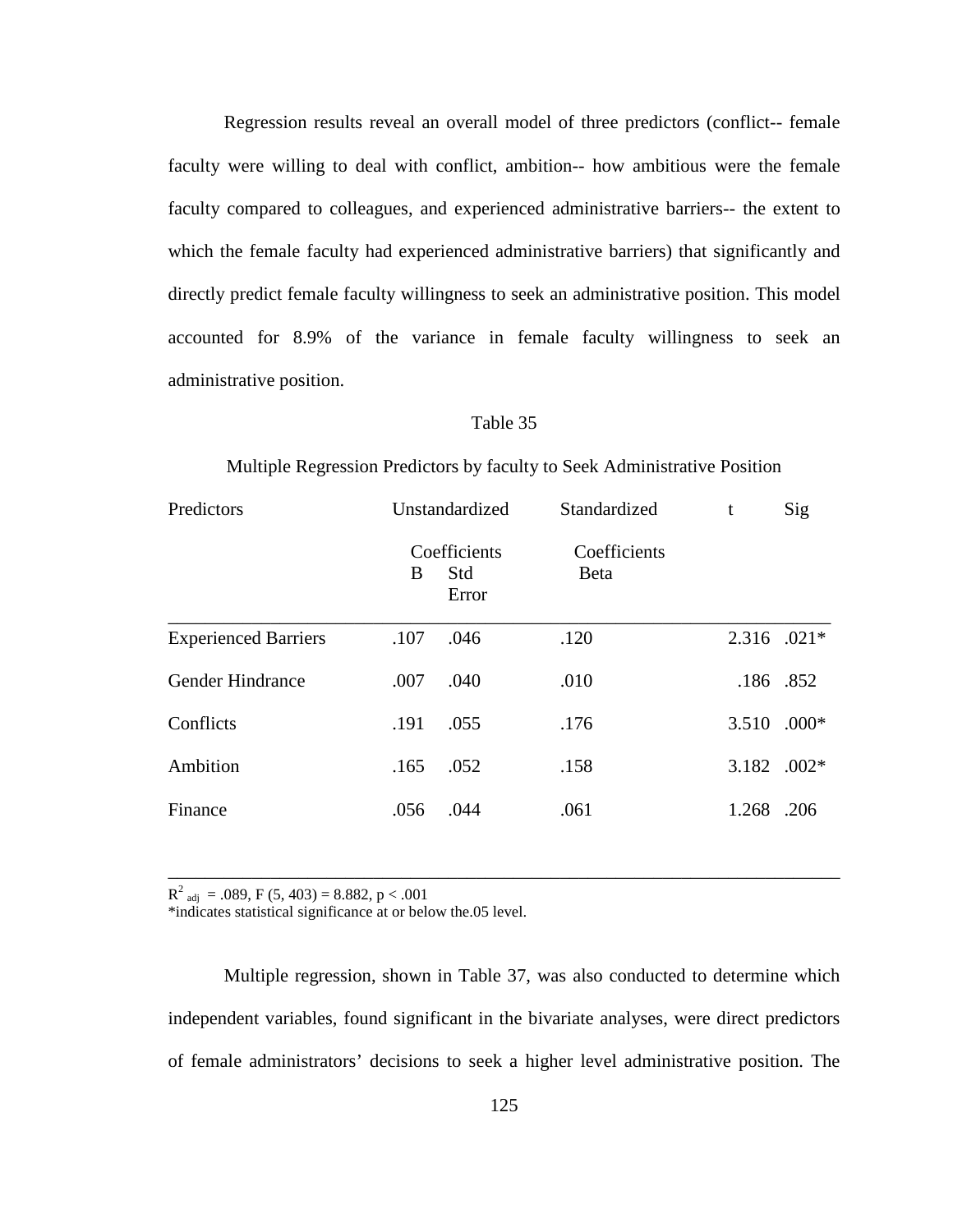Regression results reveal an overall model of three predictors (conflict-- female faculty were willing to deal with conflict, ambition-- how ambitious were the female faculty compared to colleagues, and experienced administrative barriers-- the extent to which the female faculty had experienced administrative barriers) that significantly and directly predict female faculty willingness to seek an administrative position. This model accounted for 8.9% of the variance in female faculty willingness to seek an administrative position.

Table 35

Multiple Regression Predictors by faculty to Seek Administrative Position

| Predictors | Unstandardized Coefficients | | Standardized Coefficients | t | Sig |
|---|---|---|---|---|---|
| | B | Std Error | Beta | | |
| Experienced Barriers | .107 | .046 | .120 | 2.316 | .021* |
| Gender Hindrance | .007 | .040 | .010 | .186 | .852 |
| Conflicts | .191 | .055 | .176 | 3.510 | .000* |
| Ambition | .165 | .052 | .158 | 3.182 | .002* |
| Finance | .056 | .044 | .061 | 1.268 | .206 |

$R^2_{adj} = .089$, $F(5, 403) = 8.882$, $p < .001$

*indicates statistical significance at or below the.05 level.

Multiple regression, shown in Table 37, was also conducted to determine which independent variables, found significant in the bivariate analyses, were direct predictors of female administrators' decisions to seek a higher level administrative position. The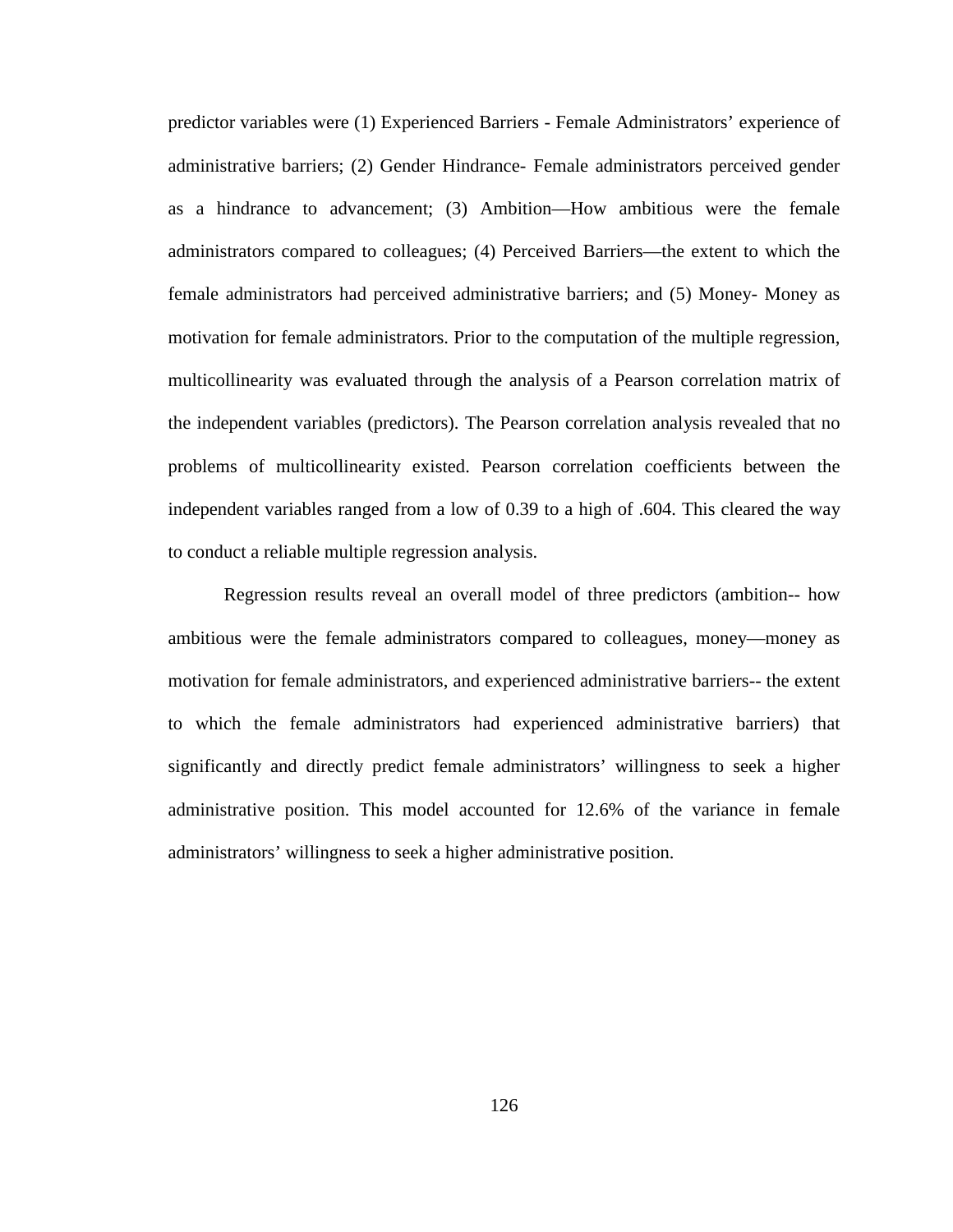predictor variables were (1) Experienced Barriers - Female Administrators' experience of administrative barriers; (2) Gender Hindrance- Female administrators perceived gender as a hindrance to advancement; (3) Ambition—How ambitious were the female administrators compared to colleagues; (4) Perceived Barriers—the extent to which the female administrators had perceived administrative barriers; and (5) Money- Money as motivation for female administrators. Prior to the computation of the multiple regression, multicollinearity was evaluated through the analysis of a Pearson correlation matrix of the independent variables (predictors). The Pearson correlation analysis revealed that no problems of multicollinearity existed. Pearson correlation coefficients between the independent variables ranged from a low of 0.39 to a high of .604. This cleared the way to conduct a reliable multiple regression analysis.

Regression results reveal an overall model of three predictors (ambition-- how ambitious were the female administrators compared to colleagues, money—money as motivation for female administrators, and experienced administrative barriers-- the extent to which the female administrators had experienced administrative barriers) that significantly and directly predict female administrators' willingness to seek a higher administrative position. This model accounted for 12.6% of the variance in female administrators' willingness to seek a higher administrative position.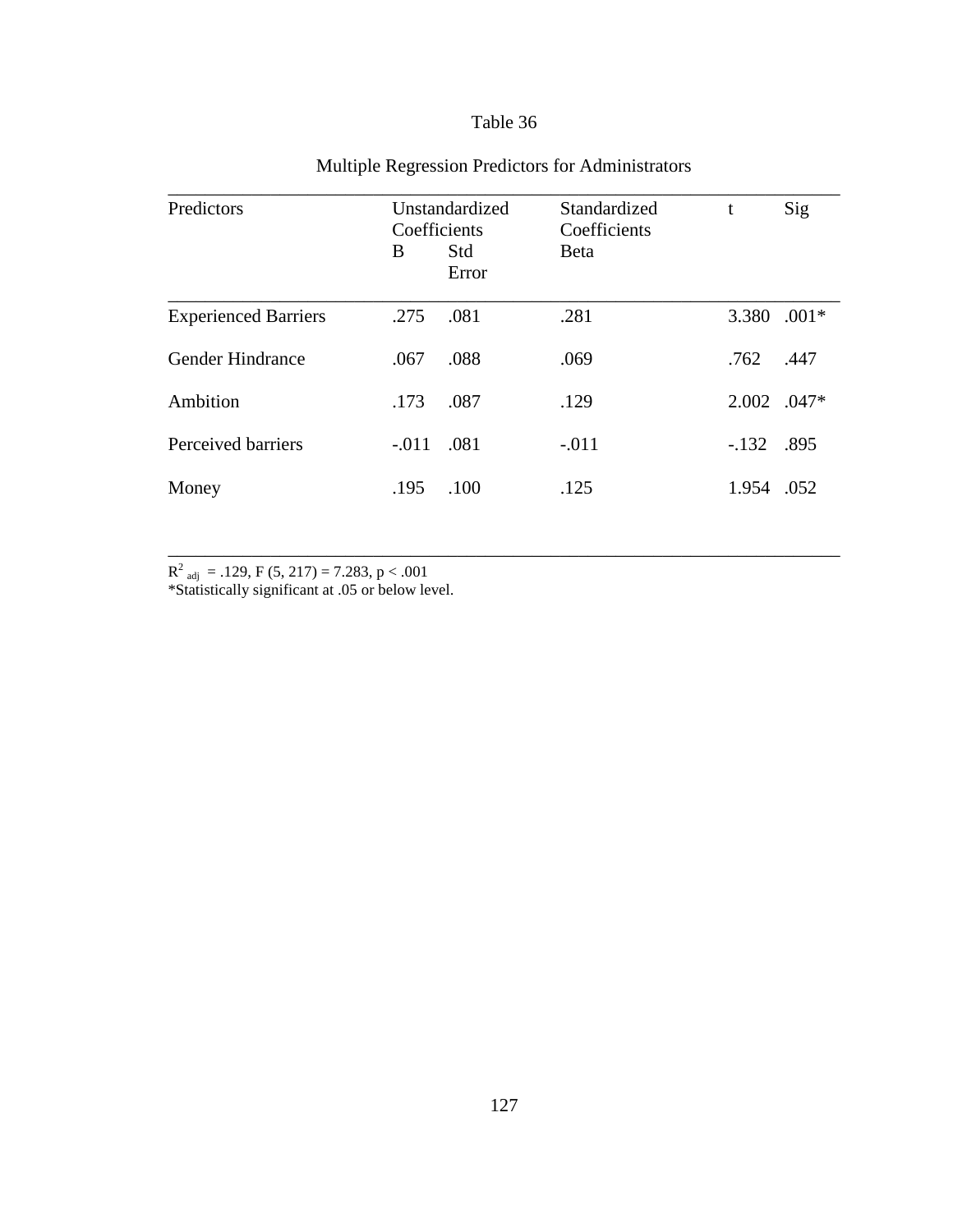Table 36

Multiple Regression Predictors for Administrators

| Predictors | Unstandardized Coefficients | | Standardized Coefficients | t | Sig |
|---|---|---|---|---|---|
| | B | Std Error | Beta | | |
| Experienced Barriers | .275 | .081 | .281 | 3.380 | .001* |
| Gender Hindrance | .067 | .088 | .069 | .762 | .447 |
| Ambition | .173 | .087 | .129 | 2.002 | .047* |
| Perceived barriers | -.011 | .081 | -.011 | -.132 | .895 |
| Money | .195 | .100 | .125 | 1.954 | .052 |

$R^2_{adj}$ = .129, F (5, 217) = 7.283, $p < .001$

*Statistically significant at .05 or below level.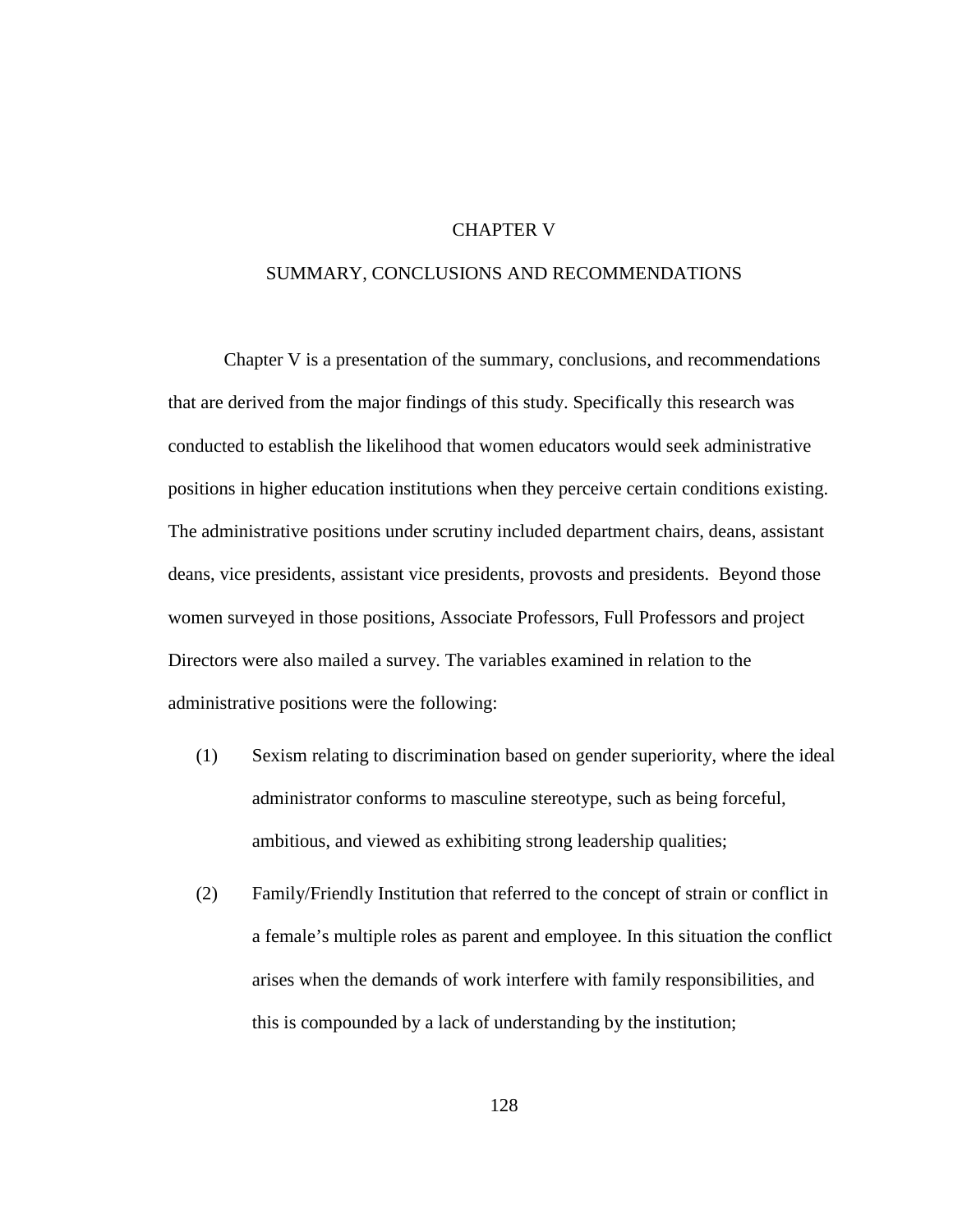# CHAPTER V

## SUMMARY, CONCLUSIONS AND RECOMMENDATIONS

Chapter V is a presentation of the summary, conclusions, and recommendations that are derived from the major findings of this study. Specifically this research was conducted to establish the likelihood that women educators would seek administrative positions in higher education institutions when they perceive certain conditions existing. The administrative positions under scrutiny included department chairs, deans, assistant deans, vice presidents, assistant vice presidents, provosts and presidents. Beyond those women surveyed in those positions, Associate Professors, Full Professors and project Directors were also mailed a survey. The variables examined in relation to the administrative positions were the following:

(1) Sexism relating to discrimination based on gender superiority, where the ideal administrator conforms to masculine stereotype, such as being forceful, ambitious, and viewed as exhibiting strong leadership qualities;

(2) Family/Friendly Institution that referred to the concept of strain or conflict in a female's multiple roles as parent and employee. In this situation the conflict arises when the demands of work interfere with family responsibilities, and this is compounded by a lack of understanding by the institution;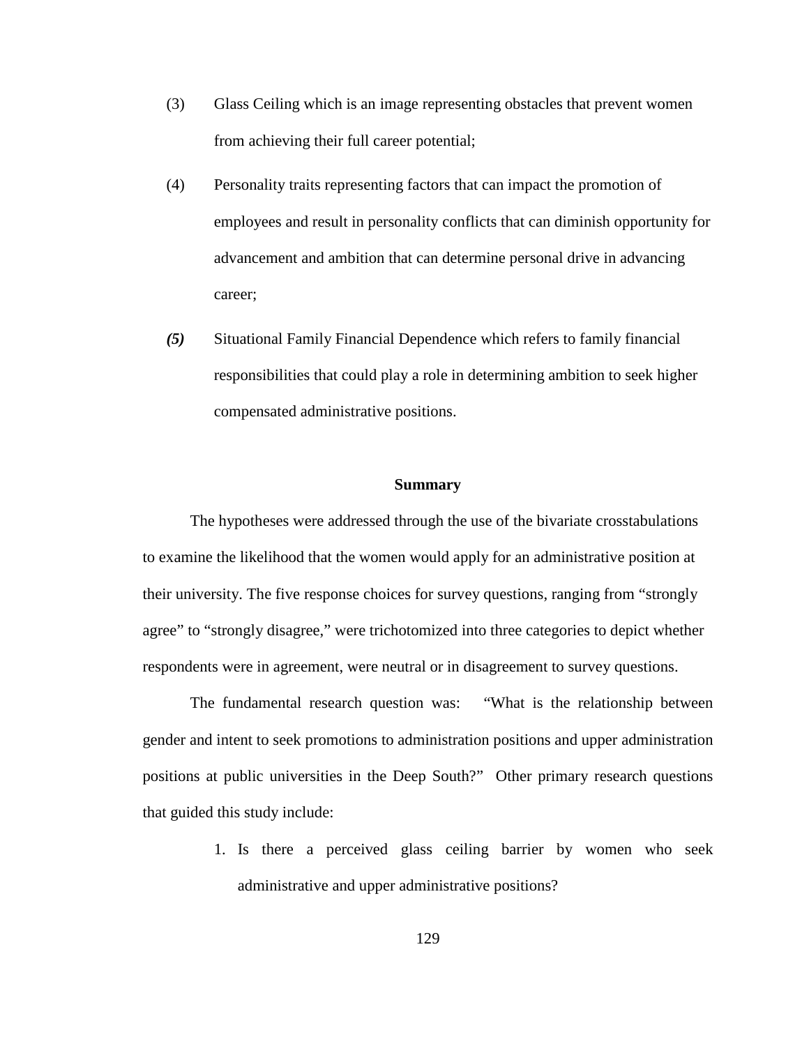(3) Glass Ceiling which is an image representing obstacles that prevent women from achieving their full career potential;

(4) Personality traits representing factors that can impact the promotion of employees and result in personality conflicts that can diminish opportunity for advancement and ambition that can determine personal drive in advancing career;

***(5)*** Situational Family Financial Dependence which refers to family financial responsibilities that could play a role in determining ambition to seek higher compensated administrative positions.

## Summary

The hypotheses were addressed through the use of the bivariate crosstabulations to examine the likelihood that the women would apply for an administrative position at their university. The five response choices for survey questions, ranging from "strongly agree" to "strongly disagree," were trichotomized into three categories to depict whether respondents were in agreement, were neutral or in disagreement to survey questions.

The fundamental research question was: "What is the relationship between gender and intent to seek promotions to administration positions and upper administration positions at public universities in the Deep South?" Other primary research questions that guided this study include:

1. Is there a perceived glass ceiling barrier by women who seek administrative and upper administrative positions?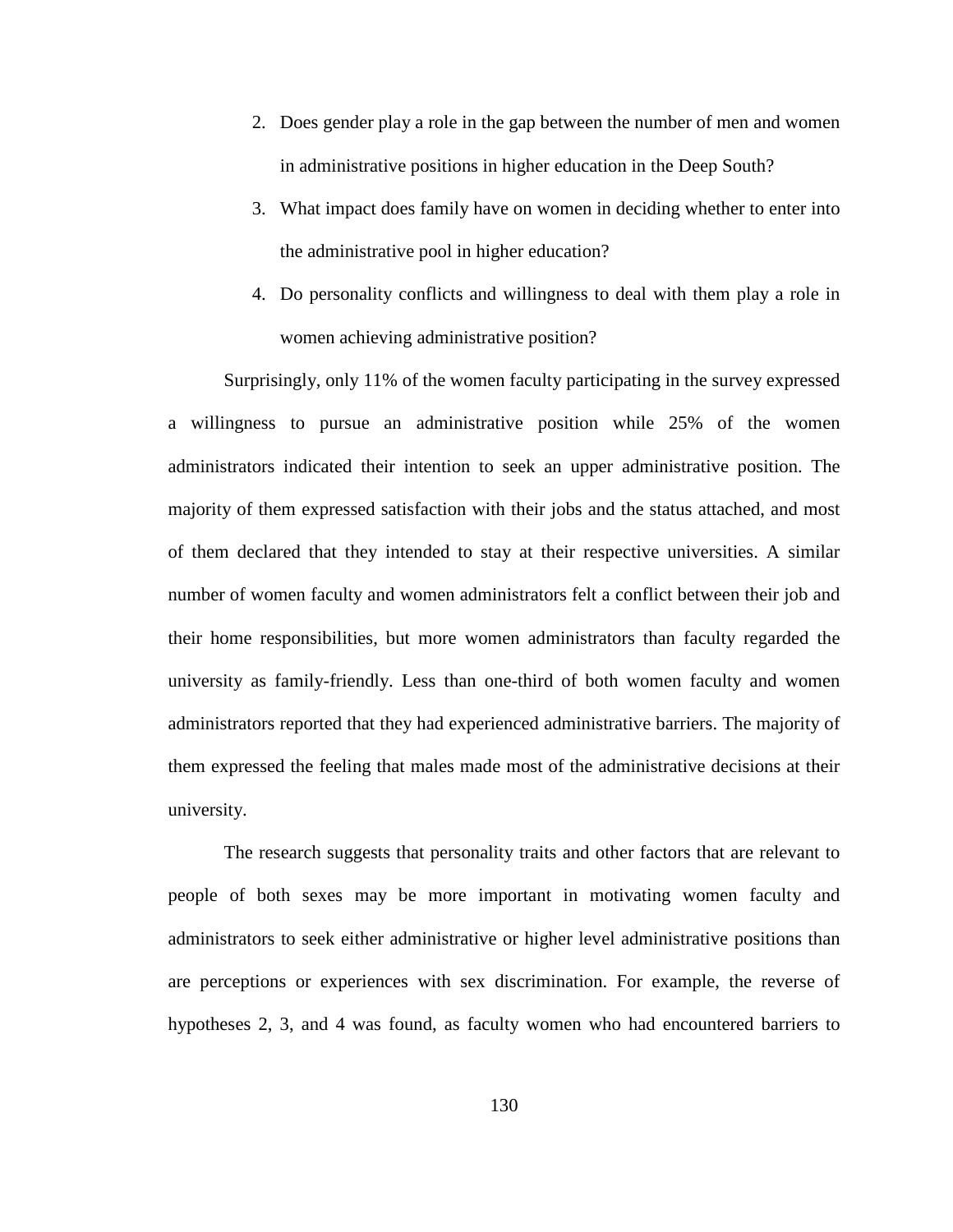2. Does gender play a role in the gap between the number of men and women in administrative positions in higher education in the Deep South?
3. What impact does family have on women in deciding whether to enter into the administrative pool in higher education?
4. Do personality conflicts and willingness to deal with them play a role in women achieving administrative position?

Surprisingly, only 11% of the women faculty participating in the survey expressed a willingness to pursue an administrative position while 25% of the women administrators indicated their intention to seek an upper administrative position. The majority of them expressed satisfaction with their jobs and the status attached, and most of them declared that they intended to stay at their respective universities. A similar number of women faculty and women administrators felt a conflict between their job and their home responsibilities, but more women administrators than faculty regarded the university as family-friendly. Less than one-third of both women faculty and women administrators reported that they had experienced administrative barriers. The majority of them expressed the feeling that males made most of the administrative decisions at their university.

The research suggests that personality traits and other factors that are relevant to people of both sexes may be more important in motivating women faculty and administrators to seek either administrative or higher level administrative positions than are perceptions or experiences with sex discrimination. For example, the reverse of hypotheses 2, 3, and 4 was found, as faculty women who had encountered barriers to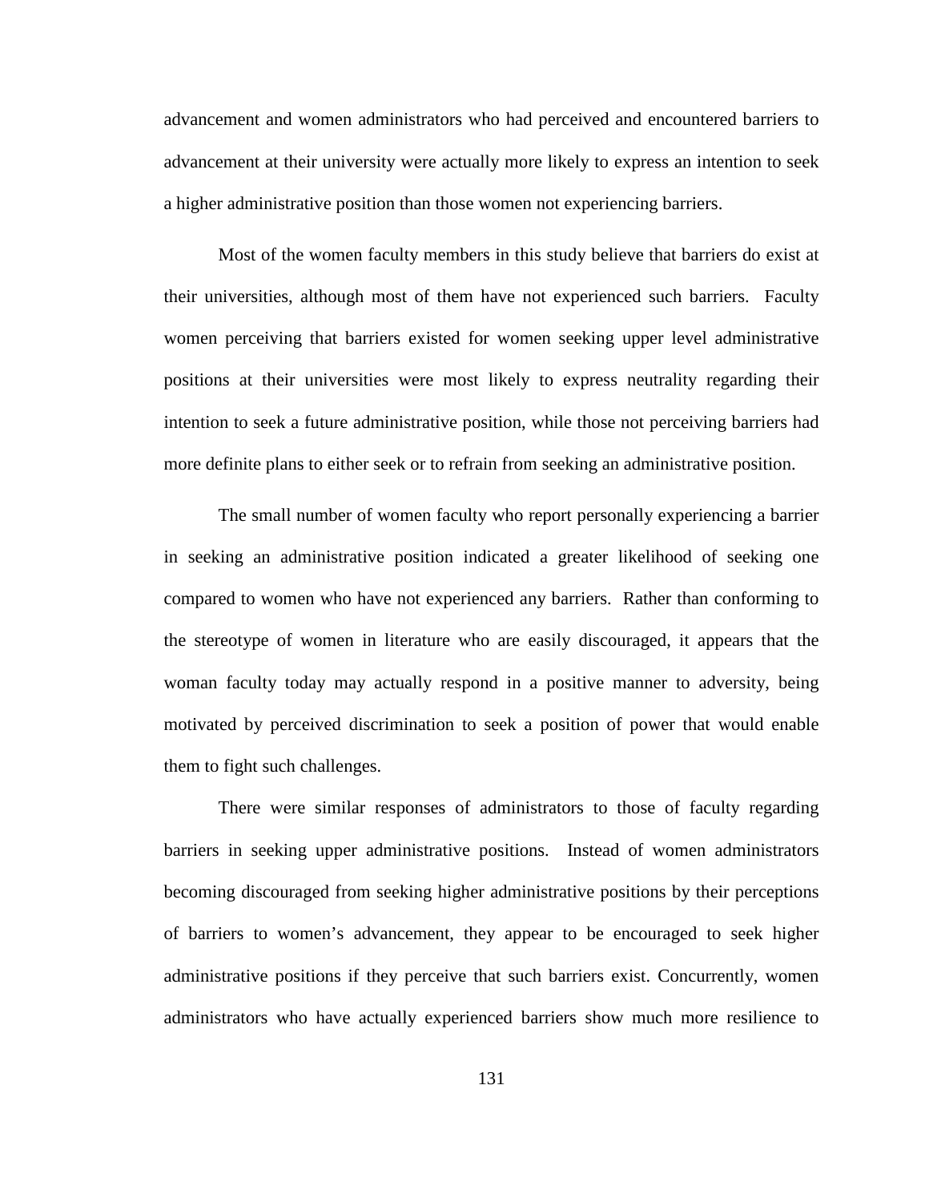advancement and women administrators who had perceived and encountered barriers to advancement at their university were actually more likely to express an intention to seek a higher administrative position than those women not experiencing barriers.

Most of the women faculty members in this study believe that barriers do exist at their universities, although most of them have not experienced such barriers. Faculty women perceiving that barriers existed for women seeking upper level administrative positions at their universities were most likely to express neutrality regarding their intention to seek a future administrative position, while those not perceiving barriers had more definite plans to either seek or to refrain from seeking an administrative position.

The small number of women faculty who report personally experiencing a barrier in seeking an administrative position indicated a greater likelihood of seeking one compared to women who have not experienced any barriers. Rather than conforming to the stereotype of women in literature who are easily discouraged, it appears that the woman faculty today may actually respond in a positive manner to adversity, being motivated by perceived discrimination to seek a position of power that would enable them to fight such challenges.

There were similar responses of administrators to those of faculty regarding barriers in seeking upper administrative positions. Instead of women administrators becoming discouraged from seeking higher administrative positions by their perceptions of barriers to women's advancement, they appear to be encouraged to seek higher administrative positions if they perceive that such barriers exist. Concurrently, women administrators who have actually experienced barriers show much more resilience to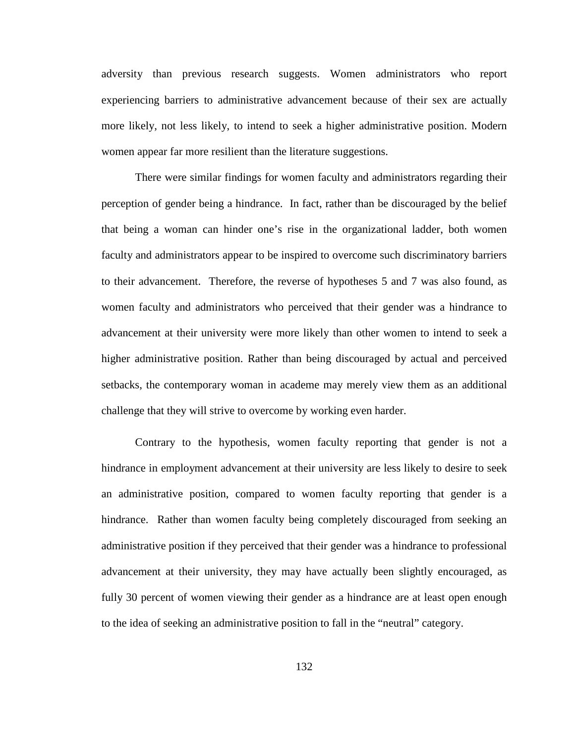adversity than previous research suggests. Women administrators who report experiencing barriers to administrative advancement because of their sex are actually more likely, not less likely, to intend to seek a higher administrative position. Modern women appear far more resilient than the literature suggestions.

There were similar findings for women faculty and administrators regarding their perception of gender being a hindrance. In fact, rather than be discouraged by the belief that being a woman can hinder one's rise in the organizational ladder, both women faculty and administrators appear to be inspired to overcome such discriminatory barriers to their advancement. Therefore, the reverse of hypotheses 5 and 7 was also found, as women faculty and administrators who perceived that their gender was a hindrance to advancement at their university were more likely than other women to intend to seek a higher administrative position. Rather than being discouraged by actual and perceived setbacks, the contemporary woman in academe may merely view them as an additional challenge that they will strive to overcome by working even harder.

Contrary to the hypothesis, women faculty reporting that gender is not a hindrance in employment advancement at their university are less likely to desire to seek an administrative position, compared to women faculty reporting that gender is a hindrance. Rather than women faculty being completely discouraged from seeking an administrative position if they perceived that their gender was a hindrance to professional advancement at their university, they may have actually been slightly encouraged, as fully 30 percent of women viewing their gender as a hindrance are at least open enough to the idea of seeking an administrative position to fall in the "neutral" category.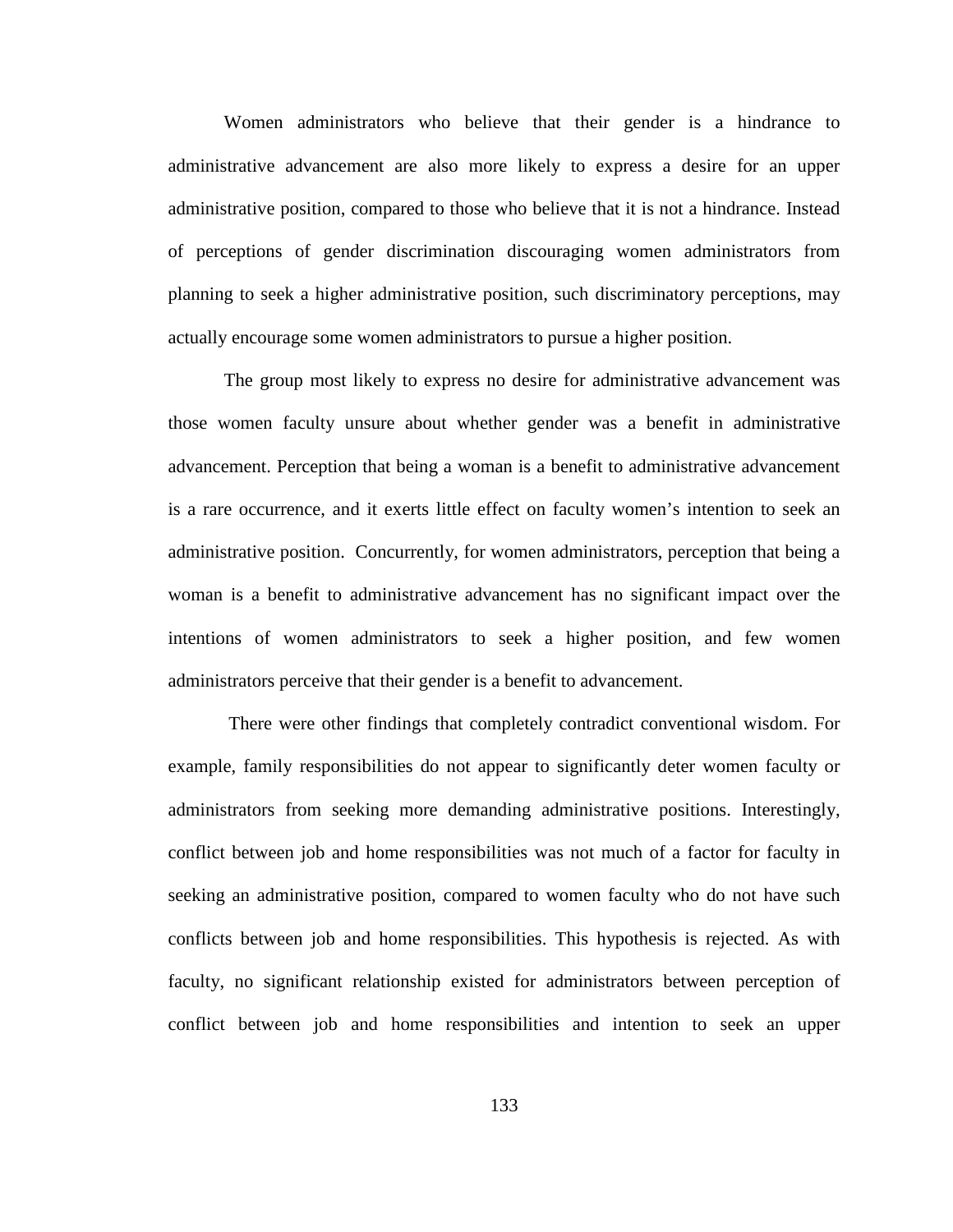Women administrators who believe that their gender is a hindrance to administrative advancement are also more likely to express a desire for an upper administrative position, compared to those who believe that it is not a hindrance. Instead of perceptions of gender discrimination discouraging women administrators from planning to seek a higher administrative position, such discriminatory perceptions, may actually encourage some women administrators to pursue a higher position.

The group most likely to express no desire for administrative advancement was those women faculty unsure about whether gender was a benefit in administrative advancement. Perception that being a woman is a benefit to administrative advancement is a rare occurrence, and it exerts little effect on faculty women's intention to seek an administrative position. Concurrently, for women administrators, perception that being a woman is a benefit to administrative advancement has no significant impact over the intentions of women administrators to seek a higher position, and few women administrators perceive that their gender is a benefit to advancement.

There were other findings that completely contradict conventional wisdom. For example, family responsibilities do not appear to significantly deter women faculty or administrators from seeking more demanding administrative positions. Interestingly, conflict between job and home responsibilities was not much of a factor for faculty in seeking an administrative position, compared to women faculty who do not have such conflicts between job and home responsibilities. This hypothesis is rejected. As with faculty, no significant relationship existed for administrators between perception of conflict between job and home responsibilities and intention to seek an upper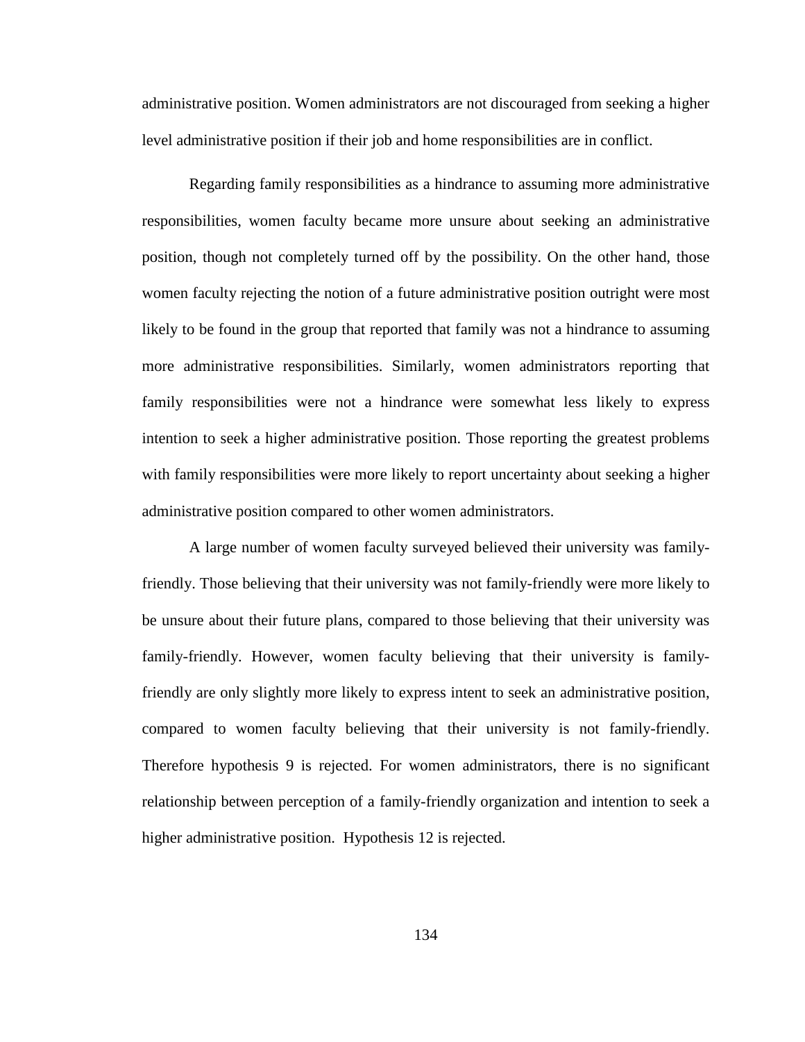administrative position. Women administrators are not discouraged from seeking a higher level administrative position if their job and home responsibilities are in conflict.

Regarding family responsibilities as a hindrance to assuming more administrative responsibilities, women faculty became more unsure about seeking an administrative position, though not completely turned off by the possibility. On the other hand, those women faculty rejecting the notion of a future administrative position outright were most likely to be found in the group that reported that family was not a hindrance to assuming more administrative responsibilities. Similarly, women administrators reporting that family responsibilities were not a hindrance were somewhat less likely to express intention to seek a higher administrative position. Those reporting the greatest problems with family responsibilities were more likely to report uncertainty about seeking a higher administrative position compared to other women administrators.

A large number of women faculty surveyed believed their university was family-friendly. Those believing that their university was not family-friendly were more likely to be unsure about their future plans, compared to those believing that their university was family-friendly. However, women faculty believing that their university is family-friendly are only slightly more likely to express intent to seek an administrative position, compared to women faculty believing that their university is not family-friendly. Therefore hypothesis 9 is rejected. For women administrators, there is no significant relationship between perception of a family-friendly organization and intention to seek a higher administrative position. Hypothesis 12 is rejected.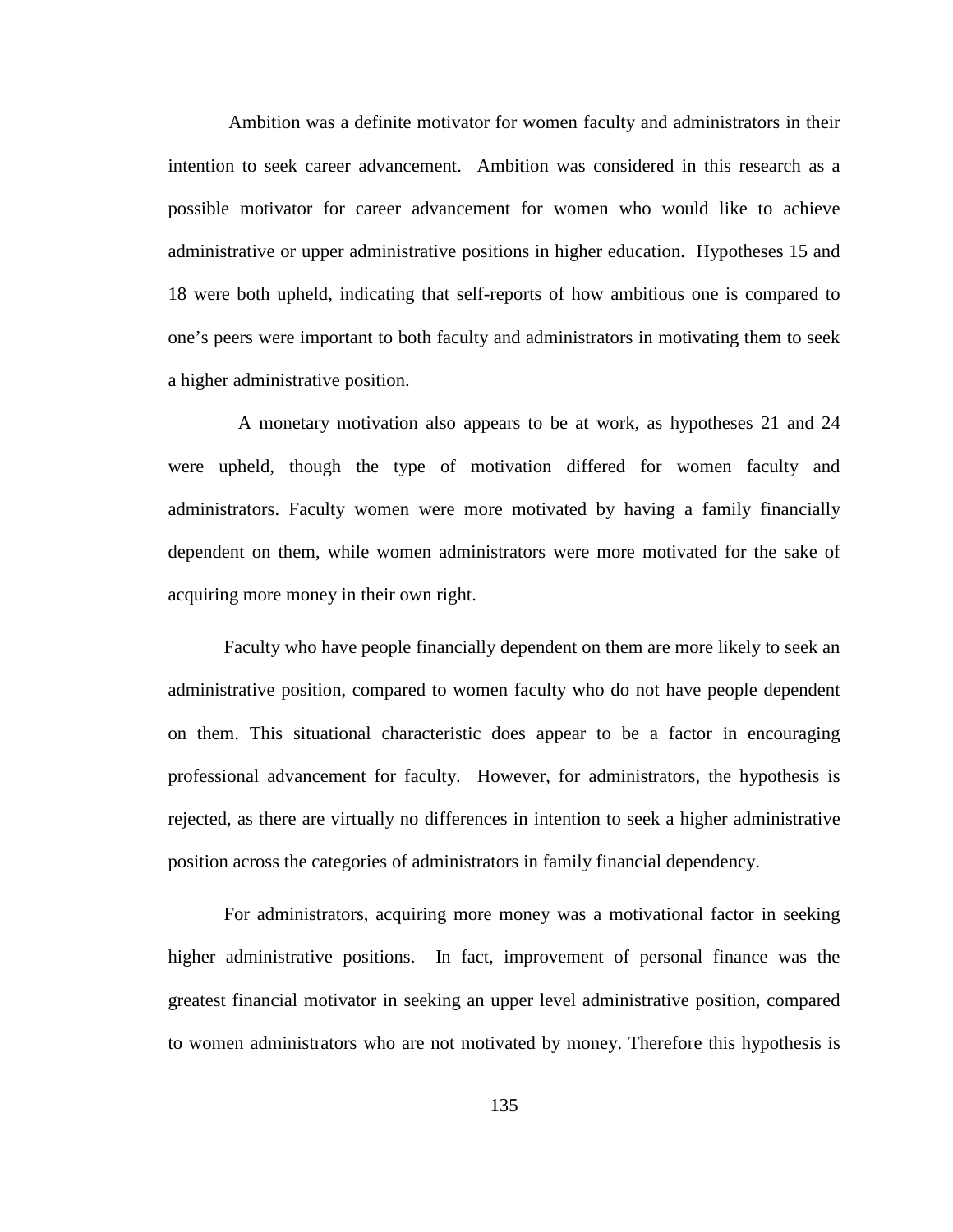Ambition was a definite motivator for women faculty and administrators in their intention to seek career advancement. Ambition was considered in this research as a possible motivator for career advancement for women who would like to achieve administrative or upper administrative positions in higher education. Hypotheses 15 and 18 were both upheld, indicating that self-reports of how ambitious one is compared to one's peers were important to both faculty and administrators in motivating them to seek a higher administrative position.

A monetary motivation also appears to be at work, as hypotheses 21 and 24 were upheld, though the type of motivation differed for women faculty and administrators. Faculty women were more motivated by having a family financially dependent on them, while women administrators were more motivated for the sake of acquiring more money in their own right.

Faculty who have people financially dependent on them are more likely to seek an administrative position, compared to women faculty who do not have people dependent on them. This situational characteristic does appear to be a factor in encouraging professional advancement for faculty. However, for administrators, the hypothesis is rejected, as there are virtually no differences in intention to seek a higher administrative position across the categories of administrators in family financial dependency.

For administrators, acquiring more money was a motivational factor in seeking higher administrative positions. In fact, improvement of personal finance was the greatest financial motivator in seeking an upper level administrative position, compared to women administrators who are not motivated by money. Therefore this hypothesis is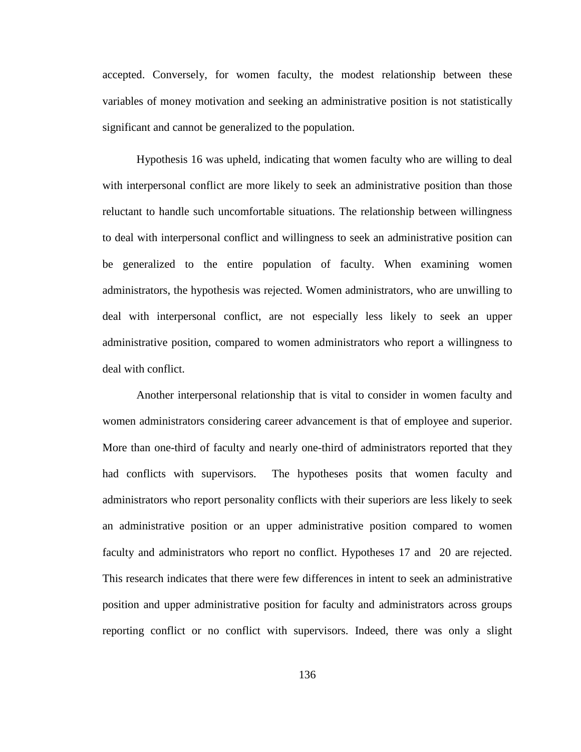accepted. Conversely, for women faculty, the modest relationship between these variables of money motivation and seeking an administrative position is not statistically significant and cannot be generalized to the population.

Hypothesis 16 was upheld, indicating that women faculty who are willing to deal with interpersonal conflict are more likely to seek an administrative position than those reluctant to handle such uncomfortable situations. The relationship between willingness to deal with interpersonal conflict and willingness to seek an administrative position can be generalized to the entire population of faculty. When examining women administrators, the hypothesis was rejected. Women administrators, who are unwilling to deal with interpersonal conflict, are not especially less likely to seek an upper administrative position, compared to women administrators who report a willingness to deal with conflict.

Another interpersonal relationship that is vital to consider in women faculty and women administrators considering career advancement is that of employee and superior. More than one-third of faculty and nearly one-third of administrators reported that they had conflicts with supervisors. The hypotheses posits that women faculty and administrators who report personality conflicts with their superiors are less likely to seek an administrative position or an upper administrative position compared to women faculty and administrators who report no conflict. Hypotheses 17 and 20 are rejected. This research indicates that there were few differences in intent to seek an administrative position and upper administrative position for faculty and administrators across groups reporting conflict or no conflict with supervisors. Indeed, there was only a slight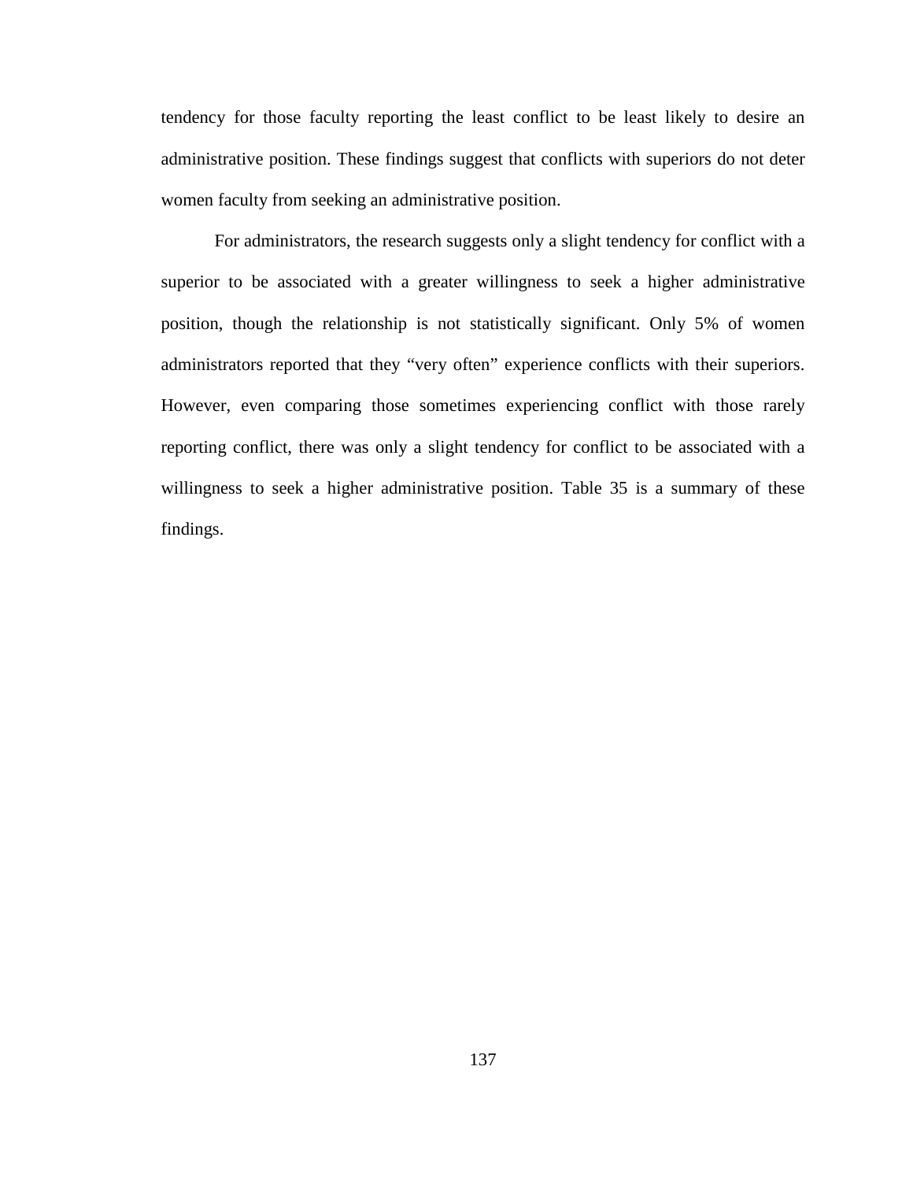tendency for those faculty reporting the least conflict to be least likely to desire an administrative position. These findings suggest that conflicts with superiors do not deter women faculty from seeking an administrative position.

For administrators, the research suggests only a slight tendency for conflict with a superior to be associated with a greater willingness to seek a higher administrative position, though the relationship is not statistically significant. Only 5% of women administrators reported that they “very often” experience conflicts with their superiors. However, even comparing those sometimes experiencing conflict with those rarely reporting conflict, there was only a slight tendency for conflict to be associated with a willingness to seek a higher administrative position. Table 35 is a summary of these findings.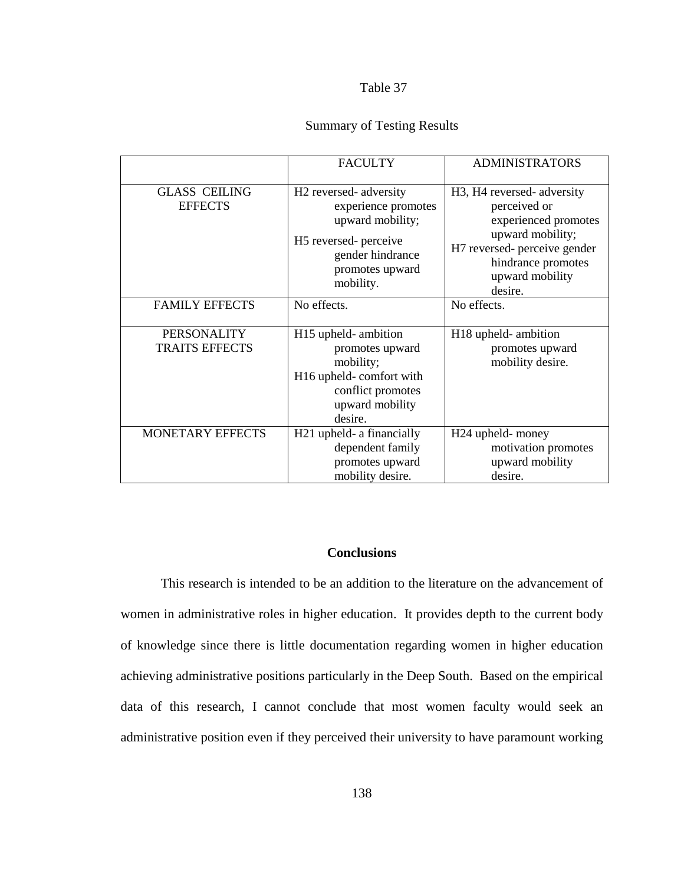Table 37

Summary of Testing Results

| | FACULTY | ADMINISTRATORS |
|---|---|---|
| GLASS CEILING EFFECTS | H2 reversed- adversity experience promotes upward mobility; H5 reversed- perceive gender hindrance promotes upward mobility. | H3, H4 reversed- adversity perceived or experienced promotes upward mobility; H7 reversed- perceive gender hindrance promotes upward mobility desire. |
| FAMILY EFFECTS | No effects. | No effects. |
| PERSONALITY TRAITS EFFECTS | H15 upheld- ambition promotes upward mobility; H16 upheld- comfort with conflict promotes upward mobility desire. | H18 upheld- ambition promotes upward mobility desire. |
| MONETARY EFFECTS | H21 upheld- a financially dependent family promotes upward mobility desire. | H24 upheld- money motivation promotes upward mobility desire. |

## Conclusions

This research is intended to be an addition to the literature on the advancement of women in administrative roles in higher education. It provides depth to the current body of knowledge since there is little documentation regarding women in higher education achieving administrative positions particularly in the Deep South. Based on the empirical data of this research, I cannot conclude that most women faculty would seek an administrative position even if they perceived their university to have paramount working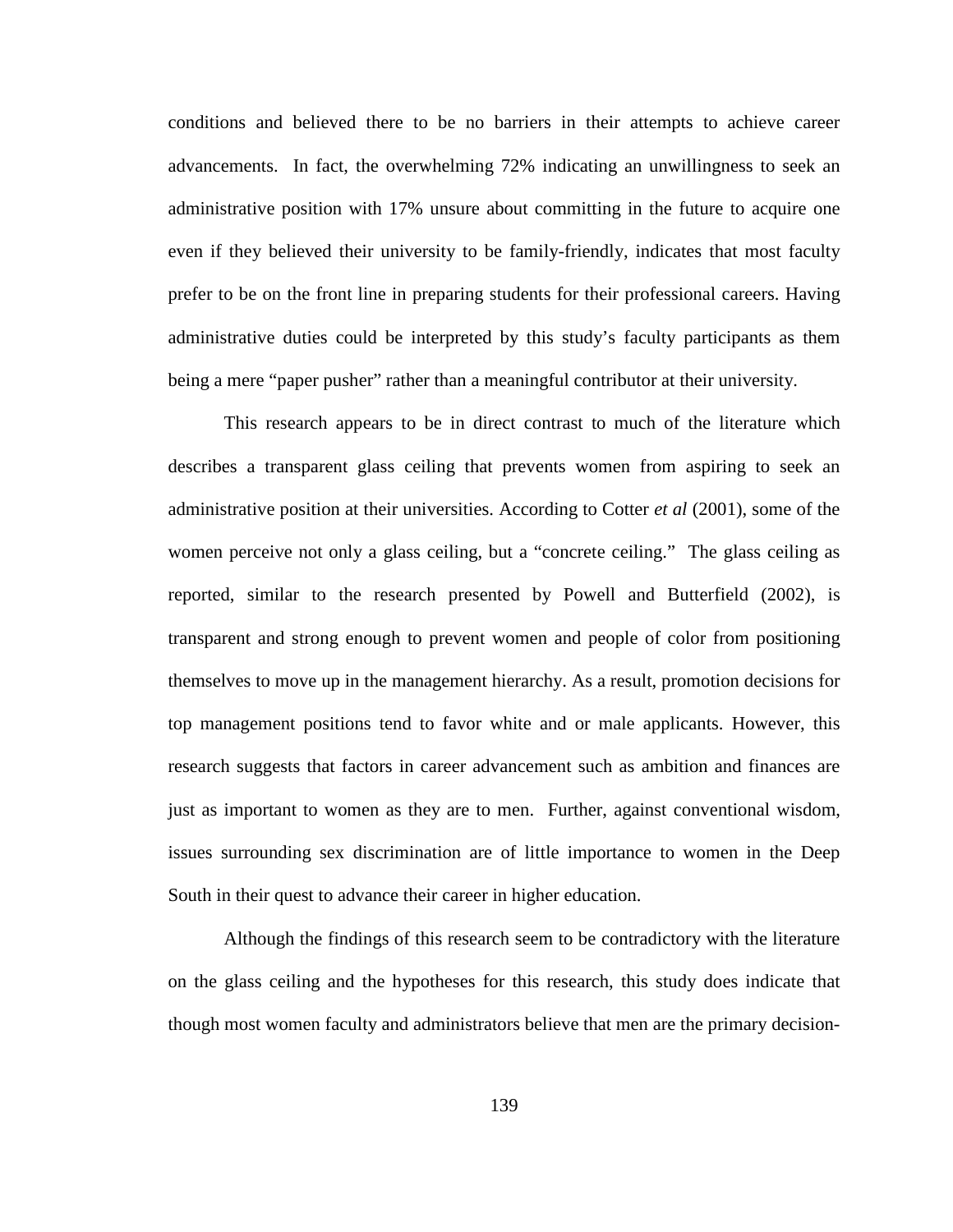conditions and believed there to be no barriers in their attempts to achieve career advancements. In fact, the overwhelming 72% indicating an unwillingness to seek an administrative position with 17% unsure about committing in the future to acquire one even if they believed their university to be family-friendly, indicates that most faculty prefer to be on the front line in preparing students for their professional careers. Having administrative duties could be interpreted by this study's faculty participants as them being a mere "paper pusher" rather than a meaningful contributor at their university.

This research appears to be in direct contrast to much of the literature which describes a transparent glass ceiling that prevents women from aspiring to seek an administrative position at their universities. According to Cotter *et al* (2001), some of the women perceive not only a glass ceiling, but a "concrete ceiling." The glass ceiling as reported, similar to the research presented by Powell and Butterfield (2002), is transparent and strong enough to prevent women and people of color from positioning themselves to move up in the management hierarchy. As a result, promotion decisions for top management positions tend to favor white and or male applicants. However, this research suggests that factors in career advancement such as ambition and finances are just as important to women as they are to men. Further, against conventional wisdom, issues surrounding sex discrimination are of little importance to women in the Deep South in their quest to advance their career in higher education.

Although the findings of this research seem to be contradictory with the literature on the glass ceiling and the hypotheses for this research, this study does indicate that though most women faculty and administrators believe that men are the primary decision-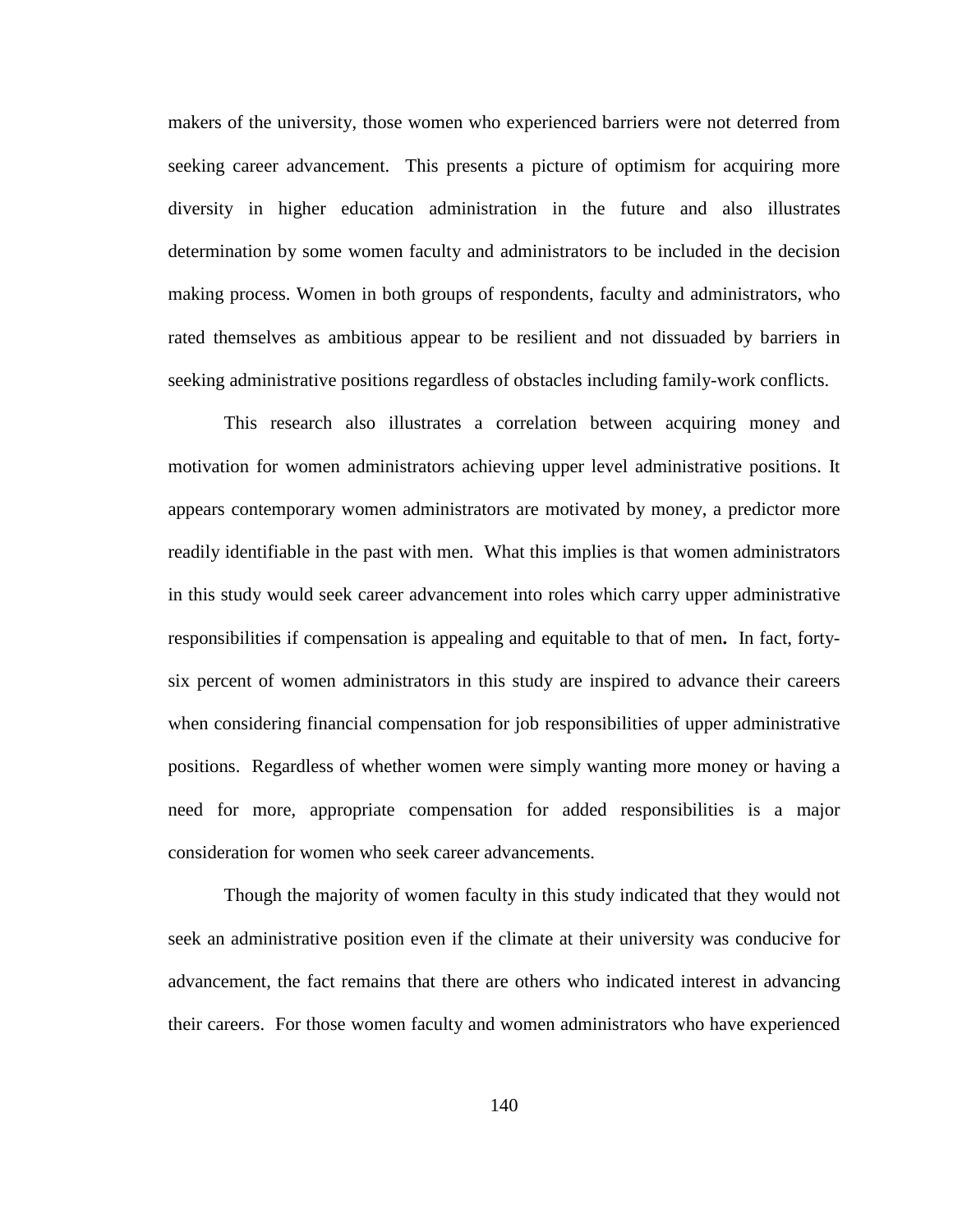makers of the university, those women who experienced barriers were not deterred from seeking career advancement. This presents a picture of optimism for acquiring more diversity in higher education administration in the future and also illustrates determination by some women faculty and administrators to be included in the decision making process. Women in both groups of respondents, faculty and administrators, who rated themselves as ambitious appear to be resilient and not dissuaded by barriers in seeking administrative positions regardless of obstacles including family-work conflicts.

This research also illustrates a correlation between acquiring money and motivation for women administrators achieving upper level administrative positions. It appears contemporary women administrators are motivated by money, a predictor more readily identifiable in the past with men. What this implies is that women administrators in this study would seek career advancement into roles which carry upper administrative responsibilities if compensation is appealing and equitable to that of men**.** In fact, forty-six percent of women administrators in this study are inspired to advance their careers when considering financial compensation for job responsibilities of upper administrative positions. Regardless of whether women were simply wanting more money or having a need for more, appropriate compensation for added responsibilities is a major consideration for women who seek career advancements.

Though the majority of women faculty in this study indicated that they would not seek an administrative position even if the climate at their university was conducive for advancement, the fact remains that there are others who indicated interest in advancing their careers. For those women faculty and women administrators who have experienced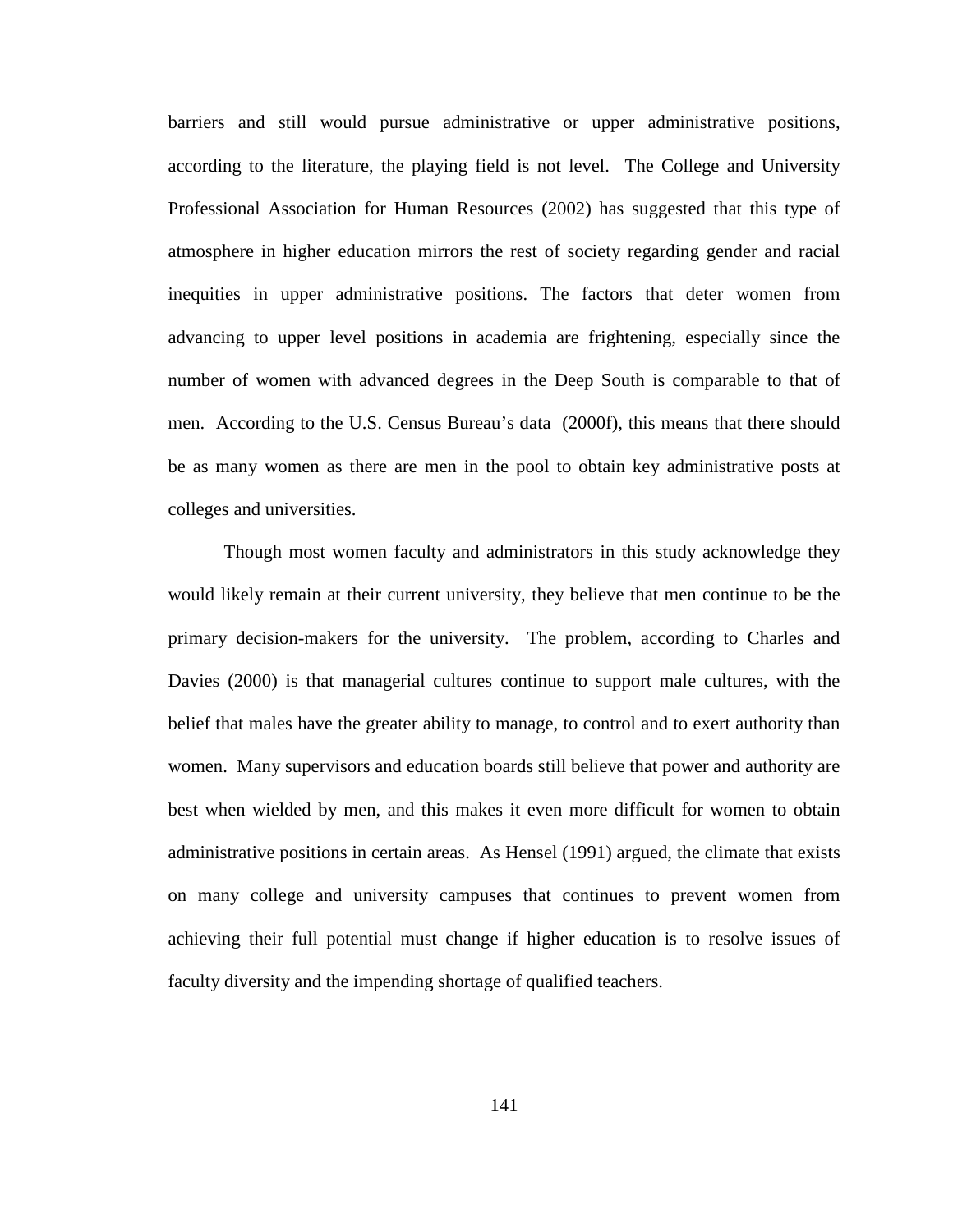barriers and still would pursue administrative or upper administrative positions, according to the literature, the playing field is not level. The College and University Professional Association for Human Resources (2002) has suggested that this type of atmosphere in higher education mirrors the rest of society regarding gender and racial inequities in upper administrative positions. The factors that deter women from advancing to upper level positions in academia are frightening, especially since the number of women with advanced degrees in the Deep South is comparable to that of men. According to the U.S. Census Bureau's data (2000f), this means that there should be as many women as there are men in the pool to obtain key administrative posts at colleges and universities.

Though most women faculty and administrators in this study acknowledge they would likely remain at their current university, they believe that men continue to be the primary decision-makers for the university. The problem, according to Charles and Davies (2000) is that managerial cultures continue to support male cultures, with the belief that males have the greater ability to manage, to control and to exert authority than women. Many supervisors and education boards still believe that power and authority are best when wielded by men, and this makes it even more difficult for women to obtain administrative positions in certain areas. As Hensel (1991) argued, the climate that exists on many college and university campuses that continues to prevent women from achieving their full potential must change if higher education is to resolve issues of faculty diversity and the impending shortage of qualified teachers.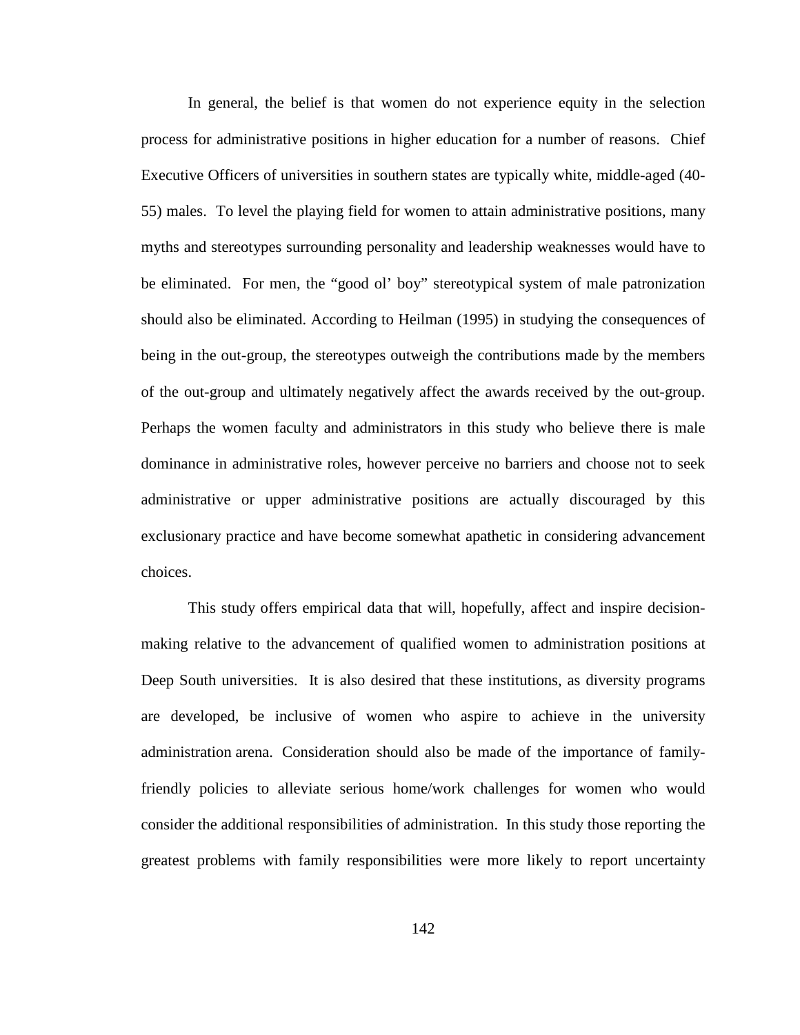In general, the belief is that women do not experience equity in the selection process for administrative positions in higher education for a number of reasons. Chief Executive Officers of universities in southern states are typically white, middle-aged (40-55) males. To level the playing field for women to attain administrative positions, many myths and stereotypes surrounding personality and leadership weaknesses would have to be eliminated. For men, the "good ol' boy" stereotypical system of male patronization should also be eliminated. According to Heilman (1995) in studying the consequences of being in the out-group, the stereotypes outweigh the contributions made by the members of the out-group and ultimately negatively affect the awards received by the out-group. Perhaps the women faculty and administrators in this study who believe there is male dominance in administrative roles, however perceive no barriers and choose not to seek administrative or upper administrative positions are actually discouraged by this exclusionary practice and have become somewhat apathetic in considering advancement choices.

This study offers empirical data that will, hopefully, affect and inspire decision-making relative to the advancement of qualified women to administration positions at Deep South universities. It is also desired that these institutions, as diversity programs are developed, be inclusive of women who aspire to achieve in the university administration arena. Consideration should also be made of the importance of family-friendly policies to alleviate serious home/work challenges for women who would consider the additional responsibilities of administration. In this study those reporting the greatest problems with family responsibilities were more likely to report uncertainty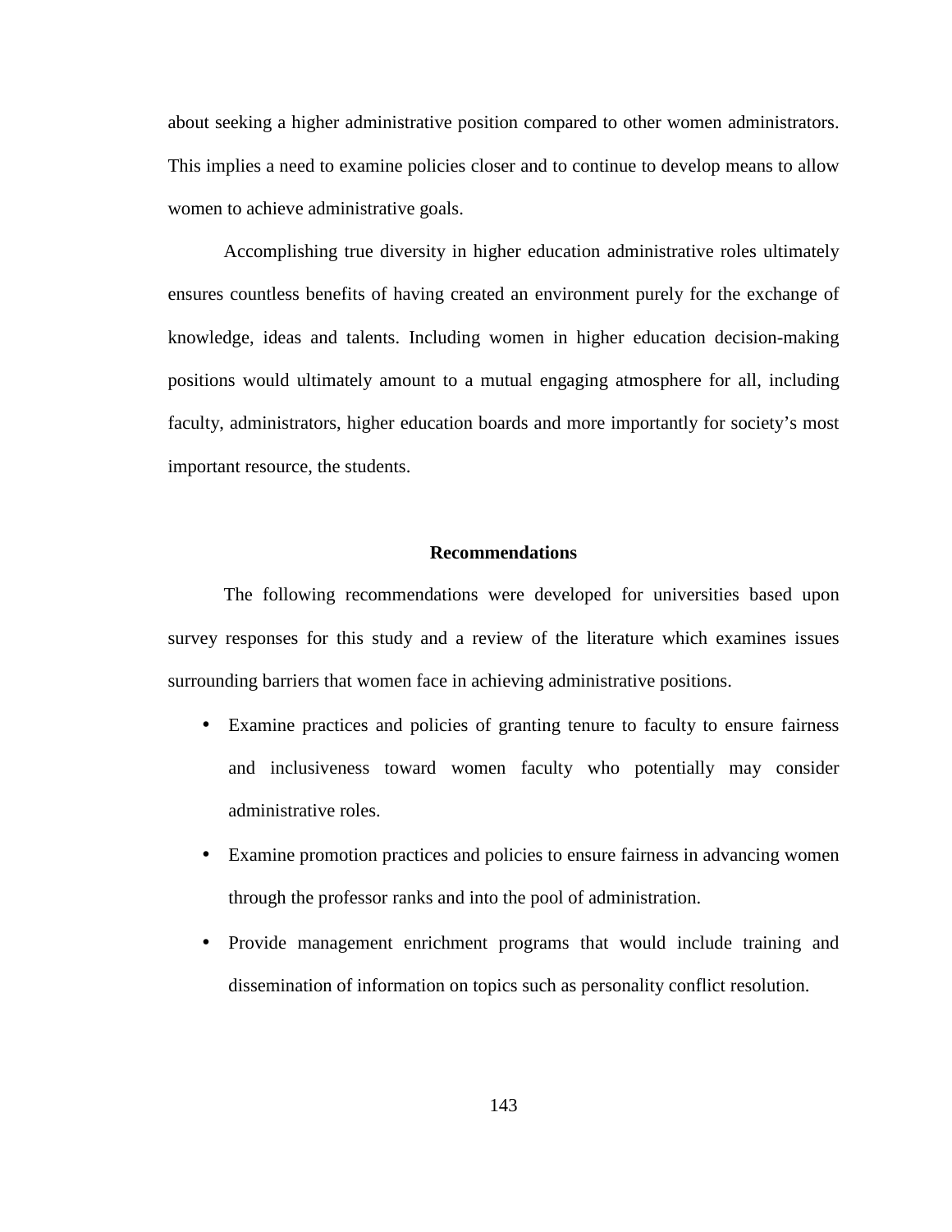about seeking a higher administrative position compared to other women administrators. This implies a need to examine policies closer and to continue to develop means to allow women to achieve administrative goals.

Accomplishing true diversity in higher education administrative roles ultimately ensures countless benefits of having created an environment purely for the exchange of knowledge, ideas and talents. Including women in higher education decision-making positions would ultimately amount to a mutual engaging atmosphere for all, including faculty, administrators, higher education boards and more importantly for society's most important resource, the students.

## Recommendations

The following recommendations were developed for universities based upon survey responses for this study and a review of the literature which examines issues surrounding barriers that women face in achieving administrative positions.

- Examine practices and policies of granting tenure to faculty to ensure fairness and inclusiveness toward women faculty who potentially may consider administrative roles.
- Examine promotion practices and policies to ensure fairness in advancing women through the professor ranks and into the pool of administration.
- Provide management enrichment programs that would include training and dissemination of information on topics such as personality conflict resolution.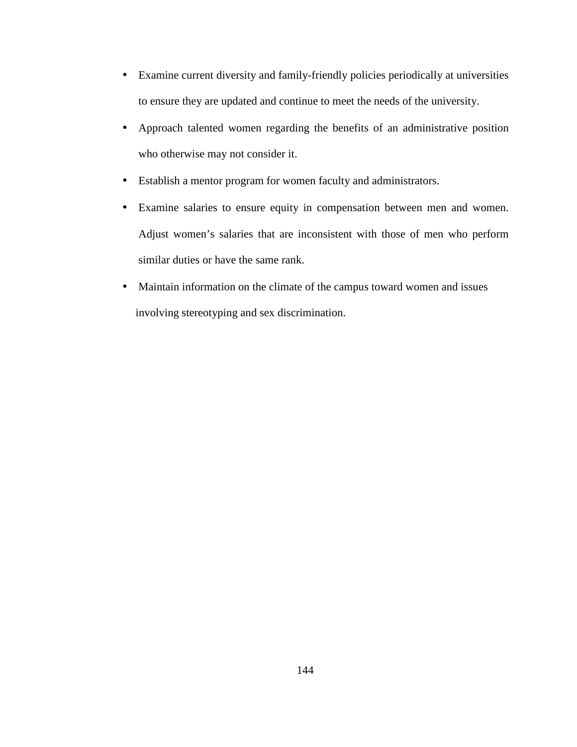- Examine current diversity and family-friendly policies periodically at universities to ensure they are updated and continue to meet the needs of the university.
- Approach talented women regarding the benefits of an administrative position who otherwise may not consider it.
- Establish a mentor program for women faculty and administrators.
- Examine salaries to ensure equity in compensation between men and women. Adjust women's salaries that are inconsistent with those of men who perform similar duties or have the same rank.
- Maintain information on the climate of the campus toward women and issues involving stereotyping and sex discrimination.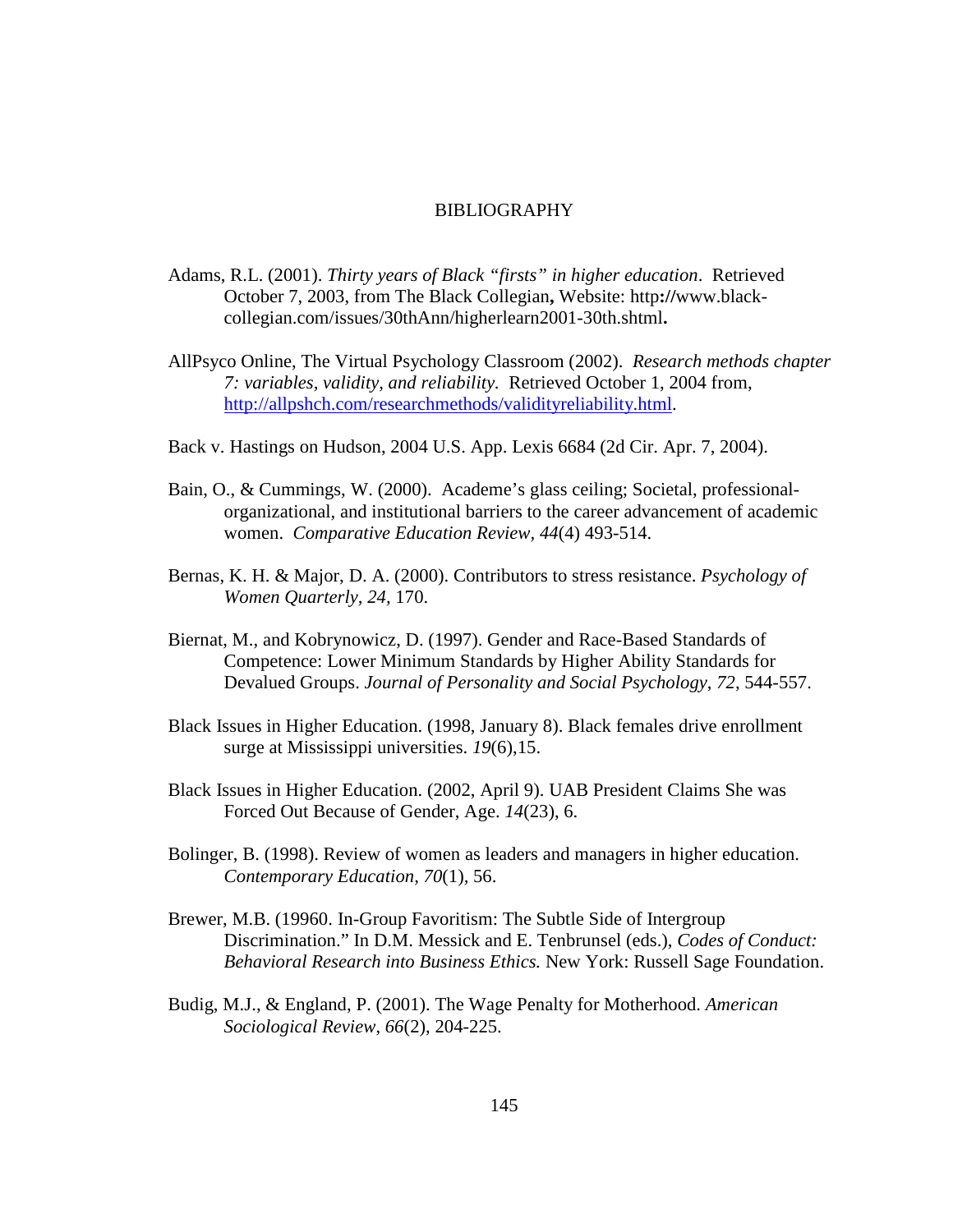# BIBLIOGRAPHY

Adams, R.L. (2001). *Thirty years of Black "firsts" in higher education*. Retrieved October 7, 2003, from The Black Collegian**,** Website: http**://**www.black-collegian.com/issues/30thAnn/higherlearn2001-30th.shtml**.**

AllPsyco Online, The Virtual Psychology Classroom (2002). *Research methods chapter 7: variables, validity, and reliability.* Retrieved October 1, 2004 from, http://allpshch.com/researchmethods/validityreliability.html.

Back v. Hastings on Hudson, 2004 U.S. App. Lexis 6684 (2d Cir. Apr. 7, 2004).

Bain, O., & Cummings, W. (2000). Academe's glass ceiling; Societal, professional-organizational, and institutional barriers to the career advancement of academic women. *Comparative Education Review, 44*(4) 493-514.

Bernas, K. H. & Major, D. A. (2000). Contributors to stress resistance. *Psychology of Women Quarterly, 24,* 170.

Biernat, M., and Kobrynowicz, D. (1997). Gender and Race-Based Standards of Competence: Lower Minimum Standards by Higher Ability Standards for Devalued Groups. *Journal of Personality and Social Psychology*, *72*, 544-557.

Black Issues in Higher Education. (1998, January 8). Black females drive enrollment surge at Mississippi universities. *19*(6),15.

Black Issues in Higher Education. (2002, April 9). UAB President Claims She was Forced Out Because of Gender, Age. *14*(23), 6.

Bolinger, B. (1998). Review of women as leaders and managers in higher education. *Contemporary Education, 70*(1)*,* 56.

Brewer, M.B. (19960. In-Group Favoritism: The Subtle Side of Intergroup Discrimination." In D.M. Messick and E. Tenbrunsel (eds.), *Codes of Conduct: Behavioral Research into Business Ethics.* New York: Russell Sage Foundation.

Budig, M.J., & England, P. (2001). The Wage Penalty for Motherhood. *American Sociological Review*, *66*(2), 204-225.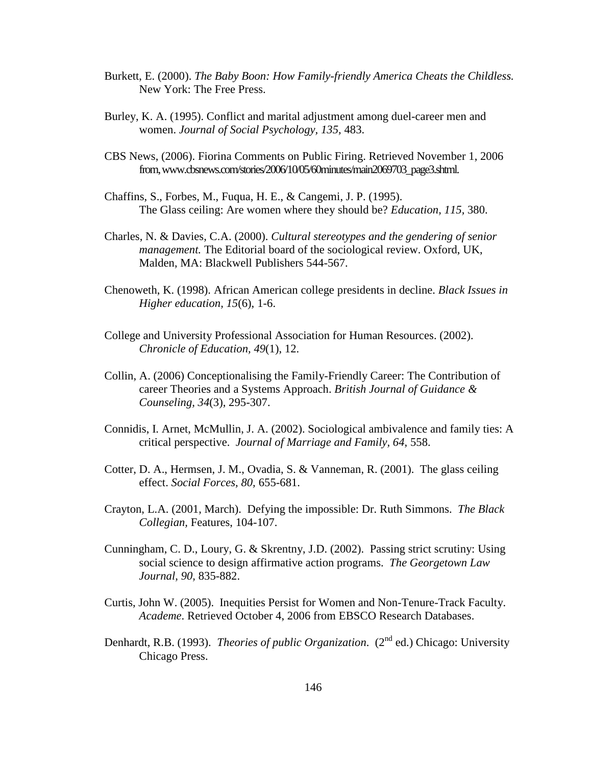Burkett, E. (2000). *The Baby Boon: How Family-friendly America Cheats the Childless.* New York: The Free Press.

Burley, K. A. (1995). Conflict and marital adjustment among duel-career men and women. *Journal of Social Psychology, 135,* 483.

CBS News, (2006). Fiorina Comments on Public Firing. Retrieved November 1, 2006 from, www.cbsnews.com/stories/2006/10/05/60minutes/main2069703_page3.shtml.

Chaffins, S., Forbes, M., Fuqua, H. E., & Cangemi, J. P. (1995). The Glass ceiling: Are women where they should be? *Education, 115,* 380.

Charles, N. & Davies, C.A. (2000). *Cultural stereotypes and the gendering of senior management.* The Editorial board of the sociological review. Oxford, UK, Malden, MA: Blackwell Publishers 544-567.

Chenoweth, K. (1998). African American college presidents in decline. *Black Issues in Higher education, 15*(6), 1-6.

College and University Professional Association for Human Resources. (2002). *Chronicle of Education, 49*(1), 12.

Collin, A. (2006) Conceptionalising the Family-Friendly Career: The Contribution of career Theories and a Systems Approach. *British Journal of Guidance & Counseling, 34*(3), 295-307.

Connidis, I. Arnet, McMullin, J. A. (2002). Sociological ambivalence and family ties: A critical perspective. *Journal of Marriage and Family, 64*, 558.

Cotter, D. A., Hermsen, J. M., Ovadia, S. & Vanneman, R. (2001). The glass ceiling effect. *Social Forces, 80,* 655-681.

Crayton, L.A. (2001, March). Defying the impossible: Dr. Ruth Simmons. *The Black Collegian*, Features, 104-107.

Cunningham, C. D., Loury, G. & Skrentny, J.D. (2002). Passing strict scrutiny: Using social science to design affirmative action programs. *The Georgetown Law Journal, 90,* 835-882.

Curtis, John W. (2005). Inequities Persist for Women and Non-Tenure-Track Faculty. *Academe*. Retrieved October 4, 2006 from EBSCO Research Databases.

Denhardt, R.B. (1993). *Theories of public Organization*. (2nd ed.) Chicago: University Chicago Press.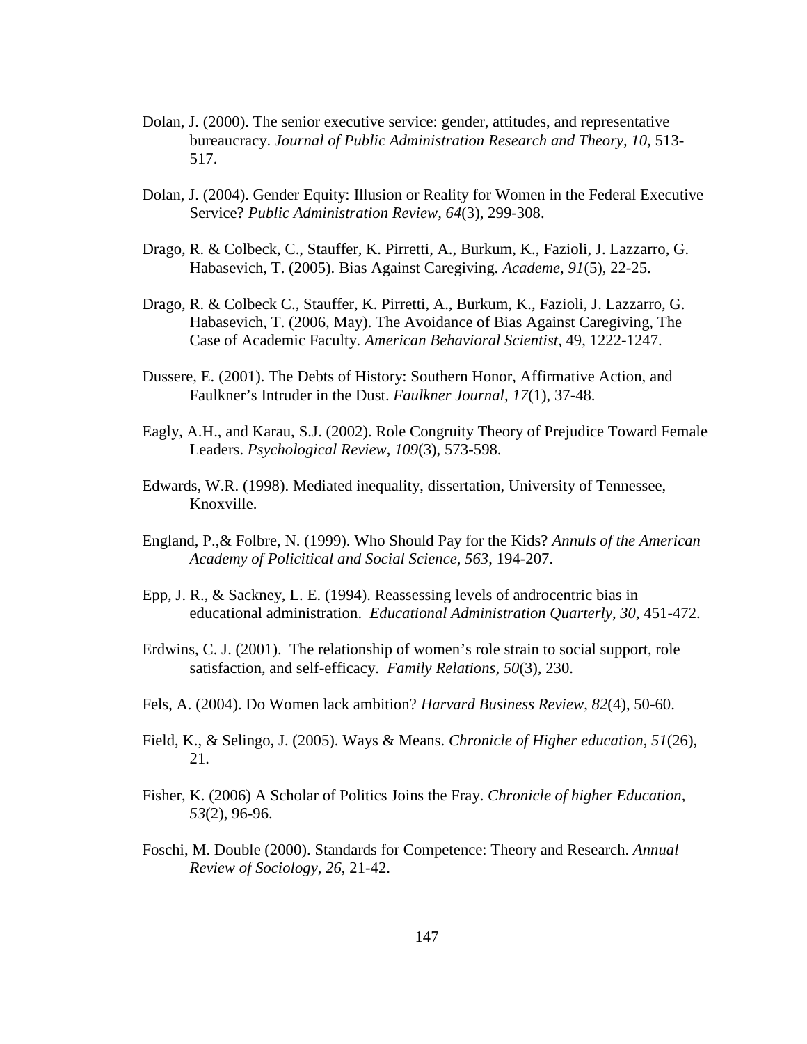Dolan, J. (2000). The senior executive service: gender, attitudes, and representative bureaucracy. *Journal of Public Administration Research and Theory, 10,* 513-517.

Dolan, J. (2004). Gender Equity: Illusion or Reality for Women in the Federal Executive Service? *Public Administration Review, 64*(3), 299-308.

Drago, R. & Colbeck, C., Stauffer, K. Pirretti, A., Burkum, K., Fazioli, J. Lazzarro, G. Habasevich, T. (2005). Bias Against Caregiving. *Academe, 91*(5), 22-25.

Drago, R. & Colbeck C., Stauffer, K. Pirretti, A., Burkum, K., Fazioli, J. Lazzarro, G. Habasevich, T. (2006, May). The Avoidance of Bias Against Caregiving, The Case of Academic Faculty. *American Behavioral Scientist,* 49, 1222-1247.

Dussere, E. (2001). The Debts of History: Southern Honor, Affirmative Action, and Faulkner's Intruder in the Dust. *Faulkner Journal, 17*(1), 37-48.

Eagly, A.H., and Karau, S.J. (2002). Role Congruity Theory of Prejudice Toward Female Leaders. *Psychological Review, 109*(3), 573-598.

Edwards, W.R. (1998). Mediated inequality, dissertation, University of Tennessee, Knoxville.

England, P.,& Folbre, N. (1999). Who Should Pay for the Kids? *Annuls of the American Academy of Policitical and Social Science, 563,* 194-207.

Epp, J. R., & Sackney, L. E. (1994). Reassessing levels of androcentric bias in educational administration. *Educational Administration Quarterly, 30,* 451-472.

Erdwins, C. J. (2001). The relationship of women's role strain to social support, role satisfaction, and self-efficacy. *Family Relations, 50*(3), 230.

Fels, A. (2004). Do Women lack ambition? *Harvard Business Review, 82*(4), 50-60.

Field, K., & Selingo, J. (2005). Ways & Means. *Chronicle of Higher education, 51*(26), 21.

Fisher, K. (2006) A Scholar of Politics Joins the Fray. *Chronicle of higher Education, 53*(2), 96-96.

Foschi, M. Double (2000). Standards for Competence: Theory and Research. *Annual Review of Sociology, 26,* 21-42.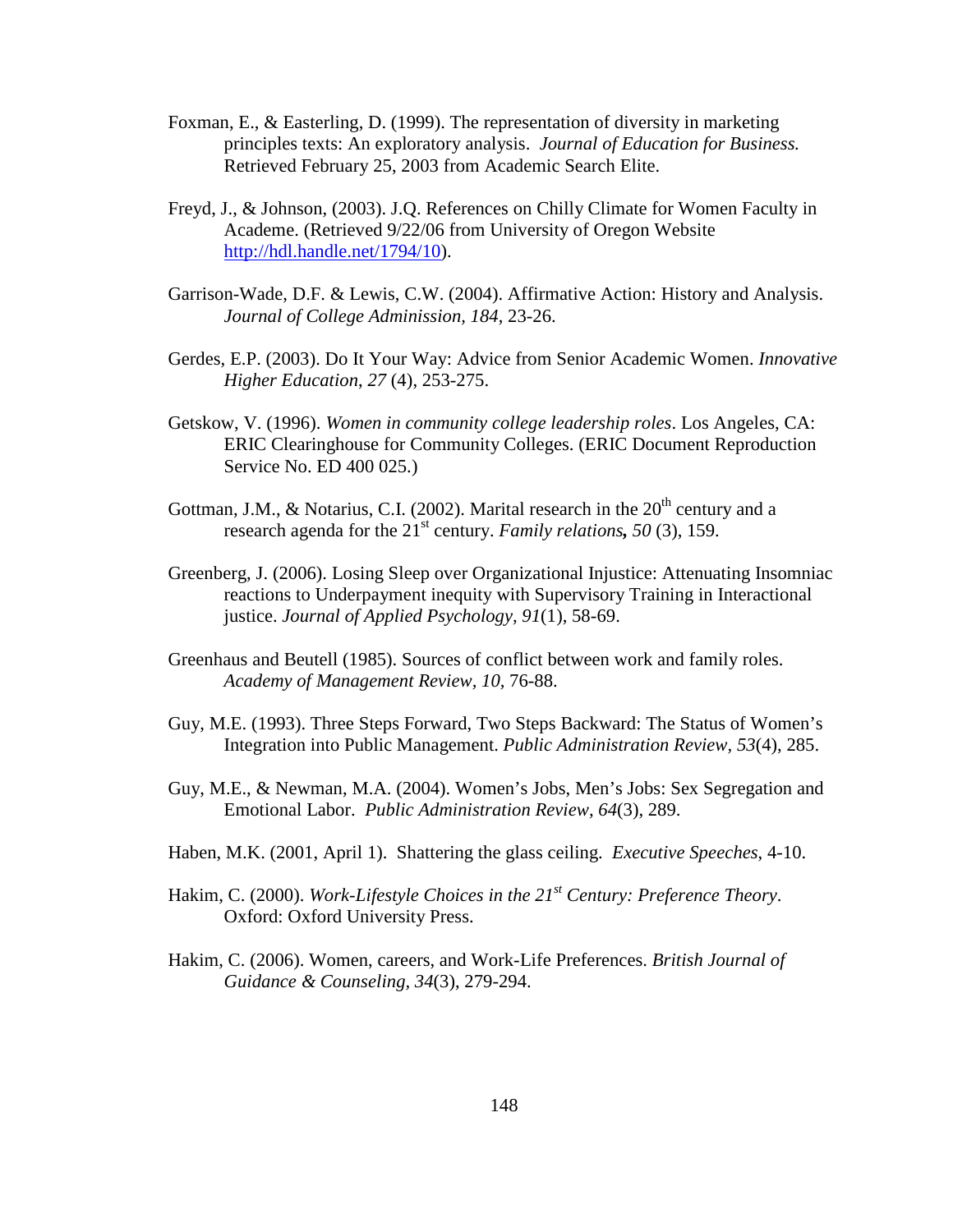Foxman, E., & Easterling, D. (1999). The representation of diversity in marketing principles texts: An exploratory analysis. *Journal of Education for Business.* Retrieved February 25, 2003 from Academic Search Elite.

Freyd, J., & Johnson, (2003). J.Q. References on Chilly Climate for Women Faculty in Academe. (Retrieved 9/22/06 from University of Oregon Website http://hdl.handle.net/1794/10).

Garrison-Wade, D.F. & Lewis, C.W. (2004). Affirmative Action: History and Analysis. *Journal of College Admission, 184*, 23-26.

Gerdes, E.P. (2003). Do It Your Way: Advice from Senior Academic Women. *Innovative Higher Education, 27* (4), 253-275.

Getskow, V. (1996). *Women in community college leadership roles*. Los Angeles, CA: ERIC Clearinghouse for Community Colleges. (ERIC Document Reproduction Service No. ED 400 025.)

Gottman, J.M., & Notarius, C.I. (2002). Marital research in the 20th century and a research agenda for the 21st century. *Family relations, 50* (3), 159.

Greenberg, J. (2006). Losing Sleep over Organizational Injustice: Attenuating Insomniac reactions to Underpayment inequity with Supervisory Training in Interactional justice. *Journal of Applied Psychology, 91*(1), 58-69.

Greenhaus and Beutell (1985). Sources of conflict between work and family roles. *Academy of Management Review, 10,* 76-88.

Guy, M.E. (1993). Three Steps Forward, Two Steps Backward: The Status of Women's Integration into Public Management. *Public Administration Review, 53*(4), 285.

Guy, M.E., & Newman, M.A. (2004). Women's Jobs, Men's Jobs: Sex Segregation and Emotional Labor. *Public Administration Review, 64*(3), 289.

Haben, M.K. (2001, April 1). Shattering the glass ceiling. *Executive Speeches*, 4-10.

Hakim, C. (2000). *Work-Lifestyle Choices in the 21st Century: Preference Theory*. Oxford: Oxford University Press.

Hakim, C. (2006). Women, careers, and Work-Life Preferences. *British Journal of Guidance & Counseling, 34*(3), 279-294.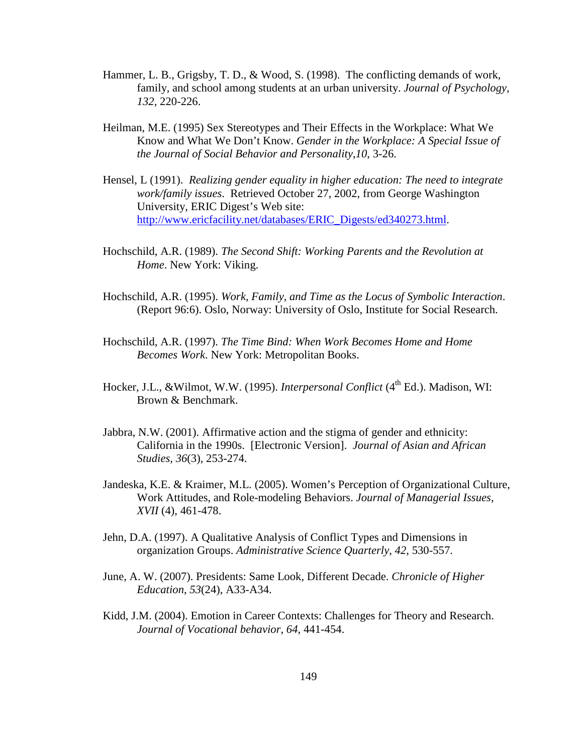Hammer, L. B., Grigsby, T. D., & Wood, S. (1998). The conflicting demands of work, family, and school among students at an urban university. *Journal of Psychology, 132*, 220-226.

Heilman, M.E. (1995) Sex Stereotypes and Their Effects in the Workplace: What We Know and What We Don't Know. *Gender in the Workplace: A Special Issue of the Journal of Social Behavior and Personality,10*, 3-26.

Hensel, L (1991). *Realizing gender equality in higher education: The need to integrate work/family issues*. Retrieved October 27, 2002, from George Washington University, ERIC Digest's Web site: http://www.ericfacility.net/databases/ERIC_Digests/ed340273.html.

Hochschild, A.R. (1989). *The Second Shift: Working Parents and the Revolution at Home*. New York: Viking.

Hochschild, A.R. (1995). *Work, Family, and Time as the Locus of Symbolic Interaction*. (Report 96:6). Oslo, Norway: University of Oslo, Institute for Social Research.

Hochschild, A.R. (1997). *The Time Bind: When Work Becomes Home and Home Becomes Work*. New York: Metropolitan Books.

Hocker, J.L., &Wilmot, W.W. (1995). *Interpersonal Conflict* (4th Ed.). Madison, WI: Brown & Benchmark.

Jabbra, N.W. (2001). Affirmative action and the stigma of gender and ethnicity: California in the 1990s. [Electronic Version]. *Journal of Asian and African Studies, 36*(3), 253-274.

Jandeska, K.E. & Kraimer, M.L. (2005). Women's Perception of Organizational Culture, Work Attitudes, and Role-modeling Behaviors. *Journal of Managerial Issues, XVII* (4), 461-478.

Jehn, D.A. (1997). A Qualitative Analysis of Conflict Types and Dimensions in organization Groups. *Administrative Science Quarterly, 42*, 530-557.

June, A. W. (2007). Presidents: Same Look, Different Decade. *Chronicle of Higher Education, 53*(24), A33-A34.

Kidd, J.M. (2004). Emotion in Career Contexts: Challenges for Theory and Research. *Journal of Vocational behavior, 64*, 441-454.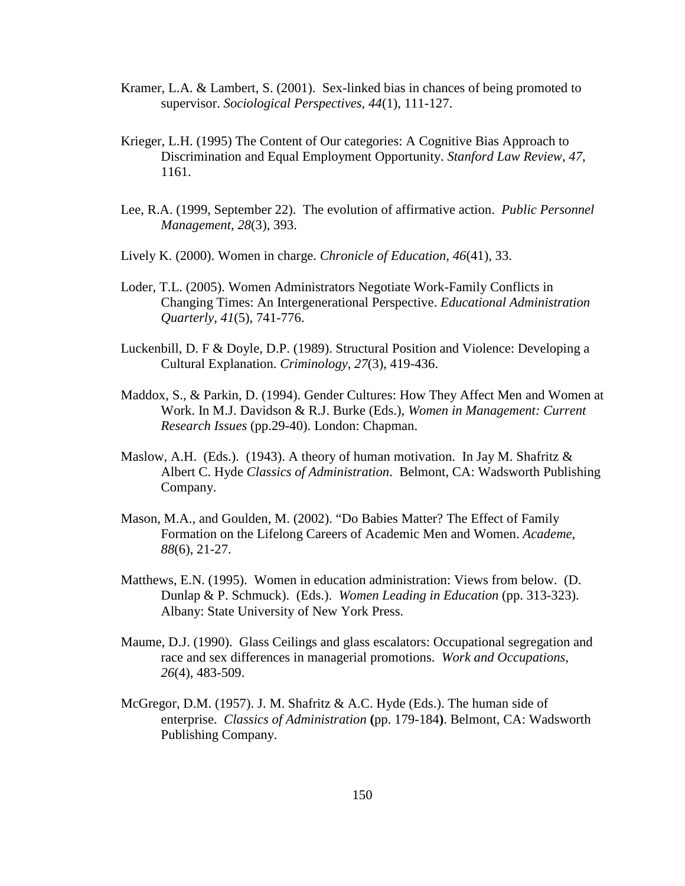Kramer, L.A. & Lambert, S. (2001). Sex-linked bias in chances of being promoted to supervisor. *Sociological Perspectives*, *44*(1), 111-127.

Krieger, L.H. (1995) The Content of Our categories: A Cognitive Bias Approach to Discrimination and Equal Employment Opportunity. *Stanford Law Review*, *47*, 1161.

Lee, R.A. (1999, September 22). The evolution of affirmative action. *Public Personnel Management, 28*(3), 393.

Lively K. (2000). Women in charge. *Chronicle of Education, 46*(41), 33.

Loder, T.L. (2005). Women Administrators Negotiate Work-Family Conflicts in Changing Times: An Intergenerational Perspective. *Educational Administration Quarterly, 41*(5), 741-776.

Luckenbill, D. F & Doyle, D.P. (1989). Structural Position and Violence: Developing a Cultural Explanation. *Criminology*, *27*(3), 419-436.

Maddox, S., & Parkin, D. (1994). Gender Cultures: How They Affect Men and Women at Work. In M.J. Davidson & R.J. Burke (Eds.), *Women in Management: Current Research Issues* (pp.29-40). London: Chapman.

Maslow, A.H. (Eds.). (1943). A theory of human motivation. In Jay M. Shafritz & Albert C. Hyde *Classics of Administration*. Belmont, CA: Wadsworth Publishing Company.

Mason, M.A., and Goulden, M. (2002). "Do Babies Matter? The Effect of Family Formation on the Lifelong Careers of Academic Men and Women. *Academe*, *88*(6), 21-27.

Matthews, E.N. (1995). Women in education administration: Views from below. (D. Dunlap & P. Schmuck). (Eds.). *Women Leading in Education* (pp. 313-323). Albany: State University of New York Press.

Maume, D.J. (1990). Glass Ceilings and glass escalators: Occupational segregation and race and sex differences in managerial promotions. *Work and Occupations, 26*(4), 483-509.

McGregor, D.M. (1957). J. M. Shafritz & A.C. Hyde (Eds.). The human side of enterprise. *Classics of Administration* **(**pp. 179-184**)**. Belmont, CA: Wadsworth Publishing Company.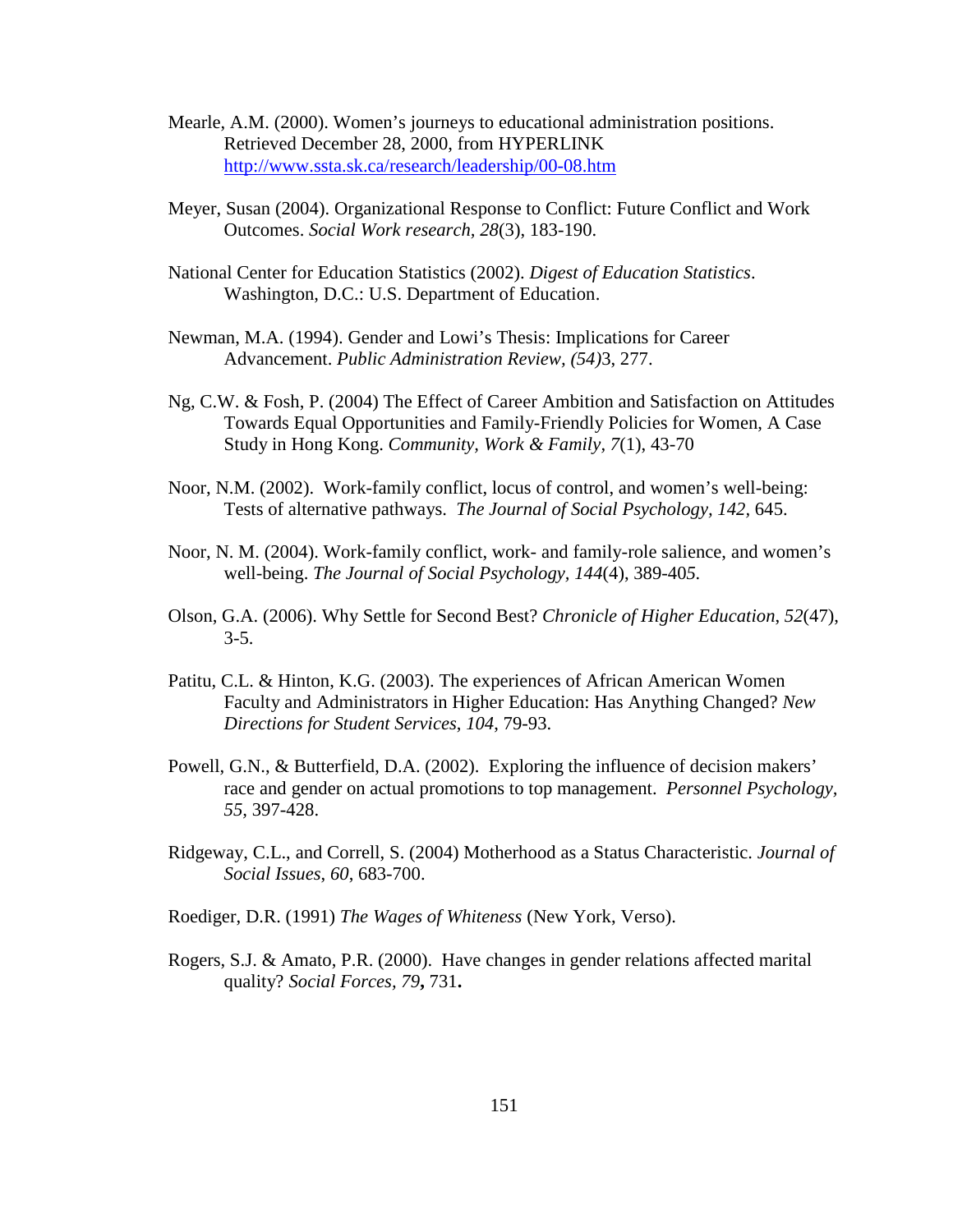Mearle, A.M. (2000). Women's journeys to educational administration positions. Retrieved December 28, 2000, from HYPERLINK http://www.ssta.sk.ca/research/leadership/00-08.htm

Meyer, Susan (2004). Organizational Response to Conflict: Future Conflict and Work Outcomes. *Social Work research, 28*(3), 183-190.

National Center for Education Statistics (2002). *Digest of Education Statistics*. Washington, D.C.: U.S. Department of Education.

Newman, M.A. (1994). Gender and Lowi's Thesis: Implications for Career Advancement. *Public Administration Review, (54)*3, 277.

Ng, C.W. & Fosh, P. (2004) The Effect of Career Ambition and Satisfaction on Attitudes Towards Equal Opportunities and Family-Friendly Policies for Women, A Case Study in Hong Kong. *Community, Work & Family*, *7*(1), 43-70

Noor, N.M. (2002). Work-family conflict, locus of control, and women's well-being: Tests of alternative pathways. *The Journal of Social Psychology, 142,* 645.

Noor, N. M. (2004). Work-family conflict, work- and family-role salience, and women's well-being. *The Journal of Social Psychology*, *144*(4), 389-405.

Olson, G.A. (2006). Why Settle for Second Best? *Chronicle of Higher Education*, *52*(47), 3-5.

Patitu, C.L. & Hinton, K.G. (2003). The experiences of African American Women Faculty and Administrators in Higher Education: Has Anything Changed? *New Directions for Student Services*, *104*, 79-93.

Powell, G.N., & Butterfield, D.A. (2002). Exploring the influence of decision makers' race and gender on actual promotions to top management. *Personnel Psychology, 55*, 397-428.

Ridgeway, C.L., and Correll, S. (2004) Motherhood as a Status Characteristic. *Journal of Social Issues*, *60*, 683-700.

Roediger, D.R. (1991) *The Wages of Whiteness* (New York, Verso).

Rogers, S.J. & Amato, P.R. (2000). Have changes in gender relations affected marital quality? *Social Forces*, *79***,** 731**.**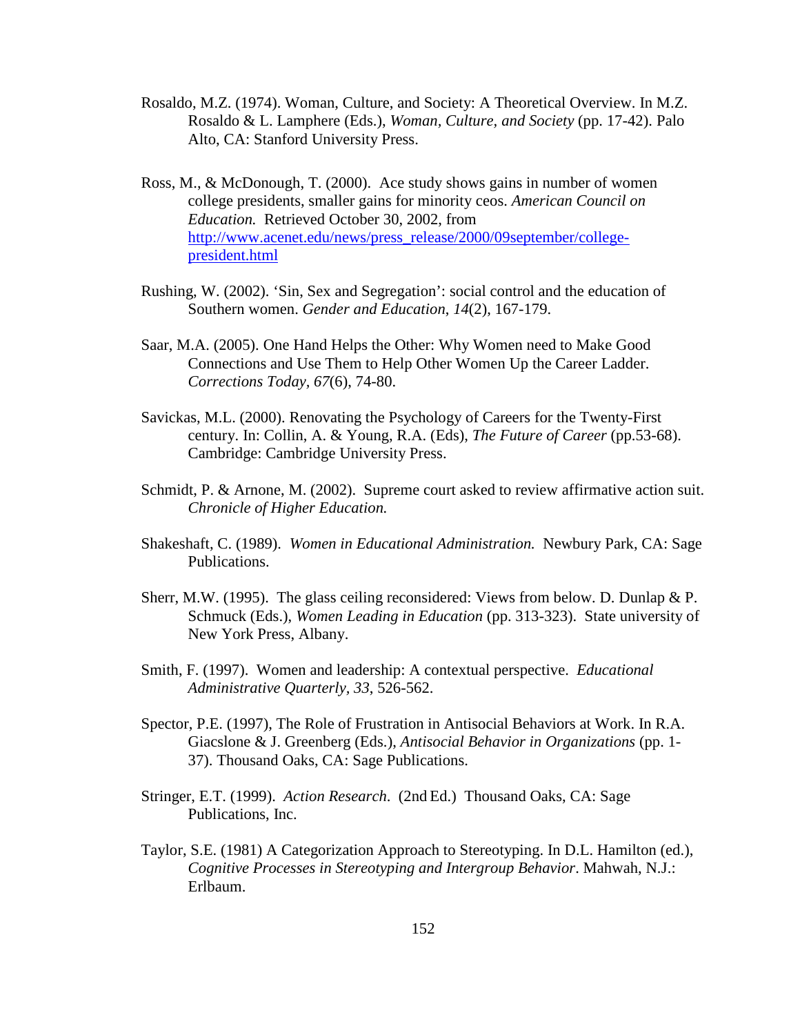Rosaldo, M.Z. (1974). Woman, Culture, and Society: A Theoretical Overview. In M.Z. Rosaldo & L. Lamphere (Eds.), *Woman, Culture, and Society* (pp. 17-42). Palo Alto, CA: Stanford University Press.

Ross, M., & McDonough, T. (2000). Ace study shows gains in number of women college presidents, smaller gains for minority ceos. *American Council on Education.* Retrieved October 30, 2002, from http://www.acenet.edu/news/press_release/2000/09september/college-president.html

Rushing, W. (2002). 'Sin, Sex and Segregation': social control and the education of Southern women. *Gender and Education*, *14*(2), 167-179.

Saar, M.A. (2005). One Hand Helps the Other: Why Women need to Make Good Connections and Use Them to Help Other Women Up the Career Ladder. *Corrections Today*, *67*(6), 74-80.

Savickas, M.L. (2000). Renovating the Psychology of Careers for the Twenty-First century. In: Collin, A. & Young, R.A. (Eds), *The Future of Career* (pp.53-68). Cambridge: Cambridge University Press.

Schmidt, P. & Arnone, M. (2002). Supreme court asked to review affirmative action suit. *Chronicle of Higher Education.*

Shakeshaft, C. (1989). *Women in Educational Administration.* Newbury Park, CA: Sage Publications.

Sherr, M.W. (1995). The glass ceiling reconsidered: Views from below. D. Dunlap & P. Schmuck (Eds.), *Women Leading in Education* (pp. 313-323). State university of New York Press, Albany.

Smith, F. (1997). Women and leadership: A contextual perspective. *Educational Administrative Quarterly*, *33*, 526-562.

Spector, P.E. (1997), The Role of Frustration in Antisocial Behaviors at Work. In R.A. Giacslone & J. Greenberg (Eds.), *Antisocial Behavior in Organizations* (pp. 1-37). Thousand Oaks, CA: Sage Publications.

Stringer, E.T. (1999). *Action Research*. (2nd Ed.) Thousand Oaks, CA: Sage Publications, Inc.

Taylor, S.E. (1981) A Categorization Approach to Stereotyping. In D.L. Hamilton (ed.), *Cognitive Processes in Stereotyping and Intergroup Behavior*. Mahwah, N.J.: Erlbaum.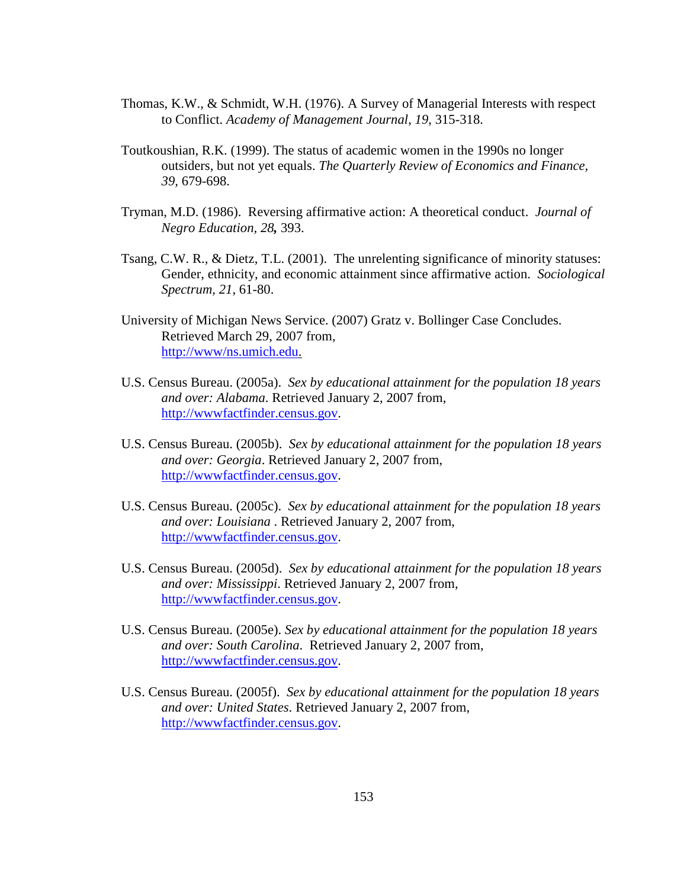Thomas, K.W., & Schmidt, W.H. (1976). A Survey of Managerial Interests with respect to Conflict. *Academy of Management Journal*, *19*, 315-318.

Toutkoushian, R.K. (1999). The status of academic women in the 1990s no longer outsiders, but not yet equals. *The Quarterly Review of Economics and Finance*, *39*, 679-698.

Tryman, M.D. (1986). Reversing affirmative action: A theoretical conduct. *Journal of Negro Education*, *28***,** 393.

Tsang, C.W. R., & Dietz, T.L. (2001). The unrelenting significance of minority statuses: Gender, ethnicity, and economic attainment since affirmative action. *Sociological Spectrum*, *21*, 61-80.

University of Michigan News Service. (2007) Gratz v. Bollinger Case Concludes. Retrieved March 29, 2007 from, http://www/ns.umich.edu.

U.S. Census Bureau. (2005a). *Sex by educational attainment for the population 18 years and over: Alabama*. Retrieved January 2, 2007 from, http://wwwfactfinder.census.gov.

U.S. Census Bureau. (2005b). *Sex by educational attainment for the population 18 years and over: Georgia*. Retrieved January 2, 2007 from, http://wwwfactfinder.census.gov.

U.S. Census Bureau. (2005c). *Sex by educational attainment for the population 18 years and over: Louisiana* . Retrieved January 2, 2007 from, http://wwwfactfinder.census.gov.

U.S. Census Bureau. (2005d). *Sex by educational attainment for the population 18 years and over: Mississippi*. Retrieved January 2, 2007 from, http://wwwfactfinder.census.gov.

U.S. Census Bureau. (2005e). *Sex by educational attainment for the population 18 years and over: South Carolina*. Retrieved January 2, 2007 from, http://wwwfactfinder.census.gov.

U.S. Census Bureau. (2005f). *Sex by educational attainment for the population 18 years and over: United States*. Retrieved January 2, 2007 from, http://wwwfactfinder.census.gov.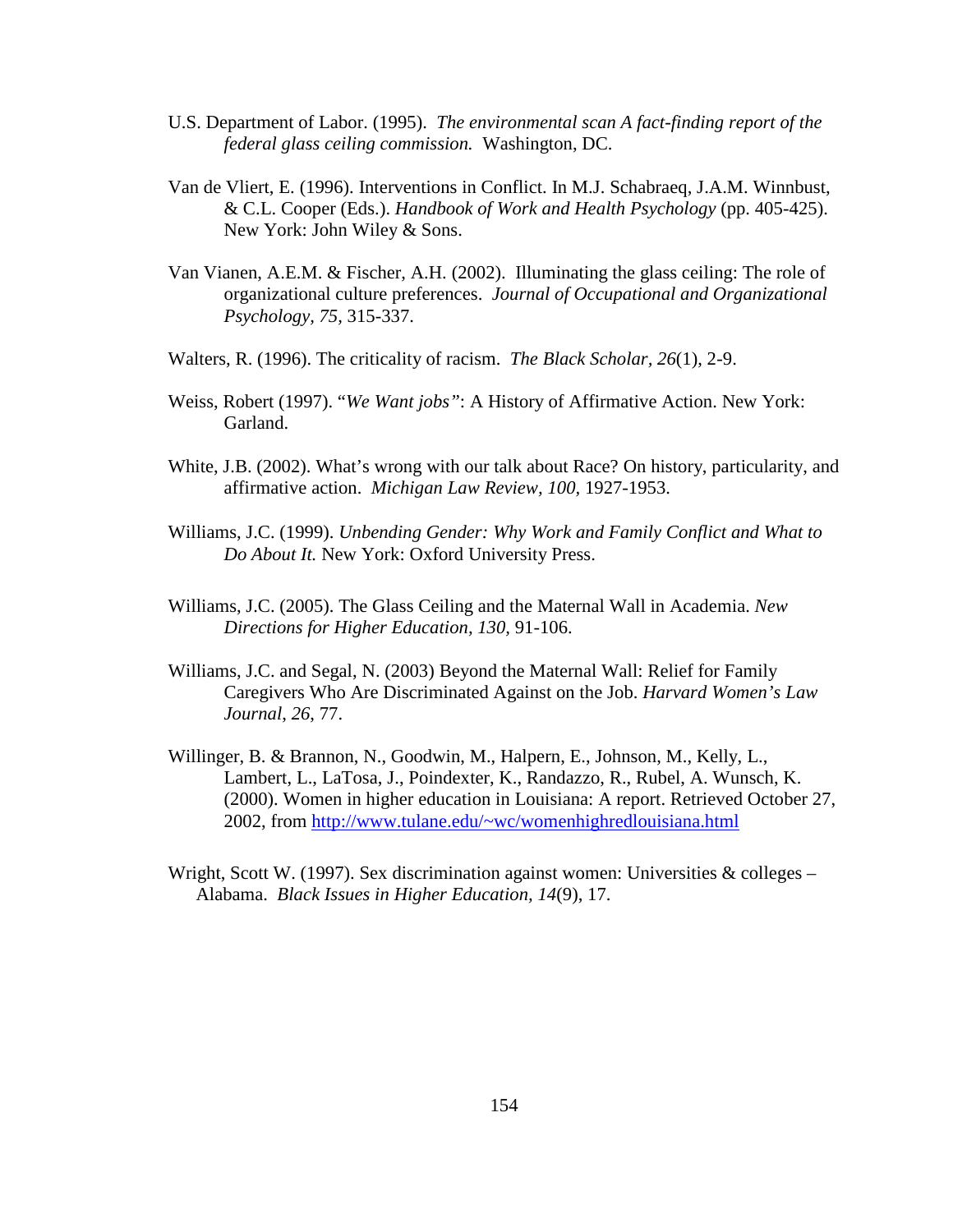U.S. Department of Labor. (1995). *The environmental scan A fact-finding report of the federal glass ceiling commission.* Washington, DC.

Van de Vliert, E. (1996). Interventions in Conflict. In M.J. Schabraeq, J.A.M. Winnbust, & C.L. Cooper (Eds.). *Handbook of Work and Health Psychology* (pp. 405-425). New York: John Wiley & Sons.

Van Vianen, A.E.M. & Fischer, A.H. (2002). Illuminating the glass ceiling: The role of organizational culture preferences. *Journal of Occupational and Organizational Psychology, 75,* 315-337.

Walters, R. (1996). The criticality of racism. *The Black Scholar, 26*(1), 2-9.

Weiss, Robert (1997). "*We Want jobs"*: A History of Affirmative Action. New York: Garland.

White, J.B. (2002). What's wrong with our talk about Race? On history, particularity, and affirmative action. *Michigan Law Review, 100,* 1927-1953.

Williams, J.C. (1999). *Unbending Gender: Why Work and Family Conflict and What to Do About It.* New York: Oxford University Press.

Williams, J.C. (2005). The Glass Ceiling and the Maternal Wall in Academia. *New Directions for Higher Education, 130,* 91-106.

Williams, J.C. and Segal, N. (2003) Beyond the Maternal Wall: Relief for Family Caregivers Who Are Discriminated Against on the Job. *Harvard Women's Law Journal*, *26*, 77.

Willinger, B. & Brannon, N., Goodwin, M., Halpern, E., Johnson, M., Kelly, L., Lambert, L., LaTosa, J., Poindexter, K., Randazzo, R., Rubel, A. Wunsch, K. (2000). Women in higher education in Louisiana: A report. Retrieved October 27, 2002, from http://www.tulane.edu/~wc/womenhighredlouisiana.html

Wright, Scott W. (1997). Sex discrimination against women: Universities & colleges – Alabama. *Black Issues in Higher Education, 14*(9), 17.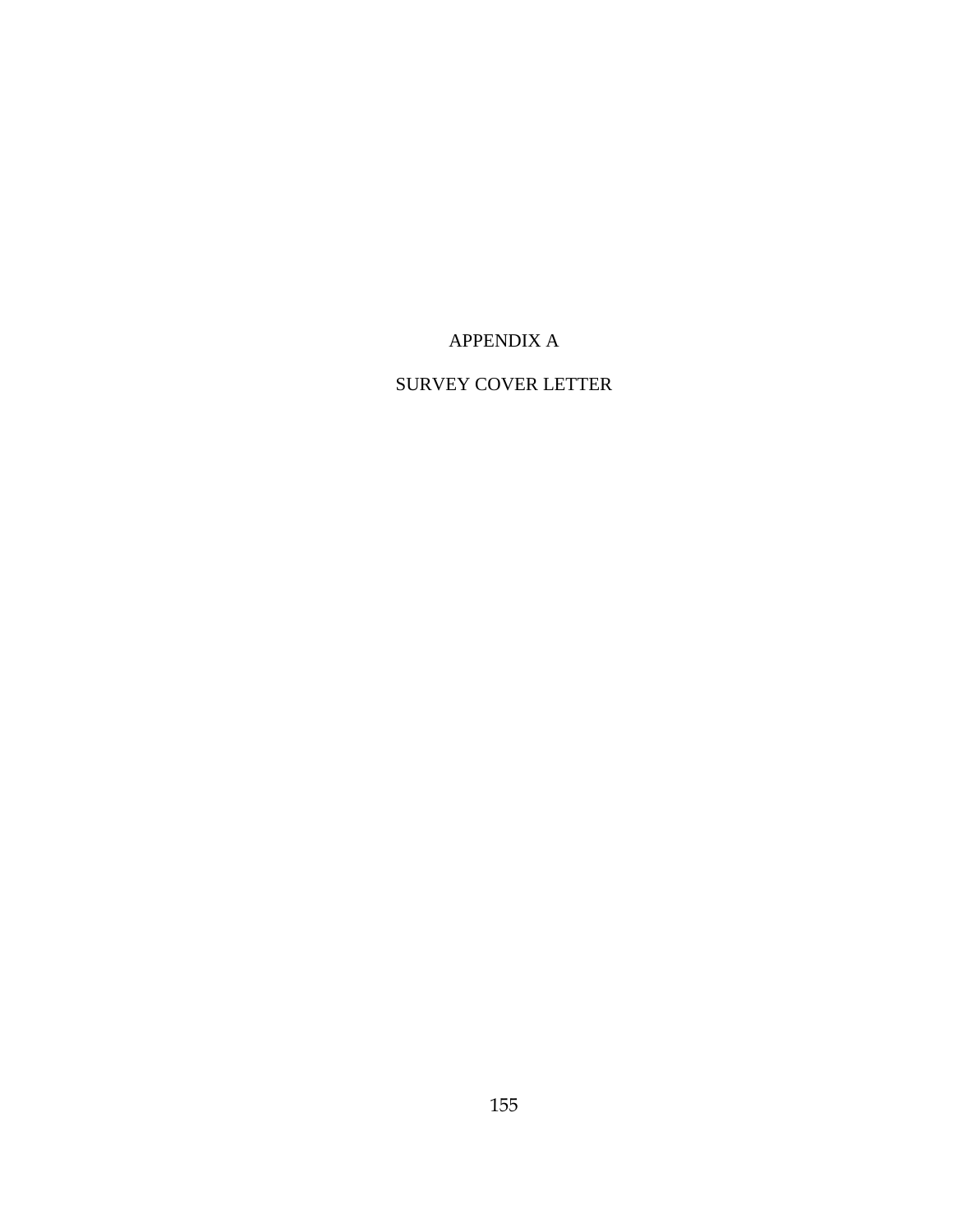# APPENDIX A

# SURVEY COVER LETTER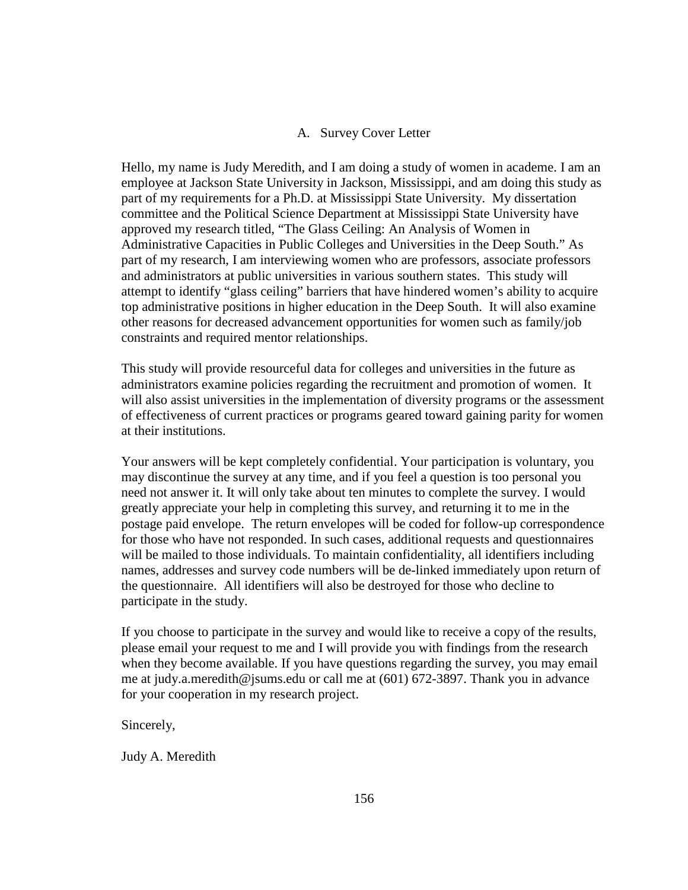## A. Survey Cover Letter

Hello, my name is Judy Meredith, and I am doing a study of women in academe. I am an employee at Jackson State University in Jackson, Mississippi, and am doing this study as part of my requirements for a Ph.D. at Mississippi State University. My dissertation committee and the Political Science Department at Mississippi State University have approved my research titled, "The Glass Ceiling: An Analysis of Women in Administrative Capacities in Public Colleges and Universities in the Deep South." As part of my research, I am interviewing women who are professors, associate professors and administrators at public universities in various southern states. This study will attempt to identify "glass ceiling" barriers that have hindered women's ability to acquire top administrative positions in higher education in the Deep South. It will also examine other reasons for decreased advancement opportunities for women such as family/job constraints and required mentor relationships.

This study will provide resourceful data for colleges and universities in the future as administrators examine policies regarding the recruitment and promotion of women. It will also assist universities in the implementation of diversity programs or the assessment of effectiveness of current practices or programs geared toward gaining parity for women at their institutions.

Your answers will be kept completely confidential. Your participation is voluntary, you may discontinue the survey at any time, and if you feel a question is too personal you need not answer it. It will only take about ten minutes to complete the survey. I would greatly appreciate your help in completing this survey, and returning it to me in the postage paid envelope. The return envelopes will be coded for follow-up correspondence for those who have not responded. In such cases, additional requests and questionnaires will be mailed to those individuals. To maintain confidentiality, all identifiers including names, addresses and survey code numbers will be de-linked immediately upon return of the questionnaire. All identifiers will also be destroyed for those who decline to participate in the study.

If you choose to participate in the survey and would like to receive a copy of the results, please email your request to me and I will provide you with findings from the research when they become available. If you have questions regarding the survey, you may email me at judy.a.meredith@jsums.edu or call me at (601) 672-3897. Thank you in advance for your cooperation in my research project.

Sincerely,

Judy A. Meredith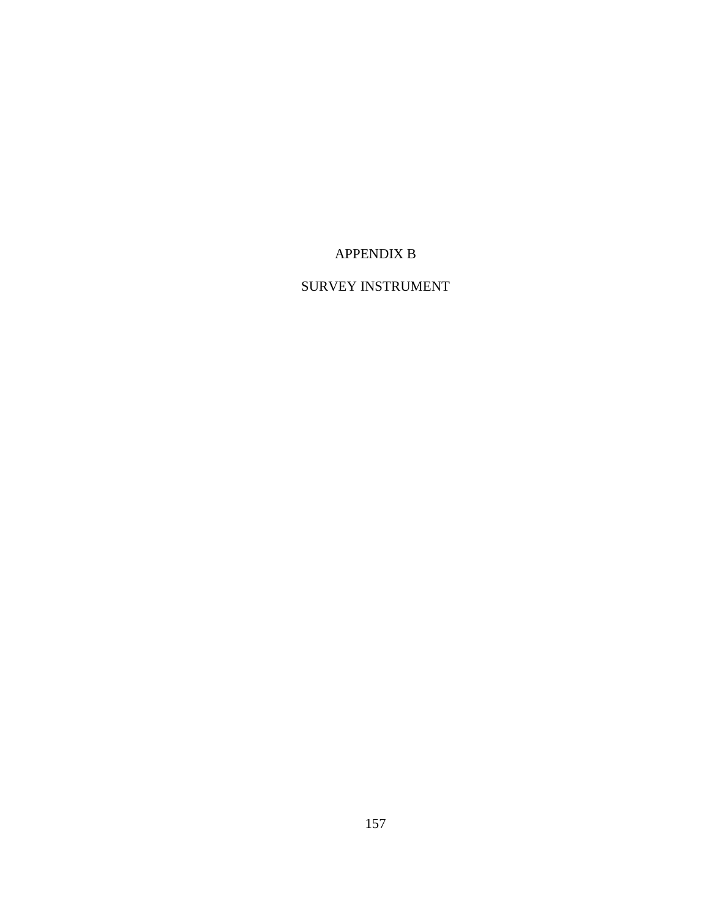# APPENDIX B

# SURVEY INSTRUMENT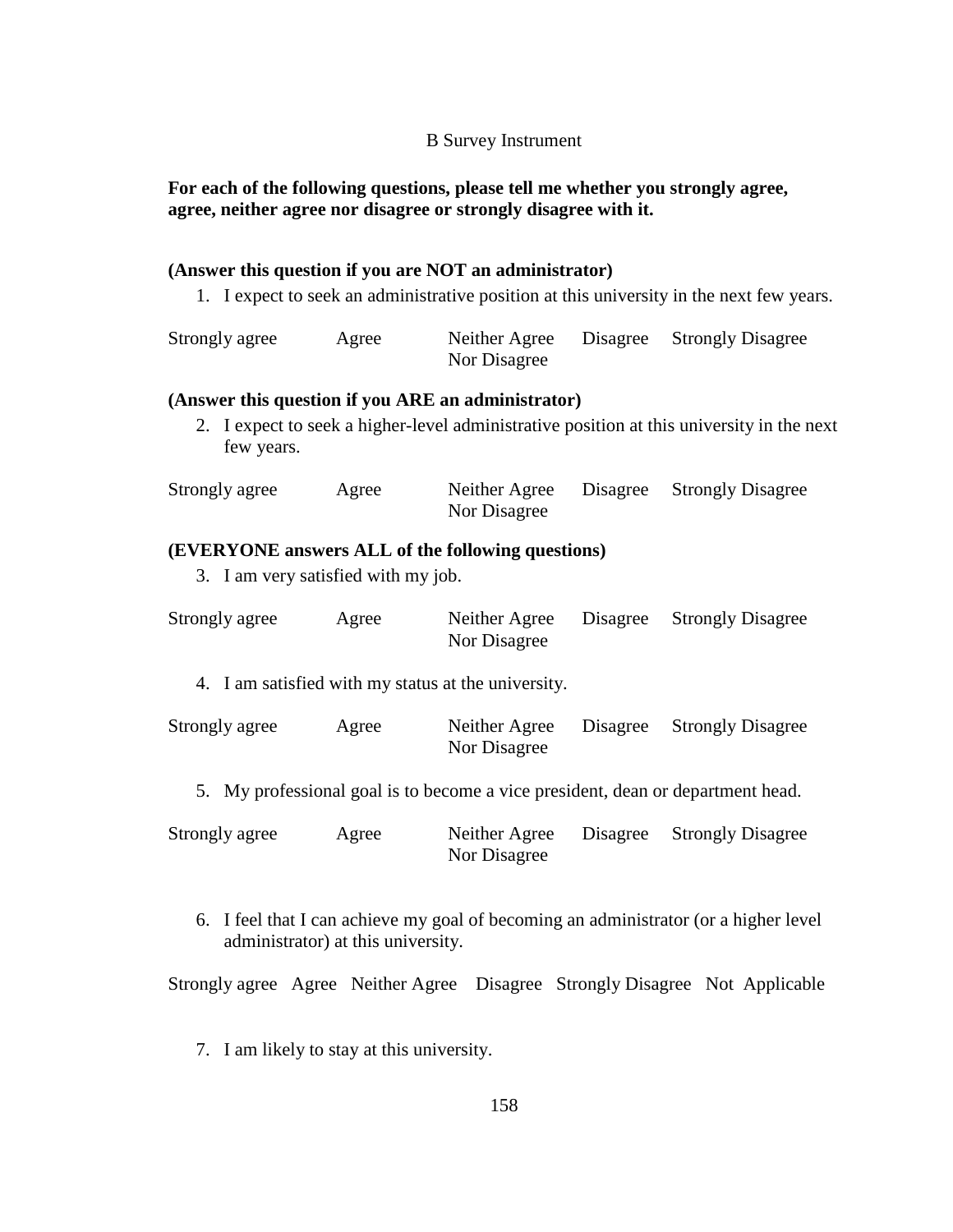B Survey Instrument

**For each of the following questions, please tell me whether you strongly agree, agree, neither agree nor disagree or strongly disagree with it.**

**(Answer this question if you are NOT an administrator)**

1. I expect to seek an administrative position at this university in the next few years.

Strongly agree    Agree    Neither Agree Nor Disagree    Disagree    Strongly Disagree

**(Answer this question if you ARE an administrator)**

2. I expect to seek a higher-level administrative position at this university in the next few years.

Strongly agree    Agree    Neither Agree Nor Disagree    Disagree    Strongly Disagree

**(EVERYONE answers ALL of the following questions)**

3. I am very satisfied with my job.

Strongly agree    Agree    Neither Agree Nor Disagree    Disagree    Strongly Disagree

4. I am satisfied with my status at the university.

Strongly agree    Agree    Neither Agree Nor Disagree    Disagree    Strongly Disagree

5. My professional goal is to become a vice president, dean or department head.

Strongly agree    Agree    Neither Agree Nor Disagree    Disagree    Strongly Disagree

6. I feel that I can achieve my goal of becoming an administrator (or a higher level administrator) at this university.

Strongly agree    Agree    Neither Agree    Disagree    Strongly Disagree    Not Applicable

7. I am likely to stay at this university.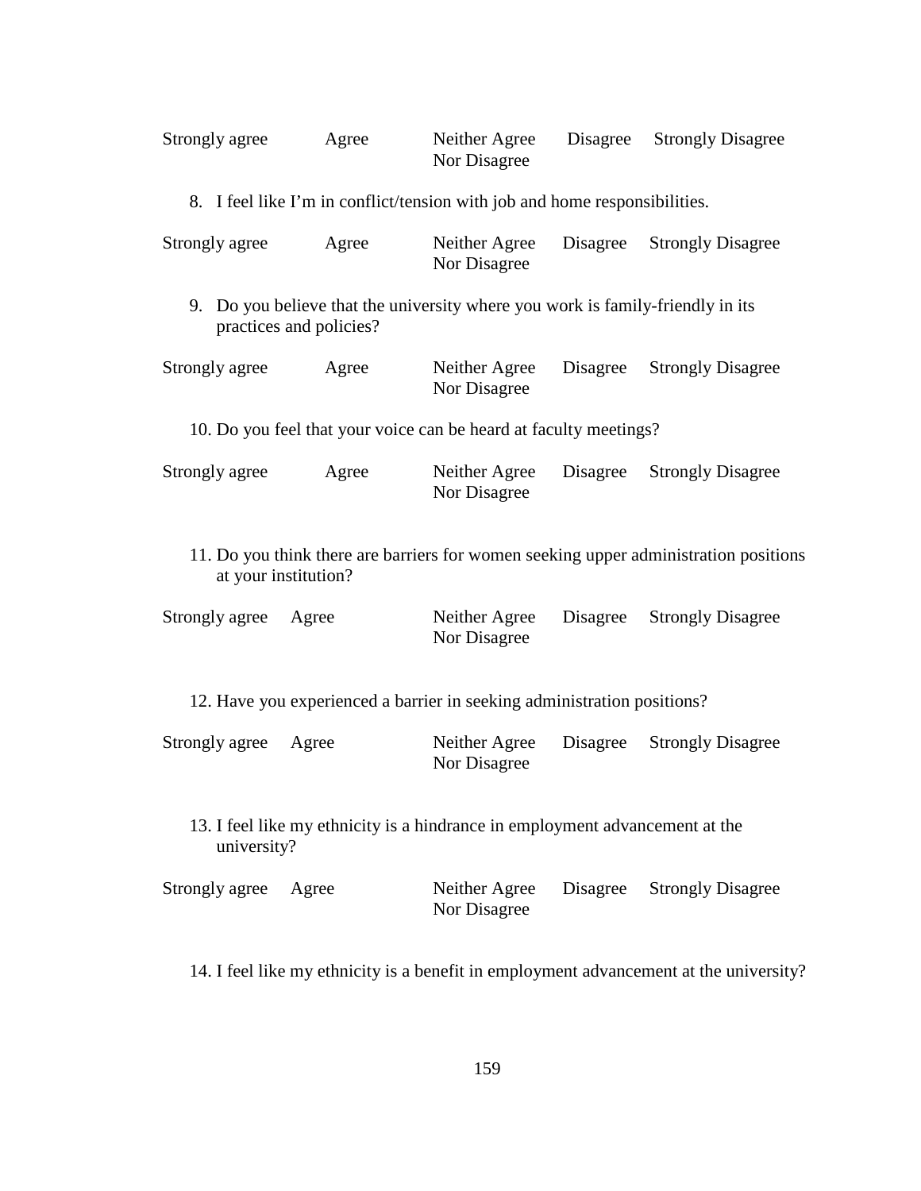Strongly agree Agree Neither Agree Nor Disagree Disagree Strongly Disagree

8. I feel like I'm in conflict/tension with job and home responsibilities.

Strongly agree Agree Neither Agree Nor Disagree Disagree Strongly Disagree

9. Do you believe that the university where you work is family-friendly in its practices and policies?

Strongly agree Agree Neither Agree Nor Disagree Disagree Strongly Disagree

10. Do you feel that your voice can be heard at faculty meetings?

Strongly agree Agree Neither Agree Nor Disagree Disagree Strongly Disagree

11. Do you think there are barriers for women seeking upper administration positions at your institution?

Strongly agree Agree Neither Agree Nor Disagree Disagree Strongly Disagree

12. Have you experienced a barrier in seeking administration positions?

Strongly agree Agree Neither Agree Nor Disagree Disagree Strongly Disagree

13. I feel like my ethnicity is a hindrance in employment advancement at the university?

Strongly agree Agree Neither Agree Nor Disagree Disagree Strongly Disagree

14. I feel like my ethnicity is a benefit in employment advancement at the university?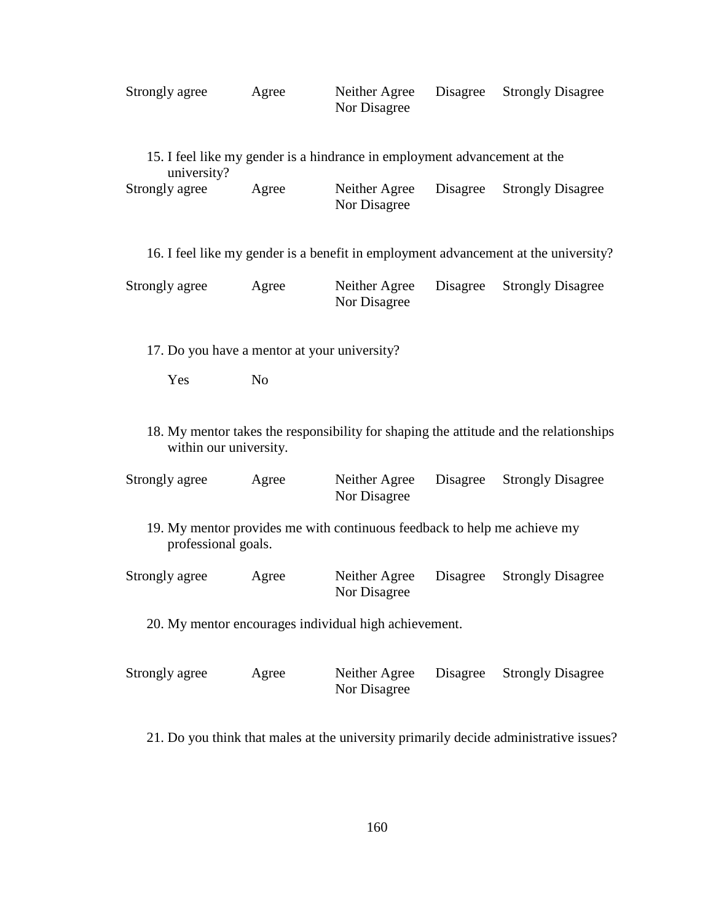Strongly agree    Agree    Neither Agree Nor Disagree    Disagree    Strongly Disagree

15. I feel like my gender is a hindrance in employment advancement at the university?

Strongly agree    Agree    Neither Agree Nor Disagree    Disagree    Strongly Disagree

16. I feel like my gender is a benefit in employment advancement at the university?

Strongly agree    Agree    Neither Agree Nor Disagree    Disagree    Strongly Disagree

17. Do you have a mentor at your university?

    Yes    No

18. My mentor takes the responsibility for shaping the attitude and the relationships within our university.

Strongly agree    Agree    Neither Agree Nor Disagree    Disagree    Strongly Disagree

19. My mentor provides me with continuous feedback to help me achieve my professional goals.

Strongly agree    Agree    Neither Agree Nor Disagree    Disagree    Strongly Disagree

20. My mentor encourages individual high achievement.

Strongly agree    Agree    Neither Agree Nor Disagree    Disagree    Strongly Disagree

21. Do you think that males at the university primarily decide administrative issues?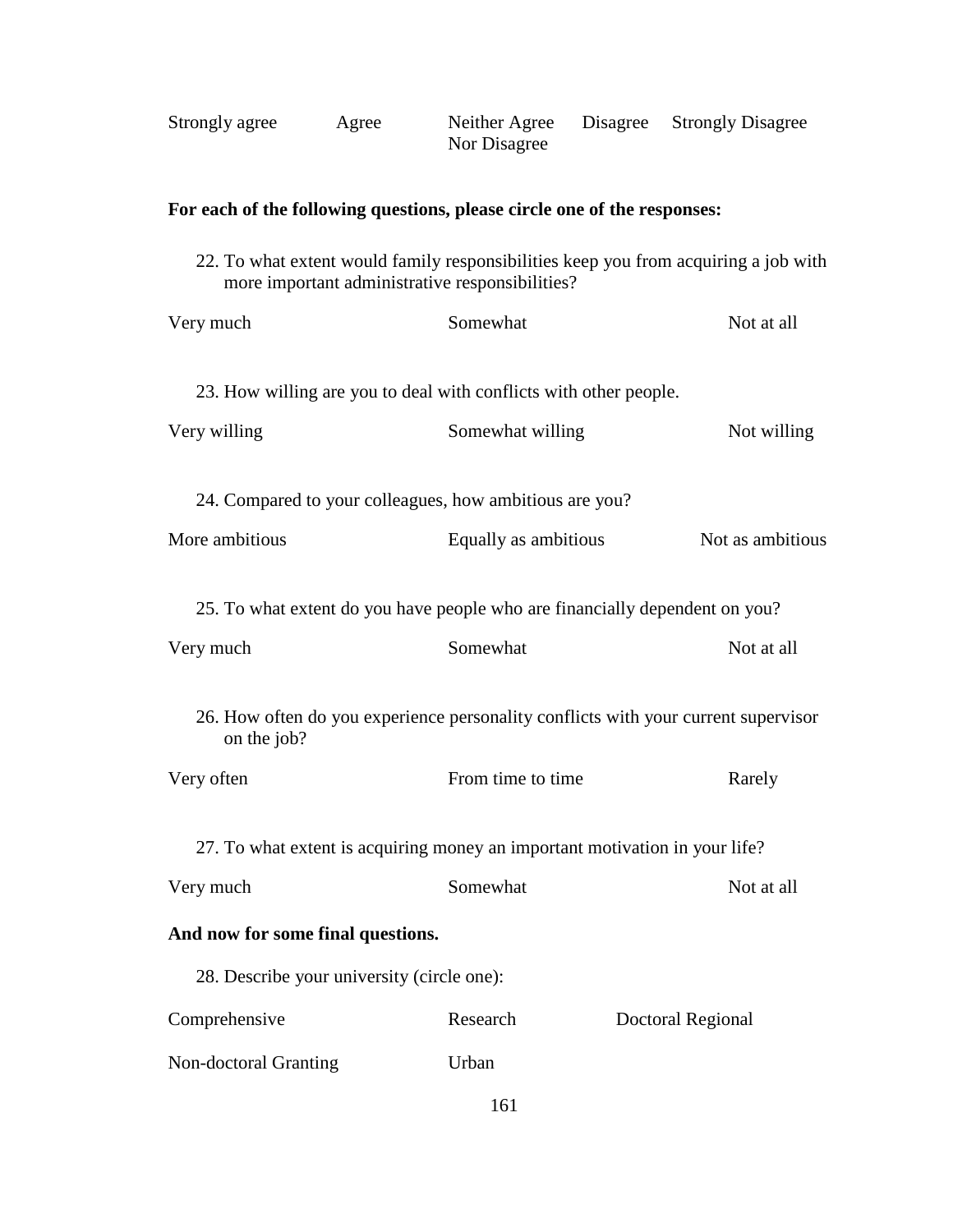Strongly agree    Agree    Neither Agree Nor Disagree    Disagree    Strongly Disagree

**For each of the following questions, please circle one of the responses:**

22. To what extent would family responsibilities keep you from acquiring a job with more important administrative responsibilities?

Very much    Somewhat    Not at all

23. How willing are you to deal with conflicts with other people.

Very willing    Somewhat willing    Not willing

24. Compared to your colleagues, how ambitious are you?

More ambitious    Equally as ambitious    Not as ambitious

25. To what extent do you have people who are financially dependent on you?

Very much    Somewhat    Not at all

26. How often do you experience personality conflicts with your current supervisor on the job?

Very often    From time to time    Rarely

27. To what extent is acquiring money an important motivation in your life?

Very much    Somewhat    Not at all

**And now for some final questions.**

28. Describe your university (circle one):

Comprehensive    Research    Doctoral Regional

Non-doctoral Granting    Urban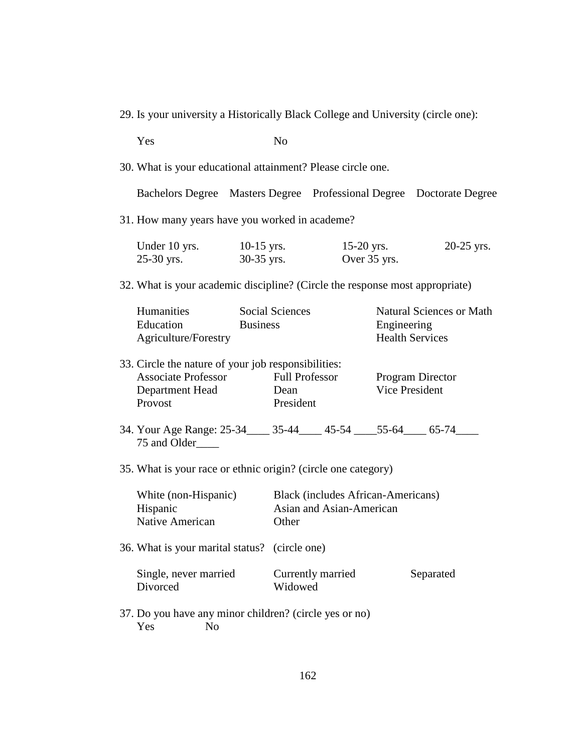29. Is your university a Historically Black College and University (circle one):

    Yes  No

30. What is your educational attainment? Please circle one.

    Bachelors Degree  Masters Degree  Professional Degree  Doctorate Degree

31. How many years have you worked in academe?

    Under 10 yrs.  10-15 yrs.  15-20 yrs.  20-25 yrs.
    25-30 yrs.  30-35 yrs.  Over 35 yrs.

32. What is your academic discipline? (Circle the response most appropriate)

    Humanities  Social Sciences  Natural Sciences or Math
    Education  Business  Engineering
    Agriculture/Forestry  Health Services

33. Circle the nature of your job responsibilities:
    Associate Professor  Full Professor  Program Director
    Department Head  Dean  Vice President
    Provost  President

34. Your Age Range: 25-34____ 35-44____ 45-54 ____55-64____ 65-74____
    75 and Older____

35. What is your race or ethnic origin? (circle one category)

    White (non-Hispanic)  Black (includes African-Americans)
    Hispanic  Asian and Asian-American
    Native American  Other

36. What is your marital status? (circle one)

    Single, never married  Currently married  Separated
    Divorced  Widowed

37. Do you have any minor children? (circle yes or no)
    Yes  No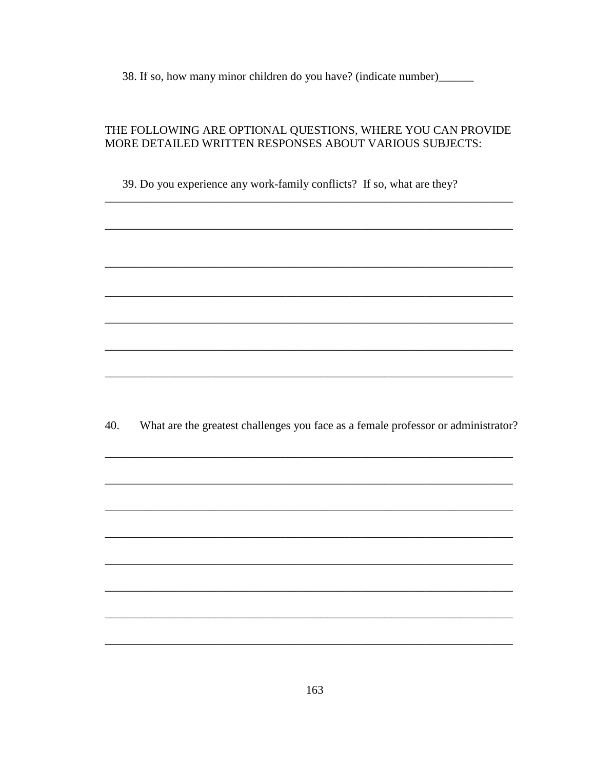38. If so, how many minor children do you have? (indicate number)______

THE FOLLOWING ARE OPTIONAL QUESTIONS, WHERE YOU CAN PROVIDE MORE DETAILED WRITTEN RESPONSES ABOUT VARIOUS SUBJECTS:

39. Do you experience any work-family conflicts? If so, what are they?

_______________________________________________________________________

_______________________________________________________________________

_______________________________________________________________________

_______________________________________________________________________

_______________________________________________________________________

_______________________________________________________________________

_______________________________________________________________________

40. What are the greatest challenges you face as a female professor or administrator?

_______________________________________________________________________

_______________________________________________________________________

_______________________________________________________________________

_______________________________________________________________________

_______________________________________________________________________

_______________________________________________________________________

_______________________________________________________________________

_______________________________________________________________________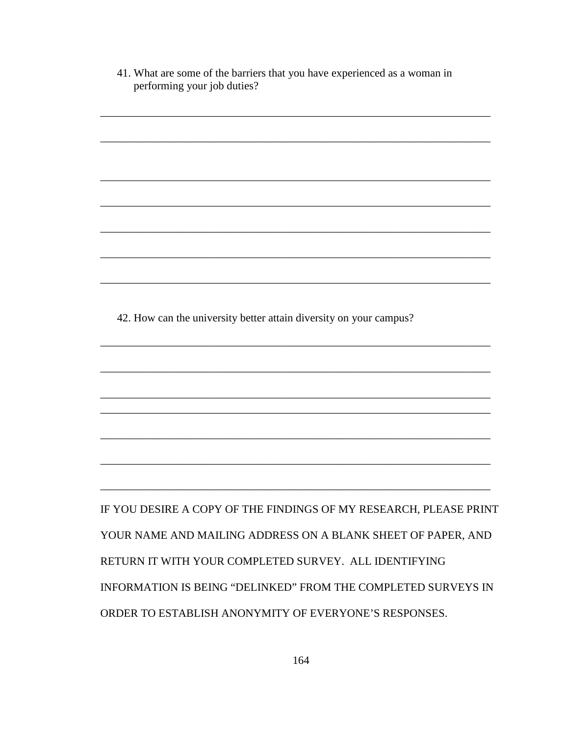41. What are some of the barriers that you have experienced as a woman in performing your job duties?

_____________________________________________________________________

_____________________________________________________________________

_____________________________________________________________________

_____________________________________________________________________

_____________________________________________________________________

_____________________________________________________________________

_____________________________________________________________________

42. How can the university better attain diversity on your campus?

_____________________________________________________________________

_____________________________________________________________________

_____________________________________________________________________

_____________________________________________________________________

_____________________________________________________________________

_____________________________________________________________________

_____________________________________________________________________

IF YOU DESIRE A COPY OF THE FINDINGS OF MY RESEARCH, PLEASE PRINT YOUR NAME AND MAILING ADDRESS ON A BLANK SHEET OF PAPER, AND RETURN IT WITH YOUR COMPLETED SURVEY. ALL IDENTIFYING INFORMATION IS BEING "DELINKED" FROM THE COMPLETED SURVEYS IN ORDER TO ESTABLISH ANONYMITY OF EVERYONE'S RESPONSES.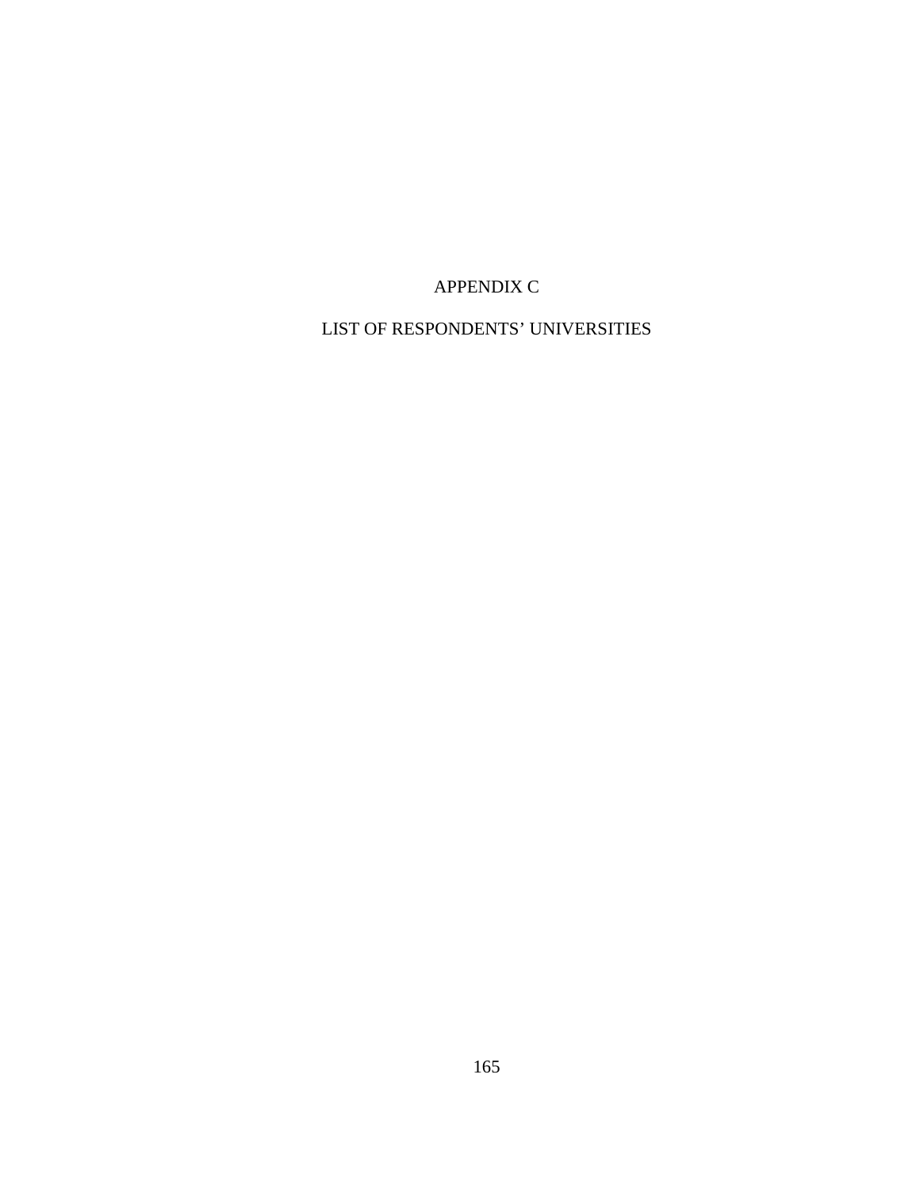# APPENDIX C

## LIST OF RESPONDENTS' UNIVERSITIES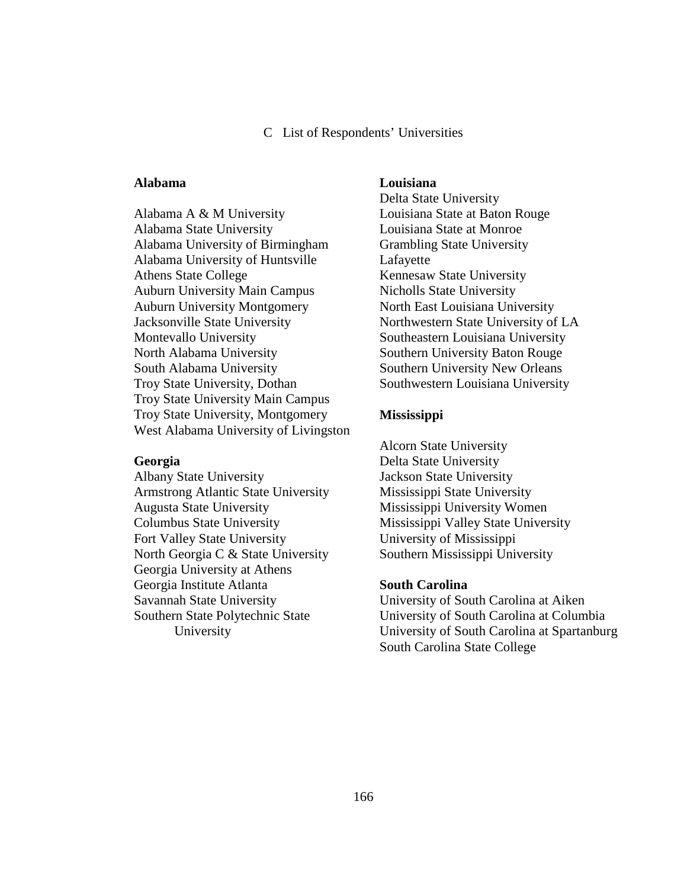## C List of Respondents' Universities

**Alabama**

Alabama A & M University
Alabama State University
Alabama University of Birmingham
Alabama University of Huntsville
Athens State College
Auburn University Main Campus
Auburn University Montgomery
Jacksonville State University
Montevallo University
North Alabama University
South Alabama University
Troy State University, Dothan
Troy State University Main Campus
Troy State University, Montgomery
West Alabama University of Livingston

**Georgia**

Albany State University
Armstrong Atlantic State University
Augusta State University
Columbus State University
Fort Valley State University
North Georgia C & State University
Georgia University at Athens
Georgia Institute Atlanta
Savannah State University
Southern State Polytechnic State University

**Louisiana**

Delta State University
Louisiana State at Baton Rouge
Louisiana State at Monroe
Grambling State University
Lafayette
Kennesaw State University
Nicholls State University
North East Louisiana University
Northwestern State University of LA
Southeastern Louisiana University
Southern University Baton Rouge
Southern University New Orleans
Southwestern Louisiana University

**Mississippi**

Alcorn State University
Delta State University
Jackson State University
Mississippi State University
Mississippi University Women
Mississippi Valley State University
University of Mississippi
Southern Mississippi University

**South Carolina**

University of South Carolina at Aiken
University of South Carolina at Columbia
University of South Carolina at Spartanburg
South Carolina State College